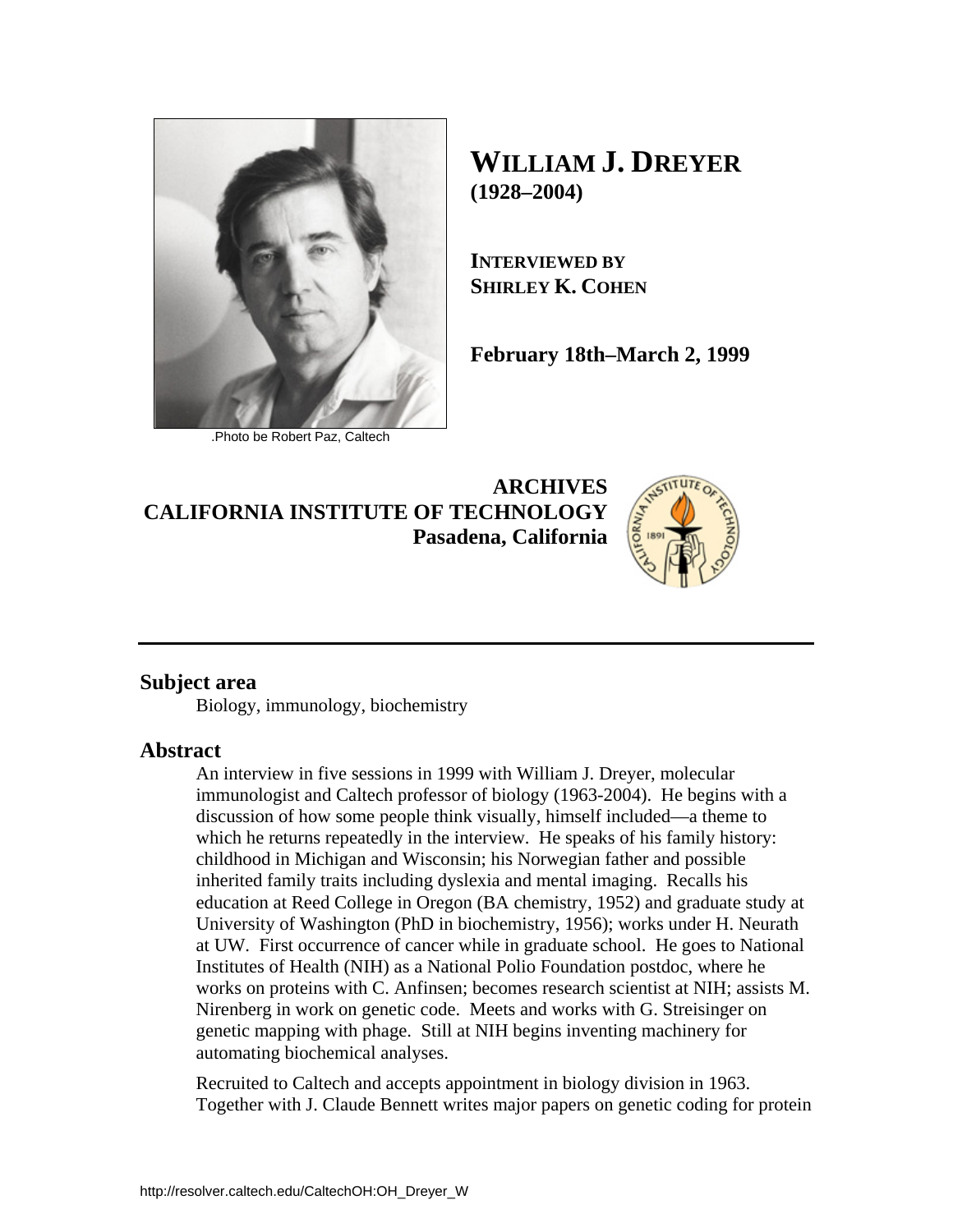.Photo be Robert Paz, Caltech

# WILLIAM J. DREYER
**(1928–2004)**

**INTERVIEWED BY**
**SHIRLEY K. COHEN**

**February 18th–March 2, 1999**

**ARCHIVES**
**CALIFORNIA INSTITUTE OF TECHNOLOGY**
**Pasadena, California**

---

## Subject area

Biology, immunology, biochemistry

## Abstract

An interview in five sessions in 1999 with William J. Dreyer, molecular immunologist and Caltech professor of biology (1963-2004). He begins with a discussion of how some people think visually, himself included—a theme to which he returns repeatedly in the interview. He speaks of his family history: childhood in Michigan and Wisconsin; his Norwegian father and possible inherited family traits including dyslexia and mental imaging. Recalls his education at Reed College in Oregon (BA chemistry, 1952) and graduate study at University of Washington (PhD in biochemistry, 1956); works under H. Neurath at UW. First occurrence of cancer while in graduate school. He goes to National Institutes of Health (NIH) as a National Polio Foundation postdoc, where he works on proteins with C. Anfinsen; becomes research scientist at NIH; assists M. Nirenberg in work on genetic code. Meets and works with G. Streisinger on genetic mapping with phage. Still at NIH begins inventing machinery for automating biochemical analyses.

Recruited to Caltech and accepts appointment in biology division in 1963. Together with J. Claude Bennett writes major papers on genetic coding for protein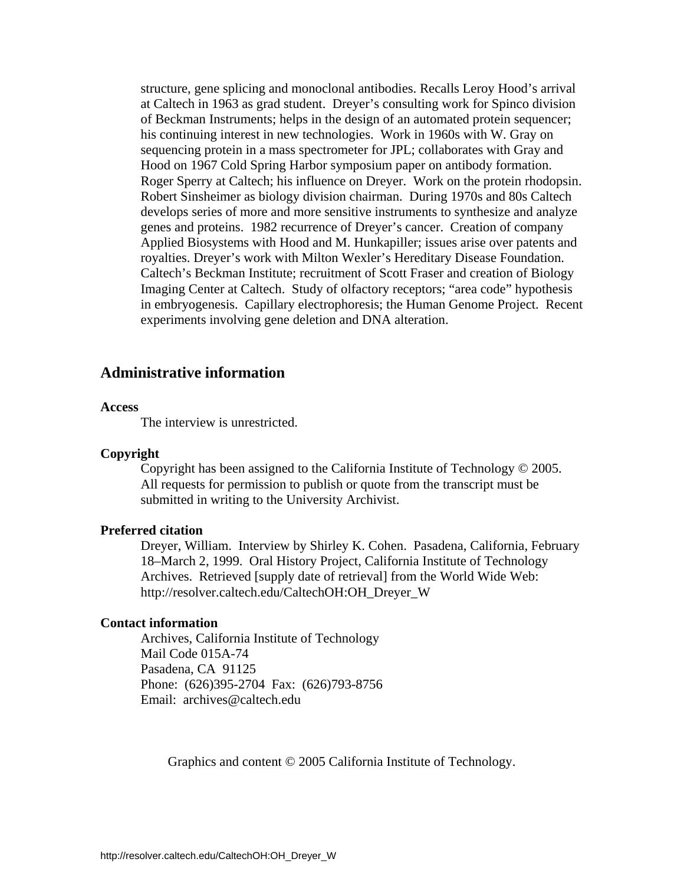structure, gene splicing and monoclonal antibodies. Recalls Leroy Hood's arrival at Caltech in 1963 as grad student. Dreyer's consulting work for Spinco division of Beckman Instruments; helps in the design of an automated protein sequencer; his continuing interest in new technologies. Work in 1960s with W. Gray on sequencing protein in a mass spectrometer for JPL; collaborates with Gray and Hood on 1967 Cold Spring Harbor symposium paper on antibody formation. Roger Sperry at Caltech; his influence on Dreyer. Work on the protein rhodopsin. Robert Sinsheimer as biology division chairman. During 1970s and 80s Caltech develops series of more and more sensitive instruments to synthesize and analyze genes and proteins. 1982 recurrence of Dreyer's cancer. Creation of company Applied Biosystems with Hood and M. Hunkapiller; issues arise over patents and royalties. Dreyer's work with Milton Wexler's Hereditary Disease Foundation. Caltech's Beckman Institute; recruitment of Scott Fraser and creation of Biology Imaging Center at Caltech. Study of olfactory receptors; "area code" hypothesis in embryogenesis. Capillary electrophoresis; the Human Genome Project. Recent experiments involving gene deletion and DNA alteration.

## Administrative information

**Access**

The interview is unrestricted.

**Copyright**

Copyright has been assigned to the California Institute of Technology © 2005. All requests for permission to publish or quote from the transcript must be submitted in writing to the University Archivist.

**Preferred citation**

Dreyer, William. Interview by Shirley K. Cohen. Pasadena, California, February 18–March 2, 1999. Oral History Project, California Institute of Technology Archives. Retrieved [supply date of retrieval] from the World Wide Web: http://resolver.caltech.edu/CaltechOH:OH_Dreyer_W

**Contact information**

Archives, California Institute of Technology
Mail Code 015A-74
Pasadena, CA 91125
Phone: (626)395-2704 Fax: (626)793-8756
Email: archives@caltech.edu

Graphics and content © 2005 California Institute of Technology.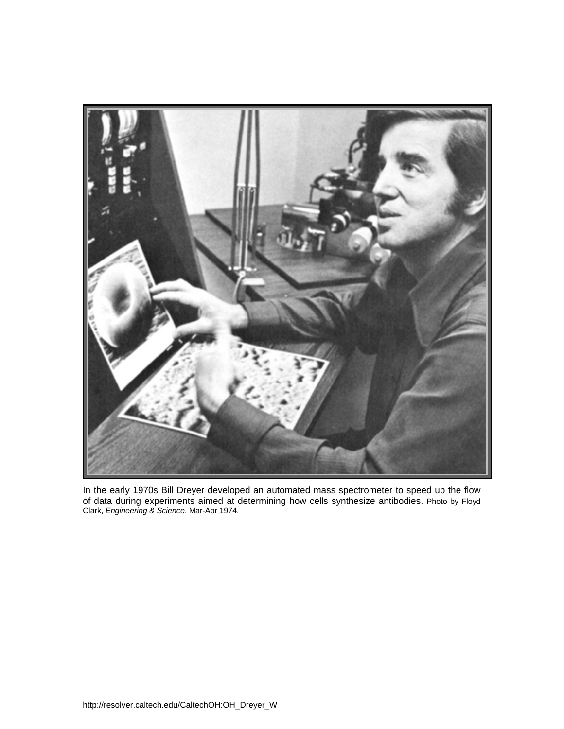In the early 1970s Bill Dreyer developed an automated mass spectrometer to speed up the flow of data during experiments aimed at determining how cells synthesize antibodies. Photo by Floyd Clark, *Engineering & Science*, Mar-Apr 1974.

http://resolver.caltech.edu/CaltechOH:OH_Dreyer_W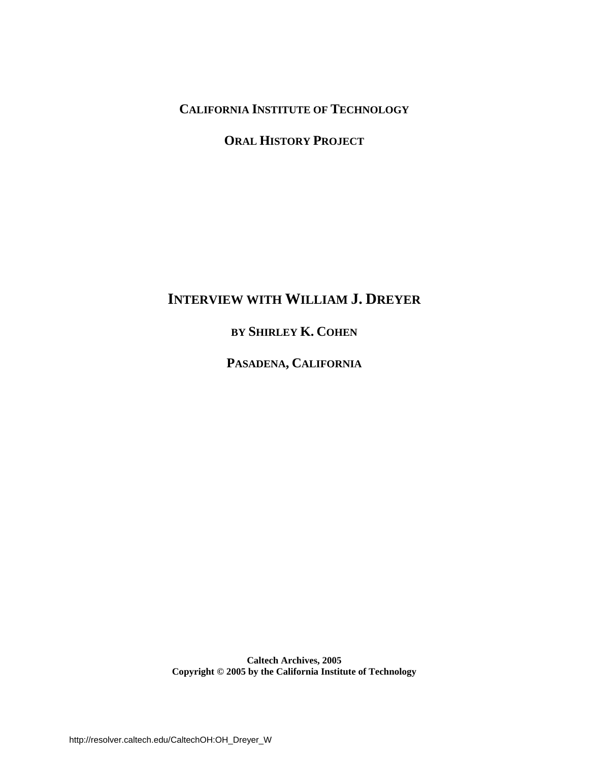**CALIFORNIA INSTITUTE OF TECHNOLOGY**

**ORAL HISTORY PROJECT**

# INTERVIEW WITH WILLIAM J. DREYER

**BY SHIRLEY K. COHEN**

**PASADENA, CALIFORNIA**

**Caltech Archives, 2005**
**Copyright © 2005 by the California Institute of Technology**

http://resolver.caltech.edu/CaltechOH:OH_Dreyer_W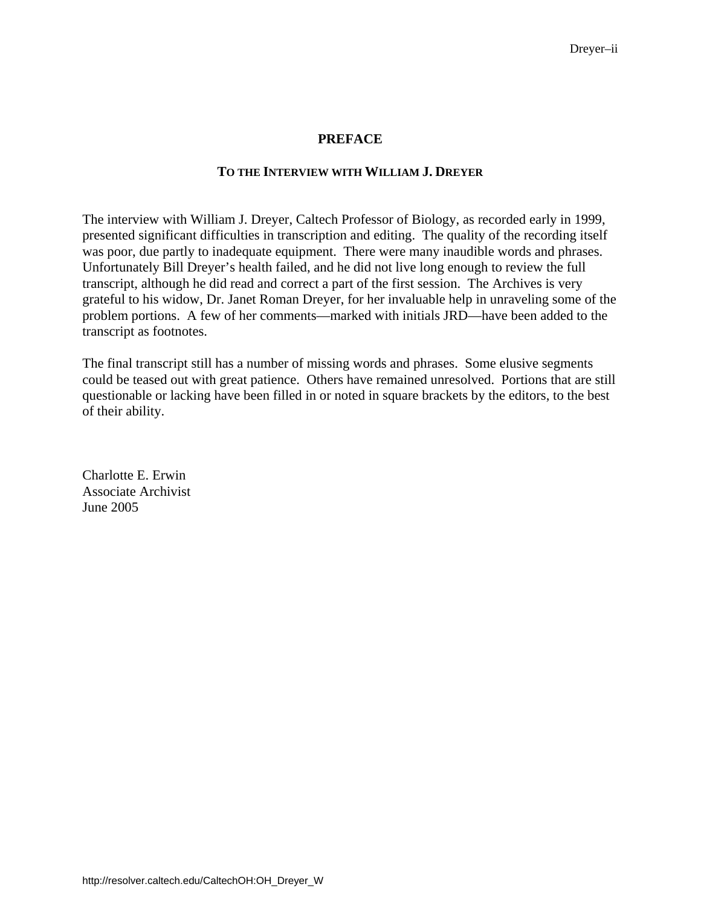# PREFACE

## TO THE INTERVIEW WITH WILLIAM J. DREYER

The interview with William J. Dreyer, Caltech Professor of Biology, as recorded early in 1999, presented significant difficulties in transcription and editing. The quality of the recording itself was poor, due partly to inadequate equipment. There were many inaudible words and phrases. Unfortunately Bill Dreyer's health failed, and he did not live long enough to review the full transcript, although he did read and correct a part of the first session. The Archives is very grateful to his widow, Dr. Janet Roman Dreyer, for her invaluable help in unraveling some of the problem portions. A few of her comments—marked with initials JRD—have been added to the transcript as footnotes.

The final transcript still has a number of missing words and phrases. Some elusive segments could be teased out with great patience. Others have remained unresolved. Portions that are still questionable or lacking have been filled in or noted in square brackets by the editors, to the best of their ability.

Charlotte E. Erwin
Associate Archivist
June 2005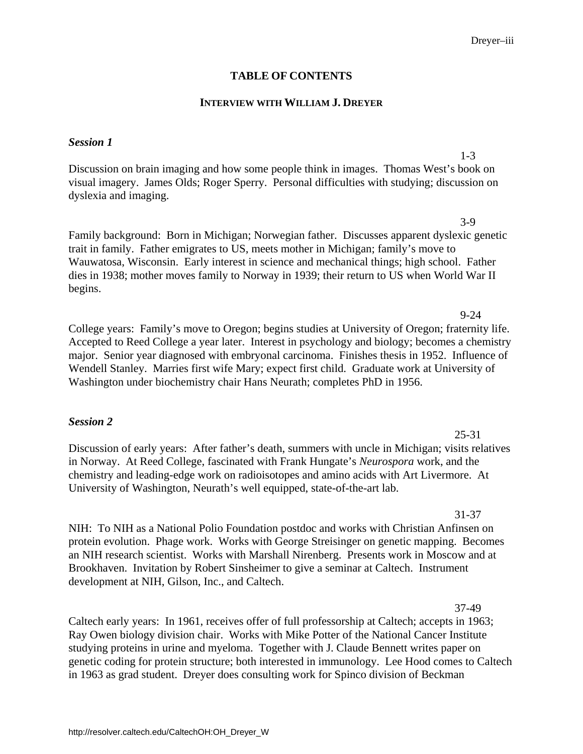# TABLE OF CONTENTS

## INTERVIEW WITH WILLIAM J. DREYER

***Session 1***

1-3

Discussion on brain imaging and how some people think in images. Thomas West's book on visual imagery. James Olds; Roger Sperry. Personal difficulties with studying; discussion on dyslexia and imaging.

3-9

Family background: Born in Michigan; Norwegian father. Discusses apparent dyslexic genetic trait in family. Father emigrates to US, meets mother in Michigan; family's move to Wauwatosa, Wisconsin. Early interest in science and mechanical things; high school. Father dies in 1938; mother moves family to Norway in 1939; their return to US when World War II begins.

9-24

College years: Family's move to Oregon; begins studies at University of Oregon; fraternity life. Accepted to Reed College a year later. Interest in psychology and biology; becomes a chemistry major. Senior year diagnosed with embryonal carcinoma. Finishes thesis in 1952. Influence of Wendell Stanley. Marries first wife Mary; expect first child. Graduate work at University of Washington under biochemistry chair Hans Neurath; completes PhD in 1956.

***Session 2***

25-31

Discussion of early years: After father's death, summers with uncle in Michigan; visits relatives in Norway. At Reed College, fascinated with Frank Hungate's *Neurospora* work, and the chemistry and leading-edge work on radioisotopes and amino acids with Art Livermore. At University of Washington, Neurath's well equipped, state-of-the-art lab.

31-37

NIH: To NIH as a National Polio Foundation postdoc and works with Christian Anfinsen on protein evolution. Phage work. Works with George Streisinger on genetic mapping. Becomes an NIH research scientist. Works with Marshall Nirenberg. Presents work in Moscow and at Brookhaven. Invitation by Robert Sinsheimer to give a seminar at Caltech. Instrument development at NIH, Gilson, Inc., and Caltech.

37-49

Caltech early years: In 1961, receives offer of full professorship at Caltech; accepts in 1963; Ray Owen biology division chair. Works with Mike Potter of the National Cancer Institute studying proteins in urine and myeloma. Together with J. Claude Bennett writes paper on genetic coding for protein structure; both interested in immunology. Lee Hood comes to Caltech in 1963 as grad student. Dreyer does consulting work for Spinco division of Beckman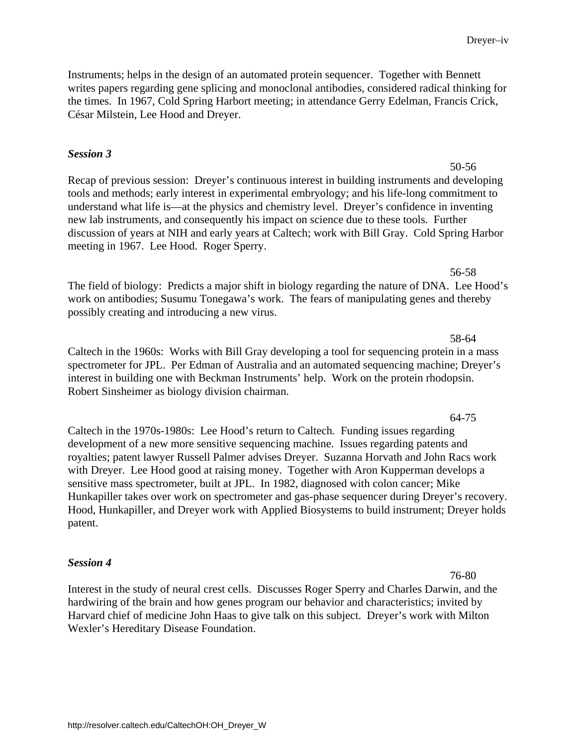Instruments; helps in the design of an automated protein sequencer. Together with Bennett writes papers regarding gene splicing and monoclonal antibodies, considered radical thinking for the times. In 1967, Cold Spring Harbort meeting; in attendance Gerry Edelman, Francis Crick, César Milstein, Lee Hood and Dreyer.

***Session 3***

50-56

Recap of previous session: Dreyer's continuous interest in building instruments and developing tools and methods; early interest in experimental embryology; and his life-long commitment to understand what life is—at the physics and chemistry level. Dreyer's confidence in inventing new lab instruments, and consequently his impact on science due to these tools. Further discussion of years at NIH and early years at Caltech; work with Bill Gray. Cold Spring Harbor meeting in 1967. Lee Hood. Roger Sperry.

56-58

The field of biology: Predicts a major shift in biology regarding the nature of DNA. Lee Hood's work on antibodies; Susumu Tonegawa's work. The fears of manipulating genes and thereby possibly creating and introducing a new virus.

58-64

Caltech in the 1960s: Works with Bill Gray developing a tool for sequencing protein in a mass spectrometer for JPL. Per Edman of Australia and an automated sequencing machine; Dreyer's interest in building one with Beckman Instruments' help. Work on the protein rhodopsin. Robert Sinsheimer as biology division chairman.

64-75

Caltech in the 1970s-1980s: Lee Hood's return to Caltech. Funding issues regarding development of a new more sensitive sequencing machine. Issues regarding patents and royalties; patent lawyer Russell Palmer advises Dreyer. Suzanna Horvath and John Racs work with Dreyer. Lee Hood good at raising money. Together with Aron Kupperman develops a sensitive mass spectrometer, built at JPL. In 1982, diagnosed with colon cancer; Mike Hunkapiller takes over work on spectrometer and gas-phase sequencer during Dreyer's recovery. Hood, Hunkapiller, and Dreyer work with Applied Biosystems to build instrument; Dreyer holds patent.

***Session 4***

76-80

Interest in the study of neural crest cells. Discusses Roger Sperry and Charles Darwin, and the hardwiring of the brain and how genes program our behavior and characteristics; invited by Harvard chief of medicine John Haas to give talk on this subject. Dreyer's work with Milton Wexler's Hereditary Disease Foundation.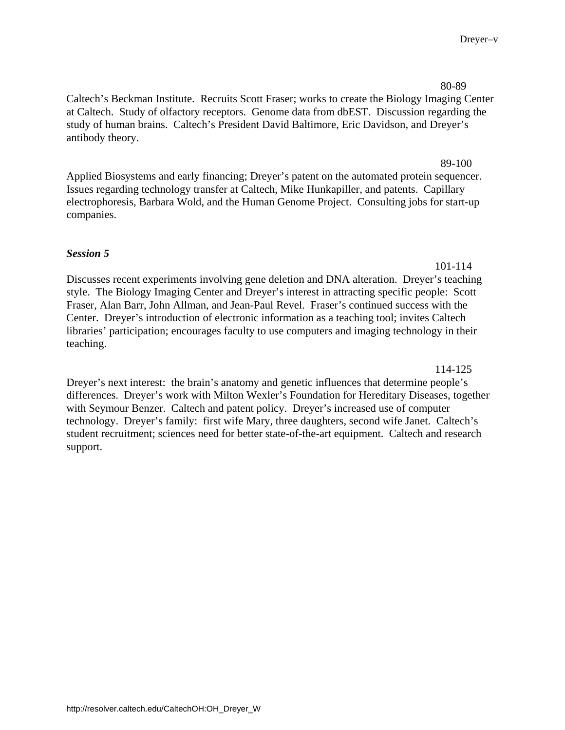80-89

Caltech's Beckman Institute. Recruits Scott Fraser; works to create the Biology Imaging Center at Caltech. Study of olfactory receptors. Genome data from dbEST. Discussion regarding the study of human brains. Caltech's President David Baltimore, Eric Davidson, and Dreyer's antibody theory.

89-100

Applied Biosystems and early financing; Dreyer's patent on the automated protein sequencer. Issues regarding technology transfer at Caltech, Mike Hunkapiller, and patents. Capillary electrophoresis, Barbara Wold, and the Human Genome Project. Consulting jobs for start-up companies.

***Session 5***

101-114

Discusses recent experiments involving gene deletion and DNA alteration. Dreyer's teaching style. The Biology Imaging Center and Dreyer's interest in attracting specific people: Scott Fraser, Alan Barr, John Allman, and Jean-Paul Revel. Fraser's continued success with the Center. Dreyer's introduction of electronic information as a teaching tool; invites Caltech libraries' participation; encourages faculty to use computers and imaging technology in their teaching.

114-125

Dreyer's next interest: the brain's anatomy and genetic influences that determine people's differences. Dreyer's work with Milton Wexler's Foundation for Hereditary Diseases, together with Seymour Benzer. Caltech and patent policy. Dreyer's increased use of computer technology. Dreyer's family: first wife Mary, three daughters, second wife Janet. Caltech's student recruitment; sciences need for better state-of-the-art equipment. Caltech and research support.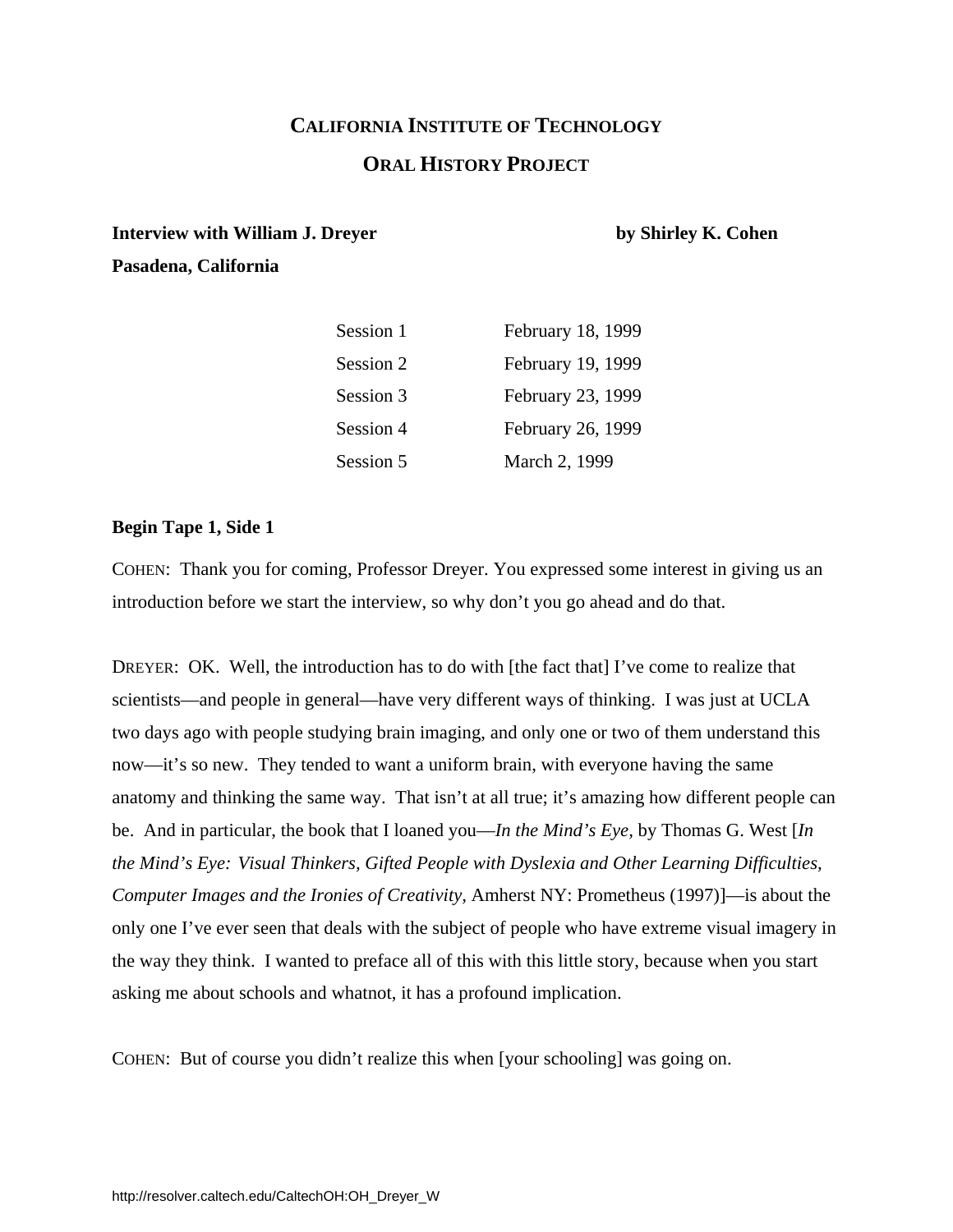# CALIFORNIA INSTITUTE OF TECHNOLOGY

## ORAL HISTORY PROJECT

**Interview with William J. Dreyer** **by Shirley K. Cohen**

**Pasadena, California**

| | |
|---|---|
| Session 1 | February 18, 1999 |
| Session 2 | February 19, 1999 |
| Session 3 | February 23, 1999 |
| Session 4 | February 26, 1999 |
| Session 5 | March 2, 1999 |

**Begin Tape 1, Side 1**

COHEN: Thank you for coming, Professor Dreyer. You expressed some interest in giving us an introduction before we start the interview, so why don't you go ahead and do that.

DREYER: OK. Well, the introduction has to do with [the fact that] I've come to realize that scientists—and people in general—have very different ways of thinking. I was just at UCLA two days ago with people studying brain imaging, and only one or two of them understand this now—it's so new. They tended to want a uniform brain, with everyone having the same anatomy and thinking the same way. That isn't at all true; it's amazing how different people can be. And in particular, the book that I loaned you—*In the Mind's Eye,* by Thomas G. West [*In the Mind's Eye: Visual Thinkers, Gifted People with Dyslexia and Other Learning Difficulties, Computer Images and the Ironies of Creativity,* Amherst NY: Prometheus (1997)]—is about the only one I've ever seen that deals with the subject of people who have extreme visual imagery in the way they think. I wanted to preface all of this with this little story, because when you start asking me about schools and whatnot, it has a profound implication.

COHEN: But of course you didn't realize this when [your schooling] was going on.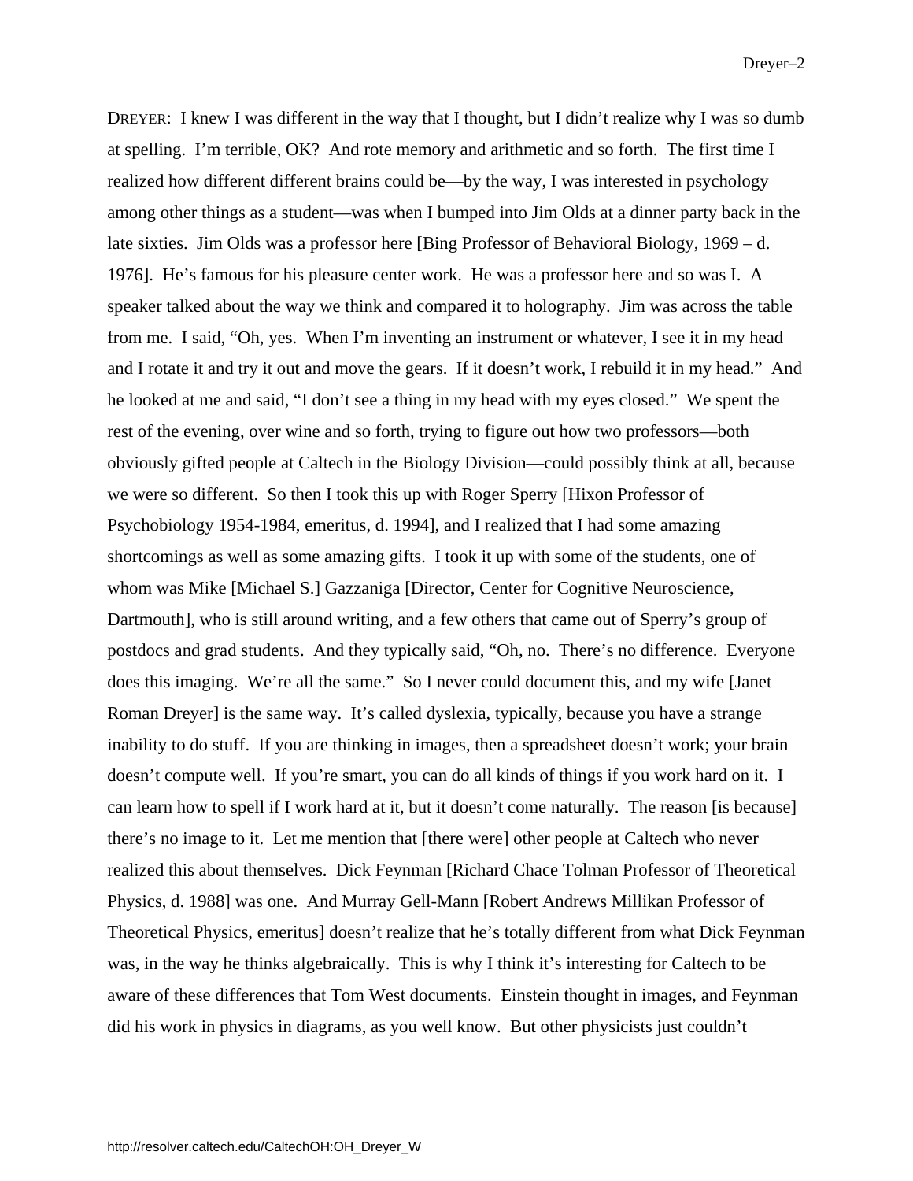DREYER: I knew I was different in the way that I thought, but I didn't realize why I was so dumb at spelling. I'm terrible, OK? And rote memory and arithmetic and so forth. The first time I realized how different different brains could be—by the way, I was interested in psychology among other things as a student—was when I bumped into Jim Olds at a dinner party back in the late sixties. Jim Olds was a professor here [Bing Professor of Behavioral Biology, 1969 – d. 1976]. He's famous for his pleasure center work. He was a professor here and so was I. A speaker talked about the way we think and compared it to holography. Jim was across the table from me. I said, "Oh, yes. When I'm inventing an instrument or whatever, I see it in my head and I rotate it and try it out and move the gears. If it doesn't work, I rebuild it in my head." And he looked at me and said, "I don't see a thing in my head with my eyes closed." We spent the rest of the evening, over wine and so forth, trying to figure out how two professors—both obviously gifted people at Caltech in the Biology Division—could possibly think at all, because we were so different. So then I took this up with Roger Sperry [Hixon Professor of Psychobiology 1954-1984, emeritus, d. 1994], and I realized that I had some amazing shortcomings as well as some amazing gifts. I took it up with some of the students, one of whom was Mike [Michael S.] Gazzaniga [Director, Center for Cognitive Neuroscience, Dartmouth], who is still around writing, and a few others that came out of Sperry's group of postdocs and grad students. And they typically said, "Oh, no. There's no difference. Everyone does this imaging. We're all the same." So I never could document this, and my wife [Janet Roman Dreyer] is the same way. It's called dyslexia, typically, because you have a strange inability to do stuff. If you are thinking in images, then a spreadsheet doesn't work; your brain doesn't compute well. If you're smart, you can do all kinds of things if you work hard on it. I can learn how to spell if I work hard at it, but it doesn't come naturally. The reason [is because] there's no image to it. Let me mention that [there were] other people at Caltech who never realized this about themselves. Dick Feynman [Richard Chace Tolman Professor of Theoretical Physics, d. 1988] was one. And Murray Gell-Mann [Robert Andrews Millikan Professor of Theoretical Physics, emeritus] doesn't realize that he's totally different from what Dick Feynman was, in the way he thinks algebraically. This is why I think it's interesting for Caltech to be aware of these differences that Tom West documents. Einstein thought in images, and Feynman did his work in physics in diagrams, as you well know. But other physicists just couldn't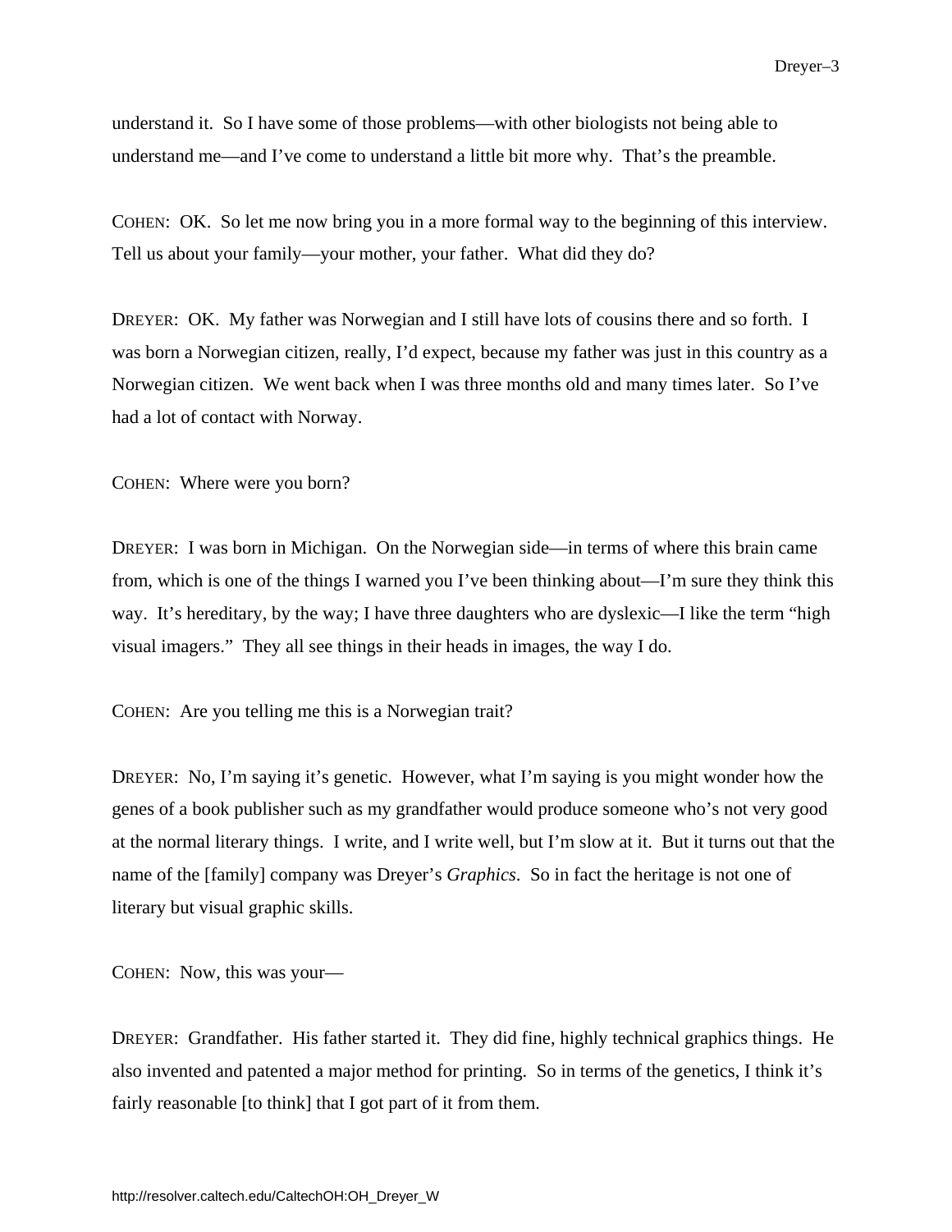understand it. So I have some of those problems—with other biologists not being able to understand me—and I've come to understand a little bit more why. That's the preamble.

COHEN: OK. So let me now bring you in a more formal way to the beginning of this interview. Tell us about your family—your mother, your father. What did they do?

DREYER: OK. My father was Norwegian and I still have lots of cousins there and so forth. I was born a Norwegian citizen, really, I'd expect, because my father was just in this country as a Norwegian citizen. We went back when I was three months old and many times later. So I've had a lot of contact with Norway.

COHEN: Where were you born?

DREYER: I was born in Michigan. On the Norwegian side—in terms of where this brain came from, which is one of the things I warned you I've been thinking about—I'm sure they think this way. It's hereditary, by the way; I have three daughters who are dyslexic—I like the term "high visual imagers." They all see things in their heads in images, the way I do.

COHEN: Are you telling me this is a Norwegian trait?

DREYER: No, I'm saying it's genetic. However, what I'm saying is you might wonder how the genes of a book publisher such as my grandfather would produce someone who's not very good at the normal literary things. I write, and I write well, but I'm slow at it. But it turns out that the name of the [family] company was Dreyer's *Graphics*. So in fact the heritage is not one of literary but visual graphic skills.

COHEN: Now, this was your—

DREYER: Grandfather. His father started it. They did fine, highly technical graphics things. He also invented and patented a major method for printing. So in terms of the genetics, I think it's fairly reasonable [to think] that I got part of it from them.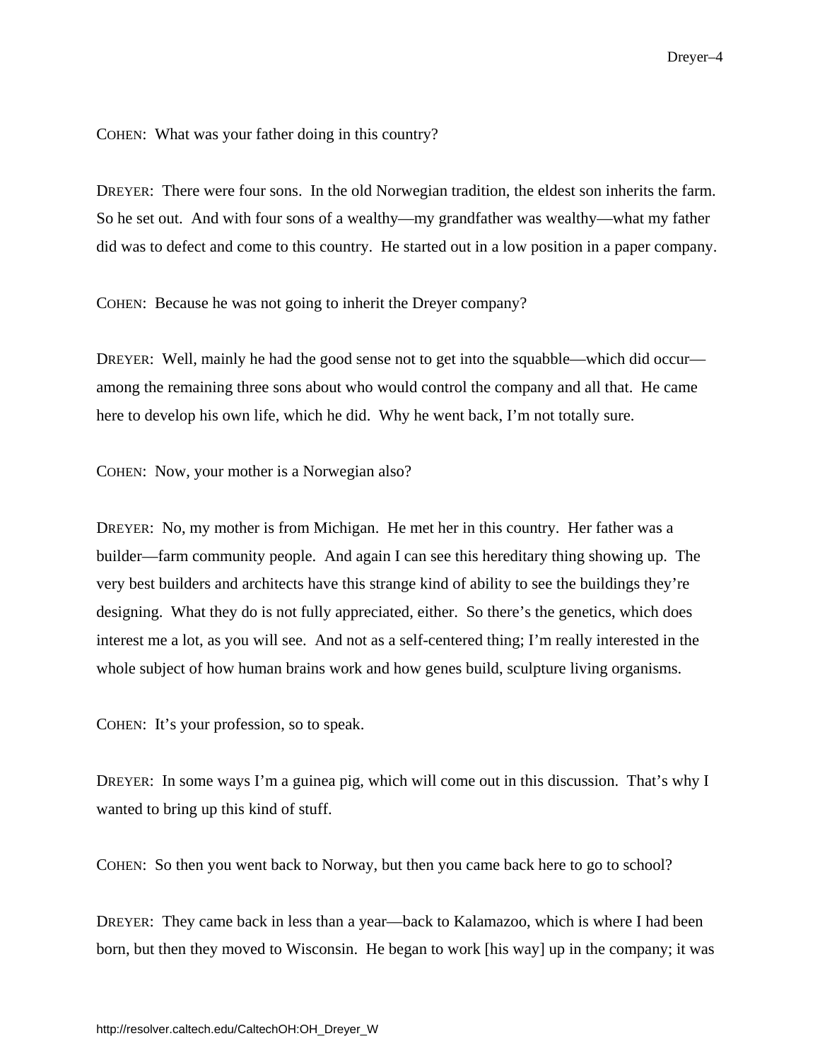COHEN: What was your father doing in this country?

DREYER: There were four sons. In the old Norwegian tradition, the eldest son inherits the farm. So he set out. And with four sons of a wealthy—my grandfather was wealthy—what my father did was to defect and come to this country. He started out in a low position in a paper company.

COHEN: Because he was not going to inherit the Dreyer company?

DREYER: Well, mainly he had the good sense not to get into the squabble—which did occur—among the remaining three sons about who would control the company and all that. He came here to develop his own life, which he did. Why he went back, I'm not totally sure.

COHEN: Now, your mother is a Norwegian also?

DREYER: No, my mother is from Michigan. He met her in this country. Her father was a builder—farm community people. And again I can see this hereditary thing showing up. The very best builders and architects have this strange kind of ability to see the buildings they're designing. What they do is not fully appreciated, either. So there's the genetics, which does interest me a lot, as you will see. And not as a self-centered thing; I'm really interested in the whole subject of how human brains work and how genes build, sculpture living organisms.

COHEN: It's your profession, so to speak.

DREYER: In some ways I'm a guinea pig, which will come out in this discussion. That's why I wanted to bring up this kind of stuff.

COHEN: So then you went back to Norway, but then you came back here to go to school?

DREYER: They came back in less than a year—back to Kalamazoo, which is where I had been born, but then they moved to Wisconsin. He began to work [his way] up in the company; it was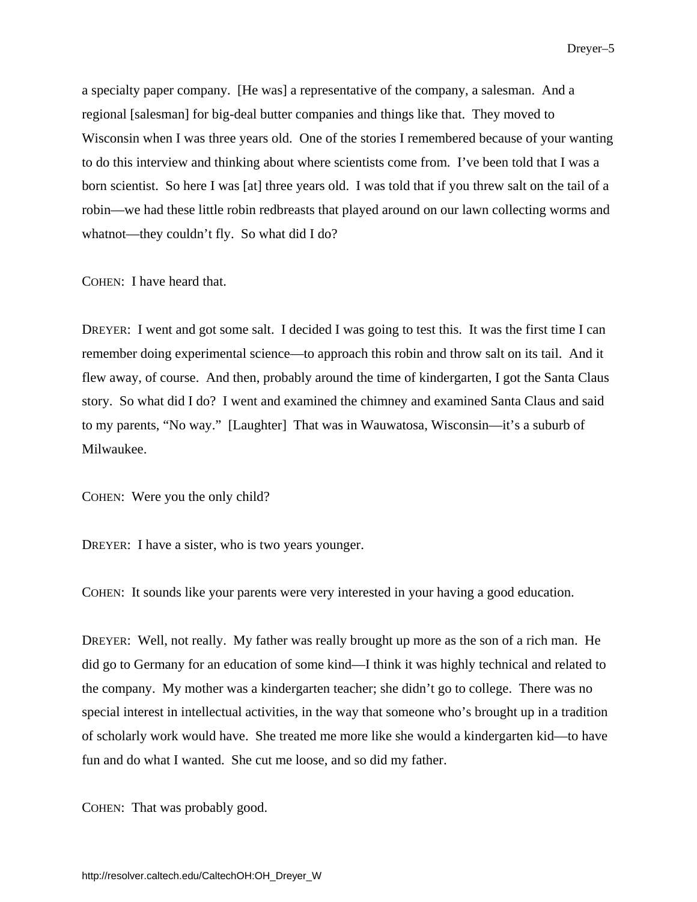a specialty paper company. [He was] a representative of the company, a salesman. And a regional [salesman] for big-deal butter companies and things like that. They moved to Wisconsin when I was three years old. One of the stories I remembered because of your wanting to do this interview and thinking about where scientists come from. I've been told that I was a born scientist. So here I was [at] three years old. I was told that if you threw salt on the tail of a robin—we had these little robin redbreasts that played around on our lawn collecting worms and whatnot—they couldn't fly. So what did I do?

COHEN: I have heard that.

DREYER: I went and got some salt. I decided I was going to test this. It was the first time I can remember doing experimental science—to approach this robin and throw salt on its tail. And it flew away, of course. And then, probably around the time of kindergarten, I got the Santa Claus story. So what did I do? I went and examined the chimney and examined Santa Claus and said to my parents, "No way." [Laughter] That was in Wauwatosa, Wisconsin—it's a suburb of Milwaukee.

COHEN: Were you the only child?

DREYER: I have a sister, who is two years younger.

COHEN: It sounds like your parents were very interested in your having a good education.

DREYER: Well, not really. My father was really brought up more as the son of a rich man. He did go to Germany for an education of some kind—I think it was highly technical and related to the company. My mother was a kindergarten teacher; she didn't go to college. There was no special interest in intellectual activities, in the way that someone who's brought up in a tradition of scholarly work would have. She treated me more like she would a kindergarten kid—to have fun and do what I wanted. She cut me loose, and so did my father.

COHEN: That was probably good.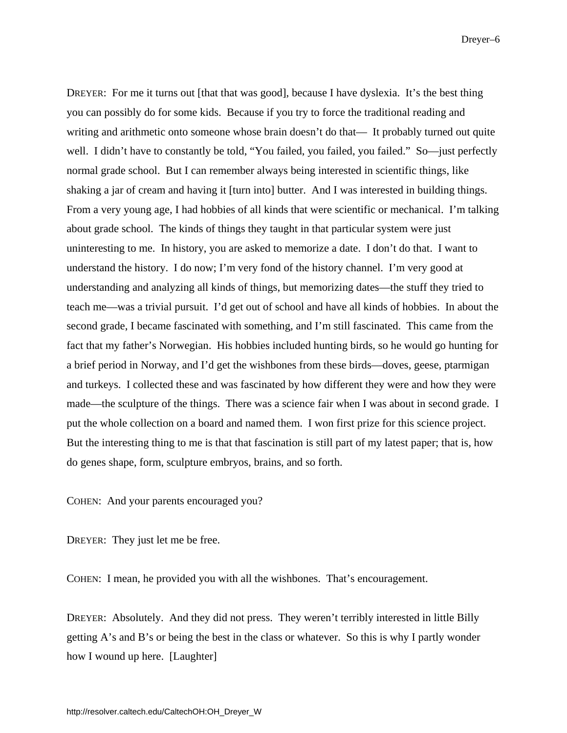DREYER: For me it turns out [that that was good], because I have dyslexia. It's the best thing you can possibly do for some kids. Because if you try to force the traditional reading and writing and arithmetic onto someone whose brain doesn't do that— It probably turned out quite well. I didn't have to constantly be told, "You failed, you failed, you failed." So—just perfectly normal grade school. But I can remember always being interested in scientific things, like shaking a jar of cream and having it [turn into] butter. And I was interested in building things. From a very young age, I had hobbies of all kinds that were scientific or mechanical. I'm talking about grade school. The kinds of things they taught in that particular system were just uninteresting to me. In history, you are asked to memorize a date. I don't do that. I want to understand the history. I do now; I'm very fond of the history channel. I'm very good at understanding and analyzing all kinds of things, but memorizing dates—the stuff they tried to teach me—was a trivial pursuit. I'd get out of school and have all kinds of hobbies. In about the second grade, I became fascinated with something, and I'm still fascinated. This came from the fact that my father's Norwegian. His hobbies included hunting birds, so he would go hunting for a brief period in Norway, and I'd get the wishbones from these birds—doves, geese, ptarmigan and turkeys. I collected these and was fascinated by how different they were and how they were made—the sculpture of the things. There was a science fair when I was about in second grade. I put the whole collection on a board and named them. I won first prize for this science project. But the interesting thing to me is that that fascination is still part of my latest paper; that is, how do genes shape, form, sculpture embryos, brains, and so forth.

COHEN: And your parents encouraged you?

DREYER: They just let me be free.

COHEN: I mean, he provided you with all the wishbones. That's encouragement.

DREYER: Absolutely. And they did not press. They weren't terribly interested in little Billy getting A's and B's or being the best in the class or whatever. So this is why I partly wonder how I wound up here. [Laughter]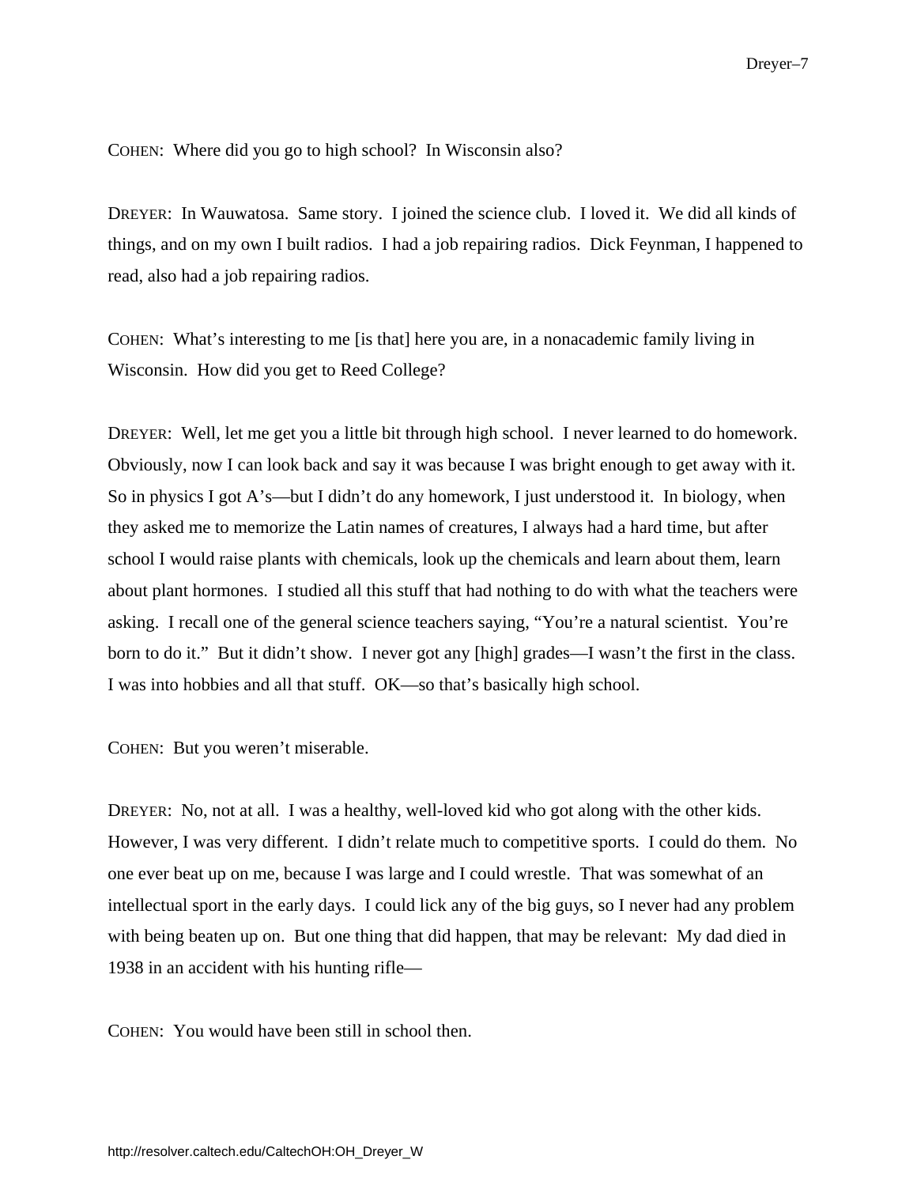COHEN: Where did you go to high school? In Wisconsin also?

DREYER: In Wauwatosa. Same story. I joined the science club. I loved it. We did all kinds of things, and on my own I built radios. I had a job repairing radios. Dick Feynman, I happened to read, also had a job repairing radios.

COHEN: What's interesting to me [is that] here you are, in a nonacademic family living in Wisconsin. How did you get to Reed College?

DREYER: Well, let me get you a little bit through high school. I never learned to do homework. Obviously, now I can look back and say it was because I was bright enough to get away with it. So in physics I got A's—but I didn't do any homework, I just understood it. In biology, when they asked me to memorize the Latin names of creatures, I always had a hard time, but after school I would raise plants with chemicals, look up the chemicals and learn about them, learn about plant hormones. I studied all this stuff that had nothing to do with what the teachers were asking. I recall one of the general science teachers saying, "You're a natural scientist. You're born to do it." But it didn't show. I never got any [high] grades—I wasn't the first in the class. I was into hobbies and all that stuff. OK—so that's basically high school.

COHEN: But you weren't miserable.

DREYER: No, not at all. I was a healthy, well-loved kid who got along with the other kids. However, I was very different. I didn't relate much to competitive sports. I could do them. No one ever beat up on me, because I was large and I could wrestle. That was somewhat of an intellectual sport in the early days. I could lick any of the big guys, so I never had any problem with being beaten up on. But one thing that did happen, that may be relevant: My dad died in 1938 in an accident with his hunting rifle—

COHEN: You would have been still in school then.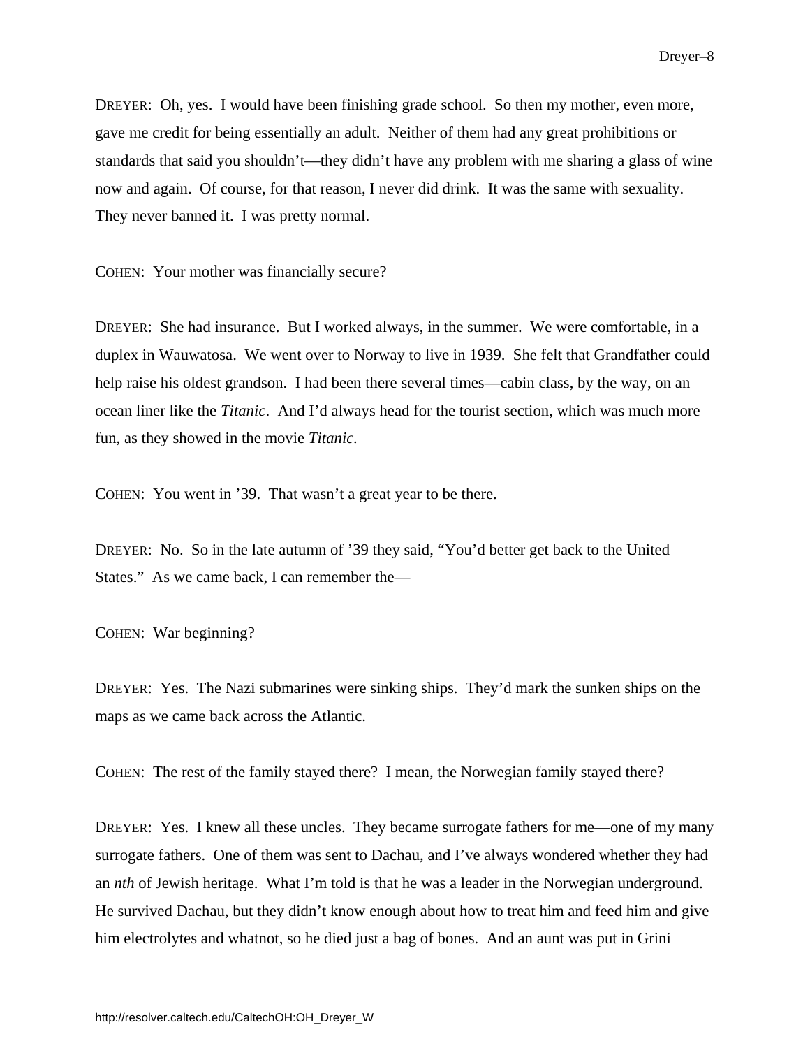DREYER: Oh, yes. I would have been finishing grade school. So then my mother, even more, gave me credit for being essentially an adult. Neither of them had any great prohibitions or standards that said you shouldn't—they didn't have any problem with me sharing a glass of wine now and again. Of course, for that reason, I never did drink. It was the same with sexuality. They never banned it. I was pretty normal.

COHEN: Your mother was financially secure?

DREYER: She had insurance. But I worked always, in the summer. We were comfortable, in a duplex in Wauwatosa. We went over to Norway to live in 1939. She felt that Grandfather could help raise his oldest grandson. I had been there several times—cabin class, by the way, on an ocean liner like the *Titanic*. And I'd always head for the tourist section, which was much more fun, as they showed in the movie *Titanic.*

COHEN: You went in '39. That wasn't a great year to be there.

DREYER: No. So in the late autumn of '39 they said, "You'd better get back to the United States." As we came back, I can remember the—

COHEN: War beginning?

DREYER: Yes. The Nazi submarines were sinking ships. They'd mark the sunken ships on the maps as we came back across the Atlantic.

COHEN: The rest of the family stayed there? I mean, the Norwegian family stayed there?

DREYER: Yes. I knew all these uncles. They became surrogate fathers for me—one of my many surrogate fathers. One of them was sent to Dachau, and I've always wondered whether they had an *nth* of Jewish heritage. What I'm told is that he was a leader in the Norwegian underground. He survived Dachau, but they didn't know enough about how to treat him and feed him and give him electrolytes and whatnot, so he died just a bag of bones. And an aunt was put in Grini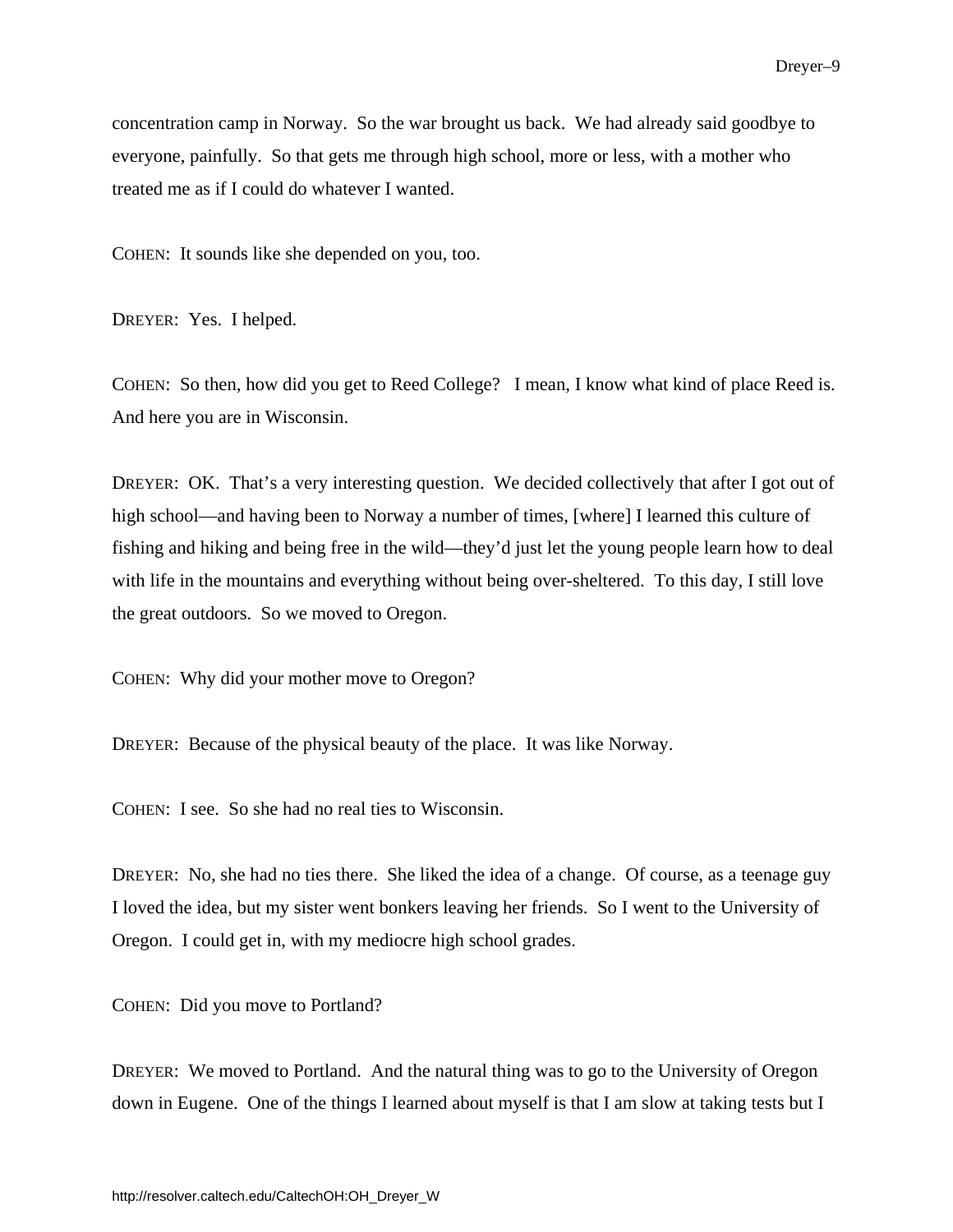concentration camp in Norway. So the war brought us back. We had already said goodbye to everyone, painfully. So that gets me through high school, more or less, with a mother who treated me as if I could do whatever I wanted.

COHEN: It sounds like she depended on you, too.

DREYER: Yes. I helped.

COHEN: So then, how did you get to Reed College? I mean, I know what kind of place Reed is. And here you are in Wisconsin.

DREYER: OK. That's a very interesting question. We decided collectively that after I got out of high school—and having been to Norway a number of times, [where] I learned this culture of fishing and hiking and being free in the wild—they'd just let the young people learn how to deal with life in the mountains and everything without being over-sheltered. To this day, I still love the great outdoors. So we moved to Oregon.

COHEN: Why did your mother move to Oregon?

DREYER: Because of the physical beauty of the place. It was like Norway.

COHEN: I see. So she had no real ties to Wisconsin.

DREYER: No, she had no ties there. She liked the idea of a change. Of course, as a teenage guy I loved the idea, but my sister went bonkers leaving her friends. So I went to the University of Oregon. I could get in, with my mediocre high school grades.

COHEN: Did you move to Portland?

DREYER: We moved to Portland. And the natural thing was to go to the University of Oregon down in Eugene. One of the things I learned about myself is that I am slow at taking tests but I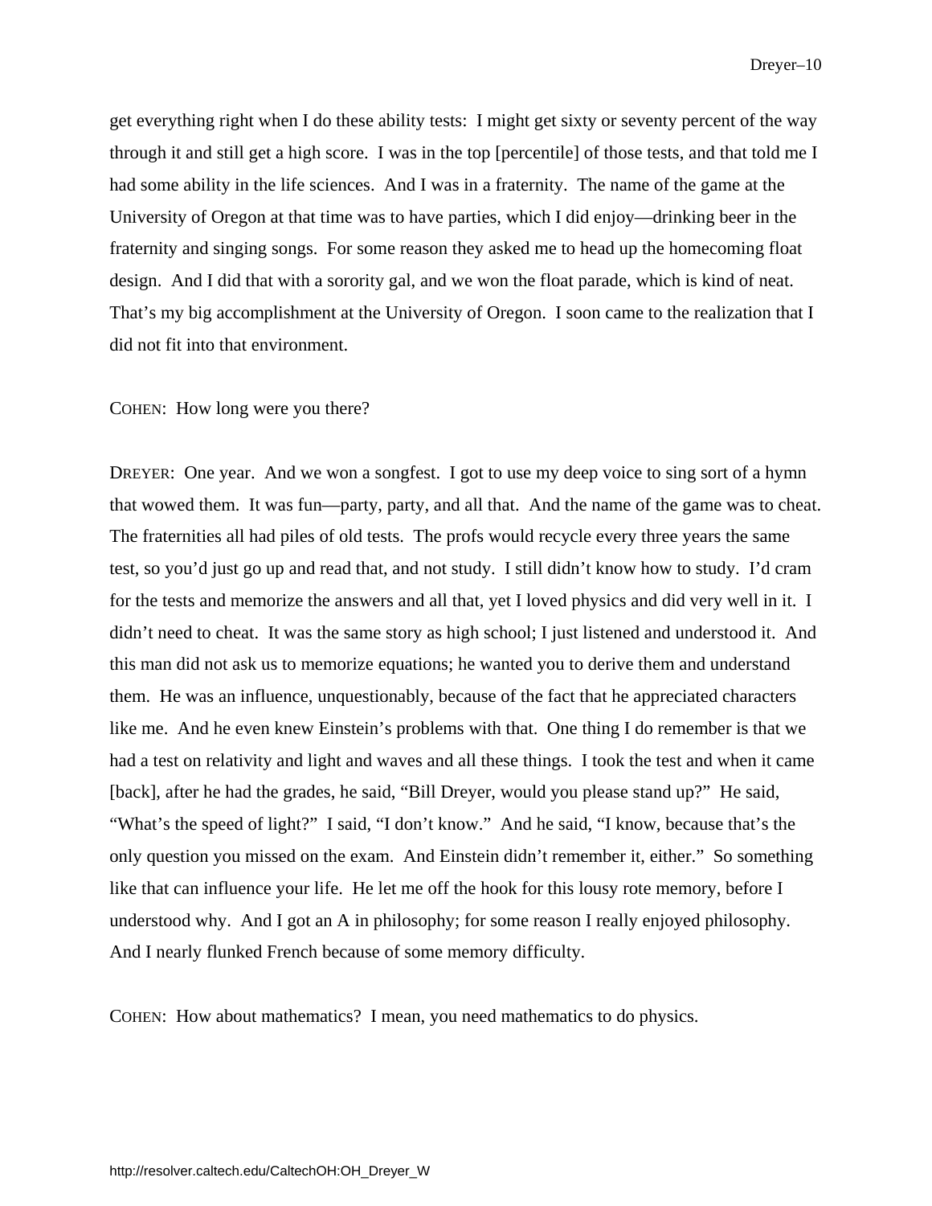get everything right when I do these ability tests: I might get sixty or seventy percent of the way through it and still get a high score. I was in the top [percentile] of those tests, and that told me I had some ability in the life sciences. And I was in a fraternity. The name of the game at the University of Oregon at that time was to have parties, which I did enjoy—drinking beer in the fraternity and singing songs. For some reason they asked me to head up the homecoming float design. And I did that with a sorority gal, and we won the float parade, which is kind of neat. That's my big accomplishment at the University of Oregon. I soon came to the realization that I did not fit into that environment.

COHEN: How long were you there?

DREYER: One year. And we won a songfest. I got to use my deep voice to sing sort of a hymn that wowed them. It was fun—party, party, and all that. And the name of the game was to cheat. The fraternities all had piles of old tests. The profs would recycle every three years the same test, so you'd just go up and read that, and not study. I still didn't know how to study. I'd cram for the tests and memorize the answers and all that, yet I loved physics and did very well in it. I didn't need to cheat. It was the same story as high school; I just listened and understood it. And this man did not ask us to memorize equations; he wanted you to derive them and understand them. He was an influence, unquestionably, because of the fact that he appreciated characters like me. And he even knew Einstein's problems with that. One thing I do remember is that we had a test on relativity and light and waves and all these things. I took the test and when it came [back], after he had the grades, he said, "Bill Dreyer, would you please stand up?" He said, "What's the speed of light?" I said, "I don't know." And he said, "I know, because that's the only question you missed on the exam. And Einstein didn't remember it, either." So something like that can influence your life. He let me off the hook for this lousy rote memory, before I understood why. And I got an A in philosophy; for some reason I really enjoyed philosophy. And I nearly flunked French because of some memory difficulty.

COHEN: How about mathematics? I mean, you need mathematics to do physics.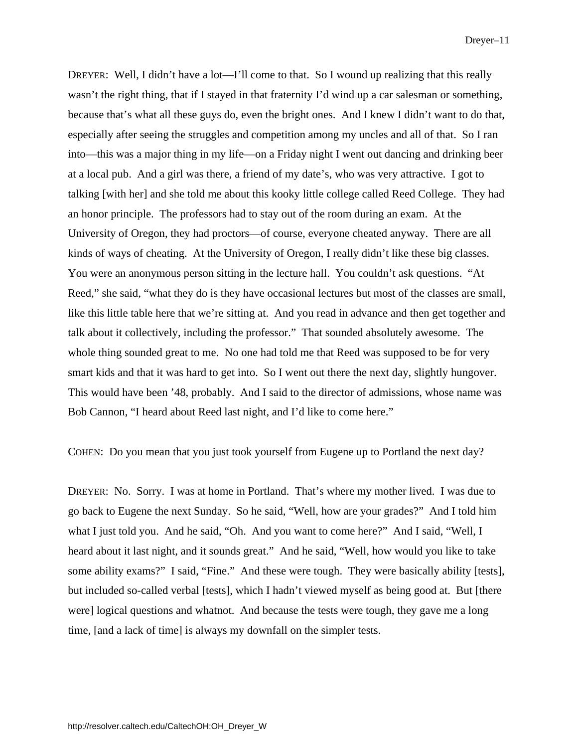DREYER: Well, I didn't have a lot—I'll come to that. So I wound up realizing that this really wasn't the right thing, that if I stayed in that fraternity I'd wind up a car salesman or something, because that's what all these guys do, even the bright ones. And I knew I didn't want to do that, especially after seeing the struggles and competition among my uncles and all of that. So I ran into—this was a major thing in my life—on a Friday night I went out dancing and drinking beer at a local pub. And a girl was there, a friend of my date's, who was very attractive. I got to talking [with her] and she told me about this kooky little college called Reed College. They had an honor principle. The professors had to stay out of the room during an exam. At the University of Oregon, they had proctors—of course, everyone cheated anyway. There are all kinds of ways of cheating. At the University of Oregon, I really didn't like these big classes. You were an anonymous person sitting in the lecture hall. You couldn't ask questions. "At Reed," she said, "what they do is they have occasional lectures but most of the classes are small, like this little table here that we're sitting at. And you read in advance and then get together and talk about it collectively, including the professor." That sounded absolutely awesome. The whole thing sounded great to me. No one had told me that Reed was supposed to be for very smart kids and that it was hard to get into. So I went out there the next day, slightly hungover. This would have been '48, probably. And I said to the director of admissions, whose name was Bob Cannon, "I heard about Reed last night, and I'd like to come here."

COHEN: Do you mean that you just took yourself from Eugene up to Portland the next day?

DREYER: No. Sorry. I was at home in Portland. That's where my mother lived. I was due to go back to Eugene the next Sunday. So he said, "Well, how are your grades?" And I told him what I just told you. And he said, "Oh. And you want to come here?" And I said, "Well, I heard about it last night, and it sounds great." And he said, "Well, how would you like to take some ability exams?" I said, "Fine." And these were tough. They were basically ability [tests], but included so-called verbal [tests], which I hadn't viewed myself as being good at. But [there were] logical questions and whatnot. And because the tests were tough, they gave me a long time, [and a lack of time] is always my downfall on the simpler tests.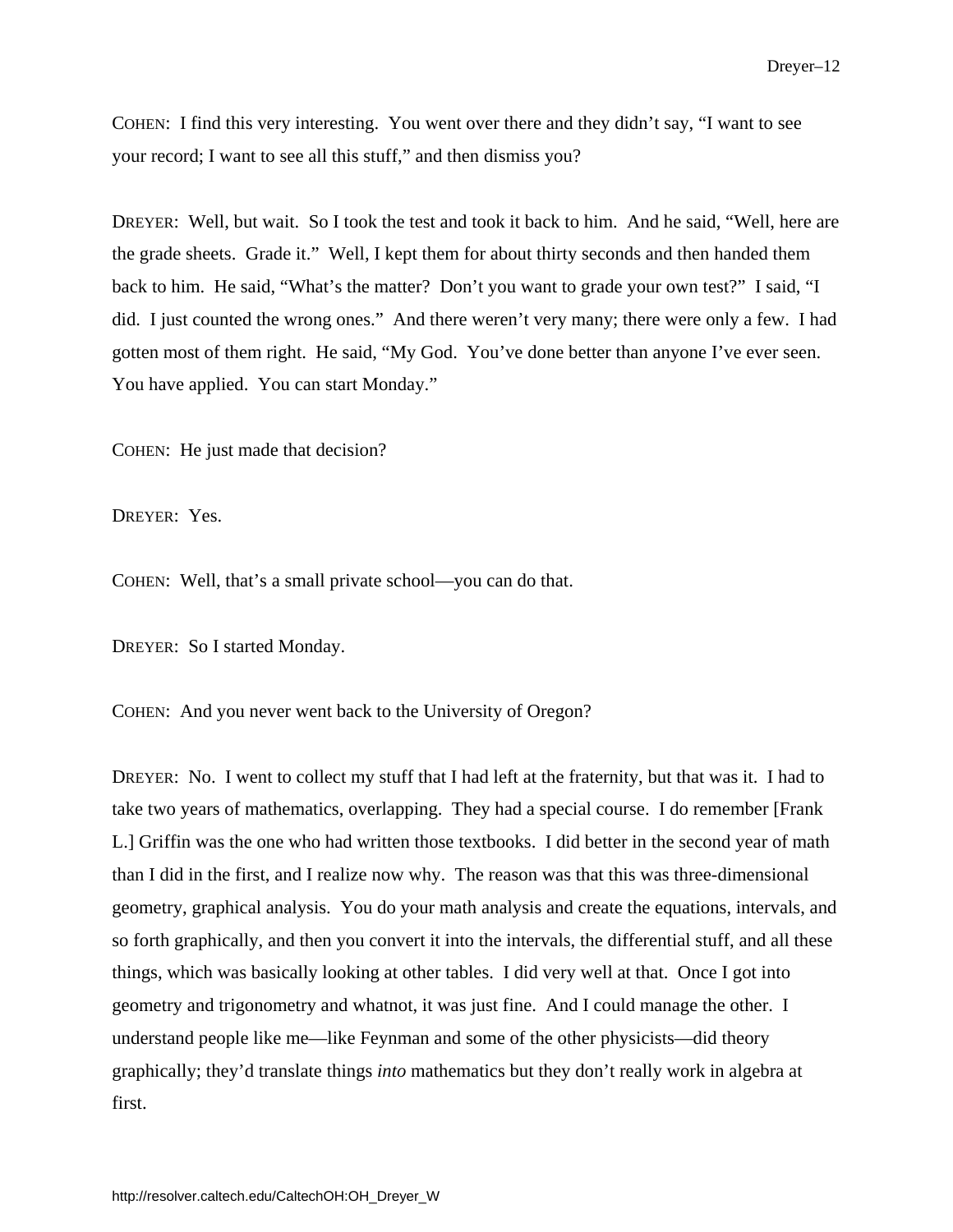COHEN: I find this very interesting. You went over there and they didn't say, "I want to see your record; I want to see all this stuff," and then dismiss you?

DREYER: Well, but wait. So I took the test and took it back to him. And he said, "Well, here are the grade sheets. Grade it." Well, I kept them for about thirty seconds and then handed them back to him. He said, "What's the matter? Don't you want to grade your own test?" I said, "I did. I just counted the wrong ones." And there weren't very many; there were only a few. I had gotten most of them right. He said, "My God. You've done better than anyone I've ever seen. You have applied. You can start Monday."

COHEN: He just made that decision?

DREYER: Yes.

COHEN: Well, that's a small private school—you can do that.

DREYER: So I started Monday.

COHEN: And you never went back to the University of Oregon?

DREYER: No. I went to collect my stuff that I had left at the fraternity, but that was it. I had to take two years of mathematics, overlapping. They had a special course. I do remember [Frank L.] Griffin was the one who had written those textbooks. I did better in the second year of math than I did in the first, and I realize now why. The reason was that this was three-dimensional geometry, graphical analysis. You do your math analysis and create the equations, intervals, and so forth graphically, and then you convert it into the intervals, the differential stuff, and all these things, which was basically looking at other tables. I did very well at that. Once I got into geometry and trigonometry and whatnot, it was just fine. And I could manage the other. I understand people like me—like Feynman and some of the other physicists—did theory graphically; they'd translate things *into* mathematics but they don't really work in algebra at first.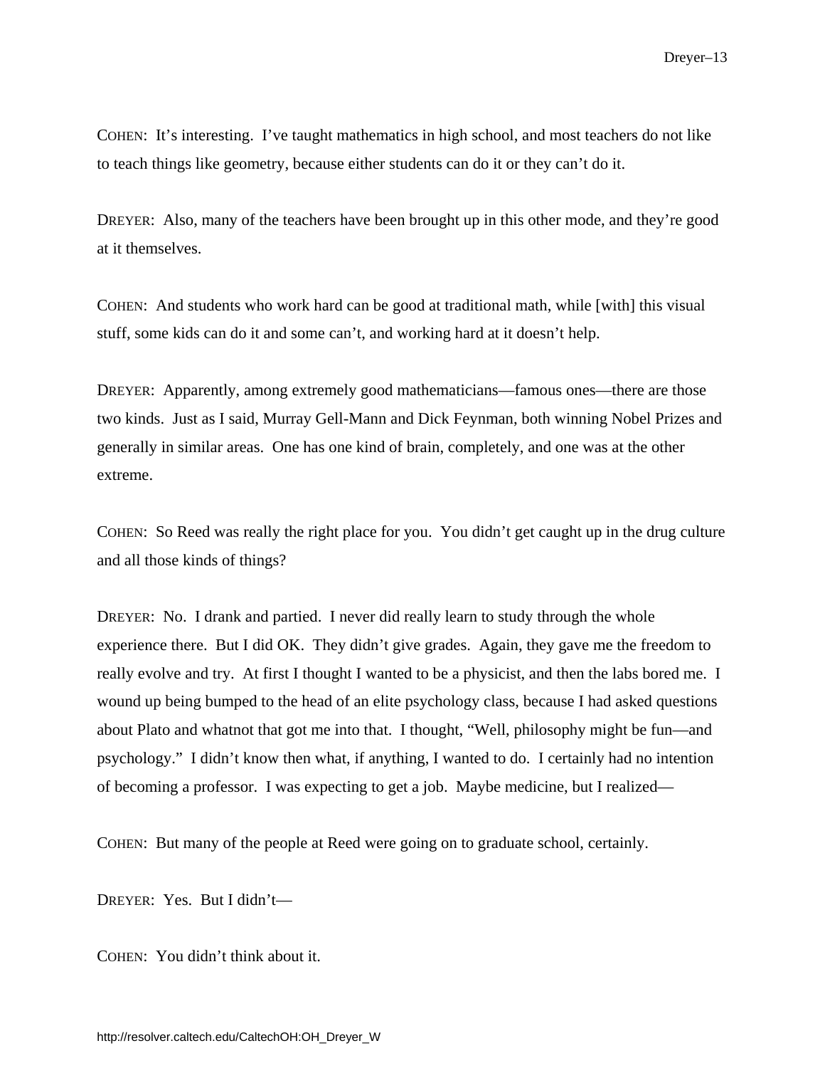COHEN: It's interesting. I've taught mathematics in high school, and most teachers do not like to teach things like geometry, because either students can do it or they can't do it.

DREYER: Also, many of the teachers have been brought up in this other mode, and they're good at it themselves.

COHEN: And students who work hard can be good at traditional math, while [with] this visual stuff, some kids can do it and some can't, and working hard at it doesn't help.

DREYER: Apparently, among extremely good mathematicians—famous ones—there are those two kinds. Just as I said, Murray Gell-Mann and Dick Feynman, both winning Nobel Prizes and generally in similar areas. One has one kind of brain, completely, and one was at the other extreme.

COHEN: So Reed was really the right place for you. You didn't get caught up in the drug culture and all those kinds of things?

DREYER: No. I drank and partied. I never did really learn to study through the whole experience there. But I did OK. They didn't give grades. Again, they gave me the freedom to really evolve and try. At first I thought I wanted to be a physicist, and then the labs bored me. I wound up being bumped to the head of an elite psychology class, because I had asked questions about Plato and whatnot that got me into that. I thought, "Well, philosophy might be fun—and psychology." I didn't know then what, if anything, I wanted to do. I certainly had no intention of becoming a professor. I was expecting to get a job. Maybe medicine, but I realized—

COHEN: But many of the people at Reed were going on to graduate school, certainly.

DREYER: Yes. But I didn't—

COHEN: You didn't think about it.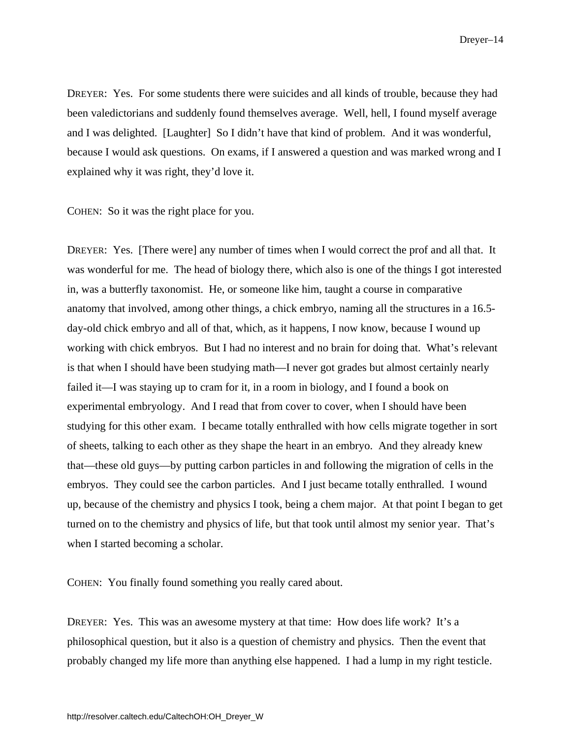DREYER: Yes. For some students there were suicides and all kinds of trouble, because they had been valedictorians and suddenly found themselves average. Well, hell, I found myself average and I was delighted. [Laughter] So I didn't have that kind of problem. And it was wonderful, because I would ask questions. On exams, if I answered a question and was marked wrong and I explained why it was right, they'd love it.

COHEN: So it was the right place for you.

DREYER: Yes. [There were] any number of times when I would correct the prof and all that. It was wonderful for me. The head of biology there, which also is one of the things I got interested in, was a butterfly taxonomist. He, or someone like him, taught a course in comparative anatomy that involved, among other things, a chick embryo, naming all the structures in a 16.5-day-old chick embryo and all of that, which, as it happens, I now know, because I wound up working with chick embryos. But I had no interest and no brain for doing that. What's relevant is that when I should have been studying math—I never got grades but almost certainly nearly failed it—I was staying up to cram for it, in a room in biology, and I found a book on experimental embryology. And I read that from cover to cover, when I should have been studying for this other exam. I became totally enthralled with how cells migrate together in sort of sheets, talking to each other as they shape the heart in an embryo. And they already knew that—these old guys—by putting carbon particles in and following the migration of cells in the embryos. They could see the carbon particles. And I just became totally enthralled. I wound up, because of the chemistry and physics I took, being a chem major. At that point I began to get turned on to the chemistry and physics of life, but that took until almost my senior year. That's when I started becoming a scholar.

COHEN: You finally found something you really cared about.

DREYER: Yes. This was an awesome mystery at that time: How does life work? It's a philosophical question, but it also is a question of chemistry and physics. Then the event that probably changed my life more than anything else happened. I had a lump in my right testicle.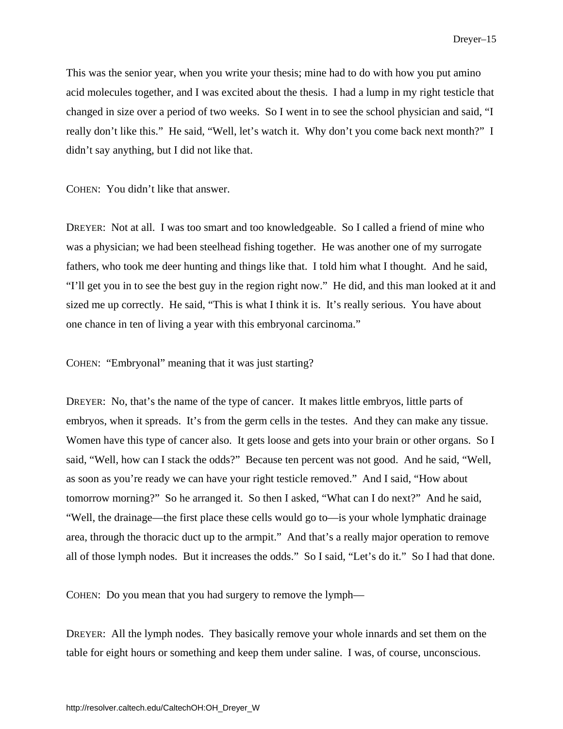This was the senior year, when you write your thesis; mine had to do with how you put amino acid molecules together, and I was excited about the thesis. I had a lump in my right testicle that changed in size over a period of two weeks. So I went in to see the school physician and said, "I really don't like this." He said, "Well, let's watch it. Why don't you come back next month?" I didn't say anything, but I did not like that.

COHEN: You didn't like that answer.

DREYER: Not at all. I was too smart and too knowledgeable. So I called a friend of mine who was a physician; we had been steelhead fishing together. He was another one of my surrogate fathers, who took me deer hunting and things like that. I told him what I thought. And he said, "I'll get you in to see the best guy in the region right now." He did, and this man looked at it and sized me up correctly. He said, "This is what I think it is. It's really serious. You have about one chance in ten of living a year with this embryonal carcinoma."

COHEN: "Embryonal" meaning that it was just starting?

DREYER: No, that's the name of the type of cancer. It makes little embryos, little parts of embryos, when it spreads. It's from the germ cells in the testes. And they can make any tissue. Women have this type of cancer also. It gets loose and gets into your brain or other organs. So I said, "Well, how can I stack the odds?" Because ten percent was not good. And he said, "Well, as soon as you're ready we can have your right testicle removed." And I said, "How about tomorrow morning?" So he arranged it. So then I asked, "What can I do next?" And he said, "Well, the drainage—the first place these cells would go to—is your whole lymphatic drainage area, through the thoracic duct up to the armpit." And that's a really major operation to remove all of those lymph nodes. But it increases the odds." So I said, "Let's do it." So I had that done.

COHEN: Do you mean that you had surgery to remove the lymph—

DREYER: All the lymph nodes. They basically remove your whole innards and set them on the table for eight hours or something and keep them under saline. I was, of course, unconscious.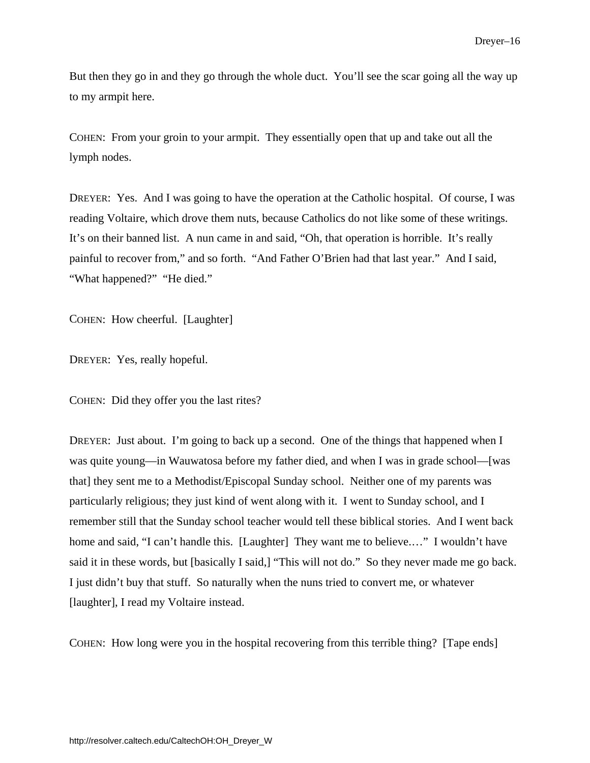But then they go in and they go through the whole duct. You'll see the scar going all the way up to my armpit here.

COHEN: From your groin to your armpit. They essentially open that up and take out all the lymph nodes.

DREYER: Yes. And I was going to have the operation at the Catholic hospital. Of course, I was reading Voltaire, which drove them nuts, because Catholics do not like some of these writings. It's on their banned list. A nun came in and said, "Oh, that operation is horrible. It's really painful to recover from," and so forth. "And Father O'Brien had that last year." And I said, "What happened?" "He died."

COHEN: How cheerful. [Laughter]

DREYER: Yes, really hopeful.

COHEN: Did they offer you the last rites?

DREYER: Just about. I'm going to back up a second. One of the things that happened when I was quite young—in Wauwatosa before my father died, and when I was in grade school—[was that] they sent me to a Methodist/Episcopal Sunday school. Neither one of my parents was particularly religious; they just kind of went along with it. I went to Sunday school, and I remember still that the Sunday school teacher would tell these biblical stories. And I went back home and said, "I can't handle this. [Laughter] They want me to believe.…" I wouldn't have said it in these words, but [basically I said,] "This will not do." So they never made me go back. I just didn't buy that stuff. So naturally when the nuns tried to convert me, or whatever [laughter], I read my Voltaire instead.

COHEN: How long were you in the hospital recovering from this terrible thing? [Tape ends]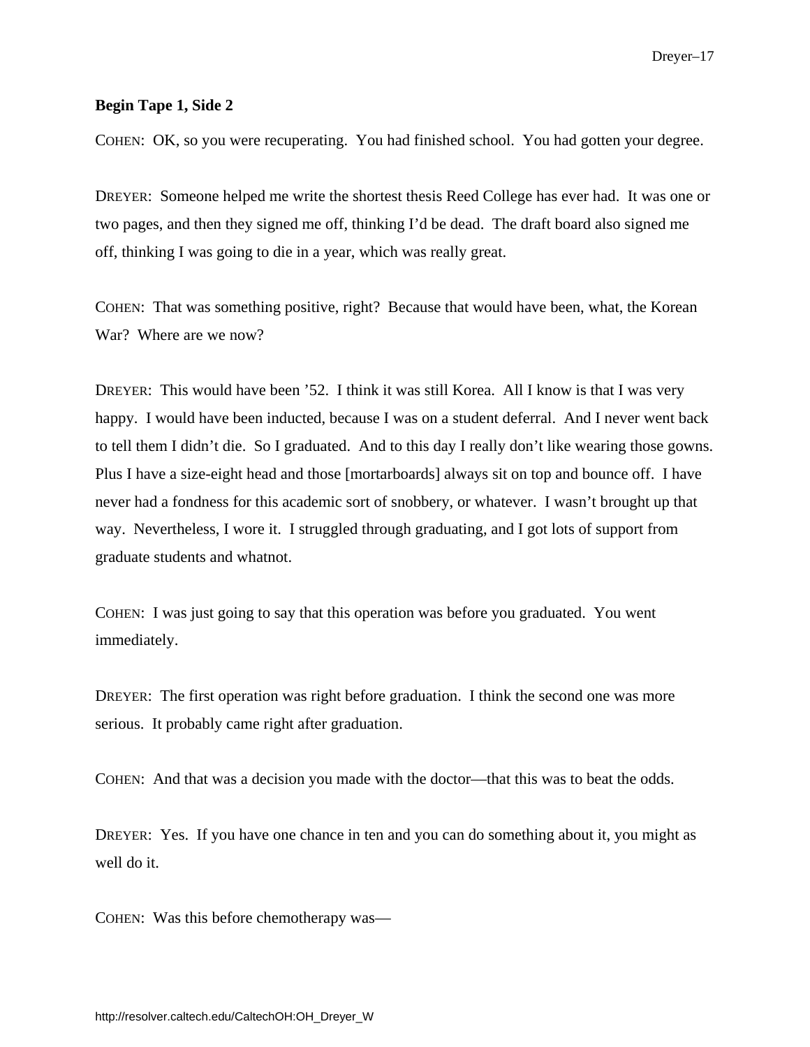**Begin Tape 1, Side 2**

COHEN: OK, so you were recuperating. You had finished school. You had gotten your degree.

DREYER: Someone helped me write the shortest thesis Reed College has ever had. It was one or two pages, and then they signed me off, thinking I'd be dead. The draft board also signed me off, thinking I was going to die in a year, which was really great.

COHEN: That was something positive, right? Because that would have been, what, the Korean War? Where are we now?

DREYER: This would have been '52. I think it was still Korea. All I know is that I was very happy. I would have been inducted, because I was on a student deferral. And I never went back to tell them I didn't die. So I graduated. And to this day I really don't like wearing those gowns. Plus I have a size-eight head and those [mortarboards] always sit on top and bounce off. I have never had a fondness for this academic sort of snobbery, or whatever. I wasn't brought up that way. Nevertheless, I wore it. I struggled through graduating, and I got lots of support from graduate students and whatnot.

COHEN: I was just going to say that this operation was before you graduated. You went immediately.

DREYER: The first operation was right before graduation. I think the second one was more serious. It probably came right after graduation.

COHEN: And that was a decision you made with the doctor—that this was to beat the odds.

DREYER: Yes. If you have one chance in ten and you can do something about it, you might as well do it.

COHEN: Was this before chemotherapy was—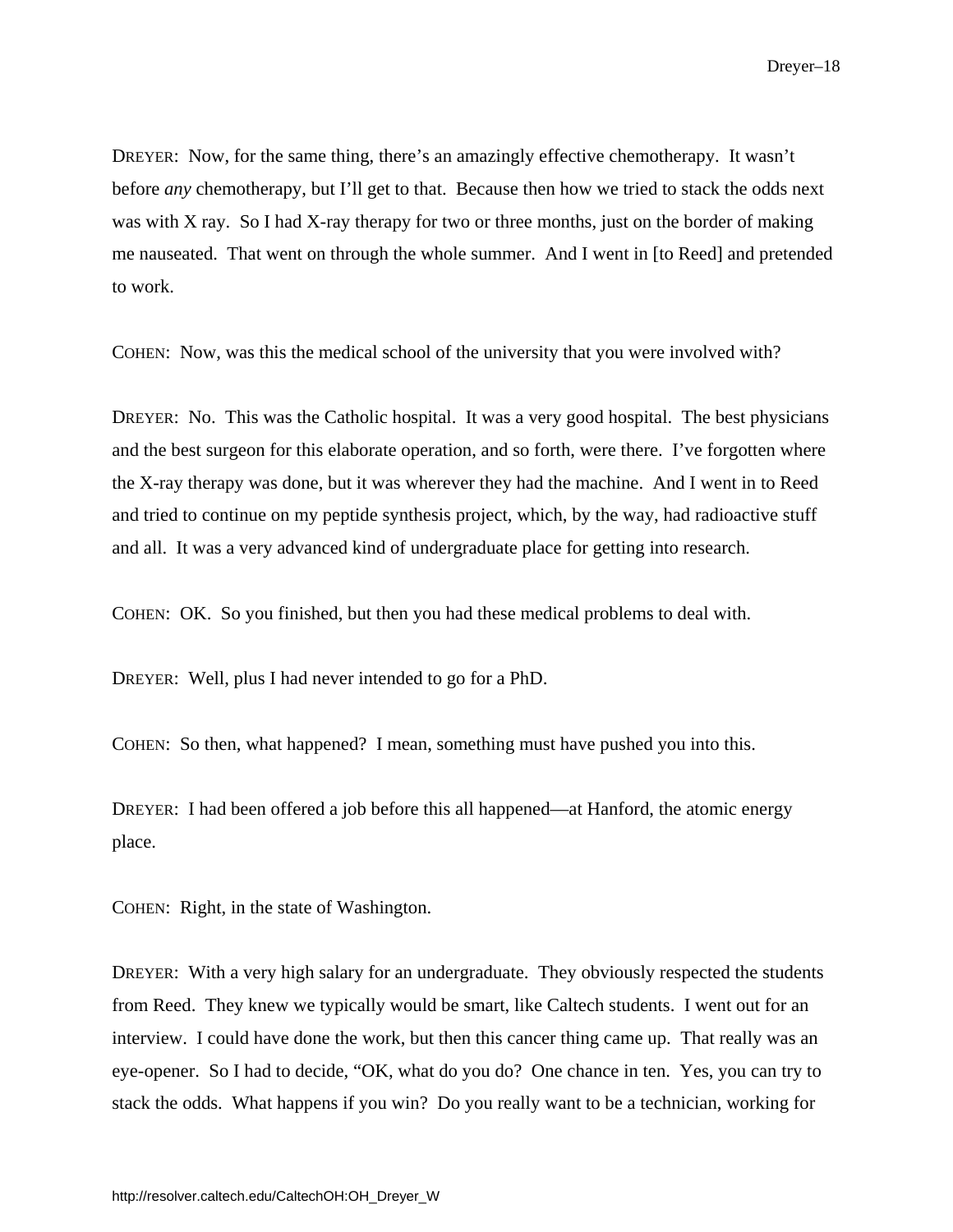DREYER: Now, for the same thing, there's an amazingly effective chemotherapy. It wasn't before *any* chemotherapy, but I'll get to that. Because then how we tried to stack the odds next was with X ray. So I had X-ray therapy for two or three months, just on the border of making me nauseated. That went on through the whole summer. And I went in [to Reed] and pretended to work.

COHEN: Now, was this the medical school of the university that you were involved with?

DREYER: No. This was the Catholic hospital. It was a very good hospital. The best physicians and the best surgeon for this elaborate operation, and so forth, were there. I've forgotten where the X-ray therapy was done, but it was wherever they had the machine. And I went in to Reed and tried to continue on my peptide synthesis project, which, by the way, had radioactive stuff and all. It was a very advanced kind of undergraduate place for getting into research.

COHEN: OK. So you finished, but then you had these medical problems to deal with.

DREYER: Well, plus I had never intended to go for a PhD.

COHEN: So then, what happened? I mean, something must have pushed you into this.

DREYER: I had been offered a job before this all happened—at Hanford, the atomic energy place.

COHEN: Right, in the state of Washington.

DREYER: With a very high salary for an undergraduate. They obviously respected the students from Reed. They knew we typically would be smart, like Caltech students. I went out for an interview. I could have done the work, but then this cancer thing came up. That really was an eye-opener. So I had to decide, "OK, what do you do? One chance in ten. Yes, you can try to stack the odds. What happens if you win? Do you really want to be a technician, working for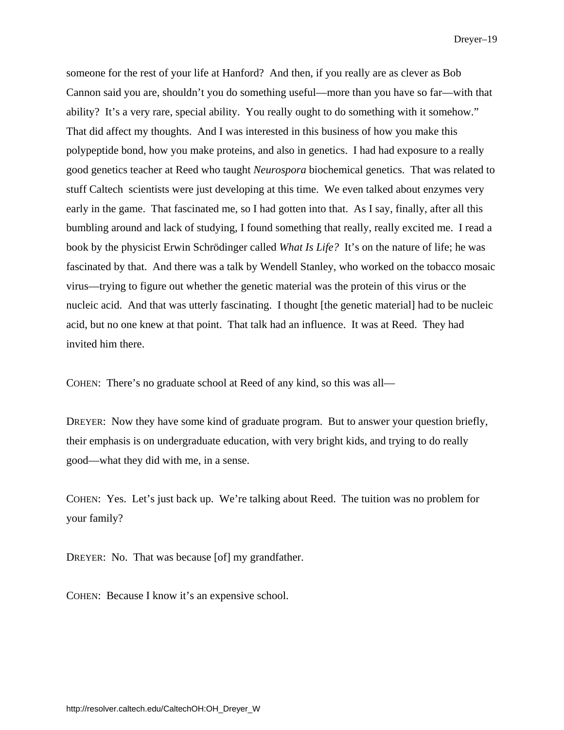someone for the rest of your life at Hanford? And then, if you really are as clever as Bob Cannon said you are, shouldn't you do something useful—more than you have so far—with that ability? It's a very rare, special ability. You really ought to do something with it somehow." That did affect my thoughts. And I was interested in this business of how you make this polypeptide bond, how you make proteins, and also in genetics. I had had exposure to a really good genetics teacher at Reed who taught *Neurospora* biochemical genetics. That was related to stuff Caltech scientists were just developing at this time. We even talked about enzymes very early in the game. That fascinated me, so I had gotten into that. As I say, finally, after all this bumbling around and lack of studying, I found something that really, really excited me. I read a book by the physicist Erwin Schrödinger called *What Is Life?* It's on the nature of life; he was fascinated by that. And there was a talk by Wendell Stanley, who worked on the tobacco mosaic virus—trying to figure out whether the genetic material was the protein of this virus or the nucleic acid. And that was utterly fascinating. I thought [the genetic material] had to be nucleic acid, but no one knew at that point. That talk had an influence. It was at Reed. They had invited him there.

COHEN: There's no graduate school at Reed of any kind, so this was all—

DREYER: Now they have some kind of graduate program. But to answer your question briefly, their emphasis is on undergraduate education, with very bright kids, and trying to do really good—what they did with me, in a sense.

COHEN: Yes. Let's just back up. We're talking about Reed. The tuition was no problem for your family?

DREYER: No. That was because [of] my grandfather.

COHEN: Because I know it's an expensive school.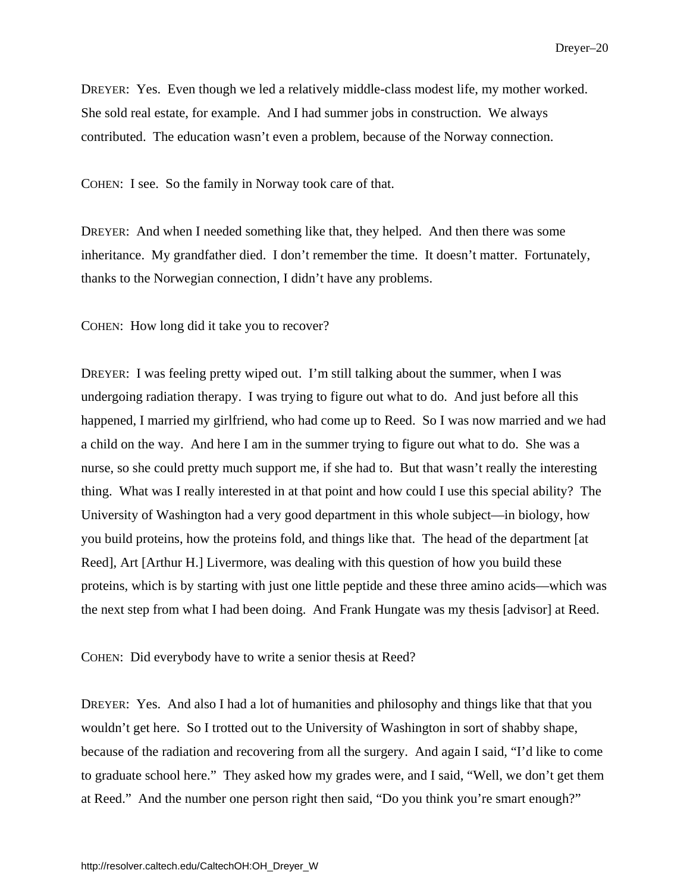DREYER: Yes. Even though we led a relatively middle-class modest life, my mother worked. She sold real estate, for example. And I had summer jobs in construction. We always contributed. The education wasn't even a problem, because of the Norway connection.

COHEN: I see. So the family in Norway took care of that.

DREYER: And when I needed something like that, they helped. And then there was some inheritance. My grandfather died. I don't remember the time. It doesn't matter. Fortunately, thanks to the Norwegian connection, I didn't have any problems.

COHEN: How long did it take you to recover?

DREYER: I was feeling pretty wiped out. I'm still talking about the summer, when I was undergoing radiation therapy. I was trying to figure out what to do. And just before all this happened, I married my girlfriend, who had come up to Reed. So I was now married and we had a child on the way. And here I am in the summer trying to figure out what to do. She was a nurse, so she could pretty much support me, if she had to. But that wasn't really the interesting thing. What was I really interested in at that point and how could I use this special ability? The University of Washington had a very good department in this whole subject—in biology, how you build proteins, how the proteins fold, and things like that. The head of the department [at Reed], Art [Arthur H.] Livermore, was dealing with this question of how you build these proteins, which is by starting with just one little peptide and these three amino acids—which was the next step from what I had been doing. And Frank Hungate was my thesis [advisor] at Reed.

COHEN: Did everybody have to write a senior thesis at Reed?

DREYER: Yes. And also I had a lot of humanities and philosophy and things like that that you wouldn't get here. So I trotted out to the University of Washington in sort of shabby shape, because of the radiation and recovering from all the surgery. And again I said, "I'd like to come to graduate school here." They asked how my grades were, and I said, "Well, we don't get them at Reed." And the number one person right then said, "Do you think you're smart enough?"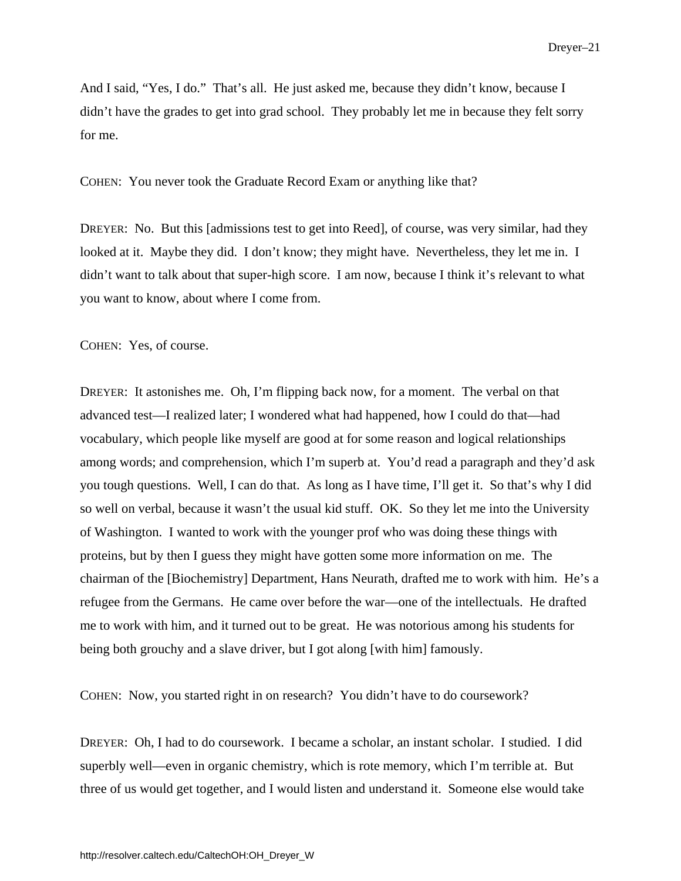And I said, “Yes, I do.” That’s all. He just asked me, because they didn’t know, because I didn’t have the grades to get into grad school. They probably let me in because they felt sorry for me.

COHEN: You never took the Graduate Record Exam or anything like that?

DREYER: No. But this [admissions test to get into Reed], of course, was very similar, had they looked at it. Maybe they did. I don’t know; they might have. Nevertheless, they let me in. I didn’t want to talk about that super-high score. I am now, because I think it’s relevant to what you want to know, about where I come from.

COHEN: Yes, of course.

DREYER: It astonishes me. Oh, I’m flipping back now, for a moment. The verbal on that advanced test—I realized later; I wondered what had happened, how I could do that—had vocabulary, which people like myself are good at for some reason and logical relationships among words; and comprehension, which I’m superb at. You’d read a paragraph and they’d ask you tough questions. Well, I can do that. As long as I have time, I’ll get it. So that’s why I did so well on verbal, because it wasn’t the usual kid stuff. OK. So they let me into the University of Washington. I wanted to work with the younger prof who was doing these things with proteins, but by then I guess they might have gotten some more information on me. The chairman of the [Biochemistry] Department, Hans Neurath, drafted me to work with him. He’s a refugee from the Germans. He came over before the war—one of the intellectuals. He drafted me to work with him, and it turned out to be great. He was notorious among his students for being both grouchy and a slave driver, but I got along [with him] famously.

COHEN: Now, you started right in on research? You didn’t have to do coursework?

DREYER: Oh, I had to do coursework. I became a scholar, an instant scholar. I studied. I did superbly well—even in organic chemistry, which is rote memory, which I’m terrible at. But three of us would get together, and I would listen and understand it. Someone else would take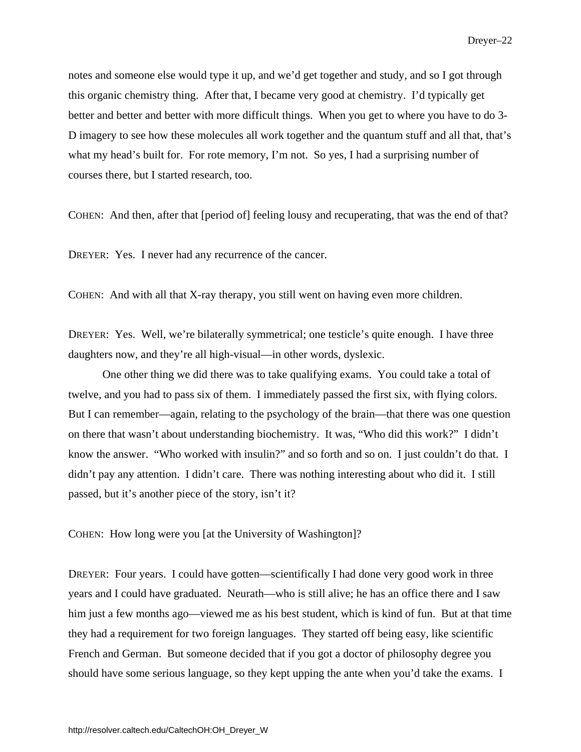notes and someone else would type it up, and we'd get together and study, and so I got through this organic chemistry thing. After that, I became very good at chemistry. I'd typically get better and better and better with more difficult things. When you get to where you have to do 3-D imagery to see how these molecules all work together and the quantum stuff and all that, that's what my head's built for. For rote memory, I'm not. So yes, I had a surprising number of courses there, but I started research, too.

COHEN: And then, after that [period of] feeling lousy and recuperating, that was the end of that?

DREYER: Yes. I never had any recurrence of the cancer.

COHEN: And with all that X-ray therapy, you still went on having even more children.

DREYER: Yes. Well, we're bilaterally symmetrical; one testicle's quite enough. I have three daughters now, and they're all high-visual—in other words, dyslexic.

One other thing we did there was to take qualifying exams. You could take a total of twelve, and you had to pass six of them. I immediately passed the first six, with flying colors. But I can remember—again, relating to the psychology of the brain—that there was one question on there that wasn't about understanding biochemistry. It was, "Who did this work?" I didn't know the answer. "Who worked with insulin?" and so forth and so on. I just couldn't do that. I didn't pay any attention. I didn't care. There was nothing interesting about who did it. I still passed, but it's another piece of the story, isn't it?

COHEN: How long were you [at the University of Washington]?

DREYER: Four years. I could have gotten—scientifically I had done very good work in three years and I could have graduated. Neurath—who is still alive; he has an office there and I saw him just a few months ago—viewed me as his best student, which is kind of fun. But at that time they had a requirement for two foreign languages. They started off being easy, like scientific French and German. But someone decided that if you got a doctor of philosophy degree you should have some serious language, so they kept upping the ante when you'd take the exams. I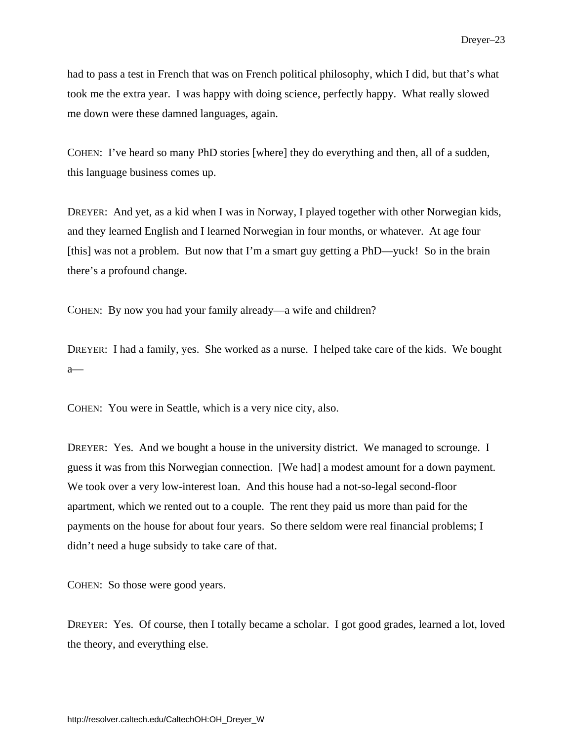had to pass a test in French that was on French political philosophy, which I did, but that's what took me the extra year. I was happy with doing science, perfectly happy. What really slowed me down were these damned languages, again.

COHEN: I've heard so many PhD stories [where] they do everything and then, all of a sudden, this language business comes up.

DREYER: And yet, as a kid when I was in Norway, I played together with other Norwegian kids, and they learned English and I learned Norwegian in four months, or whatever. At age four [this] was not a problem. But now that I'm a smart guy getting a PhD—yuck! So in the brain there's a profound change.

COHEN: By now you had your family already—a wife and children?

DREYER: I had a family, yes. She worked as a nurse. I helped take care of the kids. We bought a—

COHEN: You were in Seattle, which is a very nice city, also.

DREYER: Yes. And we bought a house in the university district. We managed to scrounge. I guess it was from this Norwegian connection. [We had] a modest amount for a down payment. We took over a very low-interest loan. And this house had a not-so-legal second-floor apartment, which we rented out to a couple. The rent they paid us more than paid for the payments on the house for about four years. So there seldom were real financial problems; I didn't need a huge subsidy to take care of that.

COHEN: So those were good years.

DREYER: Yes. Of course, then I totally became a scholar. I got good grades, learned a lot, loved the theory, and everything else.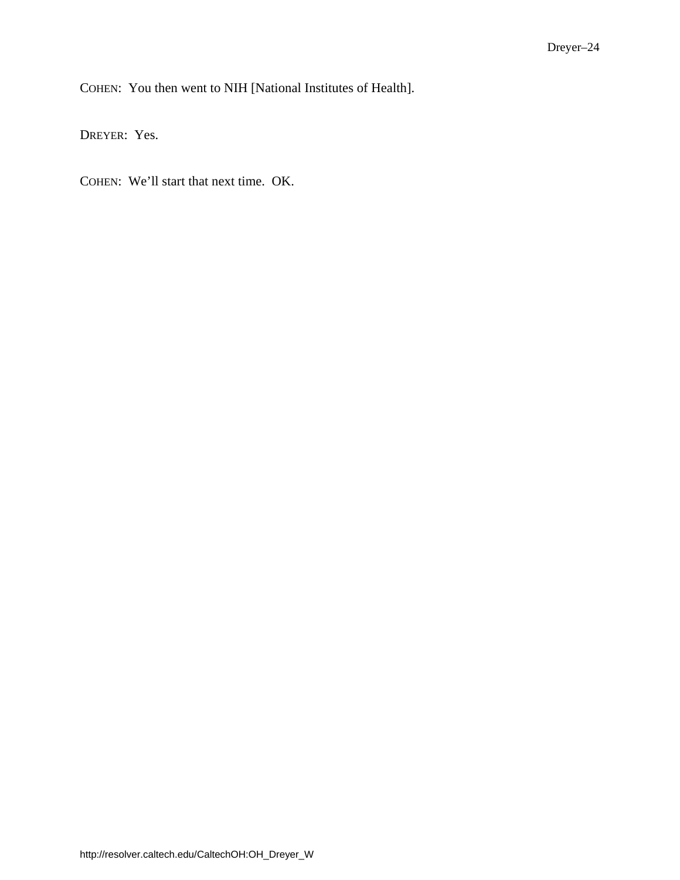COHEN: You then went to NIH [National Institutes of Health].

DREYER: Yes.

COHEN: We'll start that next time. OK.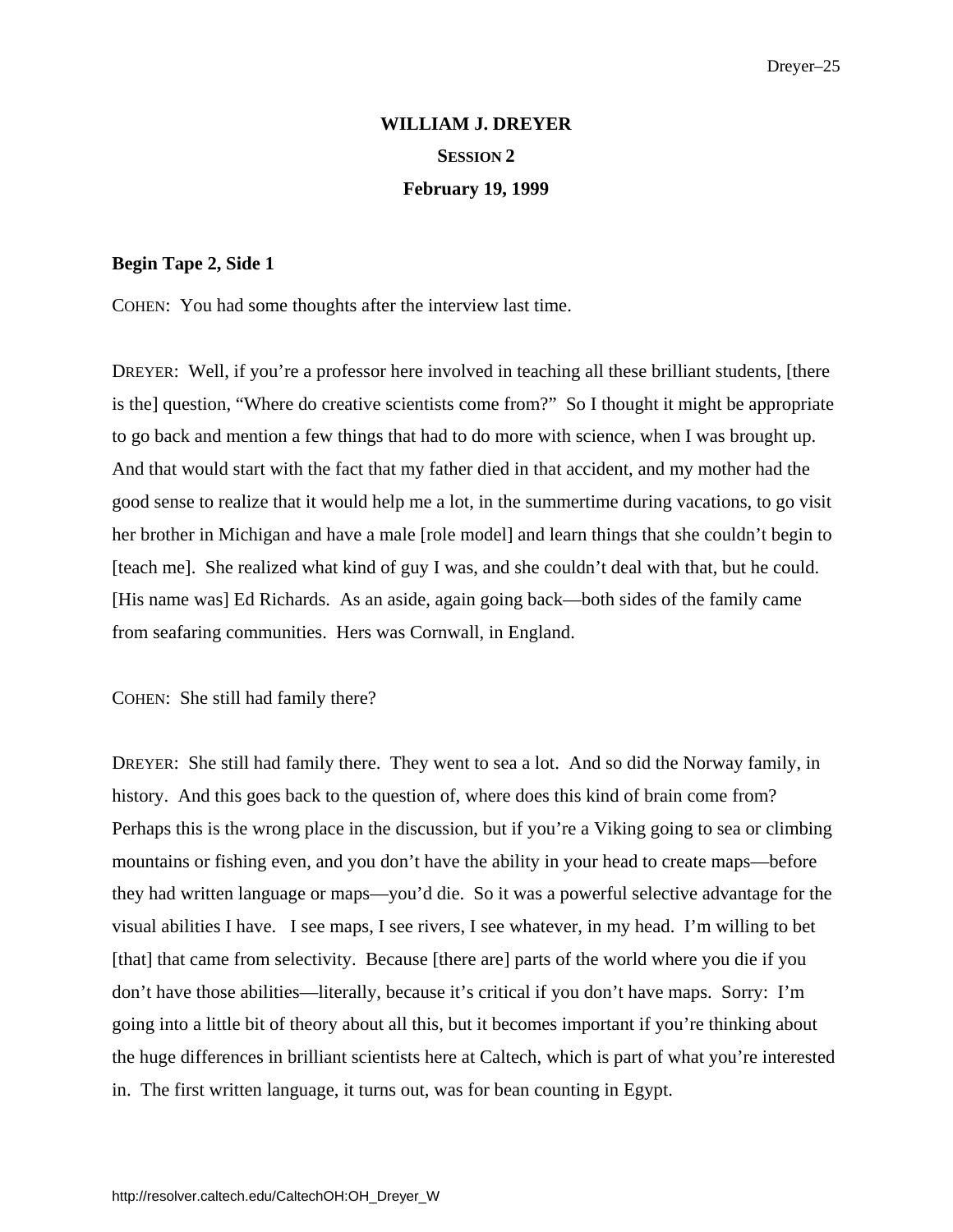**WILLIAM J. DREYER**

**SESSION 2**

**February 19, 1999**

**Begin Tape 2, Side 1**

COHEN: You had some thoughts after the interview last time.

DREYER: Well, if you're a professor here involved in teaching all these brilliant students, [there is the] question, "Where do creative scientists come from?" So I thought it might be appropriate to go back and mention a few things that had to do more with science, when I was brought up. And that would start with the fact that my father died in that accident, and my mother had the good sense to realize that it would help me a lot, in the summertime during vacations, to go visit her brother in Michigan and have a male [role model] and learn things that she couldn't begin to [teach me]. She realized what kind of guy I was, and she couldn't deal with that, but he could. [His name was] Ed Richards. As an aside, again going back—both sides of the family came from seafaring communities. Hers was Cornwall, in England.

COHEN: She still had family there?

DREYER: She still had family there. They went to sea a lot. And so did the Norway family, in history. And this goes back to the question of, where does this kind of brain come from? Perhaps this is the wrong place in the discussion, but if you're a Viking going to sea or climbing mountains or fishing even, and you don't have the ability in your head to create maps—before they had written language or maps—you'd die. So it was a powerful selective advantage for the visual abilities I have. I see maps, I see rivers, I see whatever, in my head. I'm willing to bet [that] that came from selectivity. Because [there are] parts of the world where you die if you don't have those abilities—literally, because it's critical if you don't have maps. Sorry: I'm going into a little bit of theory about all this, but it becomes important if you're thinking about the huge differences in brilliant scientists here at Caltech, which is part of what you're interested in. The first written language, it turns out, was for bean counting in Egypt.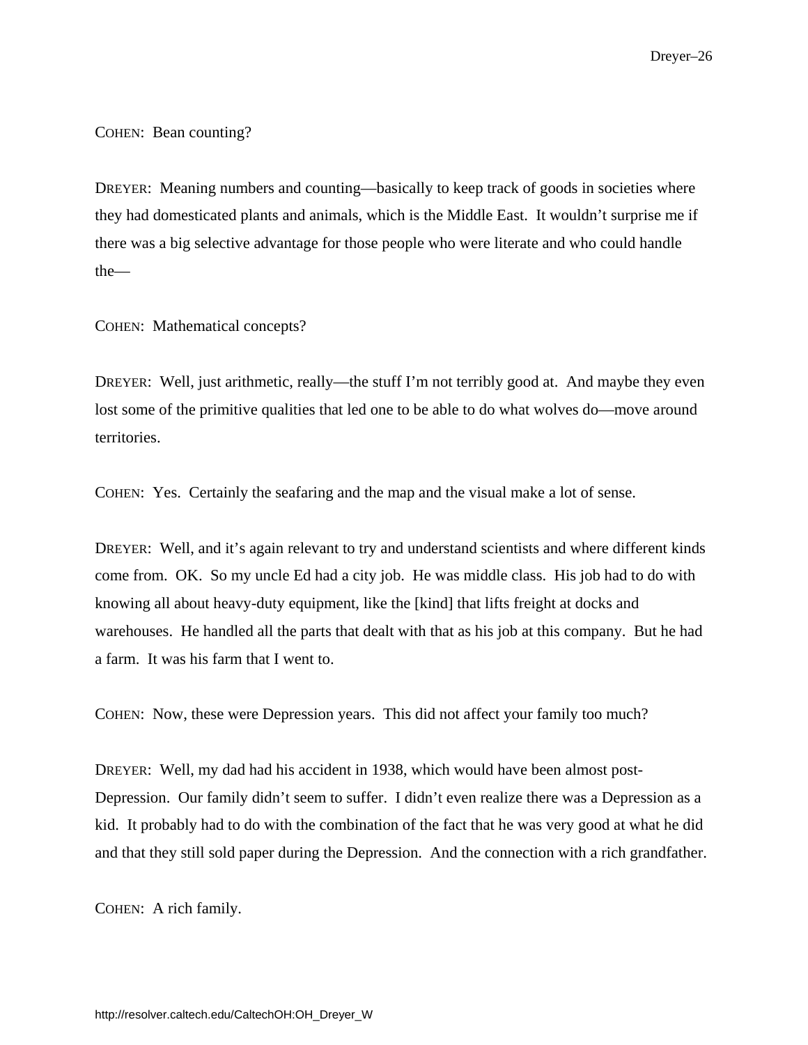COHEN: Bean counting?

DREYER: Meaning numbers and counting—basically to keep track of goods in societies where they had domesticated plants and animals, which is the Middle East. It wouldn't surprise me if there was a big selective advantage for those people who were literate and who could handle the—

COHEN: Mathematical concepts?

DREYER: Well, just arithmetic, really—the stuff I'm not terribly good at. And maybe they even lost some of the primitive qualities that led one to be able to do what wolves do—move around territories.

COHEN: Yes. Certainly the seafaring and the map and the visual make a lot of sense.

DREYER: Well, and it's again relevant to try and understand scientists and where different kinds come from. OK. So my uncle Ed had a city job. He was middle class. His job had to do with knowing all about heavy-duty equipment, like the [kind] that lifts freight at docks and warehouses. He handled all the parts that dealt with that as his job at this company. But he had a farm. It was his farm that I went to.

COHEN: Now, these were Depression years. This did not affect your family too much?

DREYER: Well, my dad had his accident in 1938, which would have been almost post-Depression. Our family didn't seem to suffer. I didn't even realize there was a Depression as a kid. It probably had to do with the combination of the fact that he was very good at what he did and that they still sold paper during the Depression. And the connection with a rich grandfather.

COHEN: A rich family.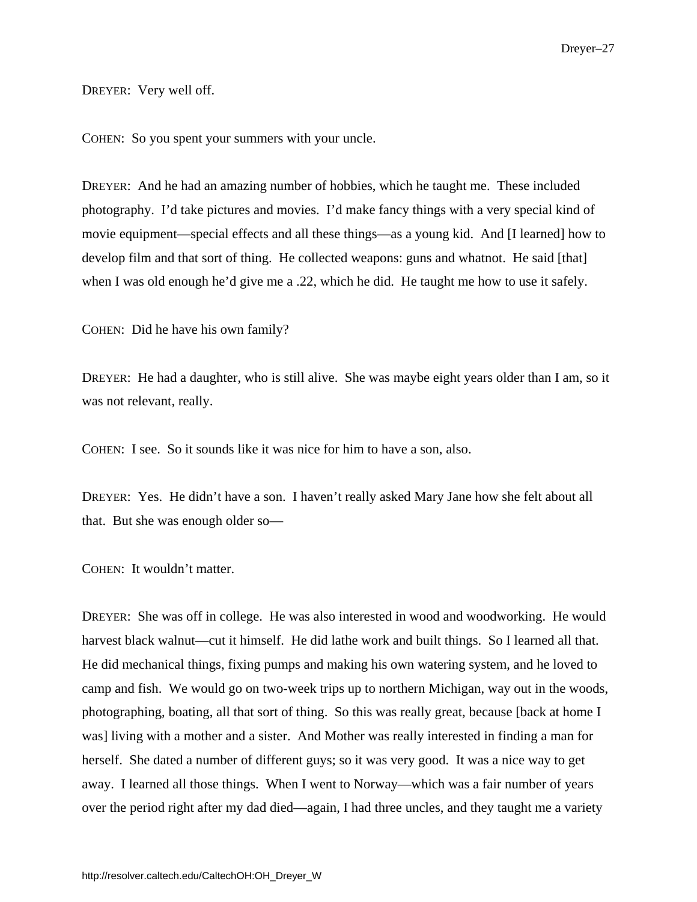DREYER: Very well off.

COHEN: So you spent your summers with your uncle.

DREYER: And he had an amazing number of hobbies, which he taught me. These included photography. I'd take pictures and movies. I'd make fancy things with a very special kind of movie equipment—special effects and all these things—as a young kid. And [I learned] how to develop film and that sort of thing. He collected weapons: guns and whatnot. He said [that] when I was old enough he'd give me a .22, which he did. He taught me how to use it safely.

COHEN: Did he have his own family?

DREYER: He had a daughter, who is still alive. She was maybe eight years older than I am, so it was not relevant, really.

COHEN: I see. So it sounds like it was nice for him to have a son, also.

DREYER: Yes. He didn't have a son. I haven't really asked Mary Jane how she felt about all that. But she was enough older so—

COHEN: It wouldn't matter.

DREYER: She was off in college. He was also interested in wood and woodworking. He would harvest black walnut—cut it himself. He did lathe work and built things. So I learned all that. He did mechanical things, fixing pumps and making his own watering system, and he loved to camp and fish. We would go on two-week trips up to northern Michigan, way out in the woods, photographing, boating, all that sort of thing. So this was really great, because [back at home I was] living with a mother and a sister. And Mother was really interested in finding a man for herself. She dated a number of different guys; so it was very good. It was a nice way to get away. I learned all those things. When I went to Norway—which was a fair number of years over the period right after my dad died—again, I had three uncles, and they taught me a variety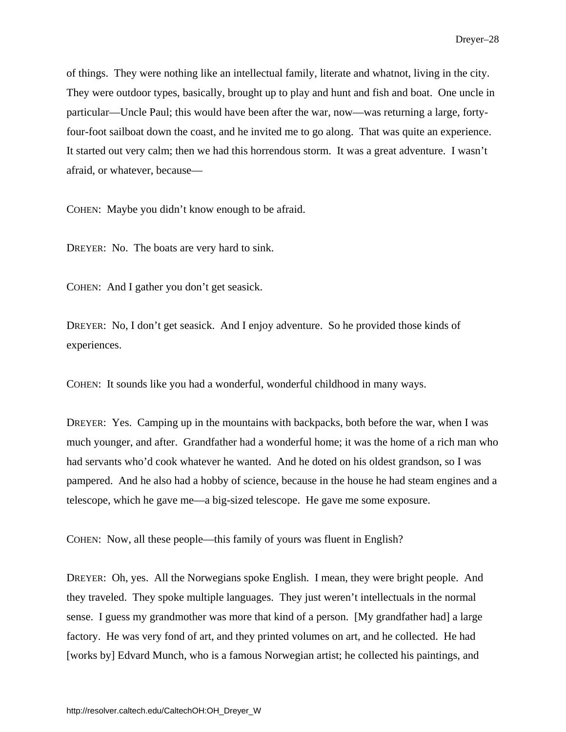of things. They were nothing like an intellectual family, literate and whatnot, living in the city. They were outdoor types, basically, brought up to play and hunt and fish and boat. One uncle in particular—Uncle Paul; this would have been after the war, now—was returning a large, forty-four-foot sailboat down the coast, and he invited me to go along. That was quite an experience. It started out very calm; then we had this horrendous storm. It was a great adventure. I wasn't afraid, or whatever, because—

COHEN: Maybe you didn't know enough to be afraid.

DREYER: No. The boats are very hard to sink.

COHEN: And I gather you don't get seasick.

DREYER: No, I don't get seasick. And I enjoy adventure. So he provided those kinds of experiences.

COHEN: It sounds like you had a wonderful, wonderful childhood in many ways.

DREYER: Yes. Camping up in the mountains with backpacks, both before the war, when I was much younger, and after. Grandfather had a wonderful home; it was the home of a rich man who had servants who'd cook whatever he wanted. And he doted on his oldest grandson, so I was pampered. And he also had a hobby of science, because in the house he had steam engines and a telescope, which he gave me—a big-sized telescope. He gave me some exposure.

COHEN: Now, all these people—this family of yours was fluent in English?

DREYER: Oh, yes. All the Norwegians spoke English. I mean, they were bright people. And they traveled. They spoke multiple languages. They just weren't intellectuals in the normal sense. I guess my grandmother was more that kind of a person. [My grandfather had] a large factory. He was very fond of art, and they printed volumes on art, and he collected. He had [works by] Edvard Munch, who is a famous Norwegian artist; he collected his paintings, and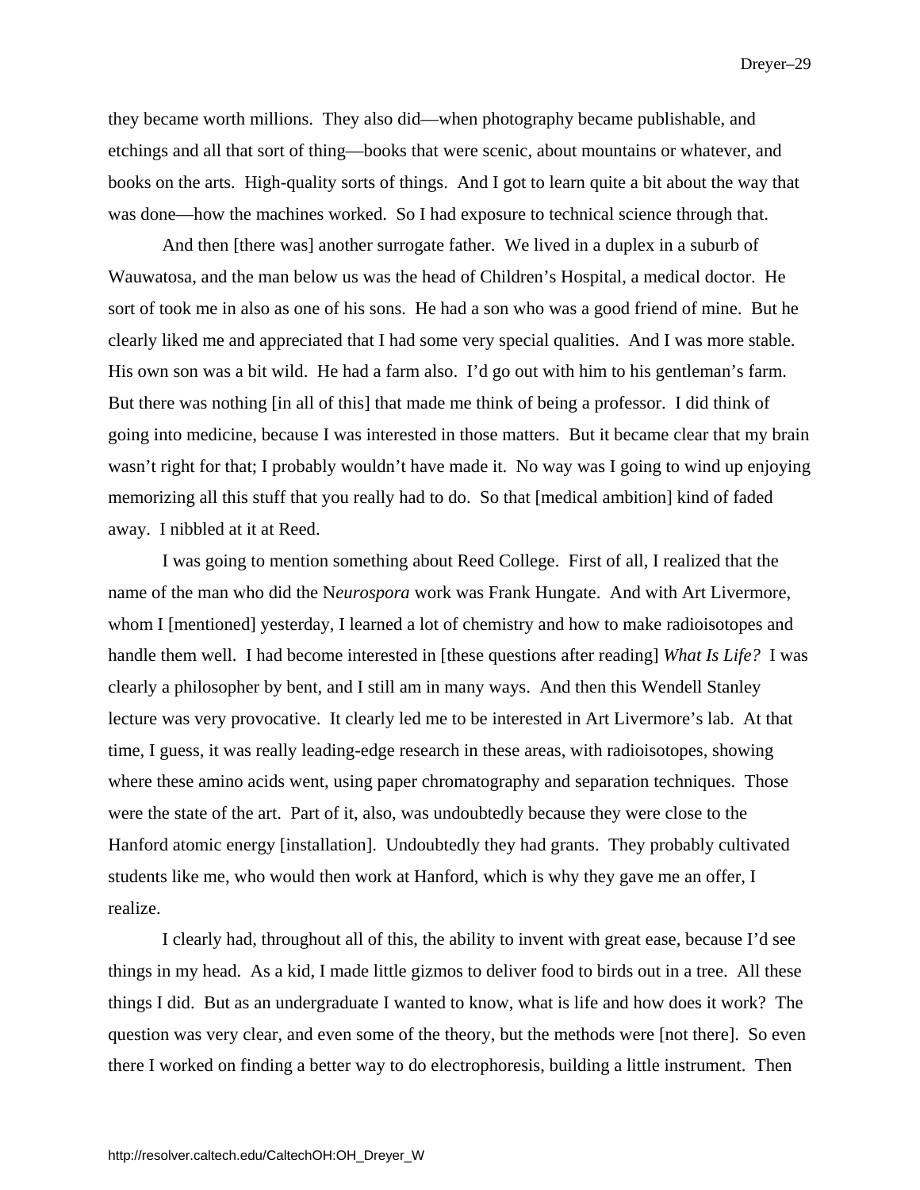they became worth millions. They also did—when photography became publishable, and etchings and all that sort of thing—books that were scenic, about mountains or whatever, and books on the arts. High-quality sorts of things. And I got to learn quite a bit about the way that was done—how the machines worked. So I had exposure to technical science through that.

And then [there was] another surrogate father. We lived in a duplex in a suburb of Wauwatosa, and the man below us was the head of Children's Hospital, a medical doctor. He sort of took me in also as one of his sons. He had a son who was a good friend of mine. But he clearly liked me and appreciated that I had some very special qualities. And I was more stable. His own son was a bit wild. He had a farm also. I'd go out with him to his gentleman's farm. But there was nothing [in all of this] that made me think of being a professor. I did think of going into medicine, because I was interested in those matters. But it became clear that my brain wasn't right for that; I probably wouldn't have made it. No way was I going to wind up enjoying memorizing all this stuff that you really had to do. So that [medical ambition] kind of faded away. I nibbled at it at Reed.

I was going to mention something about Reed College. First of all, I realized that the name of the man who did the N*eurospora* work was Frank Hungate. And with Art Livermore, whom I [mentioned] yesterday, I learned a lot of chemistry and how to make radioisotopes and handle them well. I had become interested in [these questions after reading] *What Is Life?* I was clearly a philosopher by bent, and I still am in many ways. And then this Wendell Stanley lecture was very provocative. It clearly led me to be interested in Art Livermore's lab. At that time, I guess, it was really leading-edge research in these areas, with radioisotopes, showing where these amino acids went, using paper chromatography and separation techniques. Those were the state of the art. Part of it, also, was undoubtedly because they were close to the Hanford atomic energy [installation]. Undoubtedly they had grants. They probably cultivated students like me, who would then work at Hanford, which is why they gave me an offer, I realize.

I clearly had, throughout all of this, the ability to invent with great ease, because I'd see things in my head. As a kid, I made little gizmos to deliver food to birds out in a tree. All these things I did. But as an undergraduate I wanted to know, what is life and how does it work? The question was very clear, and even some of the theory, but the methods were [not there]. So even there I worked on finding a better way to do electrophoresis, building a little instrument. Then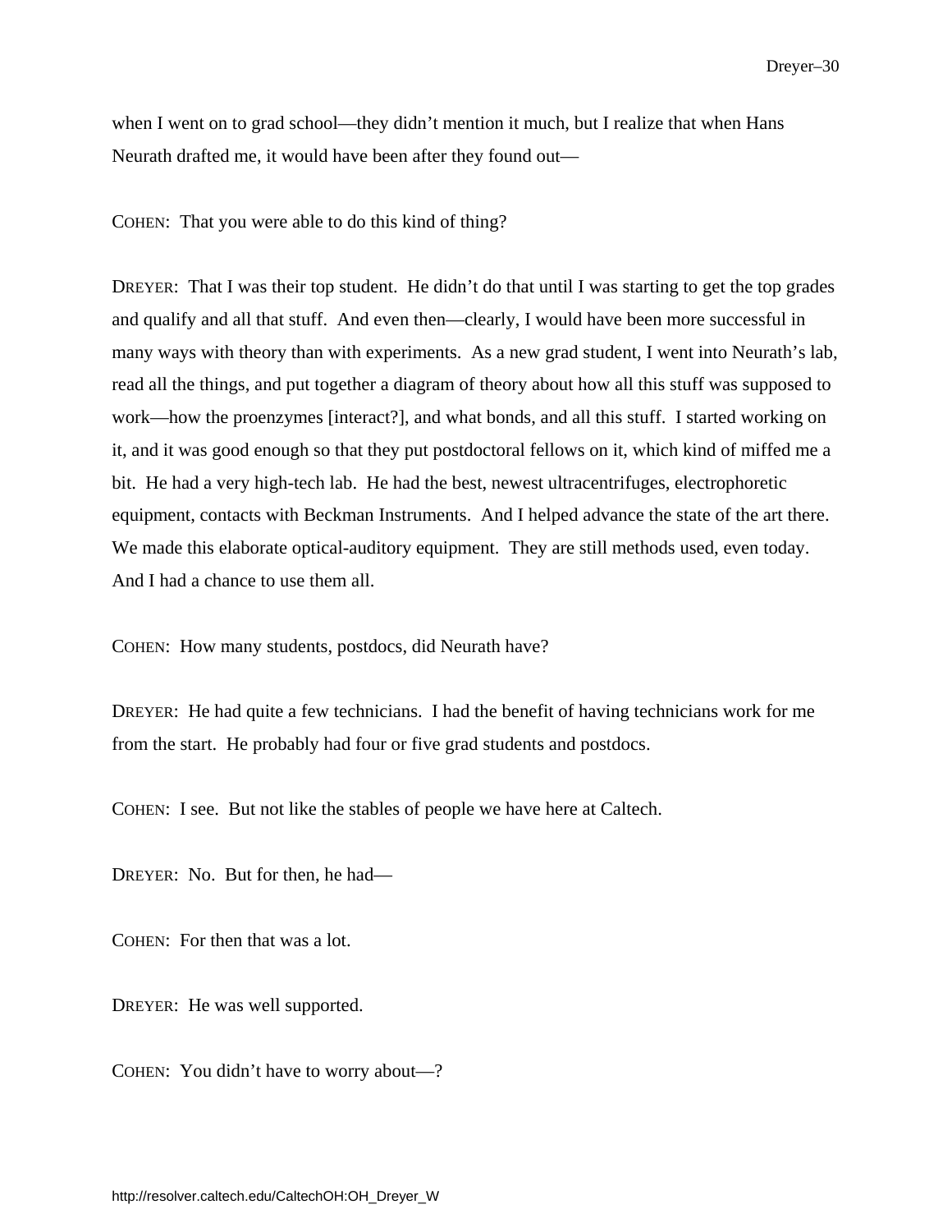when I went on to grad school—they didn't mention it much, but I realize that when Hans Neurath drafted me, it would have been after they found out—

COHEN: That you were able to do this kind of thing?

DREYER: That I was their top student. He didn't do that until I was starting to get the top grades and qualify and all that stuff. And even then—clearly, I would have been more successful in many ways with theory than with experiments. As a new grad student, I went into Neurath's lab, read all the things, and put together a diagram of theory about how all this stuff was supposed to work—how the proenzymes [interact?], and what bonds, and all this stuff. I started working on it, and it was good enough so that they put postdoctoral fellows on it, which kind of miffed me a bit. He had a very high-tech lab. He had the best, newest ultracentrifuges, electrophoretic equipment, contacts with Beckman Instruments. And I helped advance the state of the art there. We made this elaborate optical-auditory equipment. They are still methods used, even today. And I had a chance to use them all.

COHEN: How many students, postdocs, did Neurath have?

DREYER: He had quite a few technicians. I had the benefit of having technicians work for me from the start. He probably had four or five grad students and postdocs.

COHEN: I see. But not like the stables of people we have here at Caltech.

DREYER: No. But for then, he had—

COHEN: For then that was a lot.

DREYER: He was well supported.

COHEN: You didn't have to worry about—?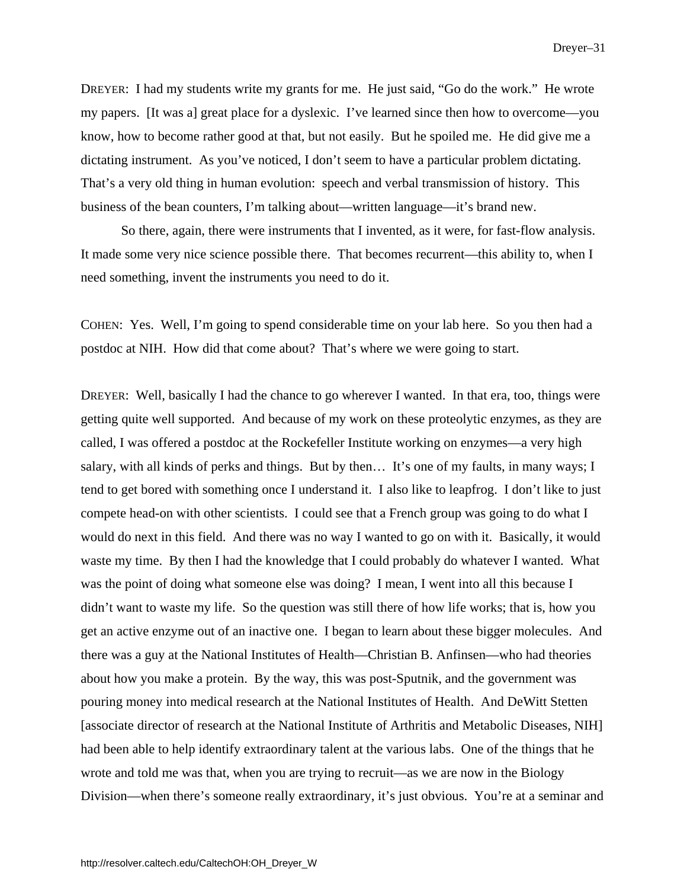DREYER: I had my students write my grants for me. He just said, "Go do the work." He wrote my papers. [It was a] great place for a dyslexic. I've learned since then how to overcome—you know, how to become rather good at that, but not easily. But he spoiled me. He did give me a dictating instrument. As you've noticed, I don't seem to have a particular problem dictating. That's a very old thing in human evolution: speech and verbal transmission of history. This business of the bean counters, I'm talking about—written language—it's brand new.

So there, again, there were instruments that I invented, as it were, for fast-flow analysis. It made some very nice science possible there. That becomes recurrent—this ability to, when I need something, invent the instruments you need to do it.

COHEN: Yes. Well, I'm going to spend considerable time on your lab here. So you then had a postdoc at NIH. How did that come about? That's where we were going to start.

DREYER: Well, basically I had the chance to go wherever I wanted. In that era, too, things were getting quite well supported. And because of my work on these proteolytic enzymes, as they are called, I was offered a postdoc at the Rockefeller Institute working on enzymes—a very high salary, with all kinds of perks and things. But by then… It's one of my faults, in many ways; I tend to get bored with something once I understand it. I also like to leapfrog. I don't like to just compete head-on with other scientists. I could see that a French group was going to do what I would do next in this field. And there was no way I wanted to go on with it. Basically, it would waste my time. By then I had the knowledge that I could probably do whatever I wanted. What was the point of doing what someone else was doing? I mean, I went into all this because I didn't want to waste my life. So the question was still there of how life works; that is, how you get an active enzyme out of an inactive one. I began to learn about these bigger molecules. And there was a guy at the National Institutes of Health—Christian B. Anfinsen—who had theories about how you make a protein. By the way, this was post-Sputnik, and the government was pouring money into medical research at the National Institutes of Health. And DeWitt Stetten [associate director of research at the National Institute of Arthritis and Metabolic Diseases, NIH] had been able to help identify extraordinary talent at the various labs. One of the things that he wrote and told me was that, when you are trying to recruit—as we are now in the Biology Division—when there's someone really extraordinary, it's just obvious. You're at a seminar and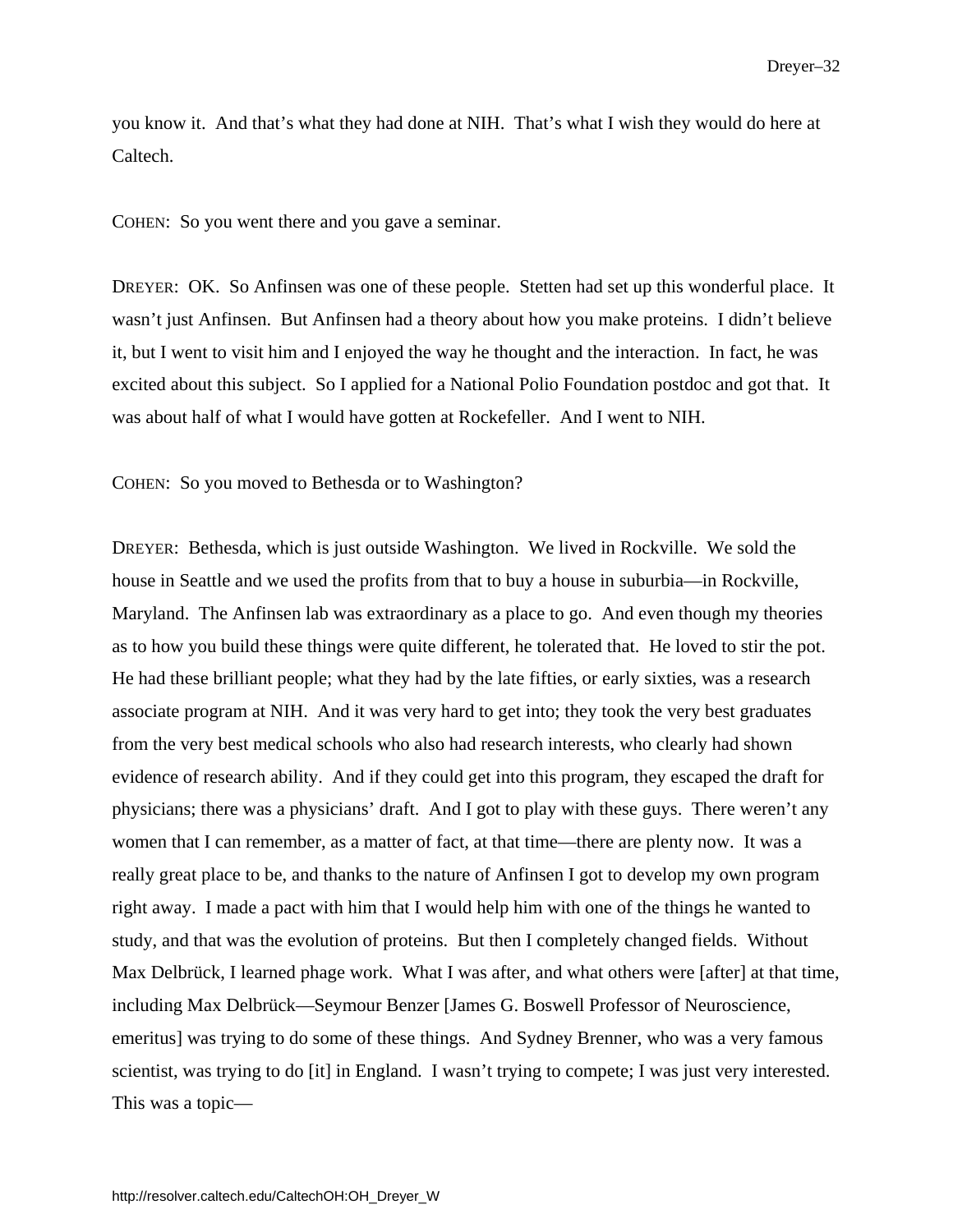you know it. And that's what they had done at NIH. That's what I wish they would do here at Caltech.

COHEN: So you went there and you gave a seminar.

DREYER: OK. So Anfinsen was one of these people. Stetten had set up this wonderful place. It wasn't just Anfinsen. But Anfinsen had a theory about how you make proteins. I didn't believe it, but I went to visit him and I enjoyed the way he thought and the interaction. In fact, he was excited about this subject. So I applied for a National Polio Foundation postdoc and got that. It was about half of what I would have gotten at Rockefeller. And I went to NIH.

COHEN: So you moved to Bethesda or to Washington?

DREYER: Bethesda, which is just outside Washington. We lived in Rockville. We sold the house in Seattle and we used the profits from that to buy a house in suburbia—in Rockville, Maryland. The Anfinsen lab was extraordinary as a place to go. And even though my theories as to how you build these things were quite different, he tolerated that. He loved to stir the pot. He had these brilliant people; what they had by the late fifties, or early sixties, was a research associate program at NIH. And it was very hard to get into; they took the very best graduates from the very best medical schools who also had research interests, who clearly had shown evidence of research ability. And if they could get into this program, they escaped the draft for physicians; there was a physicians' draft. And I got to play with these guys. There weren't any women that I can remember, as a matter of fact, at that time—there are plenty now. It was a really great place to be, and thanks to the nature of Anfinsen I got to develop my own program right away. I made a pact with him that I would help him with one of the things he wanted to study, and that was the evolution of proteins. But then I completely changed fields. Without Max Delbrück, I learned phage work. What I was after, and what others were [after] at that time, including Max Delbrück—Seymour Benzer [James G. Boswell Professor of Neuroscience, emeritus] was trying to do some of these things. And Sydney Brenner, who was a very famous scientist, was trying to do [it] in England. I wasn't trying to compete; I was just very interested. This was a topic—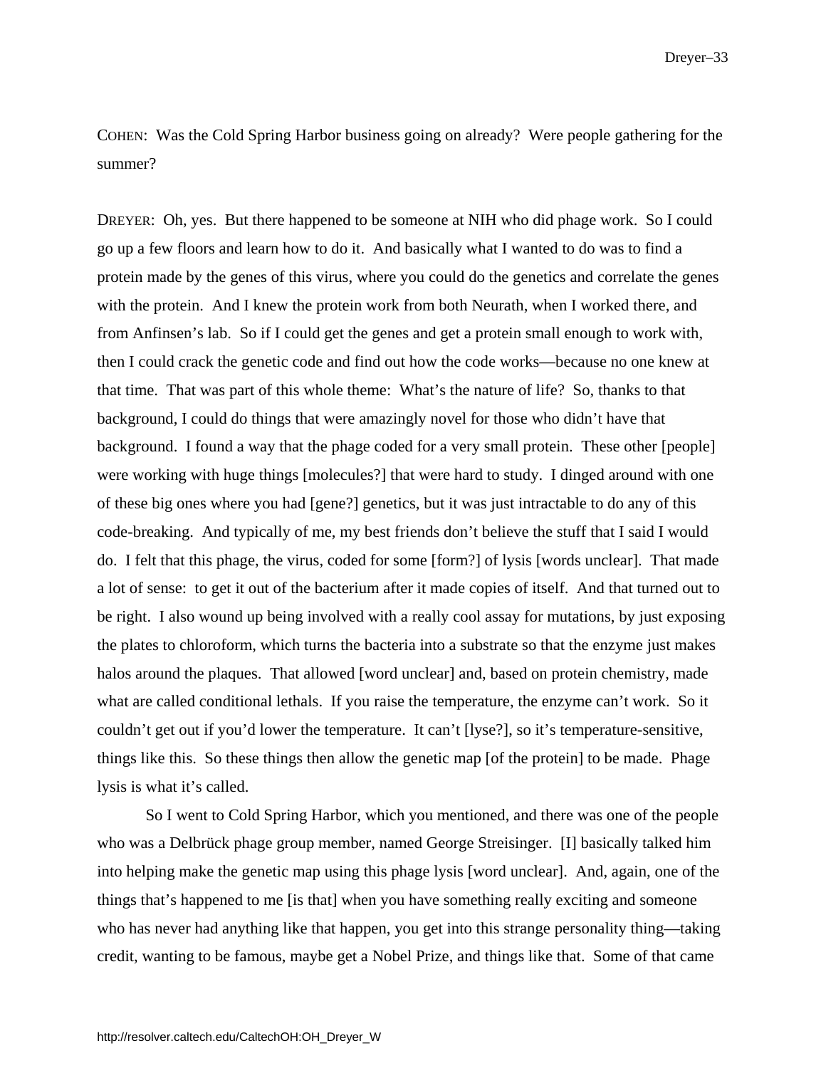COHEN: Was the Cold Spring Harbor business going on already? Were people gathering for the summer?

DREYER: Oh, yes. But there happened to be someone at NIH who did phage work. So I could go up a few floors and learn how to do it. And basically what I wanted to do was to find a protein made by the genes of this virus, where you could do the genetics and correlate the genes with the protein. And I knew the protein work from both Neurath, when I worked there, and from Anfinsen's lab. So if I could get the genes and get a protein small enough to work with, then I could crack the genetic code and find out how the code works—because no one knew at that time. That was part of this whole theme: What's the nature of life? So, thanks to that background, I could do things that were amazingly novel for those who didn't have that background. I found a way that the phage coded for a very small protein. These other [people] were working with huge things [molecules?] that were hard to study. I dinged around with one of these big ones where you had [gene?] genetics, but it was just intractable to do any of this code-breaking. And typically of me, my best friends don't believe the stuff that I said I would do. I felt that this phage, the virus, coded for some [form?] of lysis [words unclear]. That made a lot of sense: to get it out of the bacterium after it made copies of itself. And that turned out to be right. I also wound up being involved with a really cool assay for mutations, by just exposing the plates to chloroform, which turns the bacteria into a substrate so that the enzyme just makes halos around the plaques. That allowed [word unclear] and, based on protein chemistry, made what are called conditional lethals. If you raise the temperature, the enzyme can't work. So it couldn't get out if you'd lower the temperature. It can't [lyse?], so it's temperature-sensitive, things like this. So these things then allow the genetic map [of the protein] to be made. Phage lysis is what it's called.

So I went to Cold Spring Harbor, which you mentioned, and there was one of the people who was a Delbrück phage group member, named George Streisinger. [I] basically talked him into helping make the genetic map using this phage lysis [word unclear]. And, again, one of the things that's happened to me [is that] when you have something really exciting and someone who has never had anything like that happen, you get into this strange personality thing—taking credit, wanting to be famous, maybe get a Nobel Prize, and things like that. Some of that came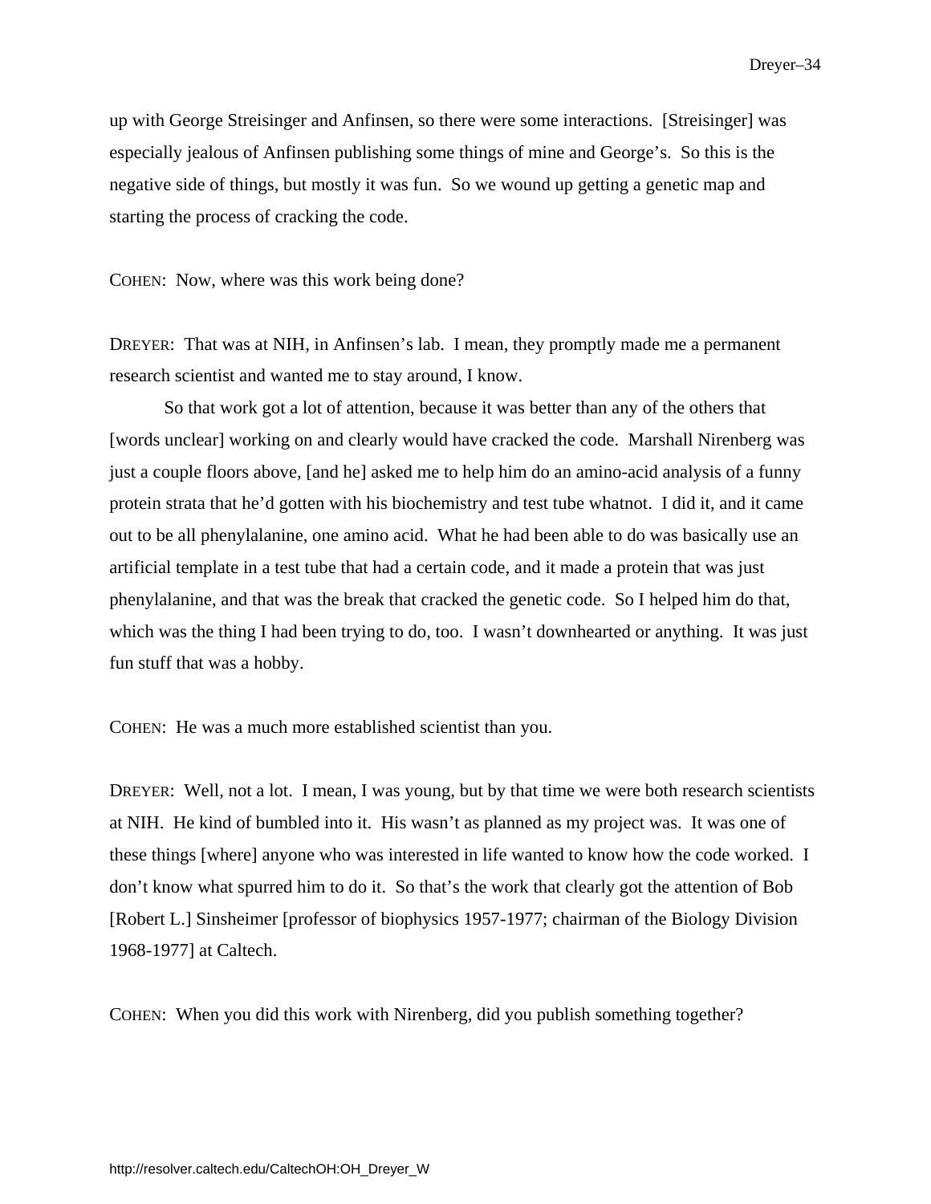up with George Streisinger and Anfinsen, so there were some interactions. [Streisinger] was especially jealous of Anfinsen publishing some things of mine and George's. So this is the negative side of things, but mostly it was fun. So we wound up getting a genetic map and starting the process of cracking the code.

COHEN: Now, where was this work being done?

DREYER: That was at NIH, in Anfinsen's lab. I mean, they promptly made me a permanent research scientist and wanted me to stay around, I know.

So that work got a lot of attention, because it was better than any of the others that [words unclear] working on and clearly would have cracked the code. Marshall Nirenberg was just a couple floors above, [and he] asked me to help him do an amino-acid analysis of a funny protein strata that he'd gotten with his biochemistry and test tube whatnot. I did it, and it came out to be all phenylalanine, one amino acid. What he had been able to do was basically use an artificial template in a test tube that had a certain code, and it made a protein that was just phenylalanine, and that was the break that cracked the genetic code. So I helped him do that, which was the thing I had been trying to do, too. I wasn't downhearted or anything. It was just fun stuff that was a hobby.

COHEN: He was a much more established scientist than you.

DREYER: Well, not a lot. I mean, I was young, but by that time we were both research scientists at NIH. He kind of bumbled into it. His wasn't as planned as my project was. It was one of these things [where] anyone who was interested in life wanted to know how the code worked. I don't know what spurred him to do it. So that's the work that clearly got the attention of Bob [Robert L.] Sinsheimer [professor of biophysics 1957-1977; chairman of the Biology Division 1968-1977] at Caltech.

COHEN: When you did this work with Nirenberg, did you publish something together?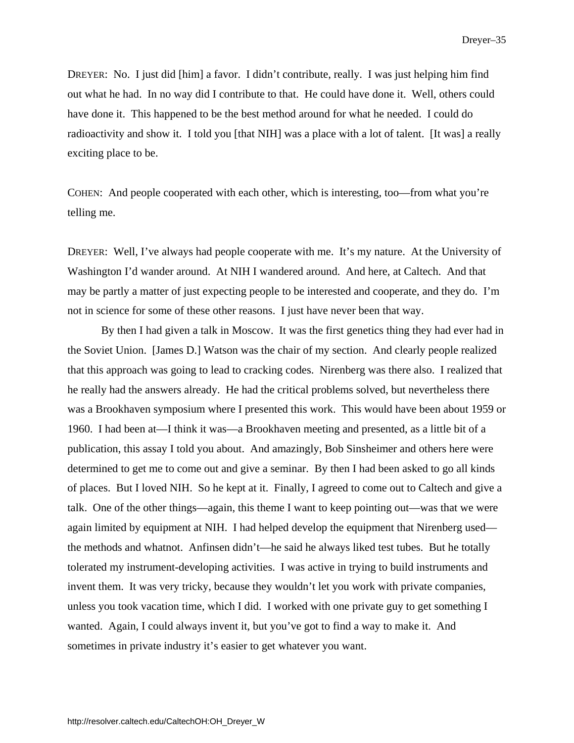DREYER: No. I just did [him] a favor. I didn't contribute, really. I was just helping him find out what he had. In no way did I contribute to that. He could have done it. Well, others could have done it. This happened to be the best method around for what he needed. I could do radioactivity and show it. I told you [that NIH] was a place with a lot of talent. [It was] a really exciting place to be.

COHEN: And people cooperated with each other, which is interesting, too—from what you're telling me.

DREYER: Well, I've always had people cooperate with me. It's my nature. At the University of Washington I'd wander around. At NIH I wandered around. And here, at Caltech. And that may be partly a matter of just expecting people to be interested and cooperate, and they do. I'm not in science for some of these other reasons. I just have never been that way.

By then I had given a talk in Moscow. It was the first genetics thing they had ever had in the Soviet Union. [James D.] Watson was the chair of my section. And clearly people realized that this approach was going to lead to cracking codes. Nirenberg was there also. I realized that he really had the answers already. He had the critical problems solved, but nevertheless there was a Brookhaven symposium where I presented this work. This would have been about 1959 or 1960. I had been at—I think it was—a Brookhaven meeting and presented, as a little bit of a publication, this assay I told you about. And amazingly, Bob Sinsheimer and others here were determined to get me to come out and give a seminar. By then I had been asked to go all kinds of places. But I loved NIH. So he kept at it. Finally, I agreed to come out to Caltech and give a talk. One of the other things—again, this theme I want to keep pointing out—was that we were again limited by equipment at NIH. I had helped develop the equipment that Nirenberg used—the methods and whatnot. Anfinsen didn't—he said he always liked test tubes. But he totally tolerated my instrument-developing activities. I was active in trying to build instruments and invent them. It was very tricky, because they wouldn't let you work with private companies, unless you took vacation time, which I did. I worked with one private guy to get something I wanted. Again, I could always invent it, but you've got to find a way to make it. And sometimes in private industry it's easier to get whatever you want.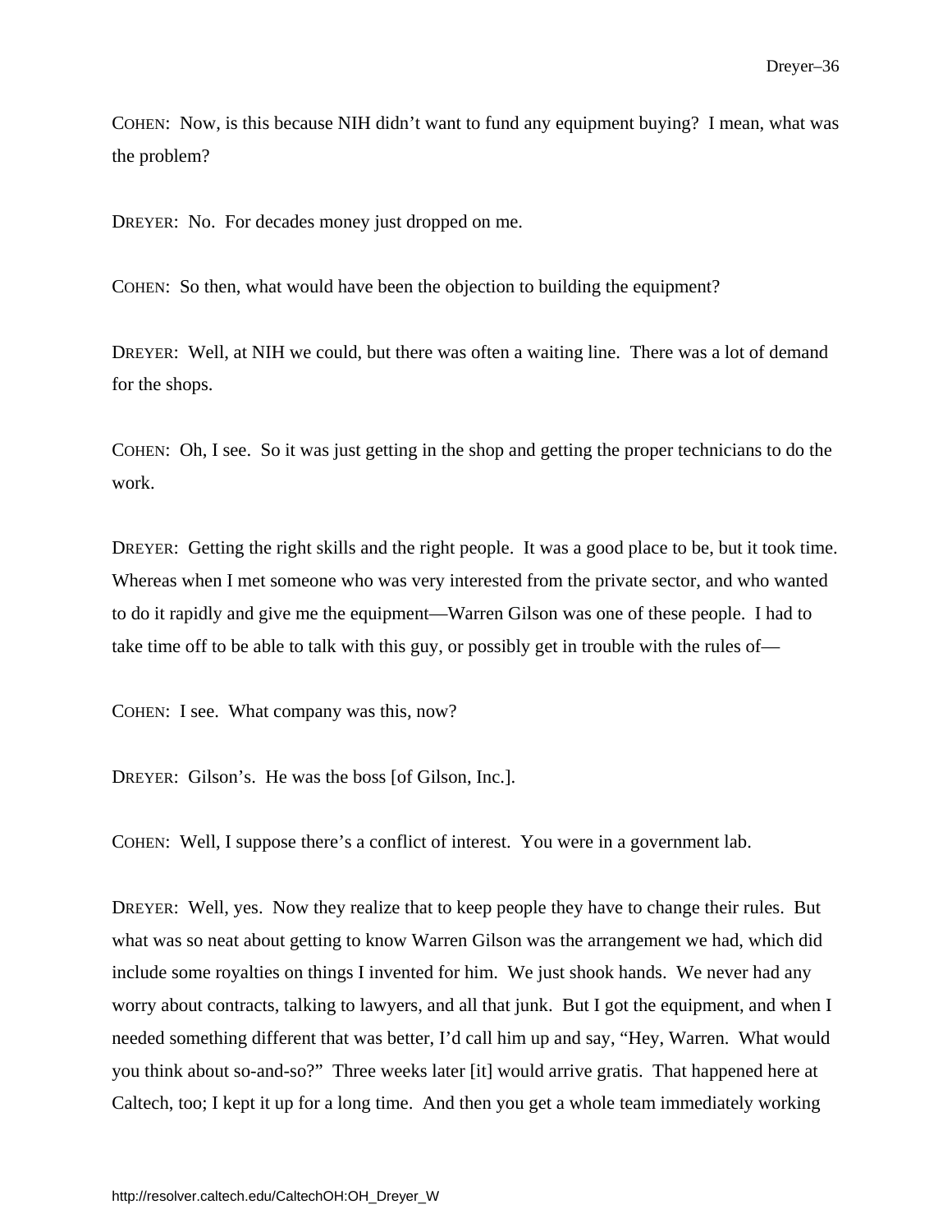COHEN: Now, is this because NIH didn't want to fund any equipment buying? I mean, what was the problem?

DREYER: No. For decades money just dropped on me.

COHEN: So then, what would have been the objection to building the equipment?

DREYER: Well, at NIH we could, but there was often a waiting line. There was a lot of demand for the shops.

COHEN: Oh, I see. So it was just getting in the shop and getting the proper technicians to do the work.

DREYER: Getting the right skills and the right people. It was a good place to be, but it took time. Whereas when I met someone who was very interested from the private sector, and who wanted to do it rapidly and give me the equipment—Warren Gilson was one of these people. I had to take time off to be able to talk with this guy, or possibly get in trouble with the rules of—

COHEN: I see. What company was this, now?

DREYER: Gilson's. He was the boss [of Gilson, Inc.].

COHEN: Well, I suppose there's a conflict of interest. You were in a government lab.

DREYER: Well, yes. Now they realize that to keep people they have to change their rules. But what was so neat about getting to know Warren Gilson was the arrangement we had, which did include some royalties on things I invented for him. We just shook hands. We never had any worry about contracts, talking to lawyers, and all that junk. But I got the equipment, and when I needed something different that was better, I'd call him up and say, "Hey, Warren. What would you think about so-and-so?" Three weeks later [it] would arrive gratis. That happened here at Caltech, too; I kept it up for a long time. And then you get a whole team immediately working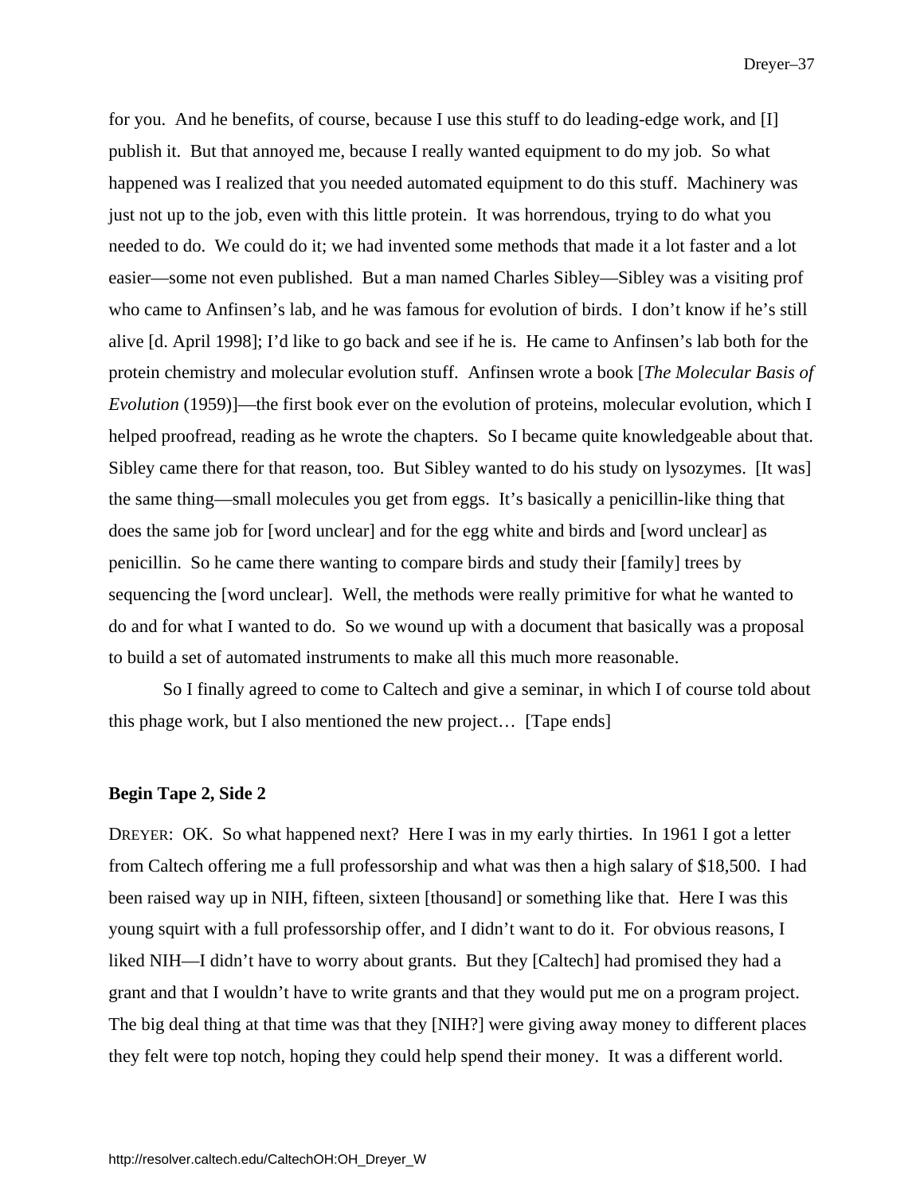for you. And he benefits, of course, because I use this stuff to do leading-edge work, and [I] publish it. But that annoyed me, because I really wanted equipment to do my job. So what happened was I realized that you needed automated equipment to do this stuff. Machinery was just not up to the job, even with this little protein. It was horrendous, trying to do what you needed to do. We could do it; we had invented some methods that made it a lot faster and a lot easier—some not even published. But a man named Charles Sibley—Sibley was a visiting prof who came to Anfinsen's lab, and he was famous for evolution of birds. I don't know if he's still alive [d. April 1998]; I'd like to go back and see if he is. He came to Anfinsen's lab both for the protein chemistry and molecular evolution stuff. Anfinsen wrote a book [*The Molecular Basis of Evolution* (1959)]—the first book ever on the evolution of proteins, molecular evolution, which I helped proofread, reading as he wrote the chapters. So I became quite knowledgeable about that. Sibley came there for that reason, too. But Sibley wanted to do his study on lysozymes. [It was] the same thing—small molecules you get from eggs. It's basically a penicillin-like thing that does the same job for [word unclear] and for the egg white and birds and [word unclear] as penicillin. So he came there wanting to compare birds and study their [family] trees by sequencing the [word unclear]. Well, the methods were really primitive for what he wanted to do and for what I wanted to do. So we wound up with a document that basically was a proposal to build a set of automated instruments to make all this much more reasonable.

So I finally agreed to come to Caltech and give a seminar, in which I of course told about this phage work, but I also mentioned the new project… [Tape ends]

**Begin Tape 2, Side 2**

DREYER: OK. So what happened next? Here I was in my early thirties. In 1961 I got a letter from Caltech offering me a full professorship and what was then a high salary of $18,500. I had been raised way up in NIH, fifteen, sixteen [thousand] or something like that. Here I was this young squirt with a full professorship offer, and I didn't want to do it. For obvious reasons, I liked NIH—I didn't have to worry about grants. But they [Caltech] had promised they had a grant and that I wouldn't have to write grants and that they would put me on a program project. The big deal thing at that time was that they [NIH?] were giving away money to different places they felt were top notch, hoping they could help spend their money. It was a different world.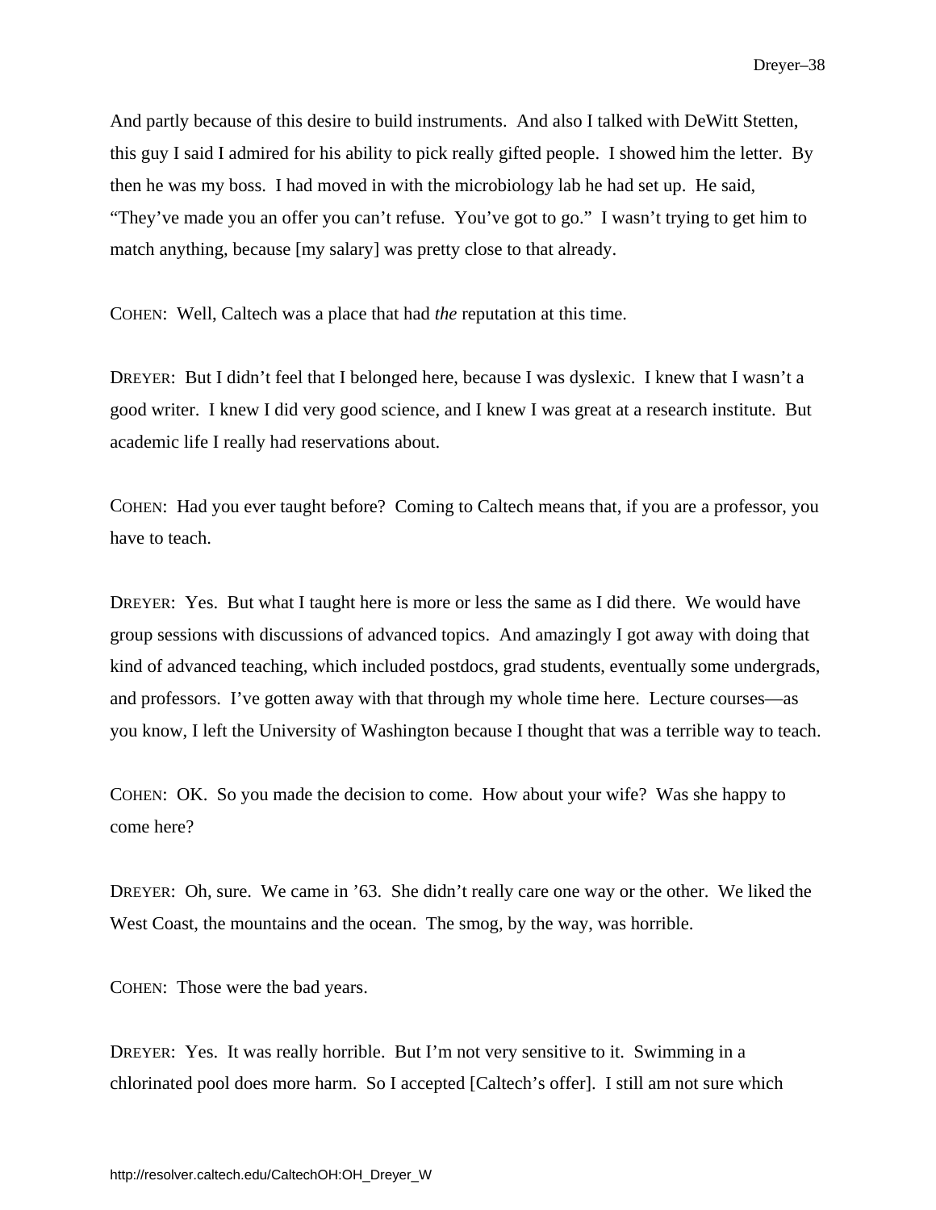And partly because of this desire to build instruments. And also I talked with DeWitt Stetten, this guy I said I admired for his ability to pick really gifted people. I showed him the letter. By then he was my boss. I had moved in with the microbiology lab he had set up. He said, "They've made you an offer you can't refuse. You've got to go." I wasn't trying to get him to match anything, because [my salary] was pretty close to that already.

COHEN: Well, Caltech was a place that had *the* reputation at this time.

DREYER: But I didn't feel that I belonged here, because I was dyslexic. I knew that I wasn't a good writer. I knew I did very good science, and I knew I was great at a research institute. But academic life I really had reservations about.

COHEN: Had you ever taught before? Coming to Caltech means that, if you are a professor, you have to teach.

DREYER: Yes. But what I taught here is more or less the same as I did there. We would have group sessions with discussions of advanced topics. And amazingly I got away with doing that kind of advanced teaching, which included postdocs, grad students, eventually some undergrads, and professors. I've gotten away with that through my whole time here. Lecture courses—as you know, I left the University of Washington because I thought that was a terrible way to teach.

COHEN: OK. So you made the decision to come. How about your wife? Was she happy to come here?

DREYER: Oh, sure. We came in '63. She didn't really care one way or the other. We liked the West Coast, the mountains and the ocean. The smog, by the way, was horrible.

COHEN: Those were the bad years.

DREYER: Yes. It was really horrible. But I'm not very sensitive to it. Swimming in a chlorinated pool does more harm. So I accepted [Caltech's offer]. I still am not sure which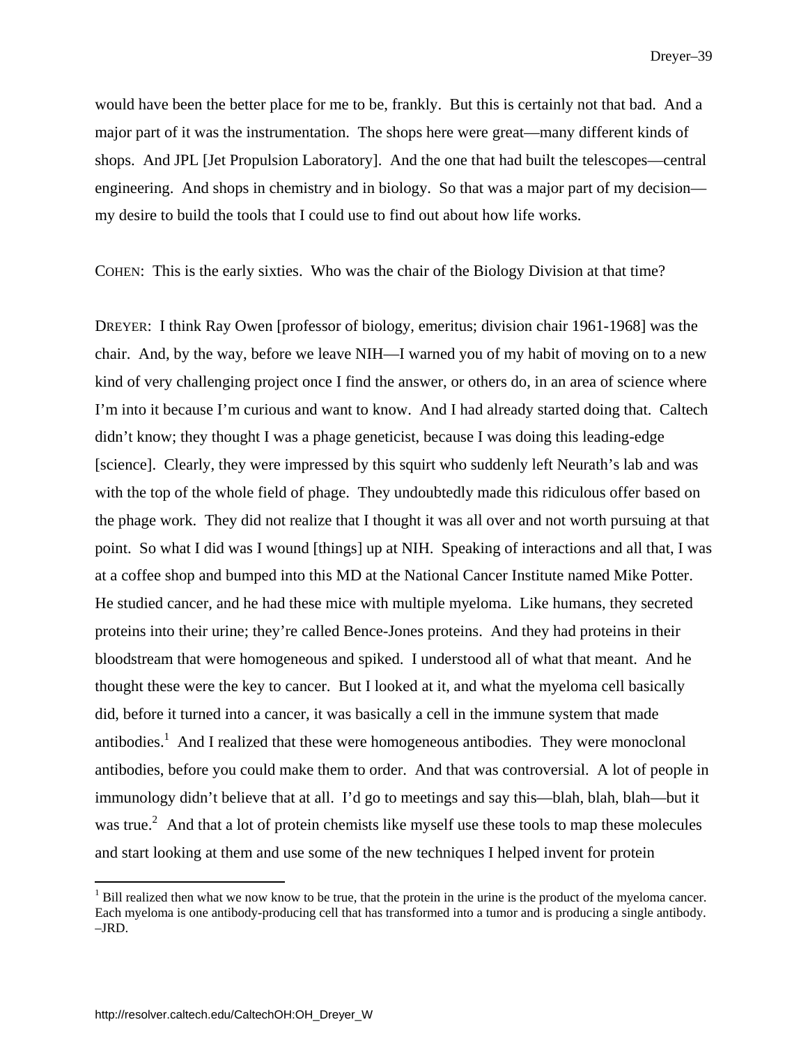would have been the better place for me to be, frankly. But this is certainly not that bad. And a major part of it was the instrumentation. The shops here were great—many different kinds of shops. And JPL [Jet Propulsion Laboratory]. And the one that had built the telescopes—central engineering. And shops in chemistry and in biology. So that was a major part of my decision—my desire to build the tools that I could use to find out about how life works.

COHEN: This is the early sixties. Who was the chair of the Biology Division at that time?

DREYER: I think Ray Owen [professor of biology, emeritus; division chair 1961-1968] was the chair. And, by the way, before we leave NIH—I warned you of my habit of moving on to a new kind of very challenging project once I find the answer, or others do, in an area of science where I'm into it because I'm curious and want to know. And I had already started doing that. Caltech didn't know; they thought I was a phage geneticist, because I was doing this leading-edge [science]. Clearly, they were impressed by this squirt who suddenly left Neurath's lab and was with the top of the whole field of phage. They undoubtedly made this ridiculous offer based on the phage work. They did not realize that I thought it was all over and not worth pursuing at that point. So what I did was I wound [things] up at NIH. Speaking of interactions and all that, I was at a coffee shop and bumped into this MD at the National Cancer Institute named Mike Potter. He studied cancer, and he had these mice with multiple myeloma. Like humans, they secreted proteins into their urine; they're called Bence-Jones proteins. And they had proteins in their bloodstream that were homogeneous and spiked. I understood all of what that meant. And he thought these were the key to cancer. But I looked at it, and what the myeloma cell basically did, before it turned into a cancer, it was basically a cell in the immune system that made antibodies.[1] And I realized that these were homogeneous antibodies. They were monoclonal antibodies, before you could make them to order. And that was controversial. A lot of people in immunology didn't believe that at all. I'd go to meetings and say this—blah, blah, blah—but it was true.[2] And that a lot of protein chemists like myself use these tools to map these molecules and start looking at them and use some of the new techniques I helped invent for protein

[1] Bill realized then what we now know to be true, that the protein in the urine is the product of the myeloma cancer. Each myeloma is one antibody-producing cell that has transformed into a tumor and is producing a single antibody. –JRD.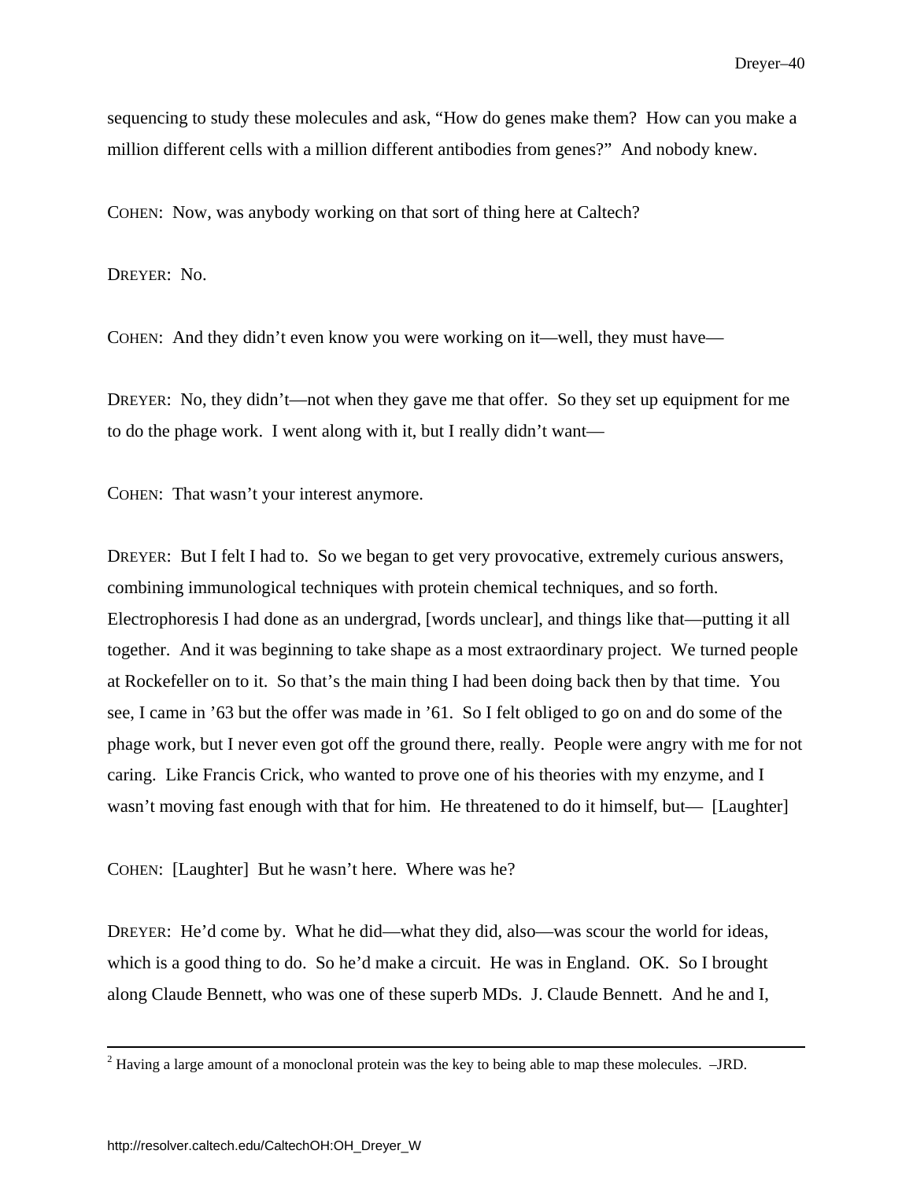sequencing to study these molecules and ask, "How do genes make them? How can you make a million different cells with a million different antibodies from genes?" And nobody knew.

COHEN: Now, was anybody working on that sort of thing here at Caltech?

DREYER: No.

COHEN: And they didn't even know you were working on it—well, they must have—

DREYER: No, they didn't—not when they gave me that offer. So they set up equipment for me to do the phage work. I went along with it, but I really didn't want—

COHEN: That wasn't your interest anymore.

DREYER: But I felt I had to. So we began to get very provocative, extremely curious answers, combining immunological techniques with protein chemical techniques, and so forth. Electrophoresis I had done as an undergrad, [words unclear], and things like that—putting it all together. And it was beginning to take shape as a most extraordinary project. We turned people at Rockefeller on to it. So that's the main thing I had been doing back then by that time. You see, I came in '63 but the offer was made in '61. So I felt obliged to go on and do some of the phage work, but I never even got off the ground there, really. People were angry with me for not caring. Like Francis Crick, who wanted to prove one of his theories with my enzyme, and I wasn't moving fast enough with that for him. He threatened to do it himself, but— [Laughter]

COHEN: [Laughter] But he wasn't here. Where was he?

DREYER: He'd come by. What he did—what they did, also—was scour the world for ideas, which is a good thing to do. So he'd make a circuit. He was in England. OK. So I brought along Claude Bennett, who was one of these superb MDs. J. Claude Bennett. And he and I,

---

[2] Having a large amount of a monoclonal protein was the key to being able to map these molecules. –JRD.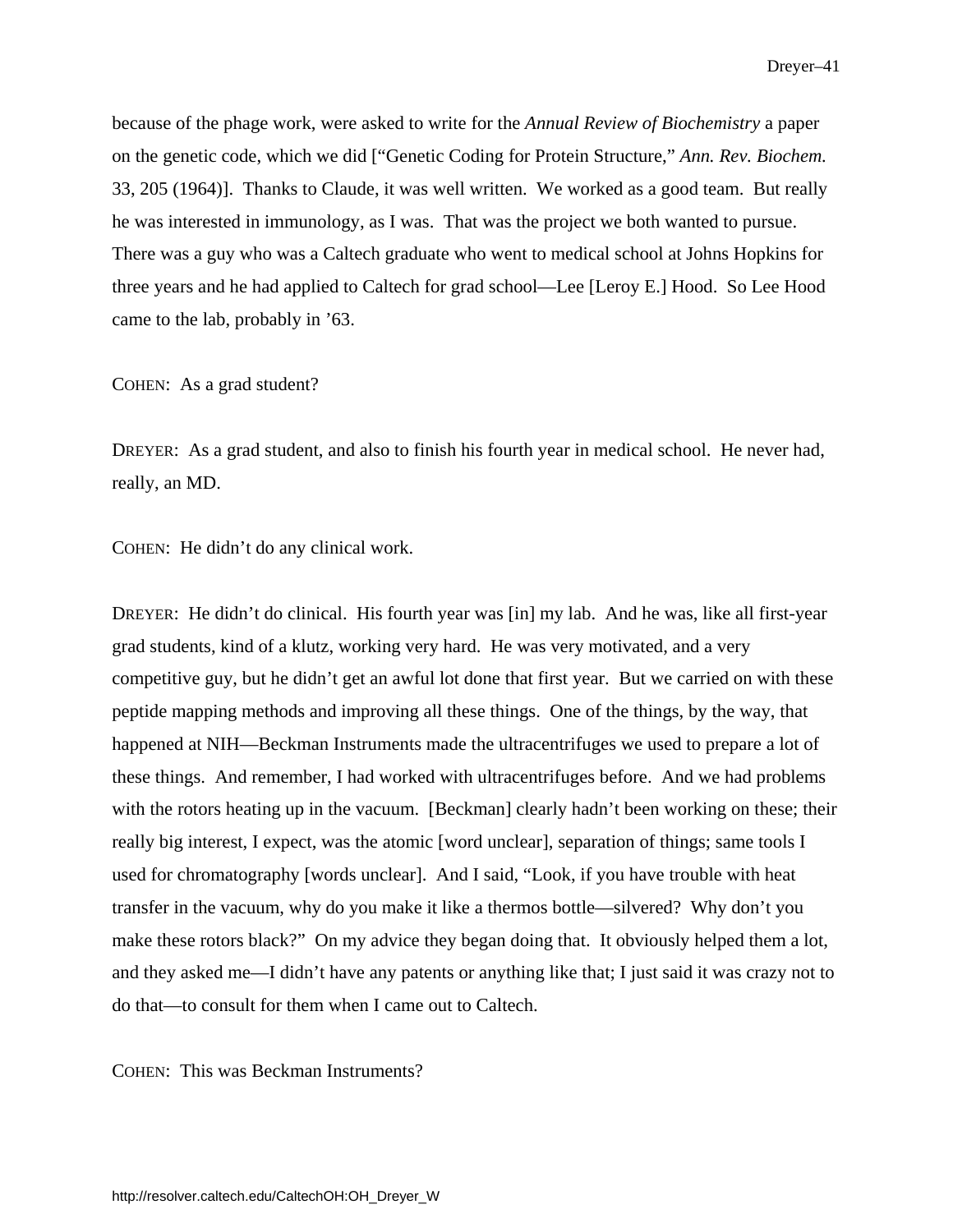because of the phage work, were asked to write for the *Annual Review of Biochemistry* a paper on the genetic code, which we did ["Genetic Coding for Protein Structure," *Ann. Rev. Biochem.* 33, 205 (1964)]. Thanks to Claude, it was well written. We worked as a good team. But really he was interested in immunology, as I was. That was the project we both wanted to pursue. There was a guy who was a Caltech graduate who went to medical school at Johns Hopkins for three years and he had applied to Caltech for grad school—Lee [Leroy E.] Hood. So Lee Hood came to the lab, probably in '63.

COHEN: As a grad student?

DREYER: As a grad student, and also to finish his fourth year in medical school. He never had, really, an MD.

COHEN: He didn't do any clinical work.

DREYER: He didn't do clinical. His fourth year was [in] my lab. And he was, like all first-year grad students, kind of a klutz, working very hard. He was very motivated, and a very competitive guy, but he didn't get an awful lot done that first year. But we carried on with these peptide mapping methods and improving all these things. One of the things, by the way, that happened at NIH—Beckman Instruments made the ultracentrifuges we used to prepare a lot of these things. And remember, I had worked with ultracentrifuges before. And we had problems with the rotors heating up in the vacuum. [Beckman] clearly hadn't been working on these; their really big interest, I expect, was the atomic [word unclear], separation of things; same tools I used for chromatography [words unclear]. And I said, "Look, if you have trouble with heat transfer in the vacuum, why do you make it like a thermos bottle—silvered? Why don't you make these rotors black?" On my advice they began doing that. It obviously helped them a lot, and they asked me—I didn't have any patents or anything like that; I just said it was crazy not to do that—to consult for them when I came out to Caltech.

COHEN: This was Beckman Instruments?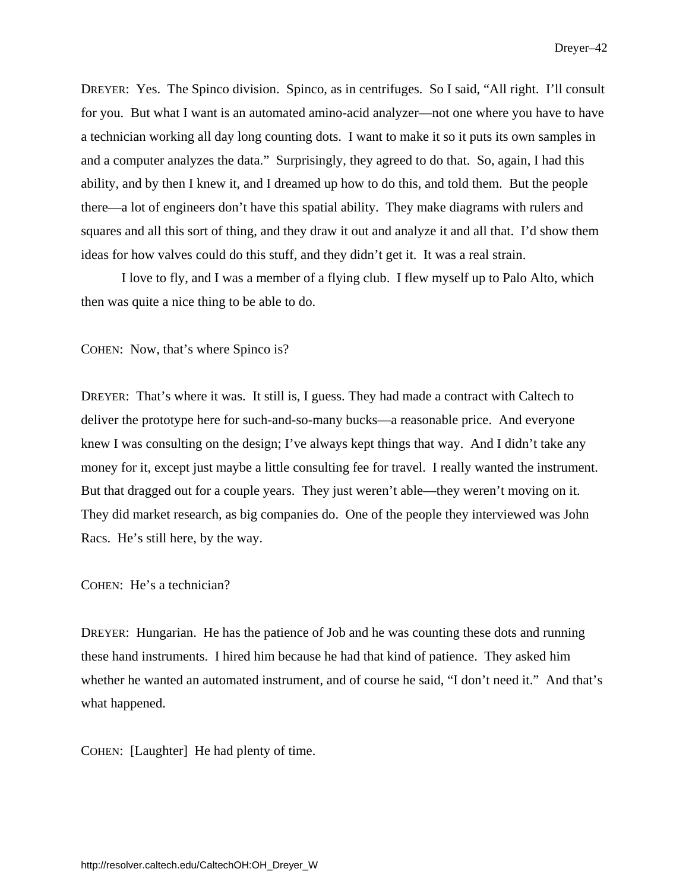DREYER: Yes. The Spinco division. Spinco, as in centrifuges. So I said, "All right. I'll consult for you. But what I want is an automated amino-acid analyzer—not one where you have to have a technician working all day long counting dots. I want to make it so it puts its own samples in and a computer analyzes the data." Surprisingly, they agreed to do that. So, again, I had this ability, and by then I knew it, and I dreamed up how to do this, and told them. But the people there—a lot of engineers don't have this spatial ability. They make diagrams with rulers and squares and all this sort of thing, and they draw it out and analyze it and all that. I'd show them ideas for how valves could do this stuff, and they didn't get it. It was a real strain.

I love to fly, and I was a member of a flying club. I flew myself up to Palo Alto, which then was quite a nice thing to be able to do.

COHEN: Now, that's where Spinco is?

DREYER: That's where it was. It still is, I guess. They had made a contract with Caltech to deliver the prototype here for such-and-so-many bucks—a reasonable price. And everyone knew I was consulting on the design; I've always kept things that way. And I didn't take any money for it, except just maybe a little consulting fee for travel. I really wanted the instrument. But that dragged out for a couple years. They just weren't able—they weren't moving on it. They did market research, as big companies do. One of the people they interviewed was John Racs. He's still here, by the way.

COHEN: He's a technician?

DREYER: Hungarian. He has the patience of Job and he was counting these dots and running these hand instruments. I hired him because he had that kind of patience. They asked him whether he wanted an automated instrument, and of course he said, "I don't need it." And that's what happened.

COHEN: [Laughter] He had plenty of time.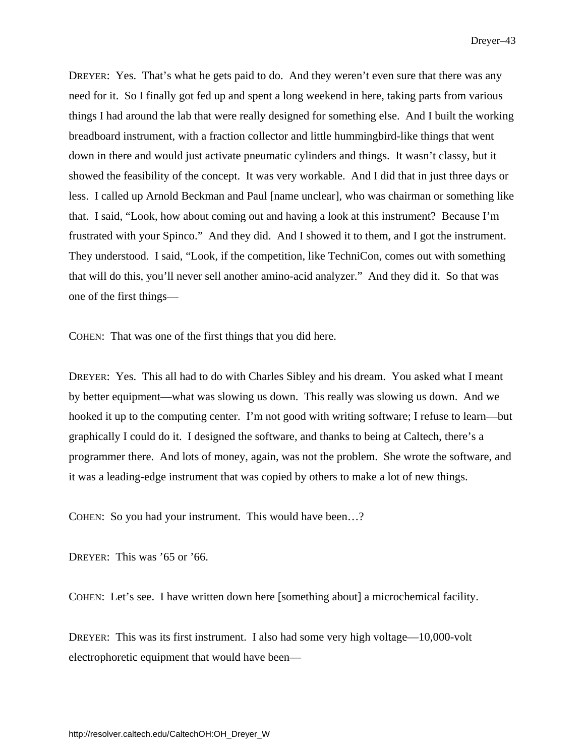DREYER: Yes. That's what he gets paid to do. And they weren't even sure that there was any need for it. So I finally got fed up and spent a long weekend in here, taking parts from various things I had around the lab that were really designed for something else. And I built the working breadboard instrument, with a fraction collector and little hummingbird-like things that went down in there and would just activate pneumatic cylinders and things. It wasn't classy, but it showed the feasibility of the concept. It was very workable. And I did that in just three days or less. I called up Arnold Beckman and Paul [name unclear], who was chairman or something like that. I said, "Look, how about coming out and having a look at this instrument? Because I'm frustrated with your Spinco." And they did. And I showed it to them, and I got the instrument. They understood. I said, "Look, if the competition, like TechniCon, comes out with something that will do this, you'll never sell another amino-acid analyzer." And they did it. So that was one of the first things—

COHEN: That was one of the first things that you did here.

DREYER: Yes. This all had to do with Charles Sibley and his dream. You asked what I meant by better equipment—what was slowing us down. This really was slowing us down. And we hooked it up to the computing center. I'm not good with writing software; I refuse to learn—but graphically I could do it. I designed the software, and thanks to being at Caltech, there's a programmer there. And lots of money, again, was not the problem. She wrote the software, and it was a leading-edge instrument that was copied by others to make a lot of new things.

COHEN: So you had your instrument. This would have been…?

DREYER: This was '65 or '66.

COHEN: Let's see. I have written down here [something about] a microchemical facility.

DREYER: This was its first instrument. I also had some very high voltage—10,000-volt electrophoretic equipment that would have been—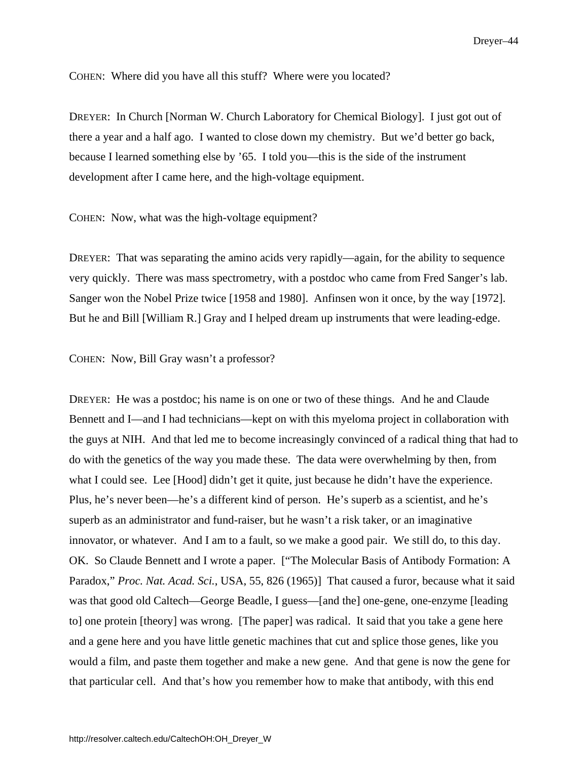COHEN: Where did you have all this stuff? Where were you located?

DREYER: In Church [Norman W. Church Laboratory for Chemical Biology]. I just got out of there a year and a half ago. I wanted to close down my chemistry. But we'd better go back, because I learned something else by '65. I told you—this is the side of the instrument development after I came here, and the high-voltage equipment.

COHEN: Now, what was the high-voltage equipment?

DREYER: That was separating the amino acids very rapidly—again, for the ability to sequence very quickly. There was mass spectrometry, with a postdoc who came from Fred Sanger's lab. Sanger won the Nobel Prize twice [1958 and 1980]. Anfinsen won it once, by the way [1972]. But he and Bill [William R.] Gray and I helped dream up instruments that were leading-edge.

COHEN: Now, Bill Gray wasn't a professor?

DREYER: He was a postdoc; his name is on one or two of these things. And he and Claude Bennett and I—and I had technicians—kept on with this myeloma project in collaboration with the guys at NIH. And that led me to become increasingly convinced of a radical thing that had to do with the genetics of the way you made these. The data were overwhelming by then, from what I could see. Lee [Hood] didn't get it quite, just because he didn't have the experience. Plus, he's never been—he's a different kind of person. He's superb as a scientist, and he's superb as an administrator and fund-raiser, but he wasn't a risk taker, or an imaginative innovator, or whatever. And I am to a fault, so we make a good pair. We still do, to this day. OK. So Claude Bennett and I wrote a paper. ["The Molecular Basis of Antibody Formation: A Paradox," *Proc. Nat. Acad. Sci.*, USA, 55, 826 (1965)] That caused a furor, because what it said was that good old Caltech—George Beadle, I guess—[and the] one-gene, one-enzyme [leading to] one protein [theory] was wrong. [The paper] was radical. It said that you take a gene here and a gene here and you have little genetic machines that cut and splice those genes, like you would a film, and paste them together and make a new gene. And that gene is now the gene for that particular cell. And that's how you remember how to make that antibody, with this end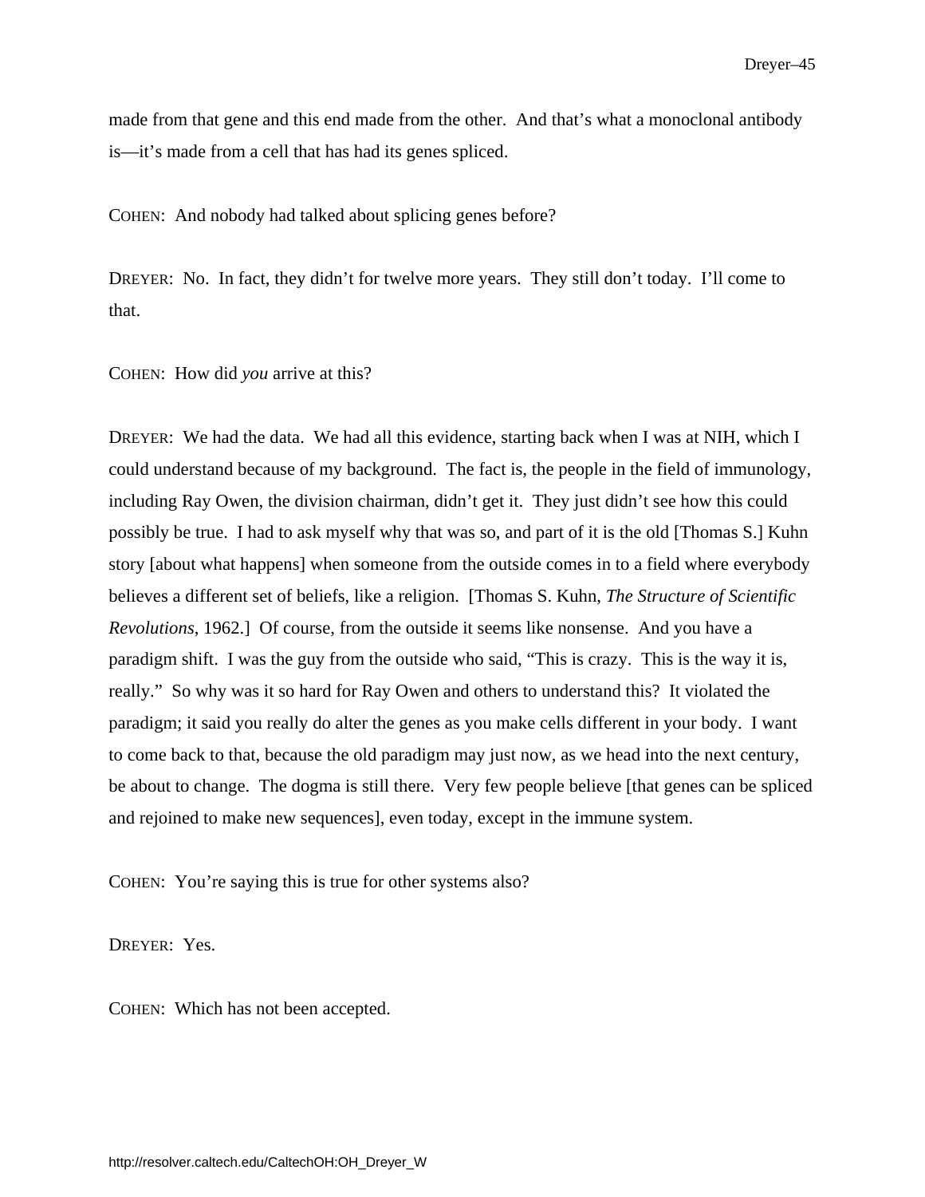made from that gene and this end made from the other. And that's what a monoclonal antibody is—it's made from a cell that has had its genes spliced.

COHEN: And nobody had talked about splicing genes before?

DREYER: No. In fact, they didn't for twelve more years. They still don't today. I'll come to that.

COHEN: How did *you* arrive at this?

DREYER: We had the data. We had all this evidence, starting back when I was at NIH, which I could understand because of my background. The fact is, the people in the field of immunology, including Ray Owen, the division chairman, didn't get it. They just didn't see how this could possibly be true. I had to ask myself why that was so, and part of it is the old [Thomas S.] Kuhn story [about what happens] when someone from the outside comes in to a field where everybody believes a different set of beliefs, like a religion. [Thomas S. Kuhn, *The Structure of Scientific Revolutions*, 1962.] Of course, from the outside it seems like nonsense. And you have a paradigm shift. I was the guy from the outside who said, "This is crazy. This is the way it is, really." So why was it so hard for Ray Owen and others to understand this? It violated the paradigm; it said you really do alter the genes as you make cells different in your body. I want to come back to that, because the old paradigm may just now, as we head into the next century, be about to change. The dogma is still there. Very few people believe [that genes can be spliced and rejoined to make new sequences], even today, except in the immune system.

COHEN: You're saying this is true for other systems also?

DREYER: Yes.

COHEN: Which has not been accepted.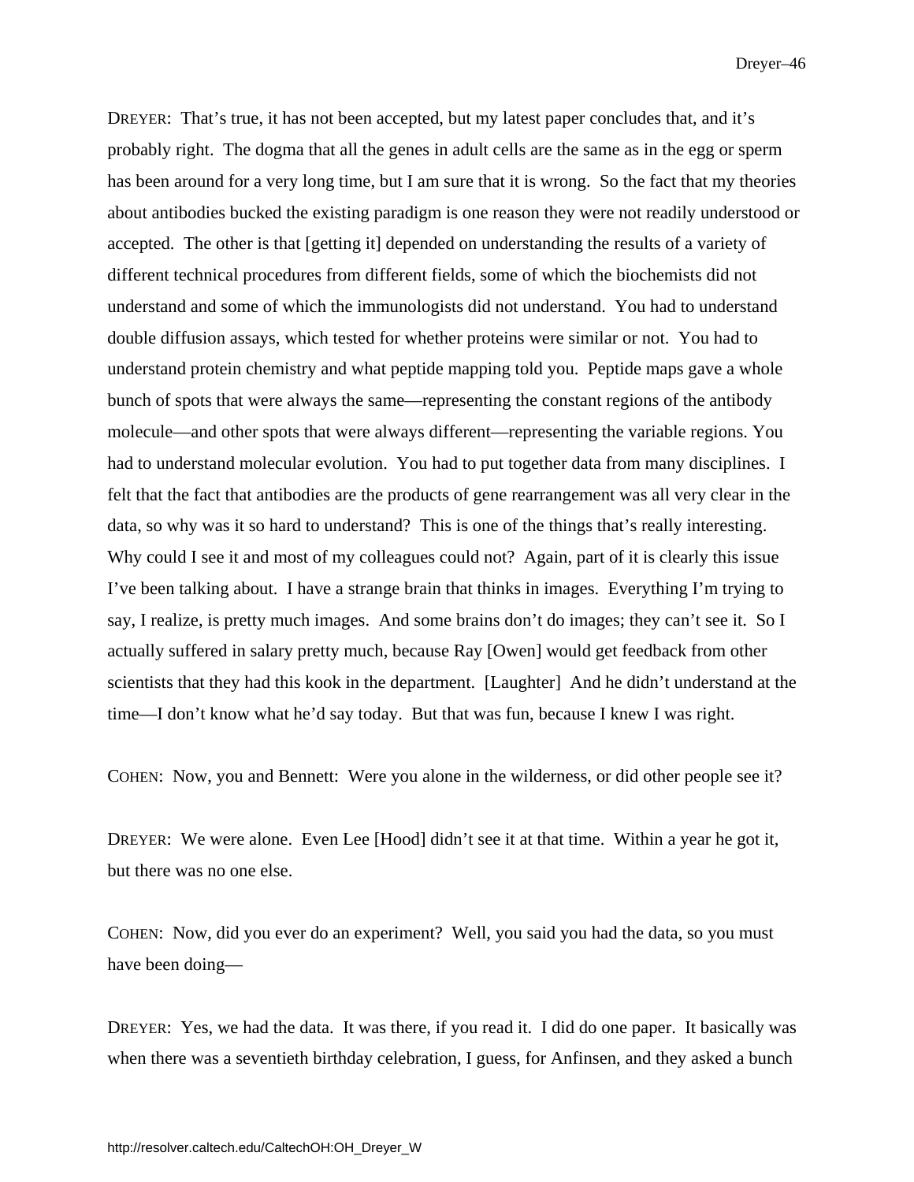DREYER: That's true, it has not been accepted, but my latest paper concludes that, and it's probably right. The dogma that all the genes in adult cells are the same as in the egg or sperm has been around for a very long time, but I am sure that it is wrong. So the fact that my theories about antibodies bucked the existing paradigm is one reason they were not readily understood or accepted. The other is that [getting it] depended on understanding the results of a variety of different technical procedures from different fields, some of which the biochemists did not understand and some of which the immunologists did not understand. You had to understand double diffusion assays, which tested for whether proteins were similar or not. You had to understand protein chemistry and what peptide mapping told you. Peptide maps gave a whole bunch of spots that were always the same—representing the constant regions of the antibody molecule—and other spots that were always different—representing the variable regions. You had to understand molecular evolution. You had to put together data from many disciplines. I felt that the fact that antibodies are the products of gene rearrangement was all very clear in the data, so why was it so hard to understand? This is one of the things that's really interesting. Why could I see it and most of my colleagues could not? Again, part of it is clearly this issue I've been talking about. I have a strange brain that thinks in images. Everything I'm trying to say, I realize, is pretty much images. And some brains don't do images; they can't see it. So I actually suffered in salary pretty much, because Ray [Owen] would get feedback from other scientists that they had this kook in the department. [Laughter] And he didn't understand at the time—I don't know what he'd say today. But that was fun, because I knew I was right.

COHEN: Now, you and Bennett: Were you alone in the wilderness, or did other people see it?

DREYER: We were alone. Even Lee [Hood] didn't see it at that time. Within a year he got it, but there was no one else.

COHEN: Now, did you ever do an experiment? Well, you said you had the data, so you must have been doing—

DREYER: Yes, we had the data. It was there, if you read it. I did do one paper. It basically was when there was a seventieth birthday celebration, I guess, for Anfinsen, and they asked a bunch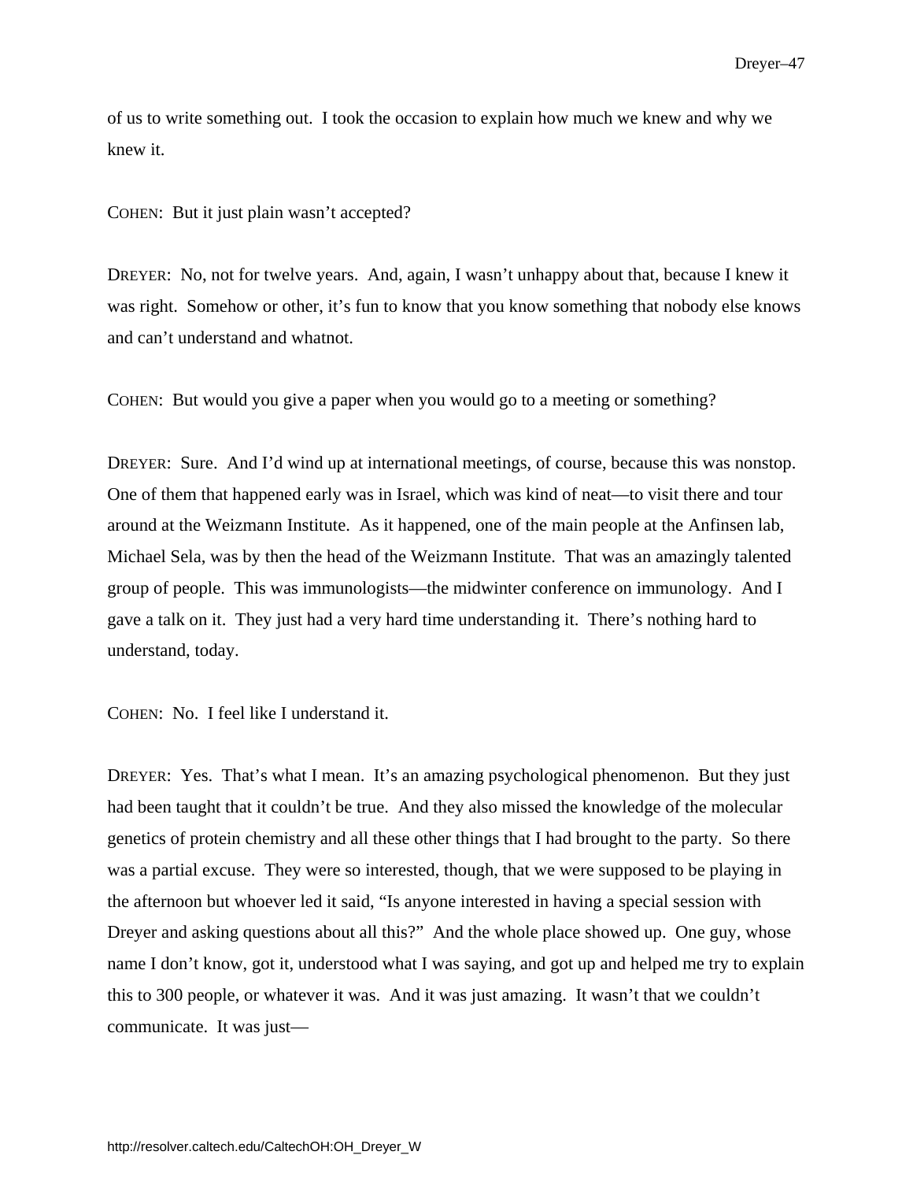of us to write something out. I took the occasion to explain how much we knew and why we knew it.

COHEN: But it just plain wasn't accepted?

DREYER: No, not for twelve years. And, again, I wasn't unhappy about that, because I knew it was right. Somehow or other, it's fun to know that you know something that nobody else knows and can't understand and whatnot.

COHEN: But would you give a paper when you would go to a meeting or something?

DREYER: Sure. And I'd wind up at international meetings, of course, because this was nonstop. One of them that happened early was in Israel, which was kind of neat—to visit there and tour around at the Weizmann Institute. As it happened, one of the main people at the Anfinsen lab, Michael Sela, was by then the head of the Weizmann Institute. That was an amazingly talented group of people. This was immunologists—the midwinter conference on immunology. And I gave a talk on it. They just had a very hard time understanding it. There's nothing hard to understand, today.

COHEN: No. I feel like I understand it.

DREYER: Yes. That's what I mean. It's an amazing psychological phenomenon. But they just had been taught that it couldn't be true. And they also missed the knowledge of the molecular genetics of protein chemistry and all these other things that I had brought to the party. So there was a partial excuse. They were so interested, though, that we were supposed to be playing in the afternoon but whoever led it said, "Is anyone interested in having a special session with Dreyer and asking questions about all this?" And the whole place showed up. One guy, whose name I don't know, got it, understood what I was saying, and got up and helped me try to explain this to 300 people, or whatever it was. And it was just amazing. It wasn't that we couldn't communicate. It was just—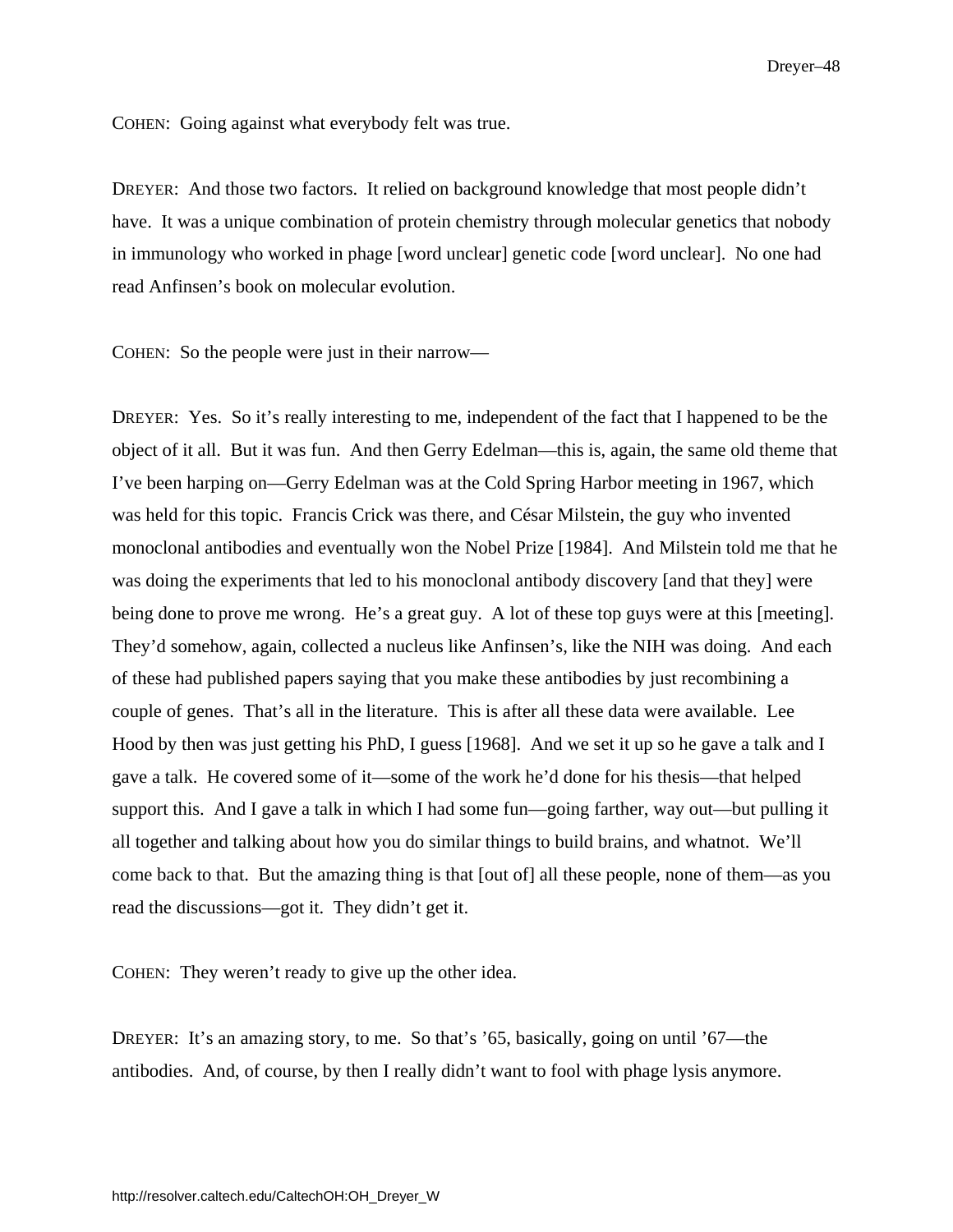COHEN: Going against what everybody felt was true.

DREYER: And those two factors. It relied on background knowledge that most people didn't have. It was a unique combination of protein chemistry through molecular genetics that nobody in immunology who worked in phage [word unclear] genetic code [word unclear]. No one had read Anfinsen's book on molecular evolution.

COHEN: So the people were just in their narrow—

DREYER: Yes. So it's really interesting to me, independent of the fact that I happened to be the object of it all. But it was fun. And then Gerry Edelman—this is, again, the same old theme that I've been harping on—Gerry Edelman was at the Cold Spring Harbor meeting in 1967, which was held for this topic. Francis Crick was there, and César Milstein, the guy who invented monoclonal antibodies and eventually won the Nobel Prize [1984]. And Milstein told me that he was doing the experiments that led to his monoclonal antibody discovery [and that they] were being done to prove me wrong. He's a great guy. A lot of these top guys were at this [meeting]. They'd somehow, again, collected a nucleus like Anfinsen's, like the NIH was doing. And each of these had published papers saying that you make these antibodies by just recombining a couple of genes. That's all in the literature. This is after all these data were available. Lee Hood by then was just getting his PhD, I guess [1968]. And we set it up so he gave a talk and I gave a talk. He covered some of it—some of the work he'd done for his thesis—that helped support this. And I gave a talk in which I had some fun—going farther, way out—but pulling it all together and talking about how you do similar things to build brains, and whatnot. We'll come back to that. But the amazing thing is that [out of] all these people, none of them—as you read the discussions—got it. They didn't get it.

COHEN: They weren't ready to give up the other idea.

DREYER: It's an amazing story, to me. So that's '65, basically, going on until '67—the antibodies. And, of course, by then I really didn't want to fool with phage lysis anymore.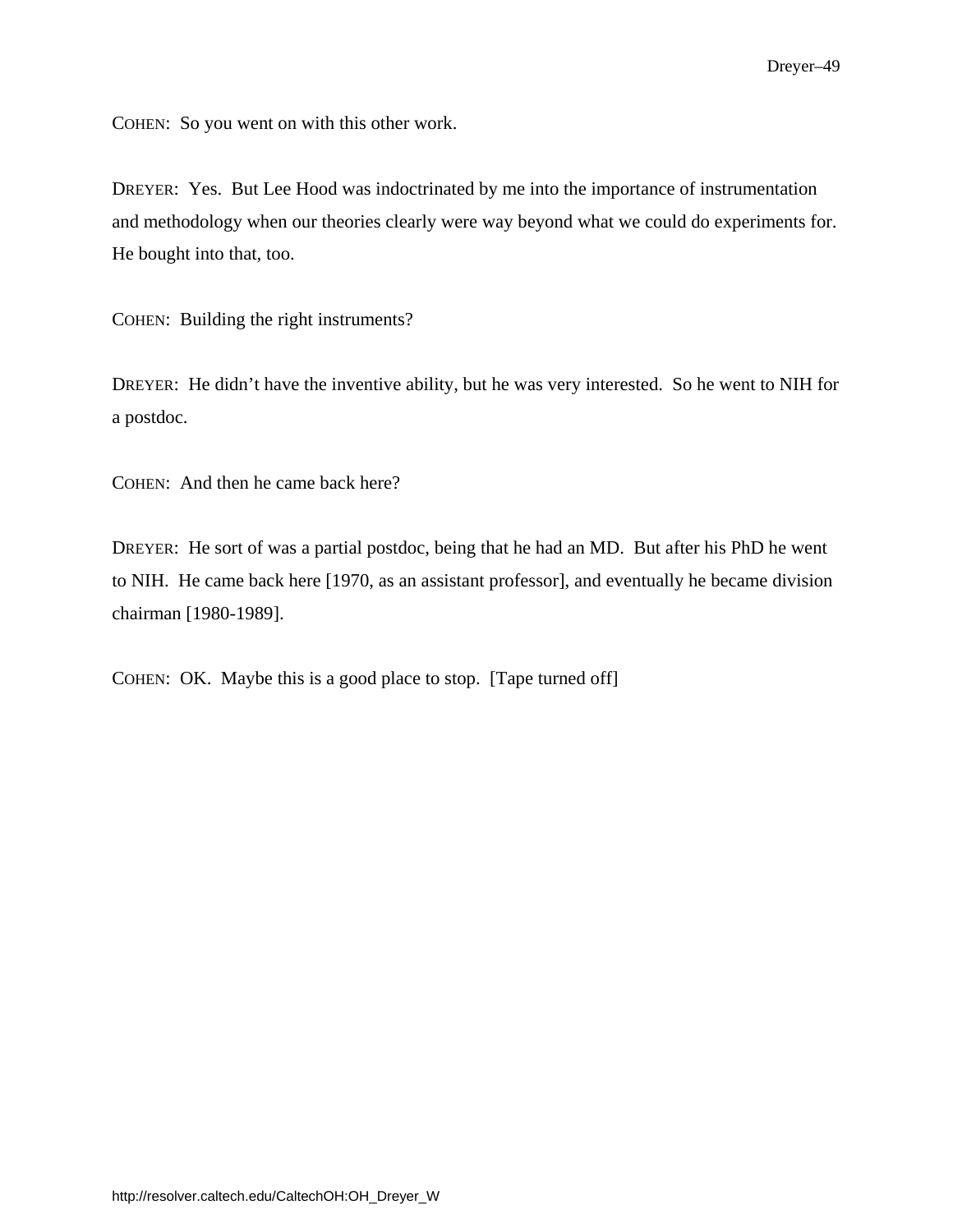COHEN: So you went on with this other work.

DREYER: Yes. But Lee Hood was indoctrinated by me into the importance of instrumentation and methodology when our theories clearly were way beyond what we could do experiments for. He bought into that, too.

COHEN: Building the right instruments?

DREYER: He didn't have the inventive ability, but he was very interested. So he went to NIH for a postdoc.

COHEN: And then he came back here?

DREYER: He sort of was a partial postdoc, being that he had an MD. But after his PhD he went to NIH. He came back here [1970, as an assistant professor], and eventually he became division chairman [1980-1989].

COHEN: OK. Maybe this is a good place to stop. [Tape turned off]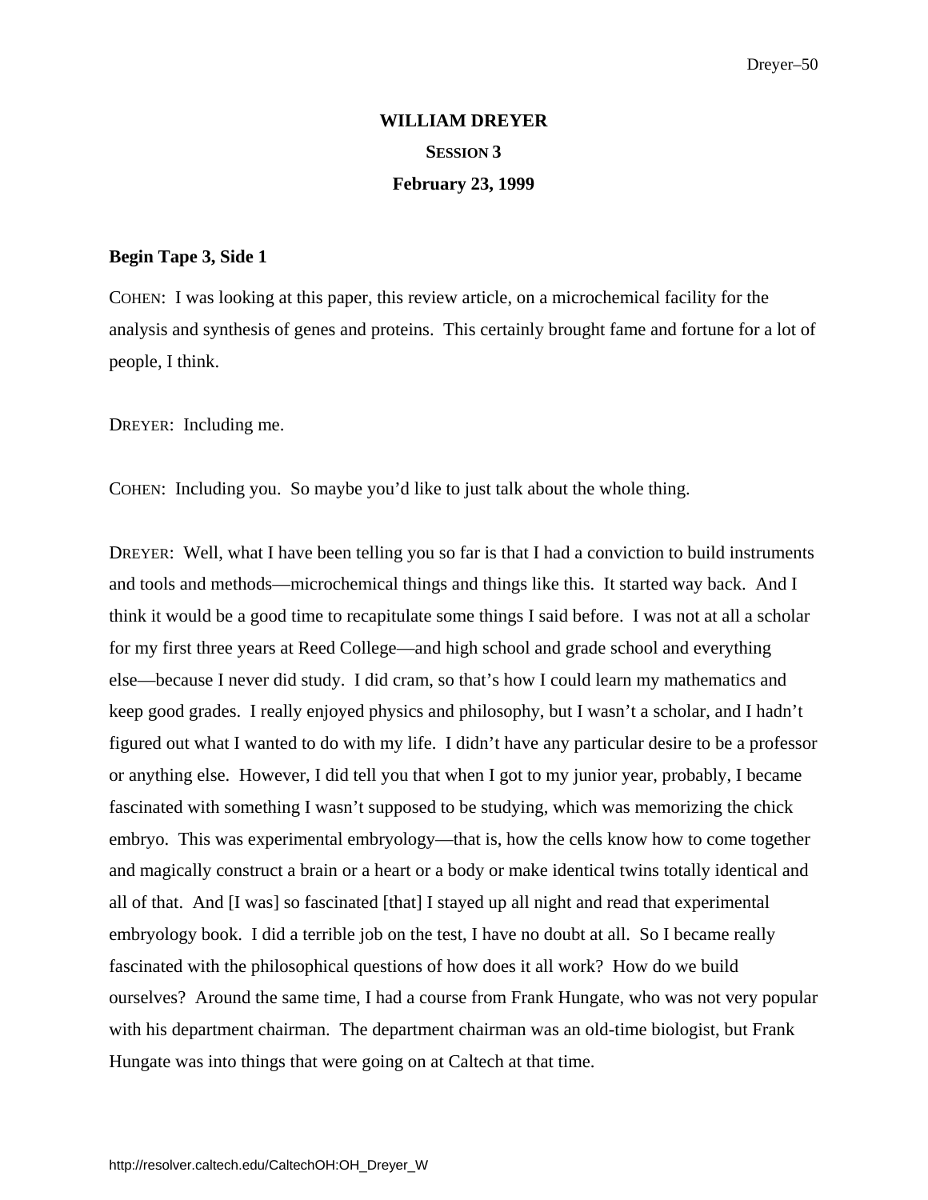**WILLIAM DREYER**

**SESSION 3**

**February 23, 1999**

**Begin Tape 3, Side 1**

COHEN: I was looking at this paper, this review article, on a microchemical facility for the analysis and synthesis of genes and proteins. This certainly brought fame and fortune for a lot of people, I think.

DREYER: Including me.

COHEN: Including you. So maybe you'd like to just talk about the whole thing.

DREYER: Well, what I have been telling you so far is that I had a conviction to build instruments and tools and methods—microchemical things and things like this. It started way back. And I think it would be a good time to recapitulate some things I said before. I was not at all a scholar for my first three years at Reed College—and high school and grade school and everything else—because I never did study. I did cram, so that's how I could learn my mathematics and keep good grades. I really enjoyed physics and philosophy, but I wasn't a scholar, and I hadn't figured out what I wanted to do with my life. I didn't have any particular desire to be a professor or anything else. However, I did tell you that when I got to my junior year, probably, I became fascinated with something I wasn't supposed to be studying, which was memorizing the chick embryo. This was experimental embryology—that is, how the cells know how to come together and magically construct a brain or a heart or a body or make identical twins totally identical and all of that. And [I was] so fascinated [that] I stayed up all night and read that experimental embryology book. I did a terrible job on the test, I have no doubt at all. So I became really fascinated with the philosophical questions of how does it all work? How do we build ourselves? Around the same time, I had a course from Frank Hungate, who was not very popular with his department chairman. The department chairman was an old-time biologist, but Frank Hungate was into things that were going on at Caltech at that time.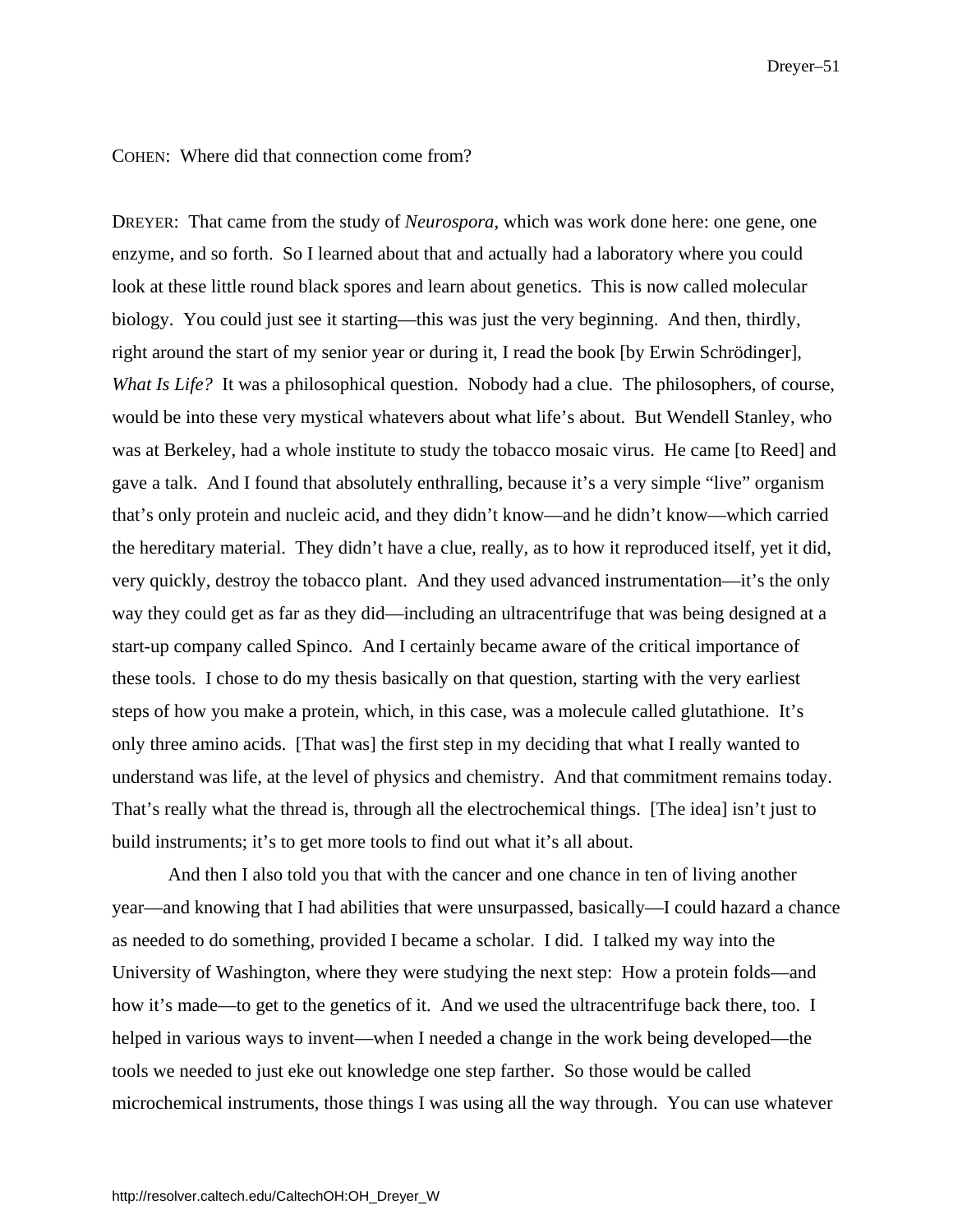COHEN: Where did that connection come from?

DREYER: That came from the study of *Neurospora*, which was work done here: one gene, one enzyme, and so forth. So I learned about that and actually had a laboratory where you could look at these little round black spores and learn about genetics. This is now called molecular biology. You could just see it starting—this was just the very beginning. And then, thirdly, right around the start of my senior year or during it, I read the book [by Erwin Schrödinger], *What Is Life?* It was a philosophical question. Nobody had a clue. The philosophers, of course, would be into these very mystical whatevers about what life's about. But Wendell Stanley, who was at Berkeley, had a whole institute to study the tobacco mosaic virus. He came [to Reed] and gave a talk. And I found that absolutely enthralling, because it's a very simple "live" organism that's only protein and nucleic acid, and they didn't know—and he didn't know—which carried the hereditary material. They didn't have a clue, really, as to how it reproduced itself, yet it did, very quickly, destroy the tobacco plant. And they used advanced instrumentation—it's the only way they could get as far as they did—including an ultracentrifuge that was being designed at a start-up company called Spinco. And I certainly became aware of the critical importance of these tools. I chose to do my thesis basically on that question, starting with the very earliest steps of how you make a protein, which, in this case, was a molecule called glutathione. It's only three amino acids. [That was] the first step in my deciding that what I really wanted to understand was life, at the level of physics and chemistry. And that commitment remains today. That's really what the thread is, through all the electrochemical things. [The idea] isn't just to build instruments; it's to get more tools to find out what it's all about.

And then I also told you that with the cancer and one chance in ten of living another year—and knowing that I had abilities that were unsurpassed, basically—I could hazard a chance as needed to do something, provided I became a scholar. I did. I talked my way into the University of Washington, where they were studying the next step: How a protein folds—and how it's made—to get to the genetics of it. And we used the ultracentrifuge back there, too. I helped in various ways to invent—when I needed a change in the work being developed—the tools we needed to just eke out knowledge one step farther. So those would be called microchemical instruments, those things I was using all the way through. You can use whatever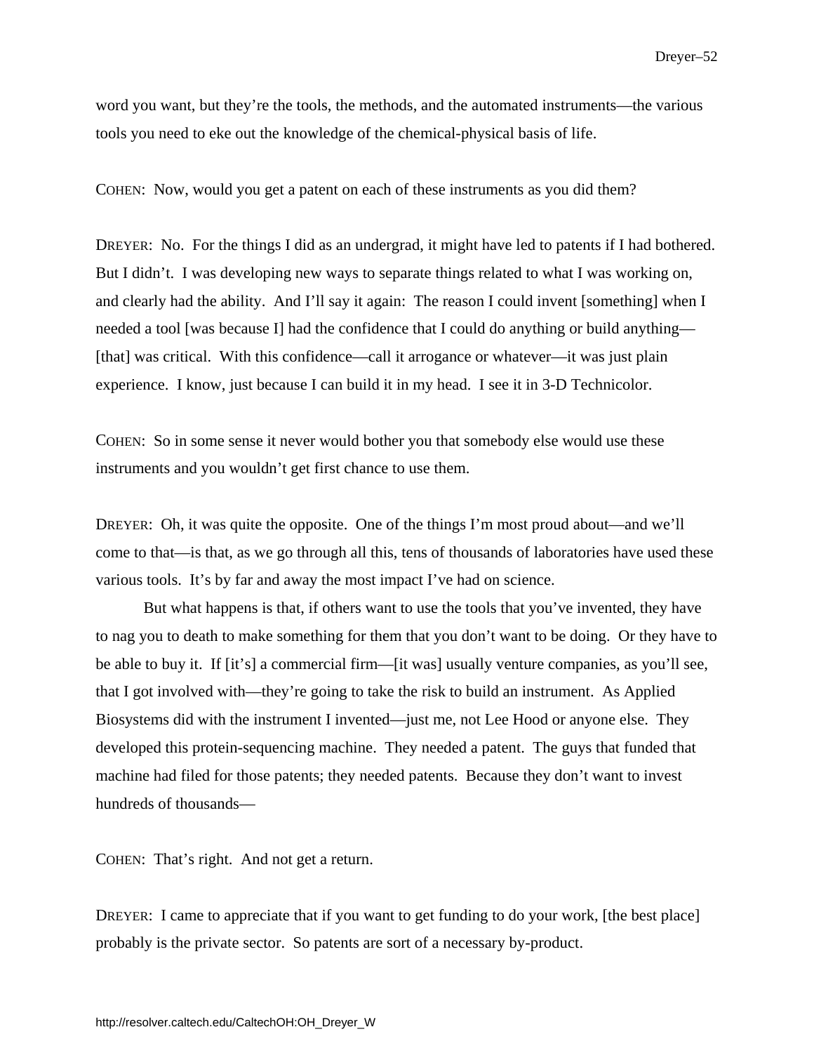word you want, but they're the tools, the methods, and the automated instruments—the various tools you need to eke out the knowledge of the chemical-physical basis of life.

COHEN: Now, would you get a patent on each of these instruments as you did them?

DREYER: No. For the things I did as an undergrad, it might have led to patents if I had bothered. But I didn't. I was developing new ways to separate things related to what I was working on, and clearly had the ability. And I'll say it again: The reason I could invent [something] when I needed a tool [was because I] had the confidence that I could do anything or build anything—[that] was critical. With this confidence—call it arrogance or whatever—it was just plain experience. I know, just because I can build it in my head. I see it in 3-D Technicolor.

COHEN: So in some sense it never would bother you that somebody else would use these instruments and you wouldn't get first chance to use them.

DREYER: Oh, it was quite the opposite. One of the things I'm most proud about—and we'll come to that—is that, as we go through all this, tens of thousands of laboratories have used these various tools. It's by far and away the most impact I've had on science.

But what happens is that, if others want to use the tools that you've invented, they have to nag you to death to make something for them that you don't want to be doing. Or they have to be able to buy it. If [it's] a commercial firm—[it was] usually venture companies, as you'll see, that I got involved with—they're going to take the risk to build an instrument. As Applied Biosystems did with the instrument I invented—just me, not Lee Hood or anyone else. They developed this protein-sequencing machine. They needed a patent. The guys that funded that machine had filed for those patents; they needed patents. Because they don't want to invest hundreds of thousands—

COHEN: That's right. And not get a return.

DREYER: I came to appreciate that if you want to get funding to do your work, [the best place] probably is the private sector. So patents are sort of a necessary by-product.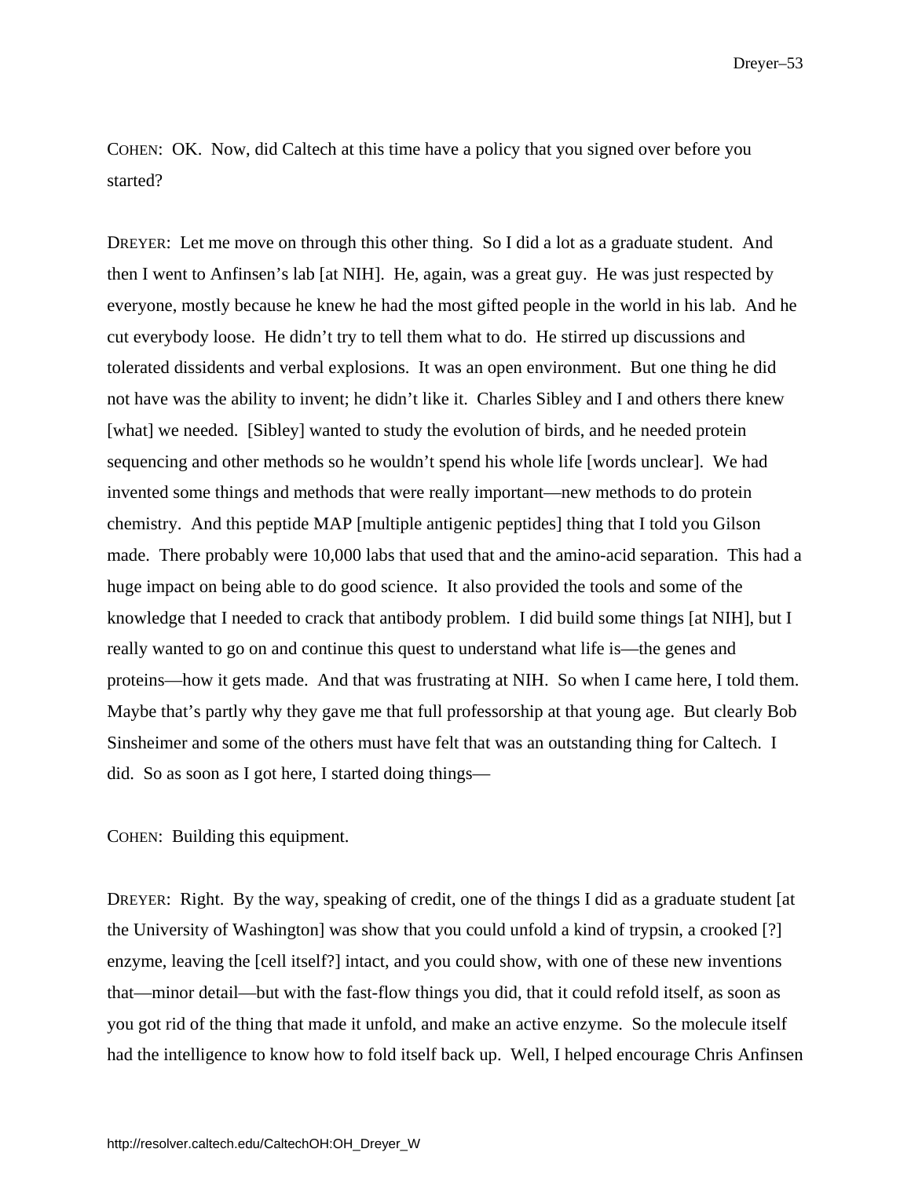COHEN: OK. Now, did Caltech at this time have a policy that you signed over before you started?

DREYER: Let me move on through this other thing. So I did a lot as a graduate student. And then I went to Anfinsen's lab [at NIH]. He, again, was a great guy. He was just respected by everyone, mostly because he knew he had the most gifted people in the world in his lab. And he cut everybody loose. He didn't try to tell them what to do. He stirred up discussions and tolerated dissidents and verbal explosions. It was an open environment. But one thing he did not have was the ability to invent; he didn't like it. Charles Sibley and I and others there knew [what] we needed. [Sibley] wanted to study the evolution of birds, and he needed protein sequencing and other methods so he wouldn't spend his whole life [words unclear]. We had invented some things and methods that were really important—new methods to do protein chemistry. And this peptide MAP [multiple antigenic peptides] thing that I told you Gilson made. There probably were 10,000 labs that used that and the amino-acid separation. This had a huge impact on being able to do good science. It also provided the tools and some of the knowledge that I needed to crack that antibody problem. I did build some things [at NIH], but I really wanted to go on and continue this quest to understand what life is—the genes and proteins—how it gets made. And that was frustrating at NIH. So when I came here, I told them. Maybe that's partly why they gave me that full professorship at that young age. But clearly Bob Sinsheimer and some of the others must have felt that was an outstanding thing for Caltech. I did. So as soon as I got here, I started doing things—

COHEN: Building this equipment.

DREYER: Right. By the way, speaking of credit, one of the things I did as a graduate student [at the University of Washington] was show that you could unfold a kind of trypsin, a crooked [?] enzyme, leaving the [cell itself?] intact, and you could show, with one of these new inventions that—minor detail—but with the fast-flow things you did, that it could refold itself, as soon as you got rid of the thing that made it unfold, and make an active enzyme. So the molecule itself had the intelligence to know how to fold itself back up. Well, I helped encourage Chris Anfinsen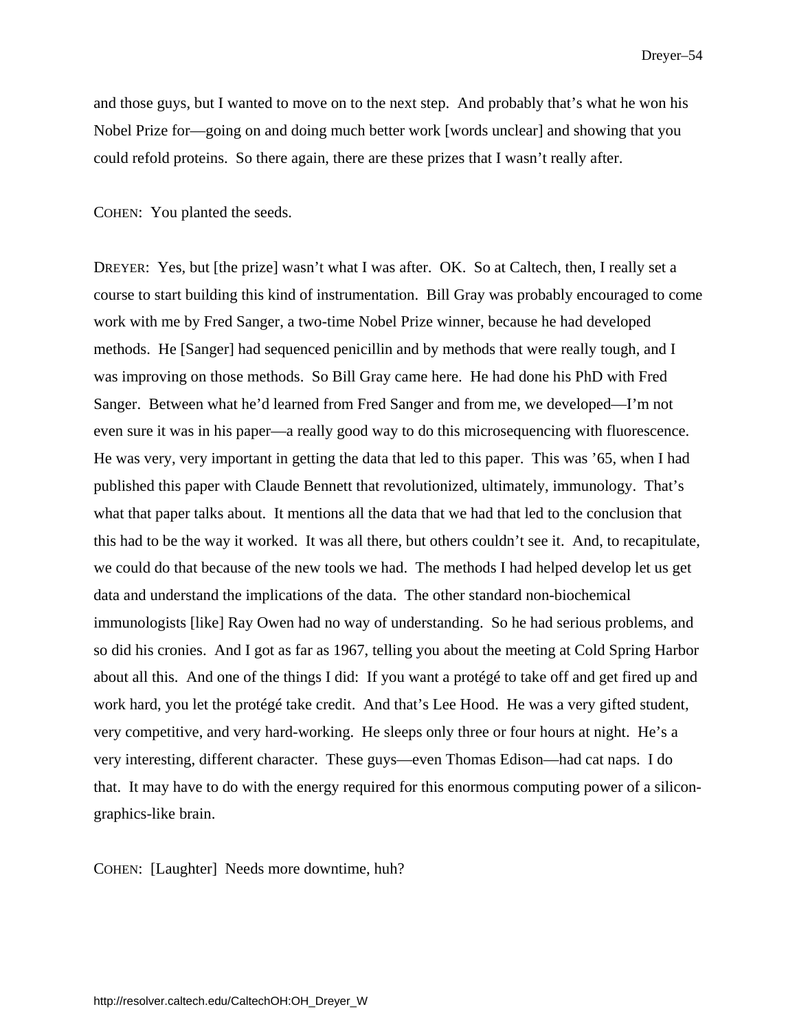and those guys, but I wanted to move on to the next step. And probably that's what he won his Nobel Prize for—going on and doing much better work [words unclear] and showing that you could refold proteins. So there again, there are these prizes that I wasn't really after.

COHEN: You planted the seeds.

DREYER: Yes, but [the prize] wasn't what I was after. OK. So at Caltech, then, I really set a course to start building this kind of instrumentation. Bill Gray was probably encouraged to come work with me by Fred Sanger, a two-time Nobel Prize winner, because he had developed methods. He [Sanger] had sequenced penicillin and by methods that were really tough, and I was improving on those methods. So Bill Gray came here. He had done his PhD with Fred Sanger. Between what he'd learned from Fred Sanger and from me, we developed—I'm not even sure it was in his paper—a really good way to do this microsequencing with fluorescence. He was very, very important in getting the data that led to this paper. This was '65, when I had published this paper with Claude Bennett that revolutionized, ultimately, immunology. That's what that paper talks about. It mentions all the data that we had that led to the conclusion that this had to be the way it worked. It was all there, but others couldn't see it. And, to recapitulate, we could do that because of the new tools we had. The methods I had helped develop let us get data and understand the implications of the data. The other standard non-biochemical immunologists [like] Ray Owen had no way of understanding. So he had serious problems, and so did his cronies. And I got as far as 1967, telling you about the meeting at Cold Spring Harbor about all this. And one of the things I did: If you want a protégé to take off and get fired up and work hard, you let the protégé take credit. And that's Lee Hood. He was a very gifted student, very competitive, and very hard-working. He sleeps only three or four hours at night. He's a very interesting, different character. These guys—even Thomas Edison—had cat naps. I do that. It may have to do with the energy required for this enormous computing power of a silicon-graphics-like brain.

COHEN: [Laughter] Needs more downtime, huh?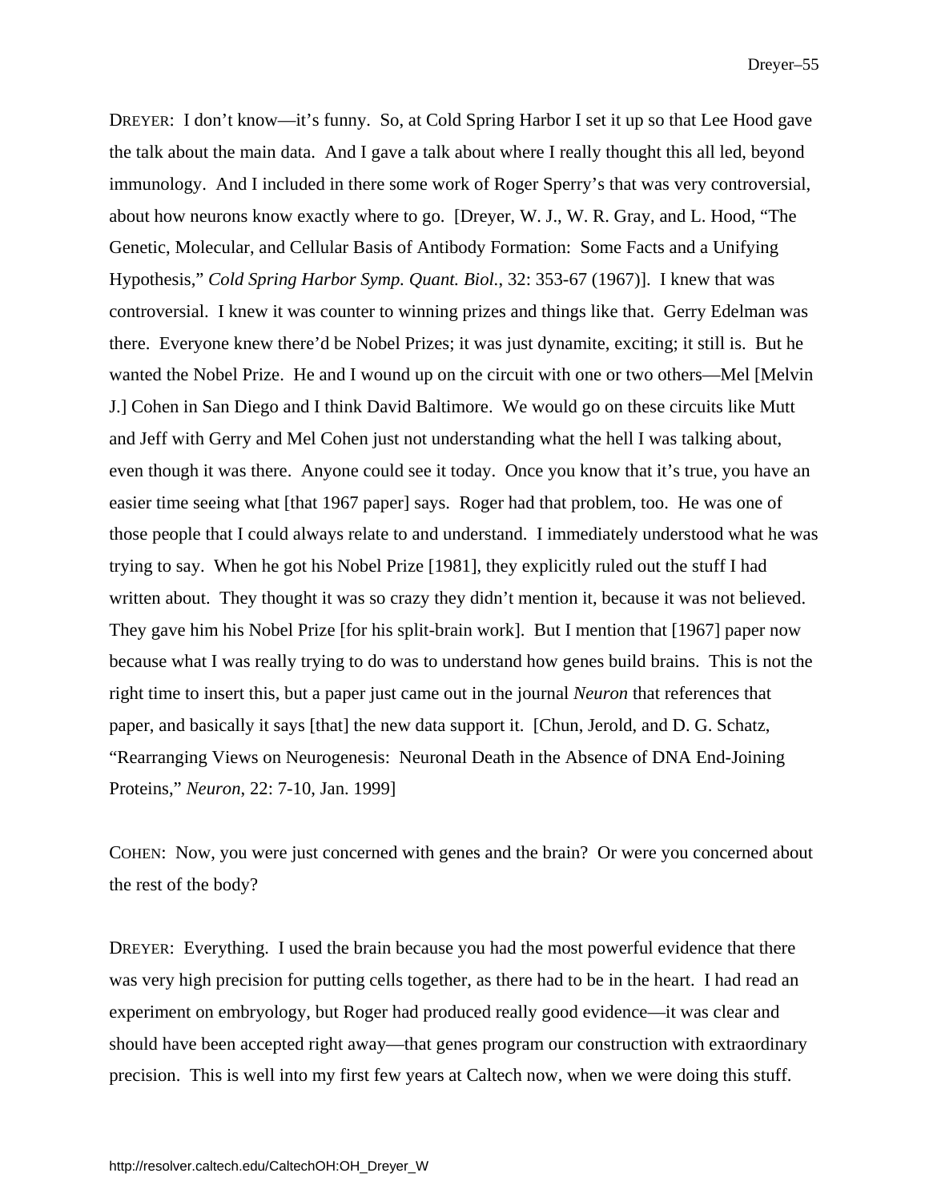DREYER: I don't know—it's funny. So, at Cold Spring Harbor I set it up so that Lee Hood gave the talk about the main data. And I gave a talk about where I really thought this all led, beyond immunology. And I included in there some work of Roger Sperry's that was very controversial, about how neurons know exactly where to go. [Dreyer, W. J., W. R. Gray, and L. Hood, "The Genetic, Molecular, and Cellular Basis of Antibody Formation: Some Facts and a Unifying Hypothesis," *Cold Spring Harbor Symp. Quant. Biol.*, 32: 353-67 (1967)]. I knew that was controversial. I knew it was counter to winning prizes and things like that. Gerry Edelman was there. Everyone knew there'd be Nobel Prizes; it was just dynamite, exciting; it still is. But he wanted the Nobel Prize. He and I wound up on the circuit with one or two others—Mel [Melvin J.] Cohen in San Diego and I think David Baltimore. We would go on these circuits like Mutt and Jeff with Gerry and Mel Cohen just not understanding what the hell I was talking about, even though it was there. Anyone could see it today. Once you know that it's true, you have an easier time seeing what [that 1967 paper] says. Roger had that problem, too. He was one of those people that I could always relate to and understand. I immediately understood what he was trying to say. When he got his Nobel Prize [1981], they explicitly ruled out the stuff I had written about. They thought it was so crazy they didn't mention it, because it was not believed. They gave him his Nobel Prize [for his split-brain work]. But I mention that [1967] paper now because what I was really trying to do was to understand how genes build brains. This is not the right time to insert this, but a paper just came out in the journal *Neuron* that references that paper, and basically it says [that] the new data support it. [Chun, Jerold, and D. G. Schatz, "Rearranging Views on Neurogenesis: Neuronal Death in the Absence of DNA End-Joining Proteins," *Neuron*, 22: 7-10, Jan. 1999]

COHEN: Now, you were just concerned with genes and the brain? Or were you concerned about the rest of the body?

DREYER: Everything. I used the brain because you had the most powerful evidence that there was very high precision for putting cells together, as there had to be in the heart. I had read an experiment on embryology, but Roger had produced really good evidence—it was clear and should have been accepted right away—that genes program our construction with extraordinary precision. This is well into my first few years at Caltech now, when we were doing this stuff.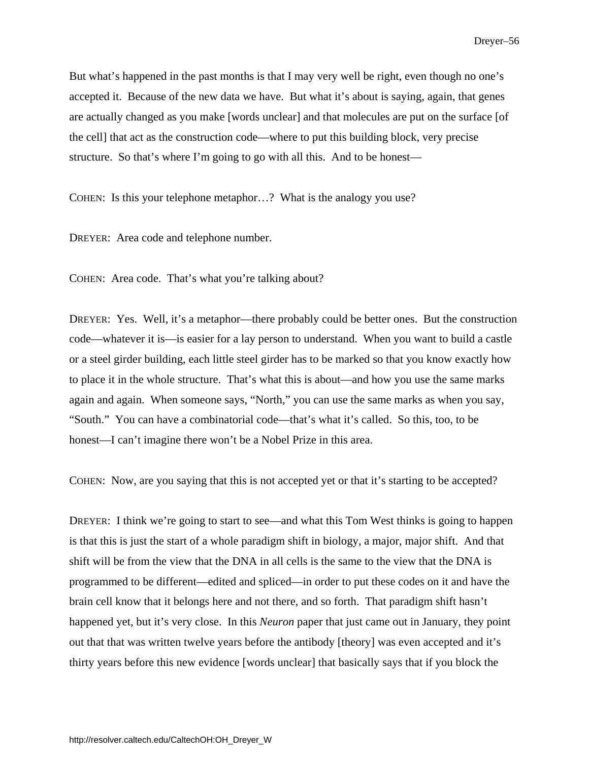But what's happened in the past months is that I may very well be right, even though no one's accepted it. Because of the new data we have. But what it's about is saying, again, that genes are actually changed as you make [words unclear] and that molecules are put on the surface [of the cell] that act as the construction code—where to put this building block, very precise structure. So that's where I'm going to go with all this. And to be honest—

COHEN: Is this your telephone metaphor…? What is the analogy you use?

DREYER: Area code and telephone number.

COHEN: Area code. That's what you're talking about?

DREYER: Yes. Well, it's a metaphor—there probably could be better ones. But the construction code—whatever it is—is easier for a lay person to understand. When you want to build a castle or a steel girder building, each little steel girder has to be marked so that you know exactly how to place it in the whole structure. That's what this is about—and how you use the same marks again and again. When someone says, "North," you can use the same marks as when you say, "South." You can have a combinatorial code—that's what it's called. So this, too, to be honest—I can't imagine there won't be a Nobel Prize in this area.

COHEN: Now, are you saying that this is not accepted yet or that it's starting to be accepted?

DREYER: I think we're going to start to see—and what this Tom West thinks is going to happen is that this is just the start of a whole paradigm shift in biology, a major, major shift. And that shift will be from the view that the DNA in all cells is the same to the view that the DNA is programmed to be different—edited and spliced—in order to put these codes on it and have the brain cell know that it belongs here and not there, and so forth. That paradigm shift hasn't happened yet, but it's very close. In this *Neuron* paper that just came out in January, they point out that that was written twelve years before the antibody [theory] was even accepted and it's thirty years before this new evidence [words unclear] that basically says that if you block the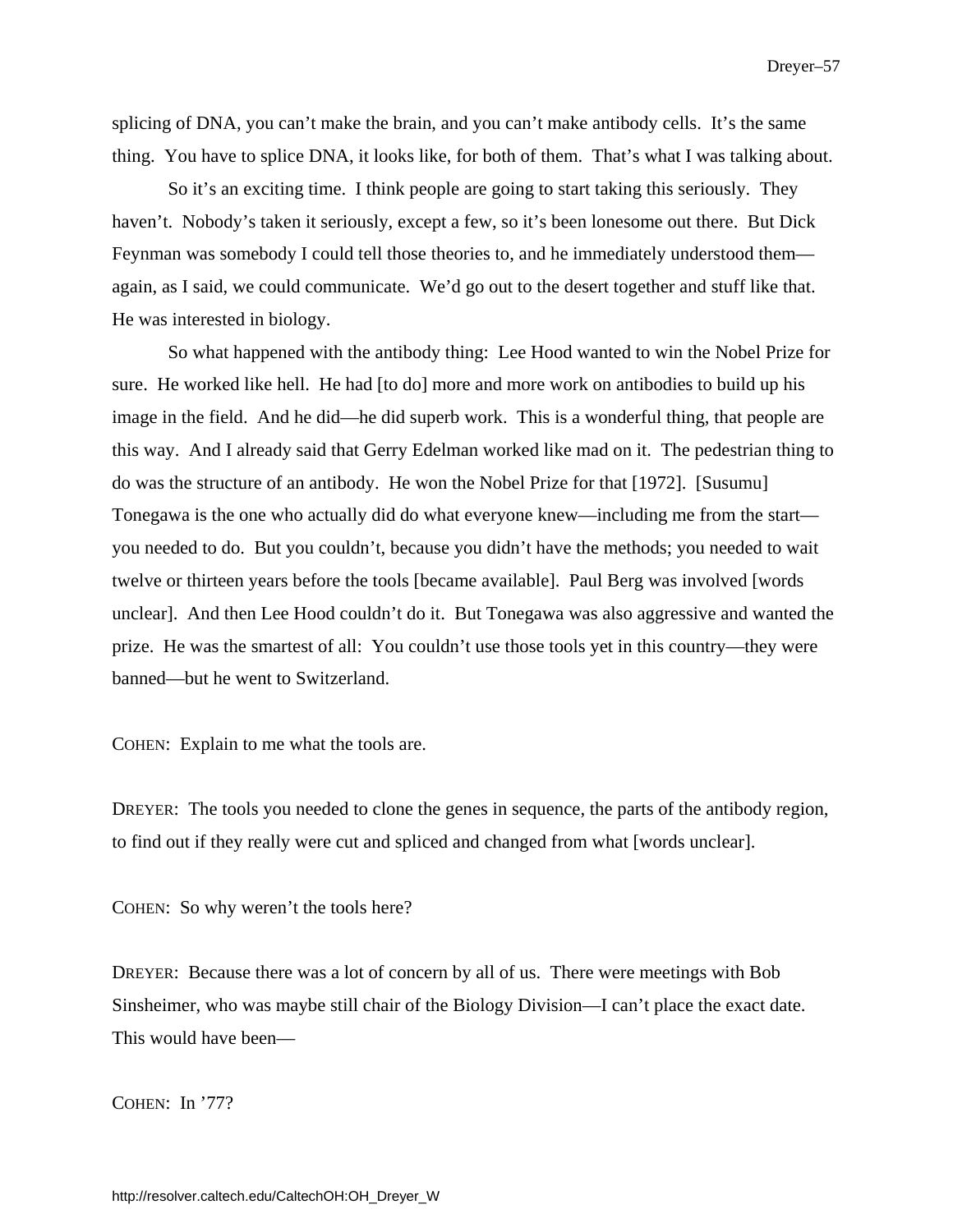splicing of DNA, you can't make the brain, and you can't make antibody cells. It's the same thing. You have to splice DNA, it looks like, for both of them. That's what I was talking about.

So it's an exciting time. I think people are going to start taking this seriously. They haven't. Nobody's taken it seriously, except a few, so it's been lonesome out there. But Dick Feynman was somebody I could tell those theories to, and he immediately understood them—again, as I said, we could communicate. We'd go out to the desert together and stuff like that. He was interested in biology.

So what happened with the antibody thing: Lee Hood wanted to win the Nobel Prize for sure. He worked like hell. He had [to do] more and more work on antibodies to build up his image in the field. And he did—he did superb work. This is a wonderful thing, that people are this way. And I already said that Gerry Edelman worked like mad on it. The pedestrian thing to do was the structure of an antibody. He won the Nobel Prize for that [1972]. [Susumu] Tonegawa is the one who actually did do what everyone knew—including me from the start—you needed to do. But you couldn't, because you didn't have the methods; you needed to wait twelve or thirteen years before the tools [became available]. Paul Berg was involved [words unclear]. And then Lee Hood couldn't do it. But Tonegawa was also aggressive and wanted the prize. He was the smartest of all: You couldn't use those tools yet in this country—they were banned—but he went to Switzerland.

COHEN: Explain to me what the tools are.

DREYER: The tools you needed to clone the genes in sequence, the parts of the antibody region, to find out if they really were cut and spliced and changed from what [words unclear].

COHEN: So why weren't the tools here?

DREYER: Because there was a lot of concern by all of us. There were meetings with Bob Sinsheimer, who was maybe still chair of the Biology Division—I can't place the exact date. This would have been—

COHEN: In '77?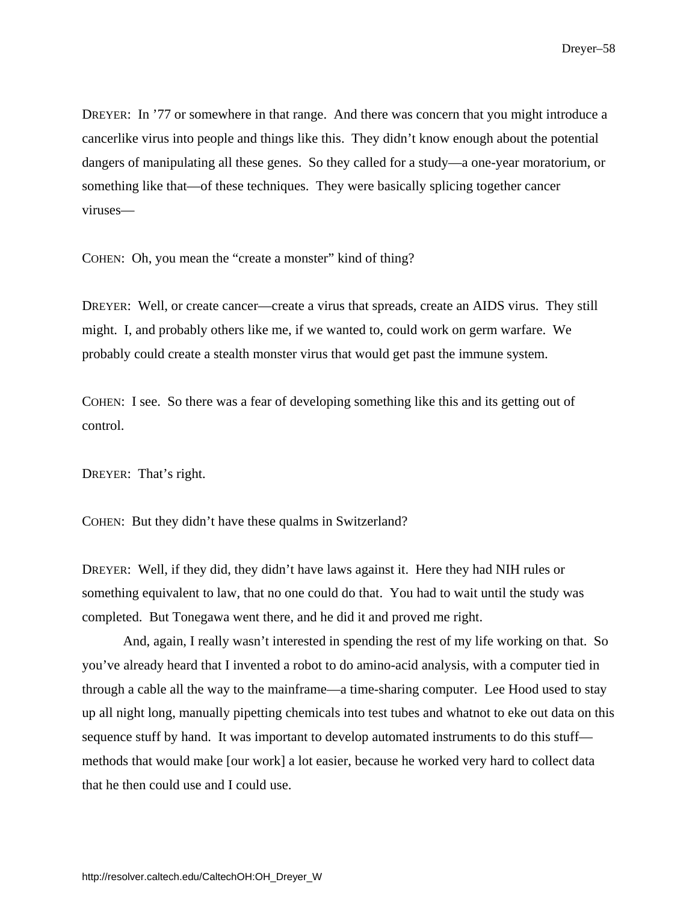DREYER: In ’77 or somewhere in that range. And there was concern that you might introduce a cancerlike virus into people and things like this. They didn’t know enough about the potential dangers of manipulating all these genes. So they called for a study—a one-year moratorium, or something like that—of these techniques. They were basically splicing together cancer viruses—

COHEN: Oh, you mean the “create a monster” kind of thing?

DREYER: Well, or create cancer—create a virus that spreads, create an AIDS virus. They still might. I, and probably others like me, if we wanted to, could work on germ warfare. We probably could create a stealth monster virus that would get past the immune system.

COHEN: I see. So there was a fear of developing something like this and its getting out of control.

DREYER: That’s right.

COHEN: But they didn’t have these qualms in Switzerland?

DREYER: Well, if they did, they didn’t have laws against it. Here they had NIH rules or something equivalent to law, that no one could do that. You had to wait until the study was completed. But Tonegawa went there, and he did it and proved me right.

And, again, I really wasn’t interested in spending the rest of my life working on that. So you’ve already heard that I invented a robot to do amino-acid analysis, with a computer tied in through a cable all the way to the mainframe—a time-sharing computer. Lee Hood used to stay up all night long, manually pipetting chemicals into test tubes and whatnot to eke out data on this sequence stuff by hand. It was important to develop automated instruments to do this stuff—methods that would make [our work] a lot easier, because he worked very hard to collect data that he then could use and I could use.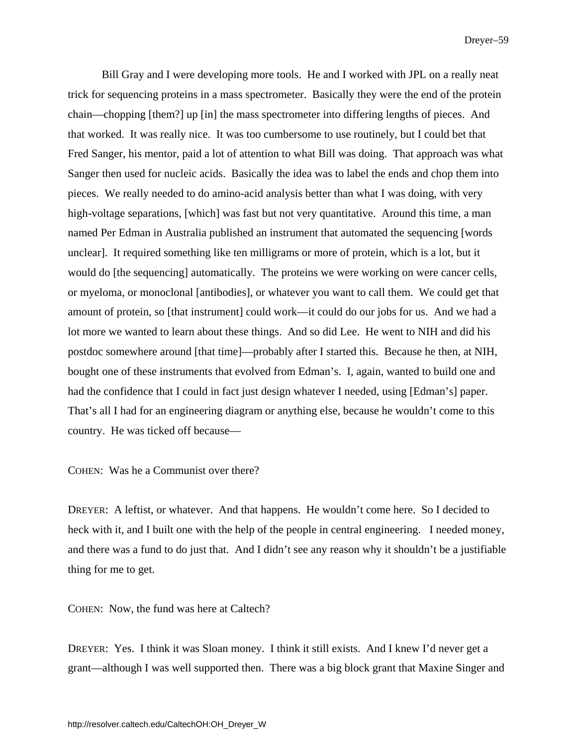Bill Gray and I were developing more tools. He and I worked with JPL on a really neat trick for sequencing proteins in a mass spectrometer. Basically they were the end of the protein chain—chopping [them?] up [in] the mass spectrometer into differing lengths of pieces. And that worked. It was really nice. It was too cumbersome to use routinely, but I could bet that Fred Sanger, his mentor, paid a lot of attention to what Bill was doing. That approach was what Sanger then used for nucleic acids. Basically the idea was to label the ends and chop them into pieces. We really needed to do amino-acid analysis better than what I was doing, with very high-voltage separations, [which] was fast but not very quantitative. Around this time, a man named Per Edman in Australia published an instrument that automated the sequencing [words unclear]. It required something like ten milligrams or more of protein, which is a lot, but it would do [the sequencing] automatically. The proteins we were working on were cancer cells, or myeloma, or monoclonal [antibodies], or whatever you want to call them. We could get that amount of protein, so [that instrument] could work—it could do our jobs for us. And we had a lot more we wanted to learn about these things. And so did Lee. He went to NIH and did his postdoc somewhere around [that time]—probably after I started this. Because he then, at NIH, bought one of these instruments that evolved from Edman's. I, again, wanted to build one and had the confidence that I could in fact just design whatever I needed, using [Edman's] paper. That's all I had for an engineering diagram or anything else, because he wouldn't come to this country. He was ticked off because—

COHEN: Was he a Communist over there?

DREYER: A leftist, or whatever. And that happens. He wouldn't come here. So I decided to heck with it, and I built one with the help of the people in central engineering. I needed money, and there was a fund to do just that. And I didn't see any reason why it shouldn't be a justifiable thing for me to get.

COHEN: Now, the fund was here at Caltech?

DREYER: Yes. I think it was Sloan money. I think it still exists. And I knew I'd never get a grant—although I was well supported then. There was a big block grant that Maxine Singer and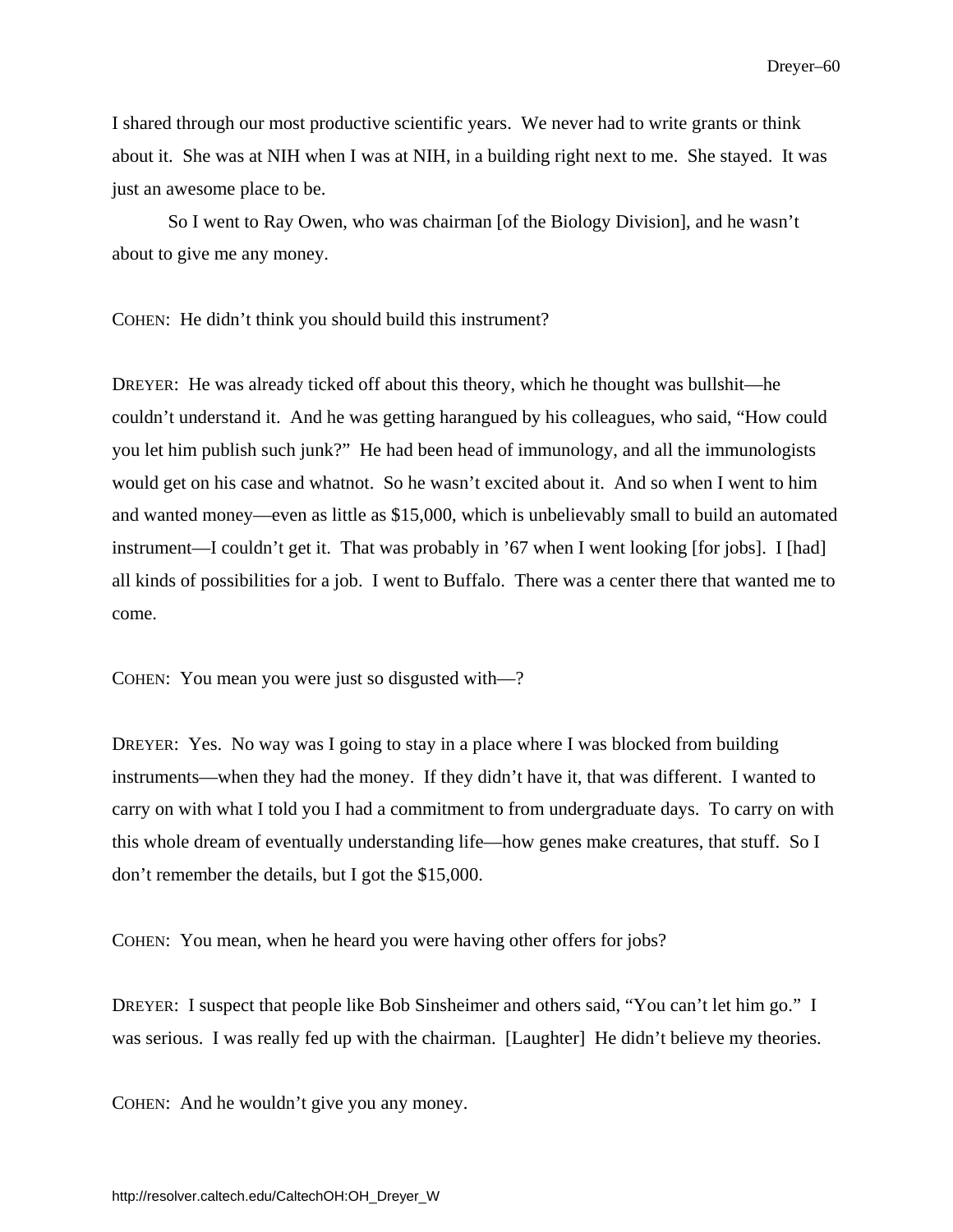I shared through our most productive scientific years. We never had to write grants or think about it. She was at NIH when I was at NIH, in a building right next to me. She stayed. It was just an awesome place to be.

So I went to Ray Owen, who was chairman [of the Biology Division], and he wasn't about to give me any money.

COHEN: He didn't think you should build this instrument?

DREYER: He was already ticked off about this theory, which he thought was bullshit—he couldn't understand it. And he was getting harangued by his colleagues, who said, "How could you let him publish such junk?" He had been head of immunology, and all the immunologists would get on his case and whatnot. So he wasn't excited about it. And so when I went to him and wanted money—even as little as $15,000, which is unbelievably small to build an automated instrument—I couldn't get it. That was probably in '67 when I went looking [for jobs]. I [had] all kinds of possibilities for a job. I went to Buffalo. There was a center there that wanted me to come.

COHEN: You mean you were just so disgusted with—?

DREYER: Yes. No way was I going to stay in a place where I was blocked from building instruments—when they had the money. If they didn't have it, that was different. I wanted to carry on with what I told you I had a commitment to from undergraduate days. To carry on with this whole dream of eventually understanding life—how genes make creatures, that stuff. So I don't remember the details, but I got the $15,000.

COHEN: You mean, when he heard you were having other offers for jobs?

DREYER: I suspect that people like Bob Sinsheimer and others said, "You can't let him go." I was serious. I was really fed up with the chairman. [Laughter] He didn't believe my theories.

COHEN: And he wouldn't give you any money.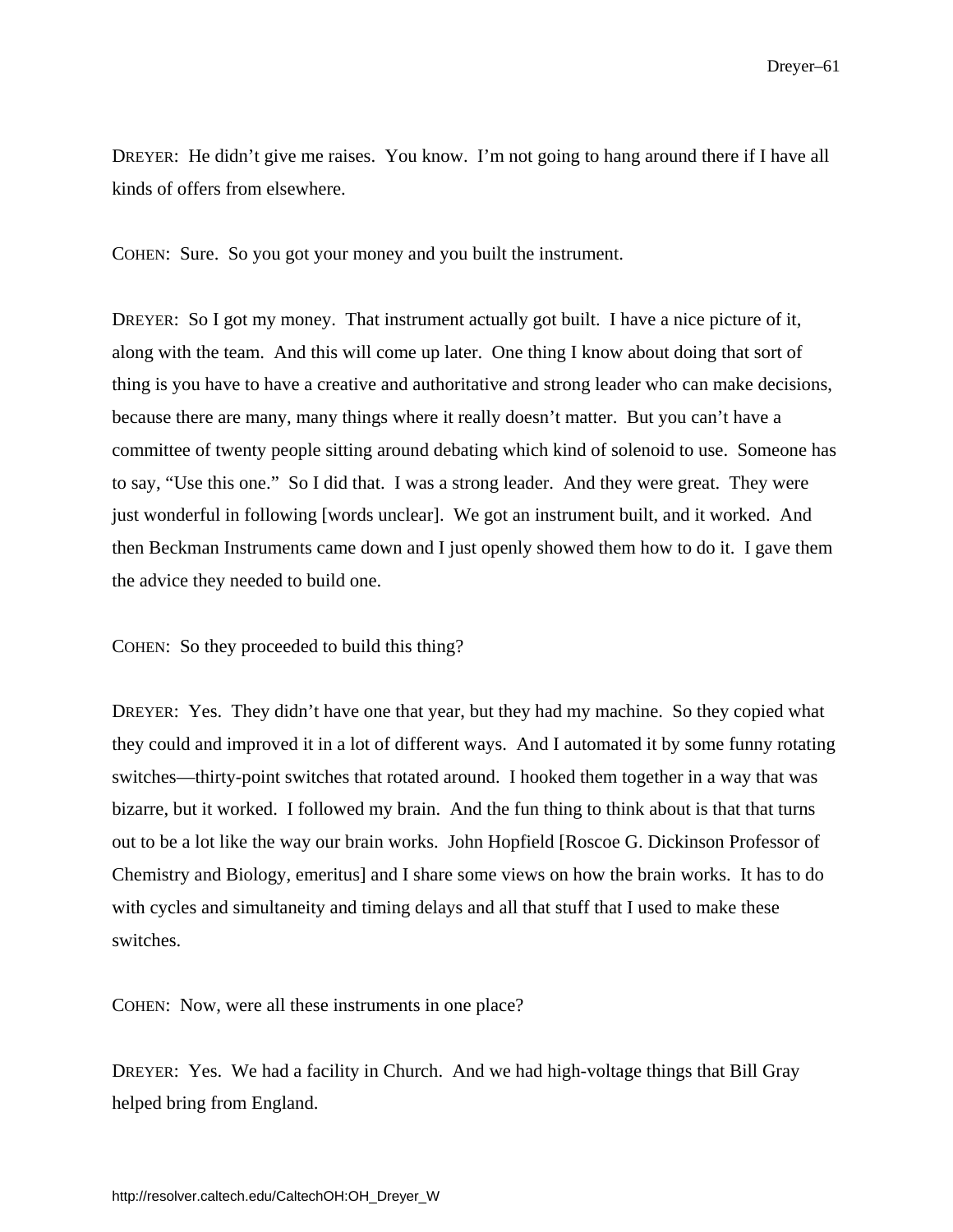DREYER: He didn't give me raises. You know. I'm not going to hang around there if I have all kinds of offers from elsewhere.

COHEN: Sure. So you got your money and you built the instrument.

DREYER: So I got my money. That instrument actually got built. I have a nice picture of it, along with the team. And this will come up later. One thing I know about doing that sort of thing is you have to have a creative and authoritative and strong leader who can make decisions, because there are many, many things where it really doesn't matter. But you can't have a committee of twenty people sitting around debating which kind of solenoid to use. Someone has to say, "Use this one." So I did that. I was a strong leader. And they were great. They were just wonderful in following [words unclear]. We got an instrument built, and it worked. And then Beckman Instruments came down and I just openly showed them how to do it. I gave them the advice they needed to build one.

COHEN: So they proceeded to build this thing?

DREYER: Yes. They didn't have one that year, but they had my machine. So they copied what they could and improved it in a lot of different ways. And I automated it by some funny rotating switches—thirty-point switches that rotated around. I hooked them together in a way that was bizarre, but it worked. I followed my brain. And the fun thing to think about is that that turns out to be a lot like the way our brain works. John Hopfield [Roscoe G. Dickinson Professor of Chemistry and Biology, emeritus] and I share some views on how the brain works. It has to do with cycles and simultaneity and timing delays and all that stuff that I used to make these switches.

COHEN: Now, were all these instruments in one place?

DREYER: Yes. We had a facility in Church. And we had high-voltage things that Bill Gray helped bring from England.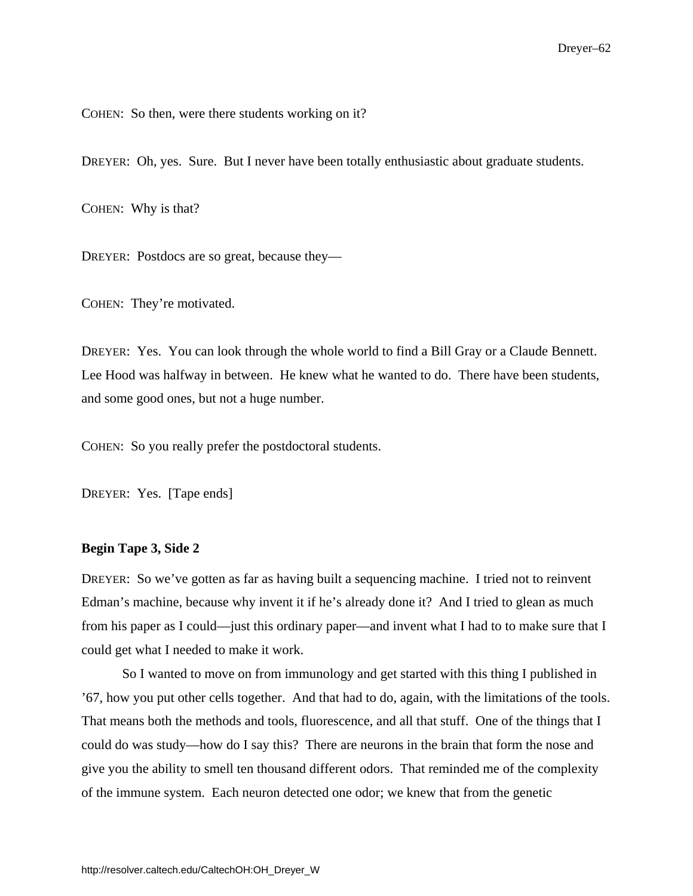COHEN: So then, were there students working on it?

DREYER: Oh, yes. Sure. But I never have been totally enthusiastic about graduate students.

COHEN: Why is that?

DREYER: Postdocs are so great, because they—

COHEN: They're motivated.

DREYER: Yes. You can look through the whole world to find a Bill Gray or a Claude Bennett. Lee Hood was halfway in between. He knew what he wanted to do. There have been students, and some good ones, but not a huge number.

COHEN: So you really prefer the postdoctoral students.

DREYER: Yes. [Tape ends]

**Begin Tape 3, Side 2**

DREYER: So we've gotten as far as having built a sequencing machine. I tried not to reinvent Edman's machine, because why invent it if he's already done it? And I tried to glean as much from his paper as I could—just this ordinary paper—and invent what I had to to make sure that I could get what I needed to make it work.

So I wanted to move on from immunology and get started with this thing I published in '67, how you put other cells together. And that had to do, again, with the limitations of the tools. That means both the methods and tools, fluorescence, and all that stuff. One of the things that I could do was study—how do I say this? There are neurons in the brain that form the nose and give you the ability to smell ten thousand different odors. That reminded me of the complexity of the immune system. Each neuron detected one odor; we knew that from the genetic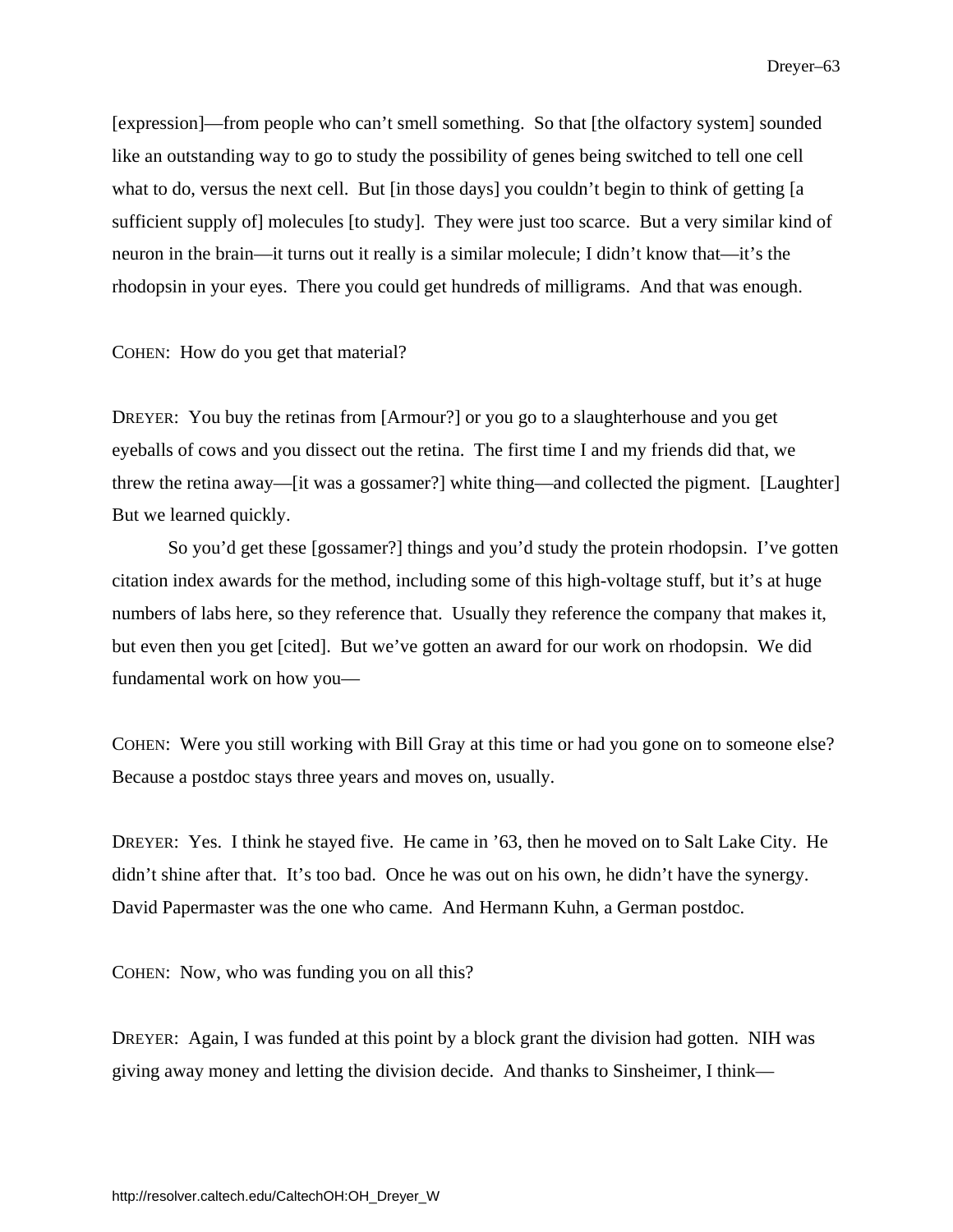[expression]—from people who can't smell something. So that [the olfactory system] sounded like an outstanding way to go to study the possibility of genes being switched to tell one cell what to do, versus the next cell. But [in those days] you couldn't begin to think of getting [a sufficient supply of] molecules [to study]. They were just too scarce. But a very similar kind of neuron in the brain—it turns out it really is a similar molecule; I didn't know that—it's the rhodopsin in your eyes. There you could get hundreds of milligrams. And that was enough.

COHEN: How do you get that material?

DREYER: You buy the retinas from [Armour?] or you go to a slaughterhouse and you get eyeballs of cows and you dissect out the retina. The first time I and my friends did that, we threw the retina away—[it was a gossamer?] white thing—and collected the pigment. [Laughter] But we learned quickly.

So you'd get these [gossamer?] things and you'd study the protein rhodopsin. I've gotten citation index awards for the method, including some of this high-voltage stuff, but it's at huge numbers of labs here, so they reference that. Usually they reference the company that makes it, but even then you get [cited]. But we've gotten an award for our work on rhodopsin. We did fundamental work on how you—

COHEN: Were you still working with Bill Gray at this time or had you gone on to someone else? Because a postdoc stays three years and moves on, usually.

DREYER: Yes. I think he stayed five. He came in '63, then he moved on to Salt Lake City. He didn't shine after that. It's too bad. Once he was out on his own, he didn't have the synergy. David Papermaster was the one who came. And Hermann Kuhn, a German postdoc.

COHEN: Now, who was funding you on all this?

DREYER: Again, I was funded at this point by a block grant the division had gotten. NIH was giving away money and letting the division decide. And thanks to Sinsheimer, I think—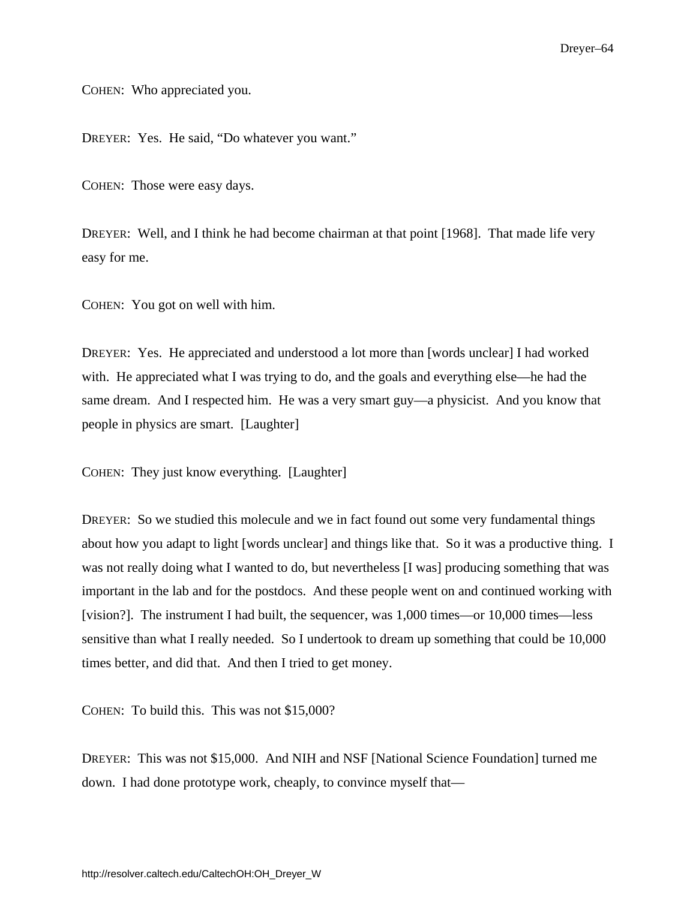COHEN: Who appreciated you.

DREYER: Yes. He said, "Do whatever you want."

COHEN: Those were easy days.

DREYER: Well, and I think he had become chairman at that point [1968]. That made life very easy for me.

COHEN: You got on well with him.

DREYER: Yes. He appreciated and understood a lot more than [words unclear] I had worked with. He appreciated what I was trying to do, and the goals and everything else—he had the same dream. And I respected him. He was a very smart guy—a physicist. And you know that people in physics are smart. [Laughter]

COHEN: They just know everything. [Laughter]

DREYER: So we studied this molecule and we in fact found out some very fundamental things about how you adapt to light [words unclear] and things like that. So it was a productive thing. I was not really doing what I wanted to do, but nevertheless [I was] producing something that was important in the lab and for the postdocs. And these people went on and continued working with [vision?]. The instrument I had built, the sequencer, was 1,000 times—or 10,000 times—less sensitive than what I really needed. So I undertook to dream up something that could be 10,000 times better, and did that. And then I tried to get money.

COHEN: To build this. This was not $15,000?

DREYER: This was not $15,000. And NIH and NSF [National Science Foundation] turned me down. I had done prototype work, cheaply, to convince myself that—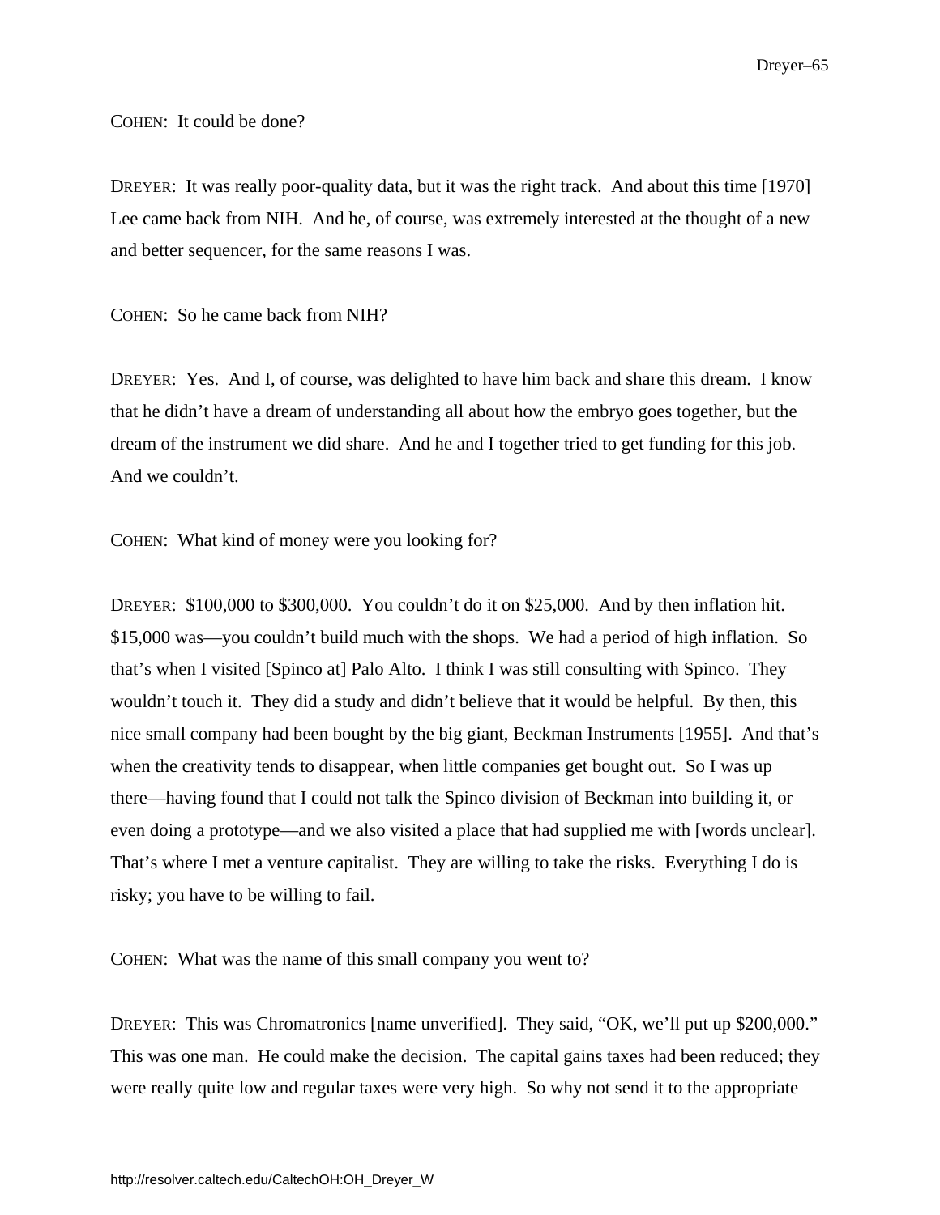COHEN: It could be done?

DREYER: It was really poor-quality data, but it was the right track. And about this time [1970] Lee came back from NIH. And he, of course, was extremely interested at the thought of a new and better sequencer, for the same reasons I was.

COHEN: So he came back from NIH?

DREYER: Yes. And I, of course, was delighted to have him back and share this dream. I know that he didn't have a dream of understanding all about how the embryo goes together, but the dream of the instrument we did share. And he and I together tried to get funding for this job. And we couldn't.

COHEN: What kind of money were you looking for?

DREYER: $100,000 to $300,000. You couldn't do it on $25,000. And by then inflation hit. $15,000 was—you couldn't build much with the shops. We had a period of high inflation. So that's when I visited [Spinco at] Palo Alto. I think I was still consulting with Spinco. They wouldn't touch it. They did a study and didn't believe that it would be helpful. By then, this nice small company had been bought by the big giant, Beckman Instruments [1955]. And that's when the creativity tends to disappear, when little companies get bought out. So I was up there—having found that I could not talk the Spinco division of Beckman into building it, or even doing a prototype—and we also visited a place that had supplied me with [words unclear]. That's where I met a venture capitalist. They are willing to take the risks. Everything I do is risky; you have to be willing to fail.

COHEN: What was the name of this small company you went to?

DREYER: This was Chromatronics [name unverified]. They said, "OK, we'll put up $200,000." This was one man. He could make the decision. The capital gains taxes had been reduced; they were really quite low and regular taxes were very high. So why not send it to the appropriate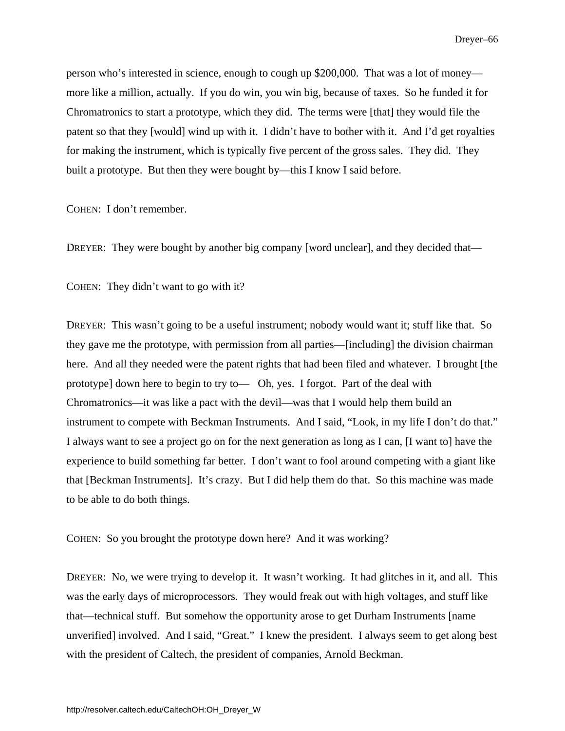person who's interested in science, enough to cough up $200,000. That was a lot of money—more like a million, actually. If you do win, you win big, because of taxes. So he funded it for Chromatronics to start a prototype, which they did. The terms were [that] they would file the patent so that they [would] wind up with it. I didn't have to bother with it. And I'd get royalties for making the instrument, which is typically five percent of the gross sales. They did. They built a prototype. But then they were bought by—this I know I said before.

COHEN: I don't remember.

DREYER: They were bought by another big company [word unclear], and they decided that—

COHEN: They didn't want to go with it?

DREYER: This wasn't going to be a useful instrument; nobody would want it; stuff like that. So they gave me the prototype, with permission from all parties—[including] the division chairman here. And all they needed were the patent rights that had been filed and whatever. I brought [the prototype] down here to begin to try to— Oh, yes. I forgot. Part of the deal with Chromatronics—it was like a pact with the devil—was that I would help them build an instrument to compete with Beckman Instruments. And I said, "Look, in my life I don't do that." I always want to see a project go on for the next generation as long as I can, [I want to] have the experience to build something far better. I don't want to fool around competing with a giant like that [Beckman Instruments]. It's crazy. But I did help them do that. So this machine was made to be able to do both things.

COHEN: So you brought the prototype down here? And it was working?

DREYER: No, we were trying to develop it. It wasn't working. It had glitches in it, and all. This was the early days of microprocessors. They would freak out with high voltages, and stuff like that—technical stuff. But somehow the opportunity arose to get Durham Instruments [name unverified] involved. And I said, "Great." I knew the president. I always seem to get along best with the president of Caltech, the president of companies, Arnold Beckman.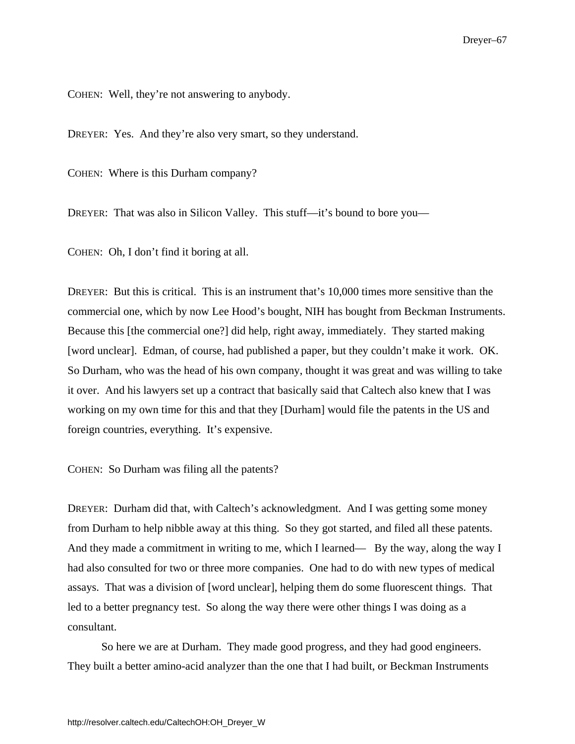COHEN: Well, they're not answering to anybody.

DREYER: Yes. And they're also very smart, so they understand.

COHEN: Where is this Durham company?

DREYER: That was also in Silicon Valley. This stuff—it's bound to bore you—

COHEN: Oh, I don't find it boring at all.

DREYER: But this is critical. This is an instrument that's 10,000 times more sensitive than the commercial one, which by now Lee Hood's bought, NIH has bought from Beckman Instruments. Because this [the commercial one?] did help, right away, immediately. They started making [word unclear]. Edman, of course, had published a paper, but they couldn't make it work. OK. So Durham, who was the head of his own company, thought it was great and was willing to take it over. And his lawyers set up a contract that basically said that Caltech also knew that I was working on my own time for this and that they [Durham] would file the patents in the US and foreign countries, everything. It's expensive.

COHEN: So Durham was filing all the patents?

DREYER: Durham did that, with Caltech's acknowledgment. And I was getting some money from Durham to help nibble away at this thing. So they got started, and filed all these patents. And they made a commitment in writing to me, which I learned— By the way, along the way I had also consulted for two or three more companies. One had to do with new types of medical assays. That was a division of [word unclear], helping them do some fluorescent things. That led to a better pregnancy test. So along the way there were other things I was doing as a consultant.

So here we are at Durham. They made good progress, and they had good engineers. They built a better amino-acid analyzer than the one that I had built, or Beckman Instruments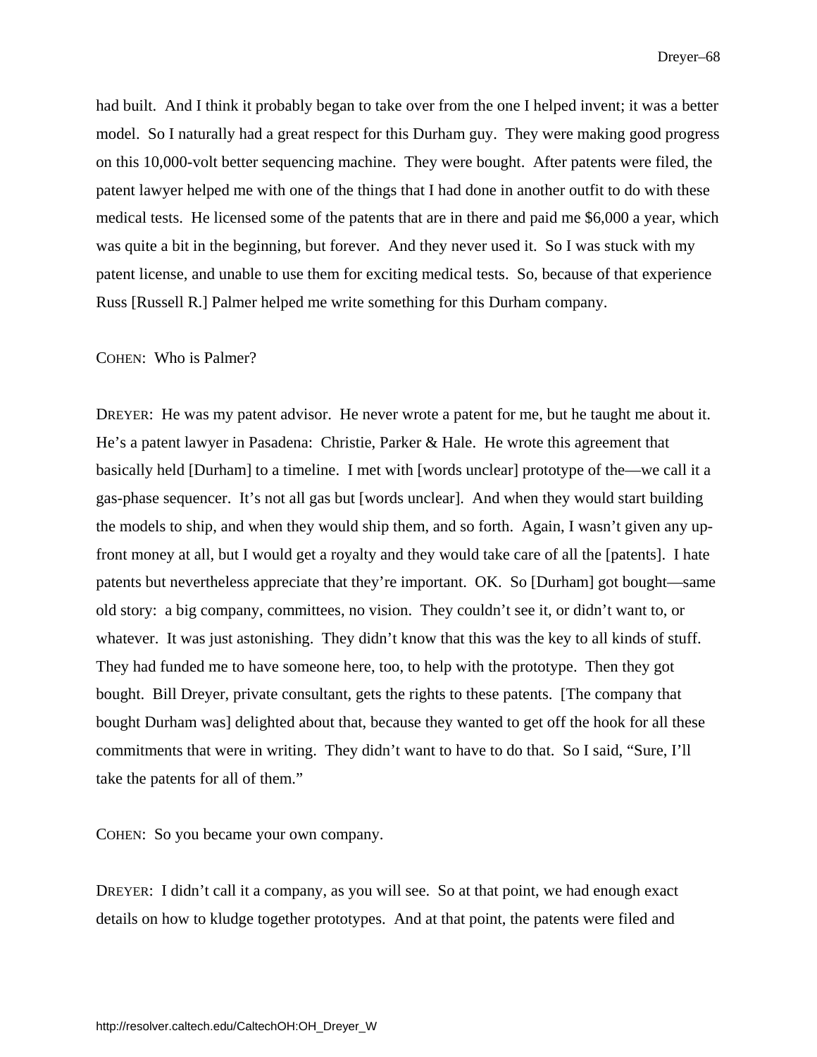had built. And I think it probably began to take over from the one I helped invent; it was a better model. So I naturally had a great respect for this Durham guy. They were making good progress on this 10,000-volt better sequencing machine. They were bought. After patents were filed, the patent lawyer helped me with one of the things that I had done in another outfit to do with these medical tests. He licensed some of the patents that are in there and paid me $6,000 a year, which was quite a bit in the beginning, but forever. And they never used it. So I was stuck with my patent license, and unable to use them for exciting medical tests. So, because of that experience Russ [Russell R.] Palmer helped me write something for this Durham company.

COHEN: Who is Palmer?

DREYER: He was my patent advisor. He never wrote a patent for me, but he taught me about it. He's a patent lawyer in Pasadena: Christie, Parker & Hale. He wrote this agreement that basically held [Durham] to a timeline. I met with [words unclear] prototype of the—we call it a gas-phase sequencer. It's not all gas but [words unclear]. And when they would start building the models to ship, and when they would ship them, and so forth. Again, I wasn't given any up-front money at all, but I would get a royalty and they would take care of all the [patents]. I hate patents but nevertheless appreciate that they're important. OK. So [Durham] got bought—same old story: a big company, committees, no vision. They couldn't see it, or didn't want to, or whatever. It was just astonishing. They didn't know that this was the key to all kinds of stuff. They had funded me to have someone here, too, to help with the prototype. Then they got bought. Bill Dreyer, private consultant, gets the rights to these patents. [The company that bought Durham was] delighted about that, because they wanted to get off the hook for all these commitments that were in writing. They didn't want to have to do that. So I said, "Sure, I'll take the patents for all of them."

COHEN: So you became your own company.

DREYER: I didn't call it a company, as you will see. So at that point, we had enough exact details on how to kludge together prototypes. And at that point, the patents were filed and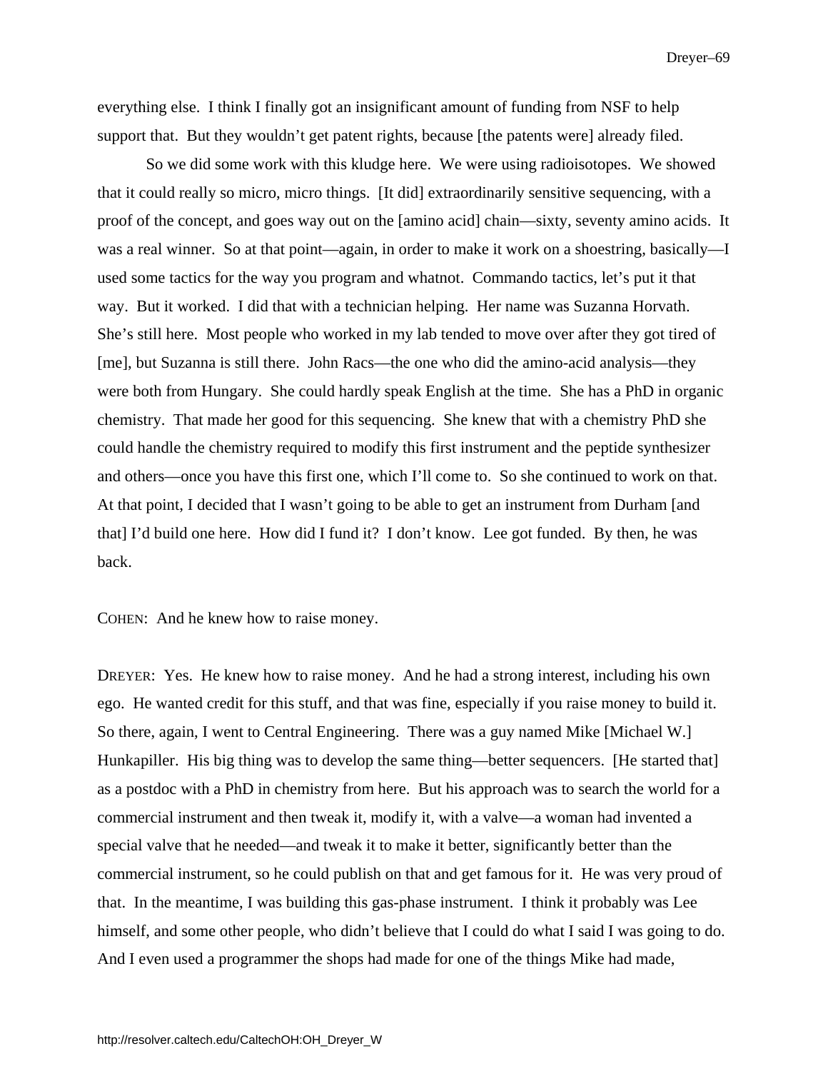everything else. I think I finally got an insignificant amount of funding from NSF to help support that. But they wouldn't get patent rights, because [the patents were] already filed.

So we did some work with this kludge here. We were using radioisotopes. We showed that it could really so micro, micro things. [It did] extraordinarily sensitive sequencing, with a proof of the concept, and goes way out on the [amino acid] chain—sixty, seventy amino acids. It was a real winner. So at that point—again, in order to make it work on a shoestring, basically—I used some tactics for the way you program and whatnot. Commando tactics, let's put it that way. But it worked. I did that with a technician helping. Her name was Suzanna Horvath. She's still here. Most people who worked in my lab tended to move over after they got tired of [me], but Suzanna is still there. John Racs—the one who did the amino-acid analysis—they were both from Hungary. She could hardly speak English at the time. She has a PhD in organic chemistry. That made her good for this sequencing. She knew that with a chemistry PhD she could handle the chemistry required to modify this first instrument and the peptide synthesizer and others—once you have this first one, which I'll come to. So she continued to work on that. At that point, I decided that I wasn't going to be able to get an instrument from Durham [and that] I'd build one here. How did I fund it? I don't know. Lee got funded. By then, he was back.

COHEN: And he knew how to raise money.

DREYER: Yes. He knew how to raise money. And he had a strong interest, including his own ego. He wanted credit for this stuff, and that was fine, especially if you raise money to build it. So there, again, I went to Central Engineering. There was a guy named Mike [Michael W.] Hunkapiller. His big thing was to develop the same thing—better sequencers. [He started that] as a postdoc with a PhD in chemistry from here. But his approach was to search the world for a commercial instrument and then tweak it, modify it, with a valve—a woman had invented a special valve that he needed—and tweak it to make it better, significantly better than the commercial instrument, so he could publish on that and get famous for it. He was very proud of that. In the meantime, I was building this gas-phase instrument. I think it probably was Lee himself, and some other people, who didn't believe that I could do what I said I was going to do. And I even used a programmer the shops had made for one of the things Mike had made,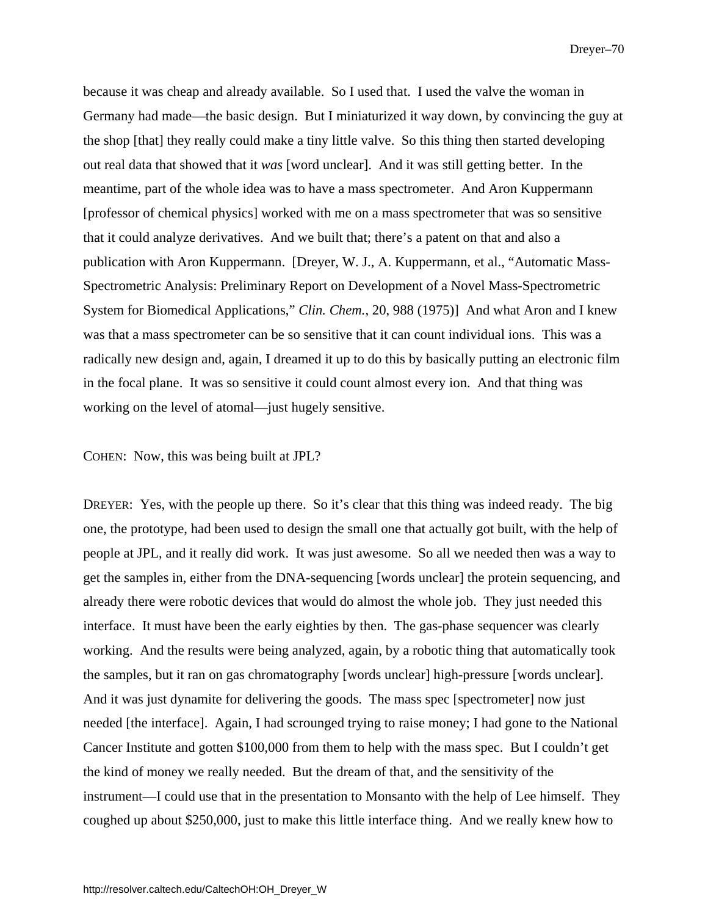because it was cheap and already available. So I used that. I used the valve the woman in Germany had made—the basic design. But I miniaturized it way down, by convincing the guy at the shop [that] they really could make a tiny little valve. So this thing then started developing out real data that showed that it *was* [word unclear]. And it was still getting better. In the meantime, part of the whole idea was to have a mass spectrometer. And Aron Kuppermann [professor of chemical physics] worked with me on a mass spectrometer that was so sensitive that it could analyze derivatives. And we built that; there's a patent on that and also a publication with Aron Kuppermann. [Dreyer, W. J., A. Kuppermann, et al., "Automatic Mass-Spectrometric Analysis: Preliminary Report on Development of a Novel Mass-Spectrometric System for Biomedical Applications," *Clin. Chem.*, 20, 988 (1975)] And what Aron and I knew was that a mass spectrometer can be so sensitive that it can count individual ions. This was a radically new design and, again, I dreamed it up to do this by basically putting an electronic film in the focal plane. It was so sensitive it could count almost every ion. And that thing was working on the level of atomal—just hugely sensitive.

COHEN: Now, this was being built at JPL?

DREYER: Yes, with the people up there. So it's clear that this thing was indeed ready. The big one, the prototype, had been used to design the small one that actually got built, with the help of people at JPL, and it really did work. It was just awesome. So all we needed then was a way to get the samples in, either from the DNA-sequencing [words unclear] the protein sequencing, and already there were robotic devices that would do almost the whole job. They just needed this interface. It must have been the early eighties by then. The gas-phase sequencer was clearly working. And the results were being analyzed, again, by a robotic thing that automatically took the samples, but it ran on gas chromatography [words unclear] high-pressure [words unclear]. And it was just dynamite for delivering the goods. The mass spec [spectrometer] now just needed [the interface]. Again, I had scrounged trying to raise money; I had gone to the National Cancer Institute and gotten $100,000 from them to help with the mass spec. But I couldn't get the kind of money we really needed. But the dream of that, and the sensitivity of the instrument—I could use that in the presentation to Monsanto with the help of Lee himself. They coughed up about $250,000, just to make this little interface thing. And we really knew how to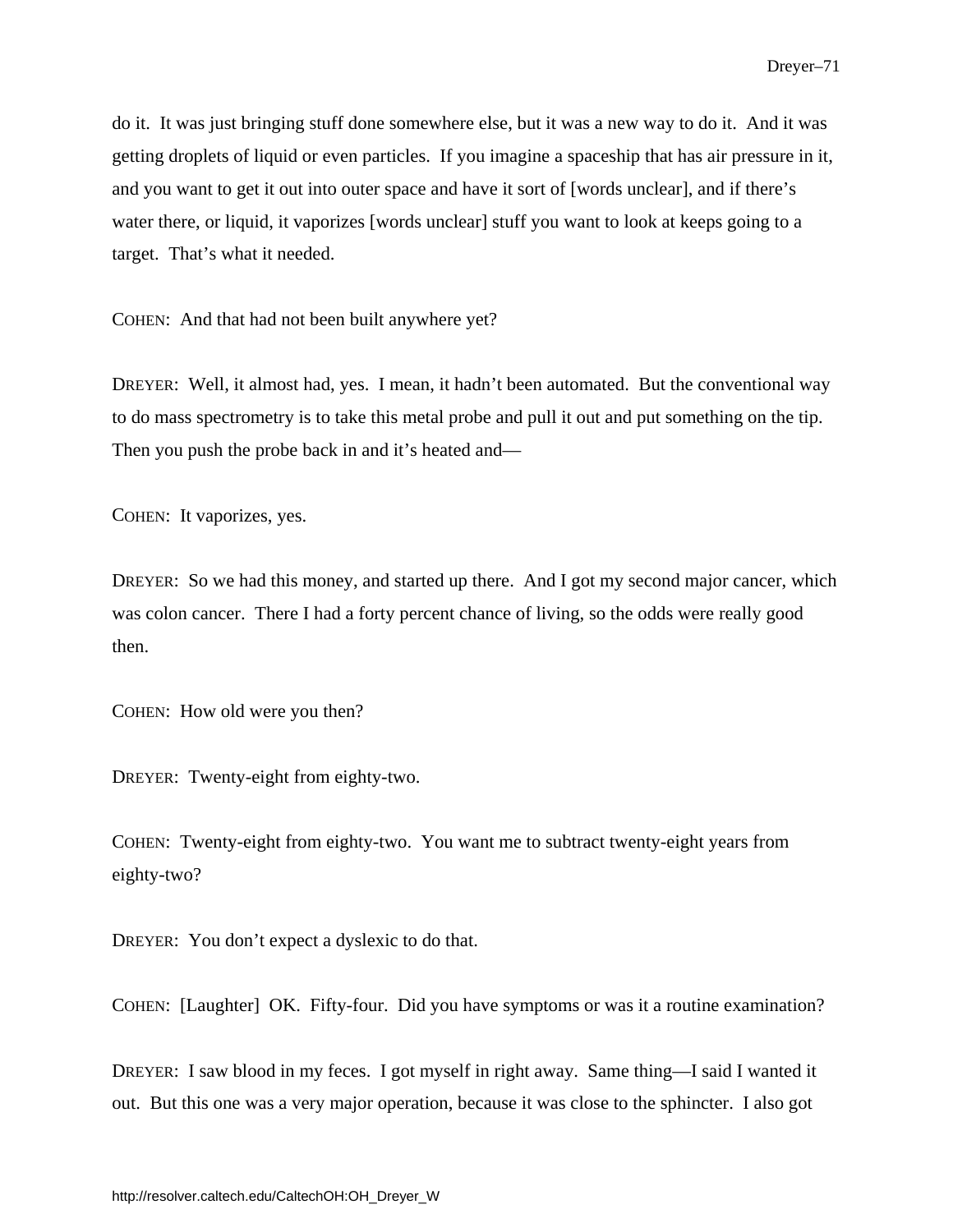do it. It was just bringing stuff done somewhere else, but it was a new way to do it. And it was getting droplets of liquid or even particles. If you imagine a spaceship that has air pressure in it, and you want to get it out into outer space and have it sort of [words unclear], and if there's water there, or liquid, it vaporizes [words unclear] stuff you want to look at keeps going to a target. That's what it needed.

COHEN: And that had not been built anywhere yet?

DREYER: Well, it almost had, yes. I mean, it hadn't been automated. But the conventional way to do mass spectrometry is to take this metal probe and pull it out and put something on the tip. Then you push the probe back in and it's heated and—

COHEN: It vaporizes, yes.

DREYER: So we had this money, and started up there. And I got my second major cancer, which was colon cancer. There I had a forty percent chance of living, so the odds were really good then.

COHEN: How old were you then?

DREYER: Twenty-eight from eighty-two.

COHEN: Twenty-eight from eighty-two. You want me to subtract twenty-eight years from eighty-two?

DREYER: You don't expect a dyslexic to do that.

COHEN: [Laughter] OK. Fifty-four. Did you have symptoms or was it a routine examination?

DREYER: I saw blood in my feces. I got myself in right away. Same thing—I said I wanted it out. But this one was a very major operation, because it was close to the sphincter. I also got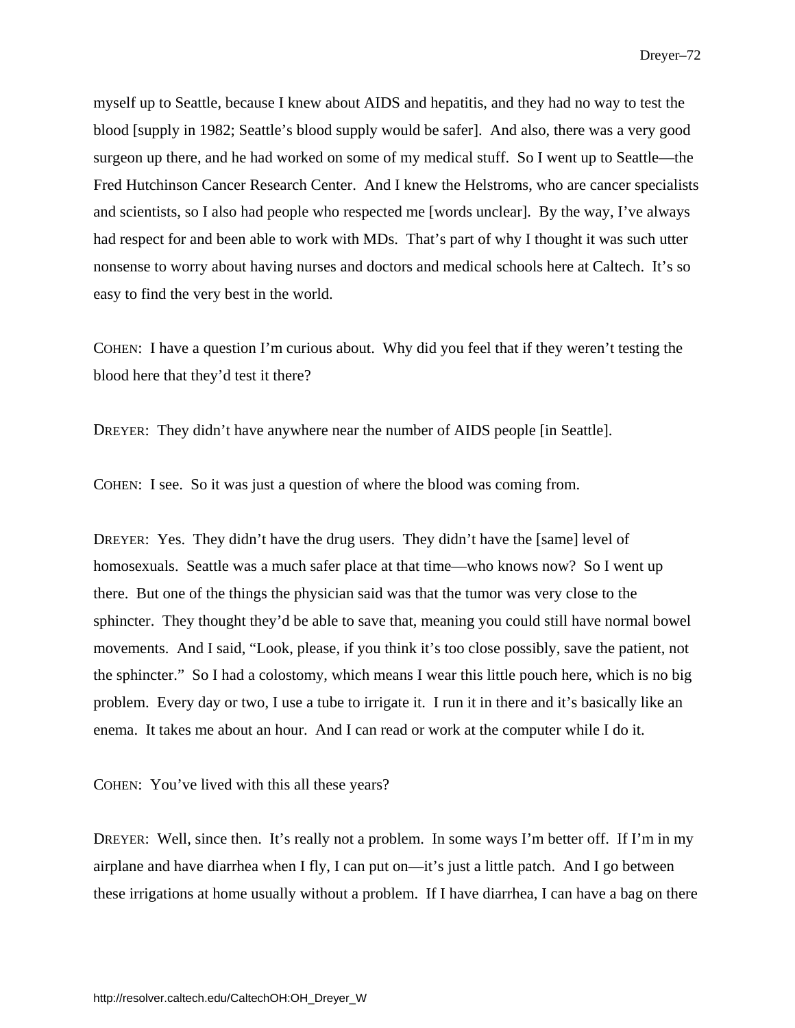myself up to Seattle, because I knew about AIDS and hepatitis, and they had no way to test the blood [supply in 1982; Seattle's blood supply would be safer]. And also, there was a very good surgeon up there, and he had worked on some of my medical stuff. So I went up to Seattle—the Fred Hutchinson Cancer Research Center. And I knew the Helstroms, who are cancer specialists and scientists, so I also had people who respected me [words unclear]. By the way, I've always had respect for and been able to work with MDs. That's part of why I thought it was such utter nonsense to worry about having nurses and doctors and medical schools here at Caltech. It's so easy to find the very best in the world.

COHEN: I have a question I'm curious about. Why did you feel that if they weren't testing the blood here that they'd test it there?

DREYER: They didn't have anywhere near the number of AIDS people [in Seattle].

COHEN: I see. So it was just a question of where the blood was coming from.

DREYER: Yes. They didn't have the drug users. They didn't have the [same] level of homosexuals. Seattle was a much safer place at that time—who knows now? So I went up there. But one of the things the physician said was that the tumor was very close to the sphincter. They thought they'd be able to save that, meaning you could still have normal bowel movements. And I said, "Look, please, if you think it's too close possibly, save the patient, not the sphincter." So I had a colostomy, which means I wear this little pouch here, which is no big problem. Every day or two, I use a tube to irrigate it. I run it in there and it's basically like an enema. It takes me about an hour. And I can read or work at the computer while I do it.

COHEN: You've lived with this all these years?

DREYER: Well, since then. It's really not a problem. In some ways I'm better off. If I'm in my airplane and have diarrhea when I fly, I can put on—it's just a little patch. And I go between these irrigations at home usually without a problem. If I have diarrhea, I can have a bag on there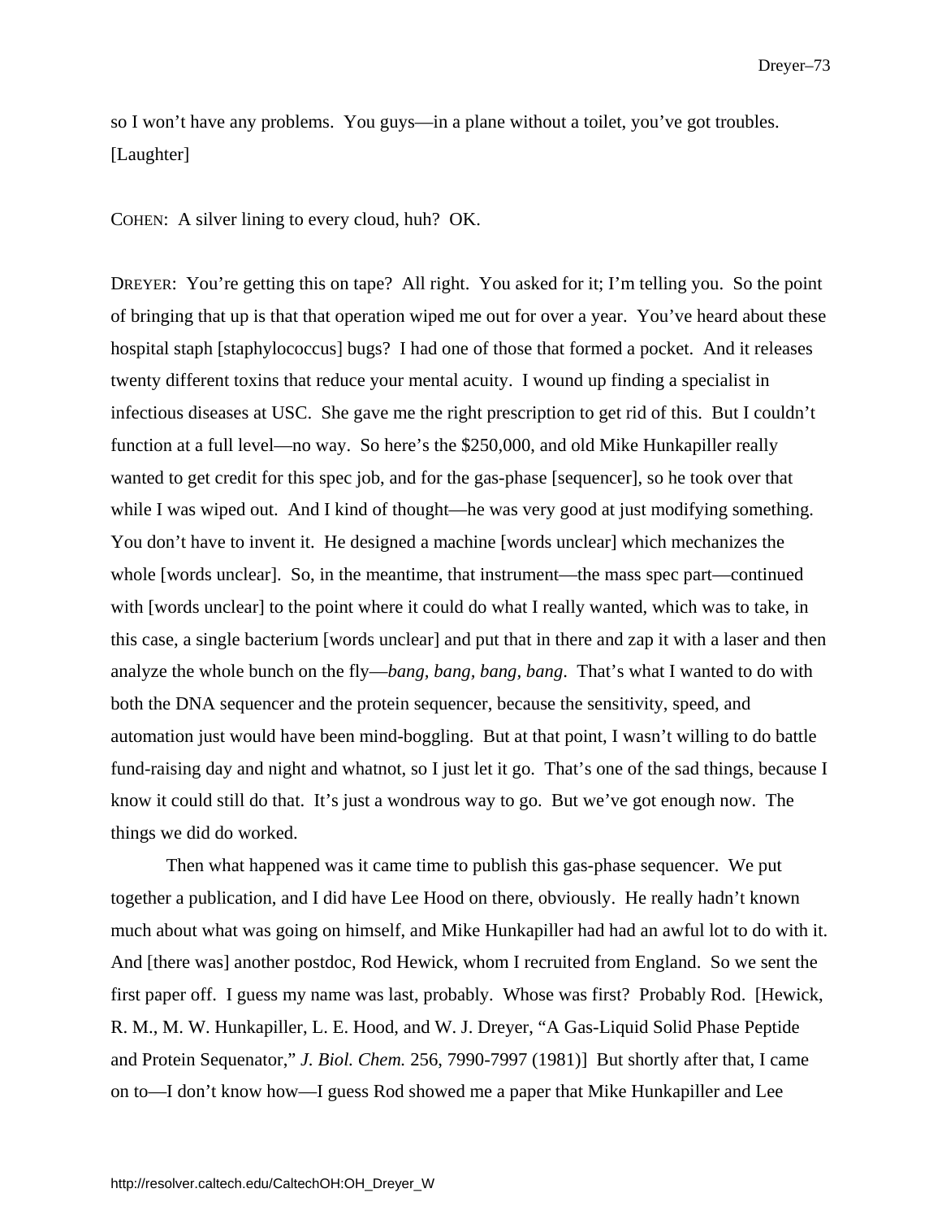so I won't have any problems. You guys—in a plane without a toilet, you've got troubles. [Laughter]

COHEN: A silver lining to every cloud, huh? OK.

DREYER: You're getting this on tape? All right. You asked for it; I'm telling you. So the point of bringing that up is that that operation wiped me out for over a year. You've heard about these hospital staph [staphylococcus] bugs? I had one of those that formed a pocket. And it releases twenty different toxins that reduce your mental acuity. I wound up finding a specialist in infectious diseases at USC. She gave me the right prescription to get rid of this. But I couldn't function at a full level—no way. So here's the $250,000, and old Mike Hunkapiller really wanted to get credit for this spec job, and for the gas-phase [sequencer], so he took over that while I was wiped out. And I kind of thought—he was very good at just modifying something. You don't have to invent it. He designed a machine [words unclear] which mechanizes the whole [words unclear]. So, in the meantime, that instrument—the mass spec part—continued with [words unclear] to the point where it could do what I really wanted, which was to take, in this case, a single bacterium [words unclear] and put that in there and zap it with a laser and then analyze the whole bunch on the fly—*bang, bang, bang, bang*. That's what I wanted to do with both the DNA sequencer and the protein sequencer, because the sensitivity, speed, and automation just would have been mind-boggling. But at that point, I wasn't willing to do battle fund-raising day and night and whatnot, so I just let it go. That's one of the sad things, because I know it could still do that. It's just a wondrous way to go. But we've got enough now. The things we did do worked.

Then what happened was it came time to publish this gas-phase sequencer. We put together a publication, and I did have Lee Hood on there, obviously. He really hadn't known much about what was going on himself, and Mike Hunkapiller had had an awful lot to do with it. And [there was] another postdoc, Rod Hewick, whom I recruited from England. So we sent the first paper off. I guess my name was last, probably. Whose was first? Probably Rod. [Hewick, R. M., M. W. Hunkapiller, L. E. Hood, and W. J. Dreyer, "A Gas-Liquid Solid Phase Peptide and Protein Sequenator," *J. Biol. Chem.* 256, 7990-7997 (1981)] But shortly after that, I came on to—I don't know how—I guess Rod showed me a paper that Mike Hunkapiller and Lee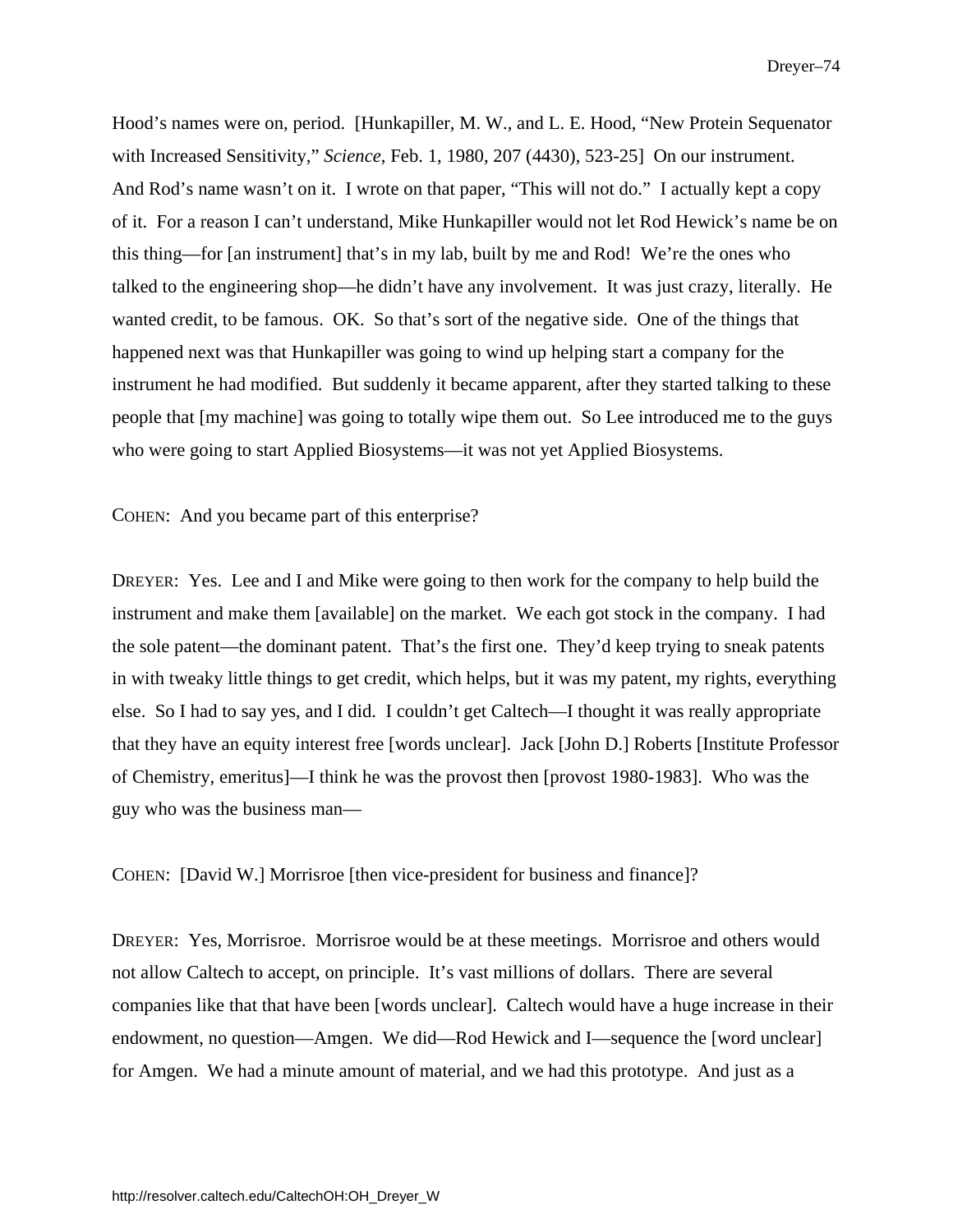Hood's names were on, period. [Hunkapiller, M. W., and L. E. Hood, "New Protein Sequenator with Increased Sensitivity," *Science*, Feb. 1, 1980, 207 (4430), 523-25] On our instrument. And Rod's name wasn't on it. I wrote on that paper, "This will not do." I actually kept a copy of it. For a reason I can't understand, Mike Hunkapiller would not let Rod Hewick's name be on this thing—for [an instrument] that's in my lab, built by me and Rod! We're the ones who talked to the engineering shop—he didn't have any involvement. It was just crazy, literally. He wanted credit, to be famous. OK. So that's sort of the negative side. One of the things that happened next was that Hunkapiller was going to wind up helping start a company for the instrument he had modified. But suddenly it became apparent, after they started talking to these people that [my machine] was going to totally wipe them out. So Lee introduced me to the guys who were going to start Applied Biosystems—it was not yet Applied Biosystems.

COHEN: And you became part of this enterprise?

DREYER: Yes. Lee and I and Mike were going to then work for the company to help build the instrument and make them [available] on the market. We each got stock in the company. I had the sole patent—the dominant patent. That's the first one. They'd keep trying to sneak patents in with tweaky little things to get credit, which helps, but it was my patent, my rights, everything else. So I had to say yes, and I did. I couldn't get Caltech—I thought it was really appropriate that they have an equity interest free [words unclear]. Jack [John D.] Roberts [Institute Professor of Chemistry, emeritus]—I think he was the provost then [provost 1980-1983]. Who was the guy who was the business man—

COHEN: [David W.] Morrisroe [then vice-president for business and finance]?

DREYER: Yes, Morrisroe. Morrisroe would be at these meetings. Morrisroe and others would not allow Caltech to accept, on principle. It's vast millions of dollars. There are several companies like that that have been [words unclear]. Caltech would have a huge increase in their endowment, no question—Amgen. We did—Rod Hewick and I—sequence the [word unclear] for Amgen. We had a minute amount of material, and we had this prototype. And just as a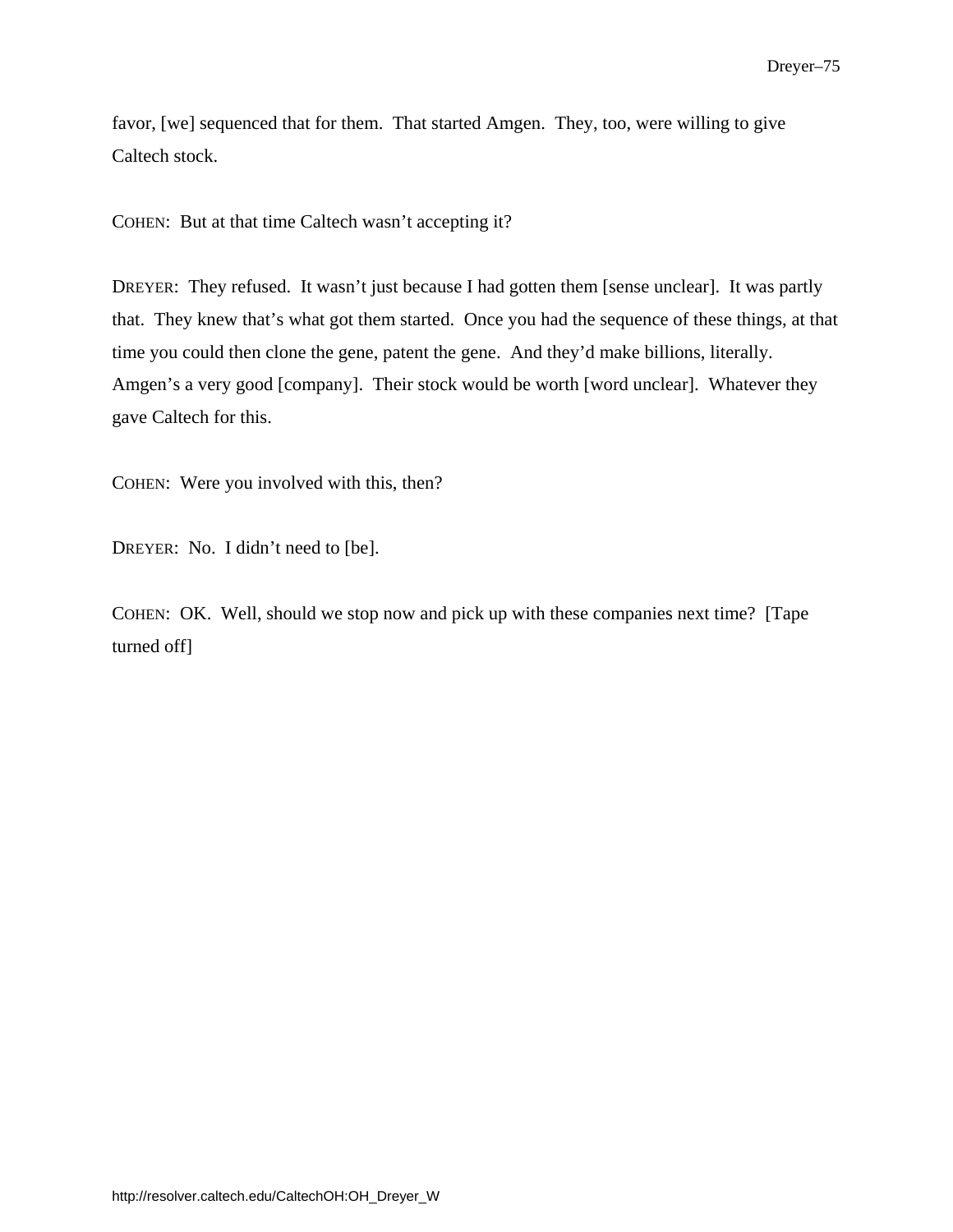favor, [we] sequenced that for them. That started Amgen. They, too, were willing to give Caltech stock.

COHEN: But at that time Caltech wasn't accepting it?

DREYER: They refused. It wasn't just because I had gotten them [sense unclear]. It was partly that. They knew that's what got them started. Once you had the sequence of these things, at that time you could then clone the gene, patent the gene. And they'd make billions, literally. Amgen's a very good [company]. Their stock would be worth [word unclear]. Whatever they gave Caltech for this.

COHEN: Were you involved with this, then?

DREYER: No. I didn't need to [be].

COHEN: OK. Well, should we stop now and pick up with these companies next time? [Tape turned off]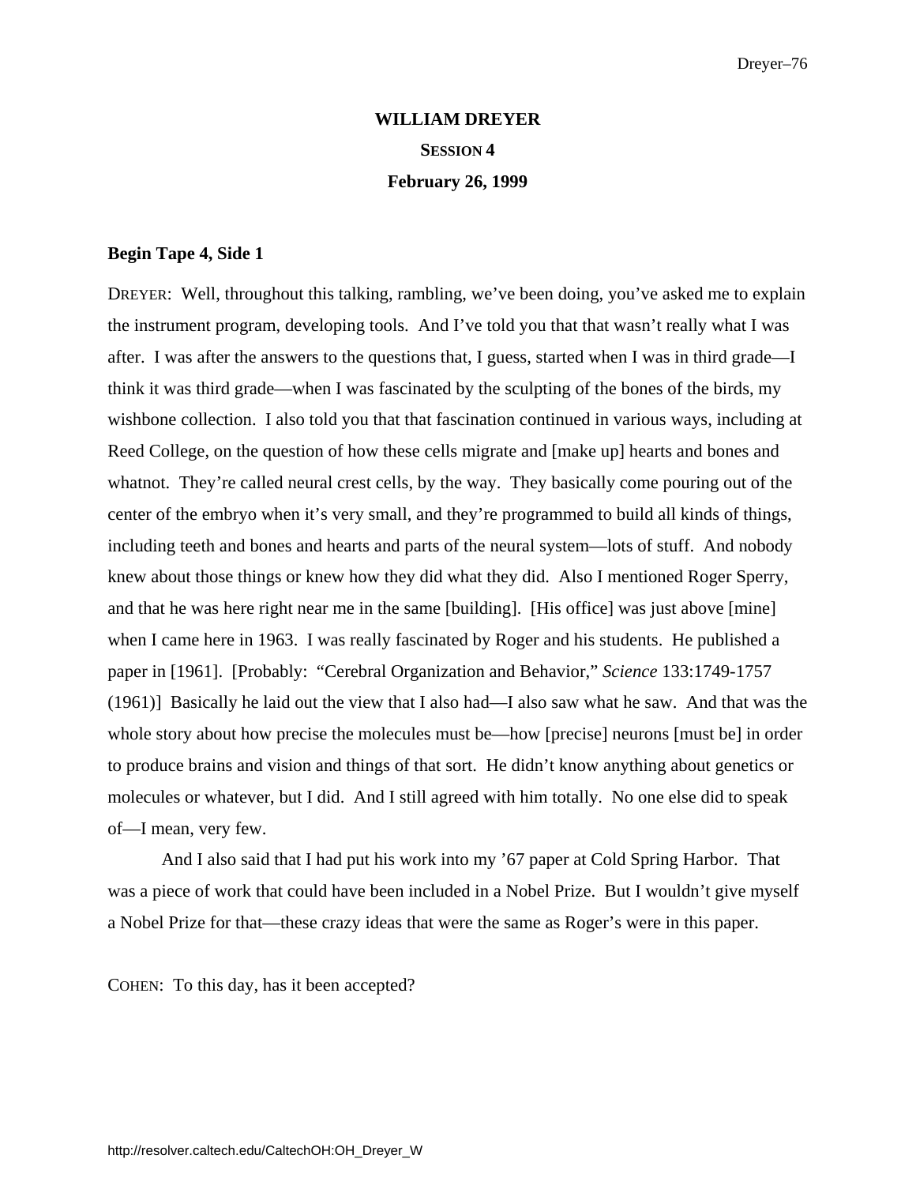**WILLIAM DREYER**

**SESSION 4**

**February 26, 1999**

**Begin Tape 4, Side 1**

DREYER: Well, throughout this talking, rambling, we've been doing, you've asked me to explain the instrument program, developing tools. And I've told you that that wasn't really what I was after. I was after the answers to the questions that, I guess, started when I was in third grade—I think it was third grade—when I was fascinated by the sculpting of the bones of the birds, my wishbone collection. I also told you that that fascination continued in various ways, including at Reed College, on the question of how these cells migrate and [make up] hearts and bones and whatnot. They're called neural crest cells, by the way. They basically come pouring out of the center of the embryo when it's very small, and they're programmed to build all kinds of things, including teeth and bones and hearts and parts of the neural system—lots of stuff. And nobody knew about those things or knew how they did what they did. Also I mentioned Roger Sperry, and that he was here right near me in the same [building]. [His office] was just above [mine] when I came here in 1963. I was really fascinated by Roger and his students. He published a paper in [1961]. [Probably: "Cerebral Organization and Behavior," *Science* 133:1749-1757 (1961)] Basically he laid out the view that I also had—I also saw what he saw. And that was the whole story about how precise the molecules must be—how [precise] neurons [must be] in order to produce brains and vision and things of that sort. He didn't know anything about genetics or molecules or whatever, but I did. And I still agreed with him totally. No one else did to speak of—I mean, very few.

And I also said that I had put his work into my '67 paper at Cold Spring Harbor. That was a piece of work that could have been included in a Nobel Prize. But I wouldn't give myself a Nobel Prize for that—these crazy ideas that were the same as Roger's were in this paper.

COHEN: To this day, has it been accepted?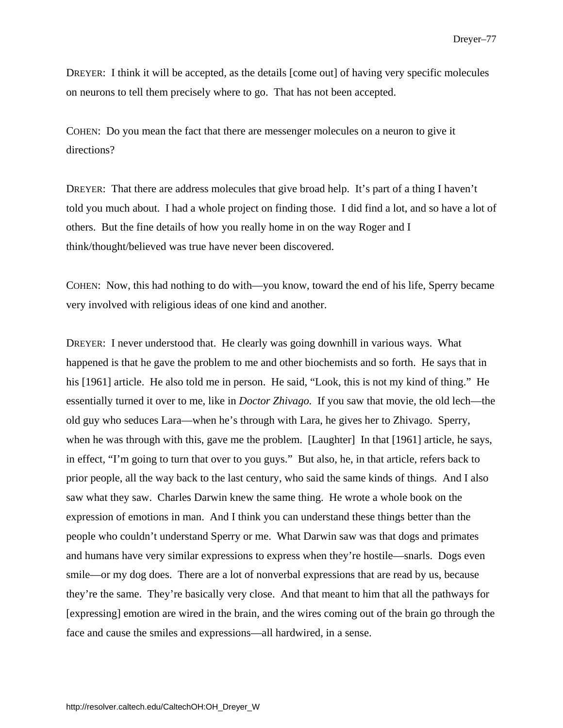DREYER: I think it will be accepted, as the details [come out] of having very specific molecules on neurons to tell them precisely where to go. That has not been accepted.

COHEN: Do you mean the fact that there are messenger molecules on a neuron to give it directions?

DREYER: That there are address molecules that give broad help. It's part of a thing I haven't told you much about. I had a whole project on finding those. I did find a lot, and so have a lot of others. But the fine details of how you really home in on the way Roger and I think/thought/believed was true have never been discovered.

COHEN: Now, this had nothing to do with—you know, toward the end of his life, Sperry became very involved with religious ideas of one kind and another.

DREYER: I never understood that. He clearly was going downhill in various ways. What happened is that he gave the problem to me and other biochemists and so forth. He says that in his [1961] article. He also told me in person. He said, "Look, this is not my kind of thing." He essentially turned it over to me, like in *Doctor Zhivago.* If you saw that movie, the old lech—the old guy who seduces Lara—when he's through with Lara, he gives her to Zhivago. Sperry, when he was through with this, gave me the problem. [Laughter] In that [1961] article, he says, in effect, "I'm going to turn that over to you guys." But also, he, in that article, refers back to prior people, all the way back to the last century, who said the same kinds of things. And I also saw what they saw. Charles Darwin knew the same thing. He wrote a whole book on the expression of emotions in man. And I think you can understand these things better than the people who couldn't understand Sperry or me. What Darwin saw was that dogs and primates and humans have very similar expressions to express when they're hostile—snarls. Dogs even smile—or my dog does. There are a lot of nonverbal expressions that are read by us, because they're the same. They're basically very close. And that meant to him that all the pathways for [expressing] emotion are wired in the brain, and the wires coming out of the brain go through the face and cause the smiles and expressions—all hardwired, in a sense.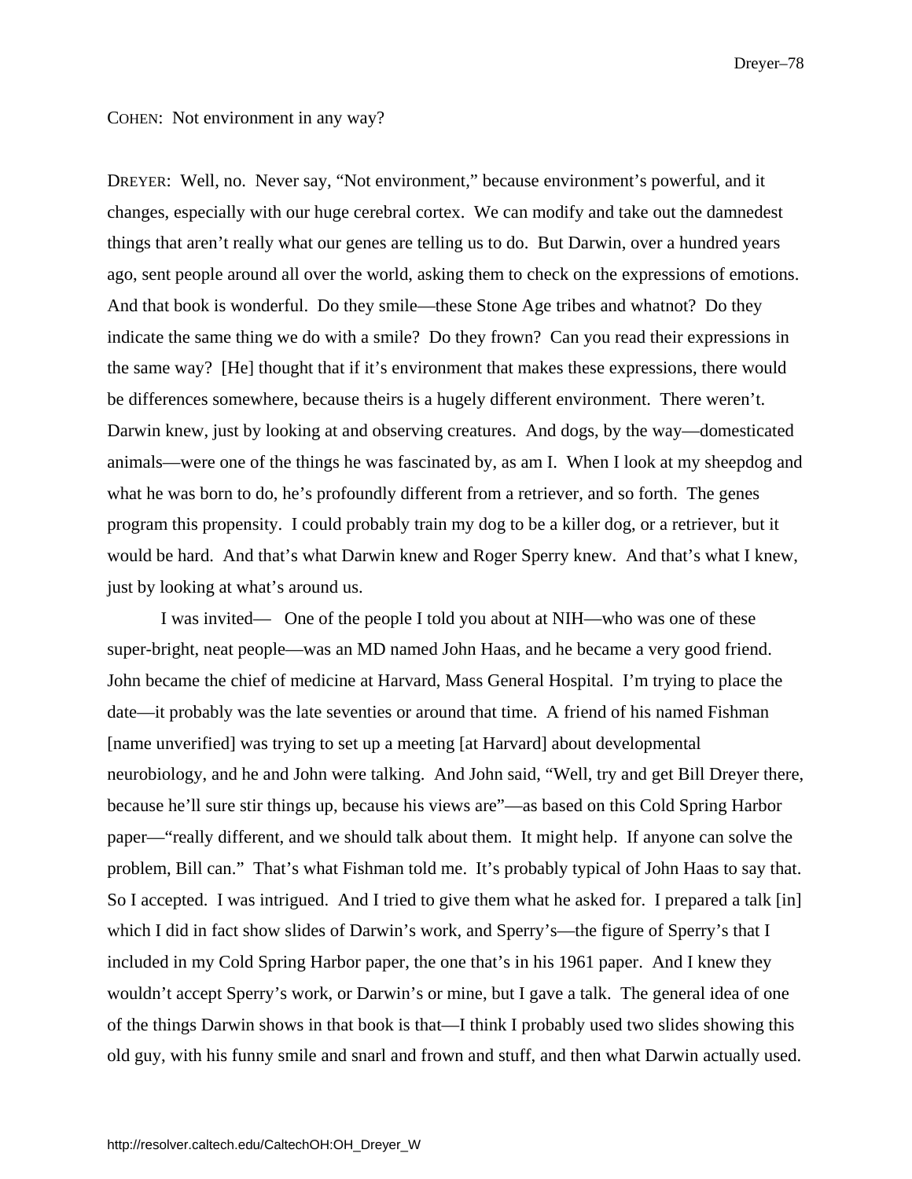COHEN: Not environment in any way?

DREYER: Well, no. Never say, "Not environment," because environment's powerful, and it changes, especially with our huge cerebral cortex. We can modify and take out the damnedest things that aren't really what our genes are telling us to do. But Darwin, over a hundred years ago, sent people around all over the world, asking them to check on the expressions of emotions. And that book is wonderful. Do they smile—these Stone Age tribes and whatnot? Do they indicate the same thing we do with a smile? Do they frown? Can you read their expressions in the same way? [He] thought that if it's environment that makes these expressions, there would be differences somewhere, because theirs is a hugely different environment. There weren't. Darwin knew, just by looking at and observing creatures. And dogs, by the way—domesticated animals—were one of the things he was fascinated by, as am I. When I look at my sheepdog and what he was born to do, he's profoundly different from a retriever, and so forth. The genes program this propensity. I could probably train my dog to be a killer dog, or a retriever, but it would be hard. And that's what Darwin knew and Roger Sperry knew. And that's what I knew, just by looking at what's around us.

I was invited— One of the people I told you about at NIH—who was one of these super-bright, neat people—was an MD named John Haas, and he became a very good friend. John became the chief of medicine at Harvard, Mass General Hospital. I'm trying to place the date—it probably was the late seventies or around that time. A friend of his named Fishman [name unverified] was trying to set up a meeting [at Harvard] about developmental neurobiology, and he and John were talking. And John said, "Well, try and get Bill Dreyer there, because he'll sure stir things up, because his views are"—as based on this Cold Spring Harbor paper—"really different, and we should talk about them. It might help. If anyone can solve the problem, Bill can." That's what Fishman told me. It's probably typical of John Haas to say that. So I accepted. I was intrigued. And I tried to give them what he asked for. I prepared a talk [in] which I did in fact show slides of Darwin's work, and Sperry's—the figure of Sperry's that I included in my Cold Spring Harbor paper, the one that's in his 1961 paper. And I knew they wouldn't accept Sperry's work, or Darwin's or mine, but I gave a talk. The general idea of one of the things Darwin shows in that book is that—I think I probably used two slides showing this old guy, with his funny smile and snarl and frown and stuff, and then what Darwin actually used.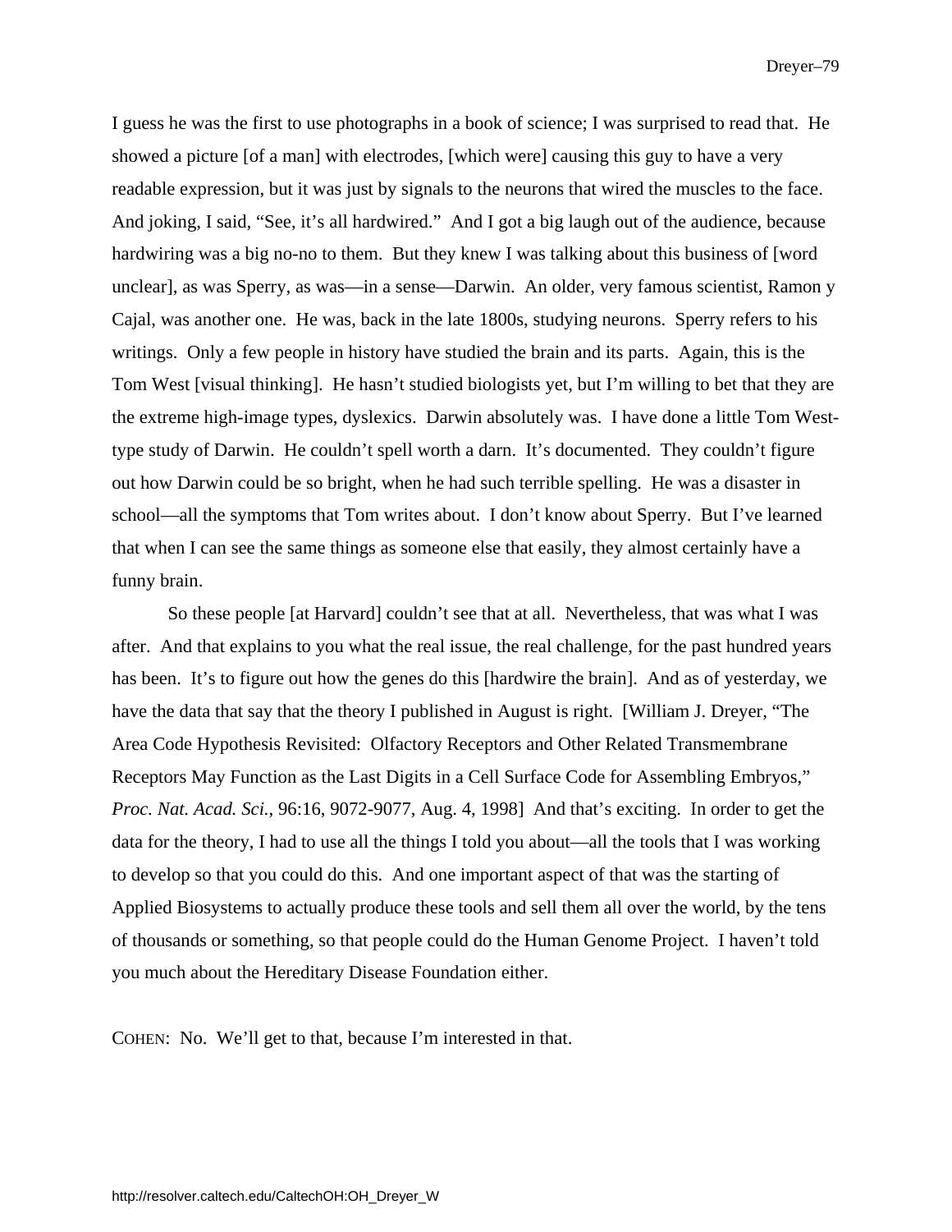I guess he was the first to use photographs in a book of science; I was surprised to read that. He showed a picture [of a man] with electrodes, [which were] causing this guy to have a very readable expression, but it was just by signals to the neurons that wired the muscles to the face. And joking, I said, "See, it's all hardwired." And I got a big laugh out of the audience, because hardwiring was a big no-no to them. But they knew I was talking about this business of [word unclear], as was Sperry, as was—in a sense—Darwin. An older, very famous scientist, Ramon y Cajal, was another one. He was, back in the late 1800s, studying neurons. Sperry refers to his writings. Only a few people in history have studied the brain and its parts. Again, this is the Tom West [visual thinking]. He hasn't studied biologists yet, but I'm willing to bet that they are the extreme high-image types, dyslexics. Darwin absolutely was. I have done a little Tom West-type study of Darwin. He couldn't spell worth a darn. It's documented. They couldn't figure out how Darwin could be so bright, when he had such terrible spelling. He was a disaster in school—all the symptoms that Tom writes about. I don't know about Sperry. But I've learned that when I can see the same things as someone else that easily, they almost certainly have a funny brain.

So these people [at Harvard] couldn't see that at all. Nevertheless, that was what I was after. And that explains to you what the real issue, the real challenge, for the past hundred years has been. It's to figure out how the genes do this [hardwire the brain]. And as of yesterday, we have the data that say that the theory I published in August is right. [William J. Dreyer, "The Area Code Hypothesis Revisited: Olfactory Receptors and Other Related Transmembrane Receptors May Function as the Last Digits in a Cell Surface Code for Assembling Embryos," *Proc. Nat. Acad. Sci.*, 96:16, 9072-9077, Aug. 4, 1998] And that's exciting. In order to get the data for the theory, I had to use all the things I told you about—all the tools that I was working to develop so that you could do this. And one important aspect of that was the starting of Applied Biosystems to actually produce these tools and sell them all over the world, by the tens of thousands or something, so that people could do the Human Genome Project. I haven't told you much about the Hereditary Disease Foundation either.

COHEN: No. We'll get to that, because I'm interested in that.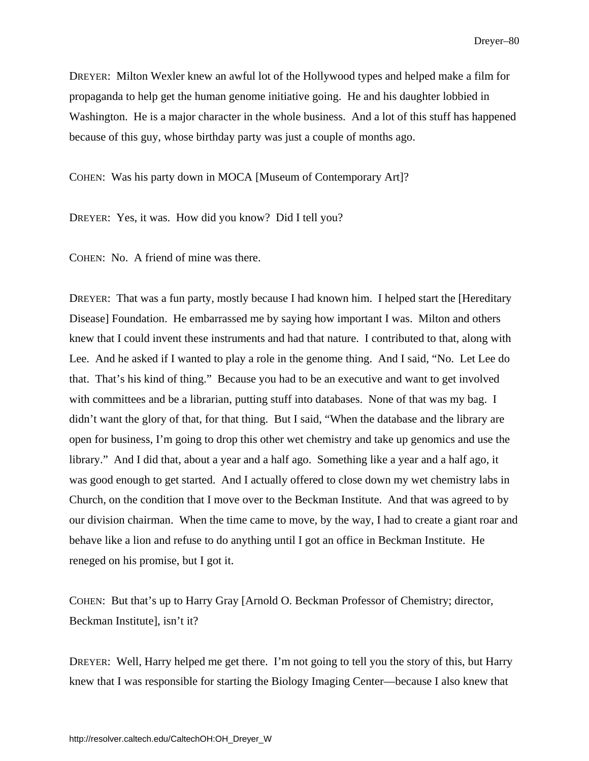DREYER: Milton Wexler knew an awful lot of the Hollywood types and helped make a film for propaganda to help get the human genome initiative going. He and his daughter lobbied in Washington. He is a major character in the whole business. And a lot of this stuff has happened because of this guy, whose birthday party was just a couple of months ago.

COHEN: Was his party down in MOCA [Museum of Contemporary Art]?

DREYER: Yes, it was. How did you know? Did I tell you?

COHEN: No. A friend of mine was there.

DREYER: That was a fun party, mostly because I had known him. I helped start the [Hereditary Disease] Foundation. He embarrassed me by saying how important I was. Milton and others knew that I could invent these instruments and had that nature. I contributed to that, along with Lee. And he asked if I wanted to play a role in the genome thing. And I said, “No. Let Lee do that. That’s his kind of thing.” Because you had to be an executive and want to get involved with committees and be a librarian, putting stuff into databases. None of that was my bag. I didn’t want the glory of that, for that thing. But I said, “When the database and the library are open for business, I’m going to drop this other wet chemistry and take up genomics and use the library.” And I did that, about a year and a half ago. Something like a year and a half ago, it was good enough to get started. And I actually offered to close down my wet chemistry labs in Church, on the condition that I move over to the Beckman Institute. And that was agreed to by our division chairman. When the time came to move, by the way, I had to create a giant roar and behave like a lion and refuse to do anything until I got an office in Beckman Institute. He reneged on his promise, but I got it.

COHEN: But that’s up to Harry Gray [Arnold O. Beckman Professor of Chemistry; director, Beckman Institute], isn’t it?

DREYER: Well, Harry helped me get there. I’m not going to tell you the story of this, but Harry knew that I was responsible for starting the Biology Imaging Center—because I also knew that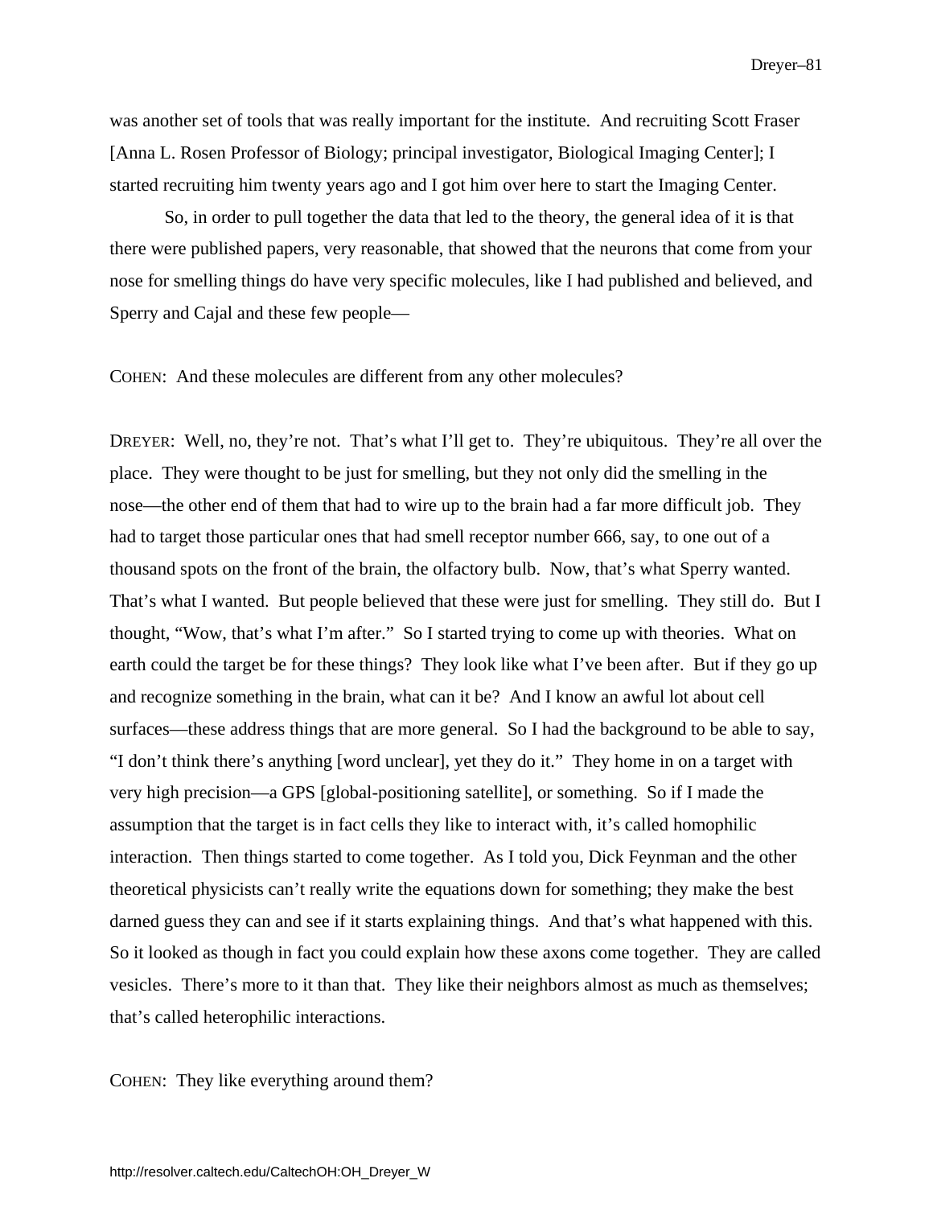was another set of tools that was really important for the institute. And recruiting Scott Fraser [Anna L. Rosen Professor of Biology; principal investigator, Biological Imaging Center]; I started recruiting him twenty years ago and I got him over here to start the Imaging Center.

So, in order to pull together the data that led to the theory, the general idea of it is that there were published papers, very reasonable, that showed that the neurons that come from your nose for smelling things do have very specific molecules, like I had published and believed, and Sperry and Cajal and these few people—

COHEN: And these molecules are different from any other molecules?

DREYER: Well, no, they're not. That's what I'll get to. They're ubiquitous. They're all over the place. They were thought to be just for smelling, but they not only did the smelling in the nose—the other end of them that had to wire up to the brain had a far more difficult job. They had to target those particular ones that had smell receptor number 666, say, to one out of a thousand spots on the front of the brain, the olfactory bulb. Now, that's what Sperry wanted. That's what I wanted. But people believed that these were just for smelling. They still do. But I thought, "Wow, that's what I'm after." So I started trying to come up with theories. What on earth could the target be for these things? They look like what I've been after. But if they go up and recognize something in the brain, what can it be? And I know an awful lot about cell surfaces—these address things that are more general. So I had the background to be able to say, "I don't think there's anything [word unclear], yet they do it." They home in on a target with very high precision—a GPS [global-positioning satellite], or something. So if I made the assumption that the target is in fact cells they like to interact with, it's called homophilic interaction. Then things started to come together. As I told you, Dick Feynman and the other theoretical physicists can't really write the equations down for something; they make the best darned guess they can and see if it starts explaining things. And that's what happened with this. So it looked as though in fact you could explain how these axons come together. They are called vesicles. There's more to it than that. They like their neighbors almost as much as themselves; that's called heterophilic interactions.

COHEN: They like everything around them?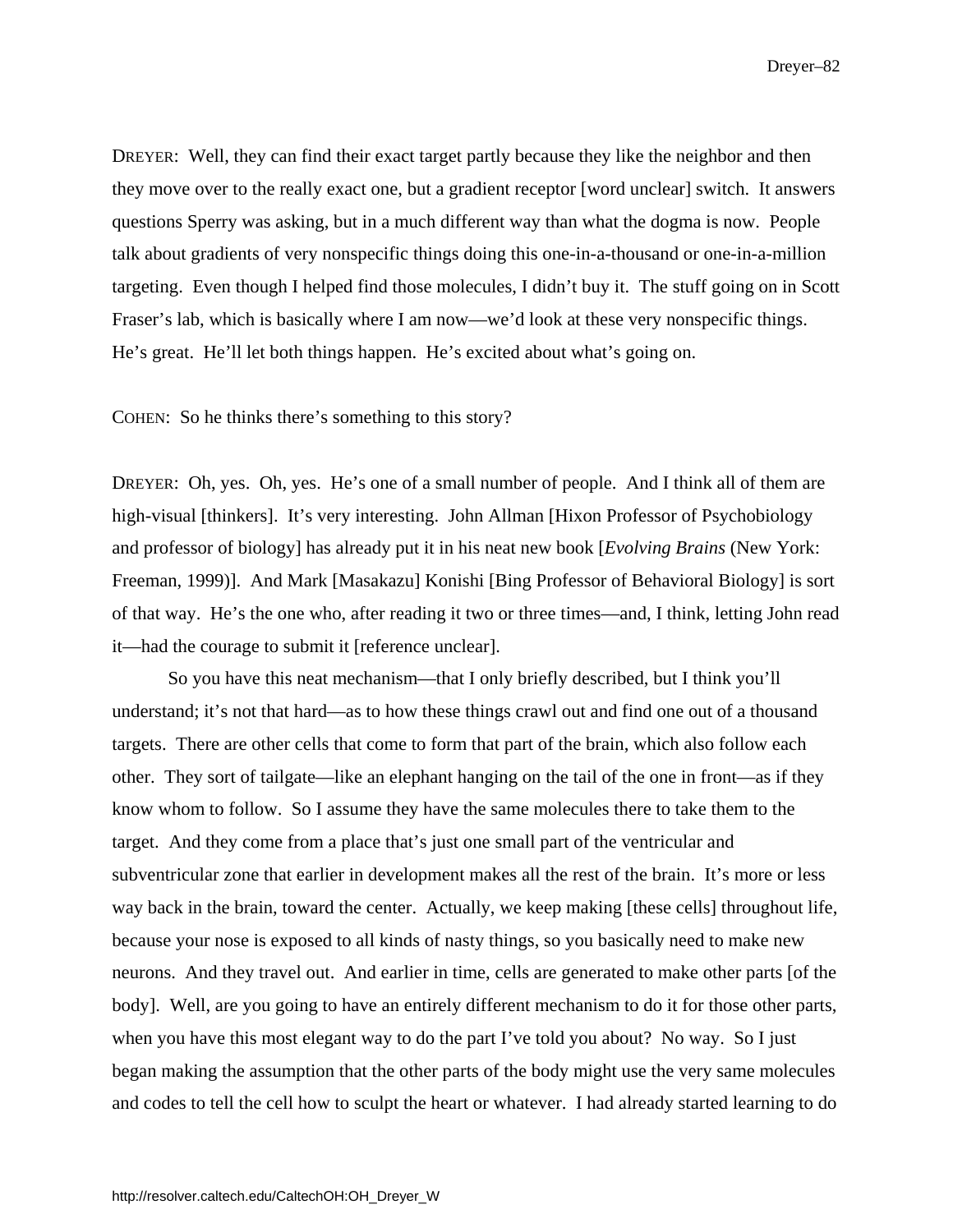DREYER: Well, they can find their exact target partly because they like the neighbor and then they move over to the really exact one, but a gradient receptor [word unclear] switch. It answers questions Sperry was asking, but in a much different way than what the dogma is now. People talk about gradients of very nonspecific things doing this one-in-a-thousand or one-in-a-million targeting. Even though I helped find those molecules, I didn't buy it. The stuff going on in Scott Fraser's lab, which is basically where I am now—we'd look at these very nonspecific things. He's great. He'll let both things happen. He's excited about what's going on.

COHEN: So he thinks there's something to this story?

DREYER: Oh, yes. Oh, yes. He's one of a small number of people. And I think all of them are high-visual [thinkers]. It's very interesting. John Allman [Hixon Professor of Psychobiology and professor of biology] has already put it in his neat new book [*Evolving Brains* (New York: Freeman, 1999)]. And Mark [Masakazu] Konishi [Bing Professor of Behavioral Biology] is sort of that way. He's the one who, after reading it two or three times—and, I think, letting John read it—had the courage to submit it [reference unclear].

So you have this neat mechanism—that I only briefly described, but I think you'll understand; it's not that hard—as to how these things crawl out and find one out of a thousand targets. There are other cells that come to form that part of the brain, which also follow each other. They sort of tailgate—like an elephant hanging on the tail of the one in front—as if they know whom to follow. So I assume they have the same molecules there to take them to the target. And they come from a place that's just one small part of the ventricular and subventricular zone that earlier in development makes all the rest of the brain. It's more or less way back in the brain, toward the center. Actually, we keep making [these cells] throughout life, because your nose is exposed to all kinds of nasty things, so you basically need to make new neurons. And they travel out. And earlier in time, cells are generated to make other parts [of the body]. Well, are you going to have an entirely different mechanism to do it for those other parts, when you have this most elegant way to do the part I've told you about? No way. So I just began making the assumption that the other parts of the body might use the very same molecules and codes to tell the cell how to sculpt the heart or whatever. I had already started learning to do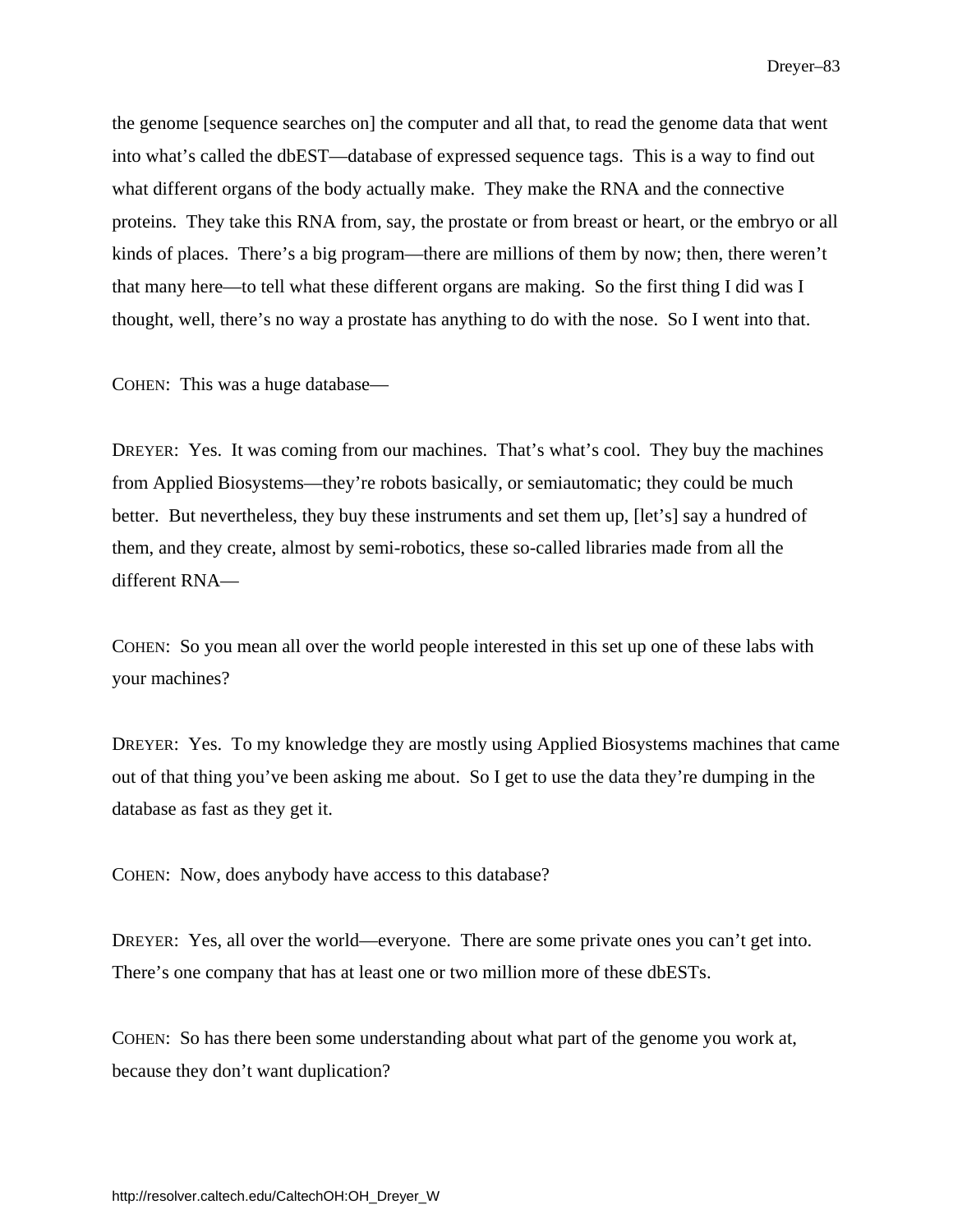the genome [sequence searches on] the computer and all that, to read the genome data that went into what's called the dbEST—database of expressed sequence tags. This is a way to find out what different organs of the body actually make. They make the RNA and the connective proteins. They take this RNA from, say, the prostate or from breast or heart, or the embryo or all kinds of places. There's a big program—there are millions of them by now; then, there weren't that many here—to tell what these different organs are making. So the first thing I did was I thought, well, there's no way a prostate has anything to do with the nose. So I went into that.

COHEN: This was a huge database—

DREYER: Yes. It was coming from our machines. That's what's cool. They buy the machines from Applied Biosystems—they're robots basically, or semiautomatic; they could be much better. But nevertheless, they buy these instruments and set them up, [let's] say a hundred of them, and they create, almost by semi-robotics, these so-called libraries made from all the different RNA—

COHEN: So you mean all over the world people interested in this set up one of these labs with your machines?

DREYER: Yes. To my knowledge they are mostly using Applied Biosystems machines that came out of that thing you've been asking me about. So I get to use the data they're dumping in the database as fast as they get it.

COHEN: Now, does anybody have access to this database?

DREYER: Yes, all over the world—everyone. There are some private ones you can't get into. There's one company that has at least one or two million more of these dbESTs.

COHEN: So has there been some understanding about what part of the genome you work at, because they don't want duplication?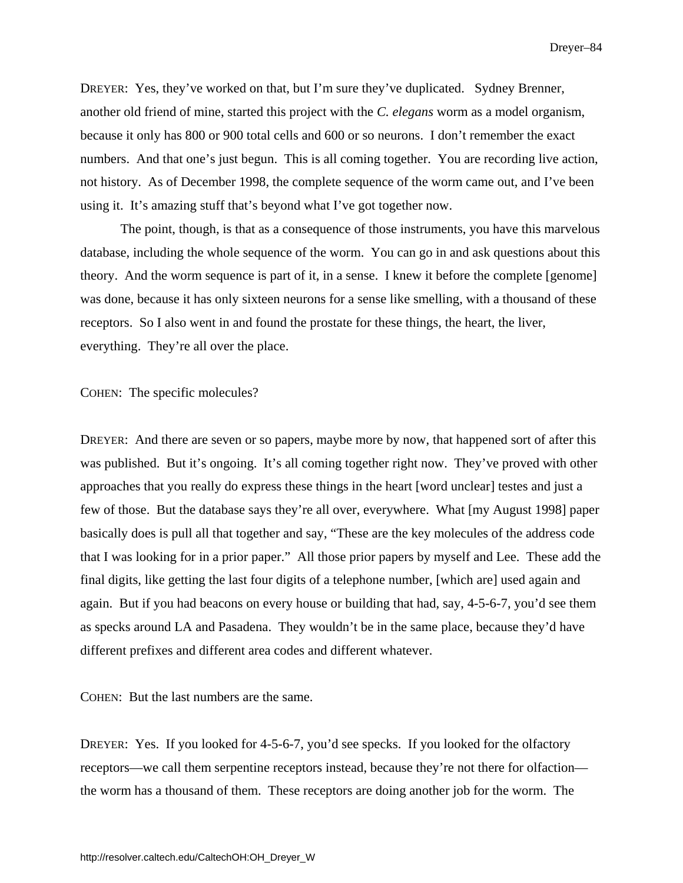DREYER:  Yes, they've worked on that, but I'm sure they've duplicated.   Sydney Brenner, another old friend of mine, started this project with the *C. elegans* worm as a model organism, because it only has 800 or 900 total cells and 600 or so neurons.  I don't remember the exact numbers.  And that one's just begun.  This is all coming together.  You are recording live action, not history.  As of December 1998, the complete sequence of the worm came out, and I've been using it.  It's amazing stuff that's beyond what I've got together now.

The point, though, is that as a consequence of those instruments, you have this marvelous database, including the whole sequence of the worm.  You can go in and ask questions about this theory.  And the worm sequence is part of it, in a sense.  I knew it before the complete [genome] was done, because it has only sixteen neurons for a sense like smelling, with a thousand of these receptors.  So I also went in and found the prostate for these things, the heart, the liver, everything.  They're all over the place.

COHEN:  The specific molecules?

DREYER:  And there are seven or so papers, maybe more by now, that happened sort of after this was published.  But it's ongoing.  It's all coming together right now.  They've proved with other approaches that you really do express these things in the heart [word unclear] testes and just a few of those.  But the database says they're all over, everywhere.  What [my August 1998] paper basically does is pull all that together and say, "These are the key molecules of the address code that I was looking for in a prior paper."  All those prior papers by myself and Lee.  These add the final digits, like getting the last four digits of a telephone number, [which are] used again and again.  But if you had beacons on every house or building that had, say, 4-5-6-7, you'd see them as specks around LA and Pasadena.  They wouldn't be in the same place, because they'd have different prefixes and different area codes and different whatever.

COHEN:  But the last numbers are the same.

DREYER:  Yes.  If you looked for 4-5-6-7, you'd see specks.  If you looked for the olfactory receptors—we call them serpentine receptors instead, because they're not there for olfaction—the worm has a thousand of them.  These receptors are doing another job for the worm.  The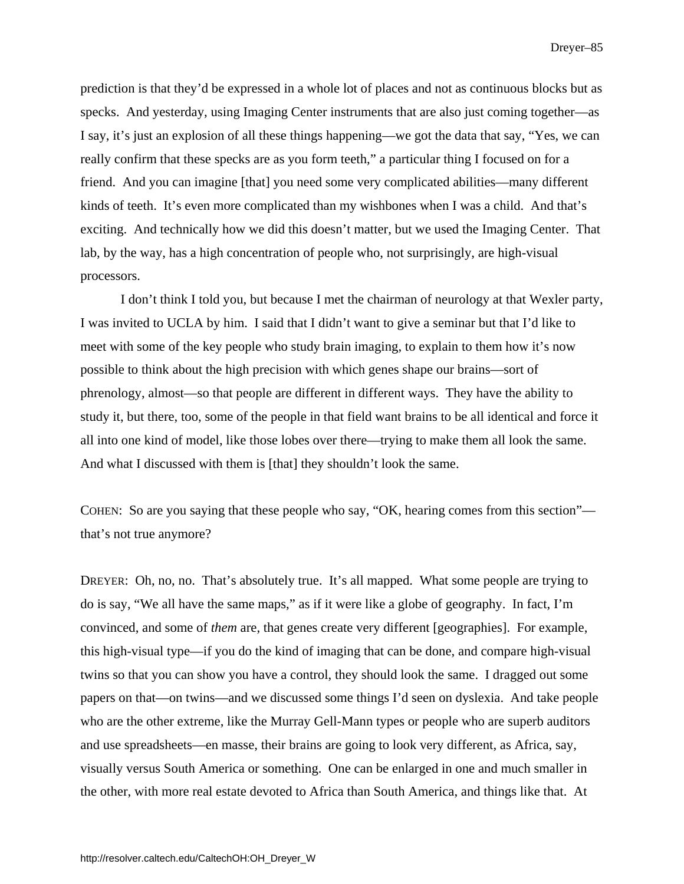prediction is that they'd be expressed in a whole lot of places and not as continuous blocks but as specks. And yesterday, using Imaging Center instruments that are also just coming together—as I say, it's just an explosion of all these things happening—we got the data that say, "Yes, we can really confirm that these specks are as you form teeth," a particular thing I focused on for a friend. And you can imagine [that] you need some very complicated abilities—many different kinds of teeth. It's even more complicated than my wishbones when I was a child. And that's exciting. And technically how we did this doesn't matter, but we used the Imaging Center. That lab, by the way, has a high concentration of people who, not surprisingly, are high-visual processors.

I don't think I told you, but because I met the chairman of neurology at that Wexler party, I was invited to UCLA by him. I said that I didn't want to give a seminar but that I'd like to meet with some of the key people who study brain imaging, to explain to them how it's now possible to think about the high precision with which genes shape our brains—sort of phrenology, almost—so that people are different in different ways. They have the ability to study it, but there, too, some of the people in that field want brains to be all identical and force it all into one kind of model, like those lobes over there—trying to make them all look the same. And what I discussed with them is [that] they shouldn't look the same.

COHEN: So are you saying that these people who say, "OK, hearing comes from this section"—that's not true anymore?

DREYER: Oh, no, no. That's absolutely true. It's all mapped. What some people are trying to do is say, "We all have the same maps," as if it were like a globe of geography. In fact, I'm convinced, and some of *them* are, that genes create very different [geographies]. For example, this high-visual type—if you do the kind of imaging that can be done, and compare high-visual twins so that you can show you have a control, they should look the same. I dragged out some papers on that—on twins—and we discussed some things I'd seen on dyslexia. And take people who are the other extreme, like the Murray Gell-Mann types or people who are superb auditors and use spreadsheets—en masse, their brains are going to look very different, as Africa, say, visually versus South America or something. One can be enlarged in one and much smaller in the other, with more real estate devoted to Africa than South America, and things like that. At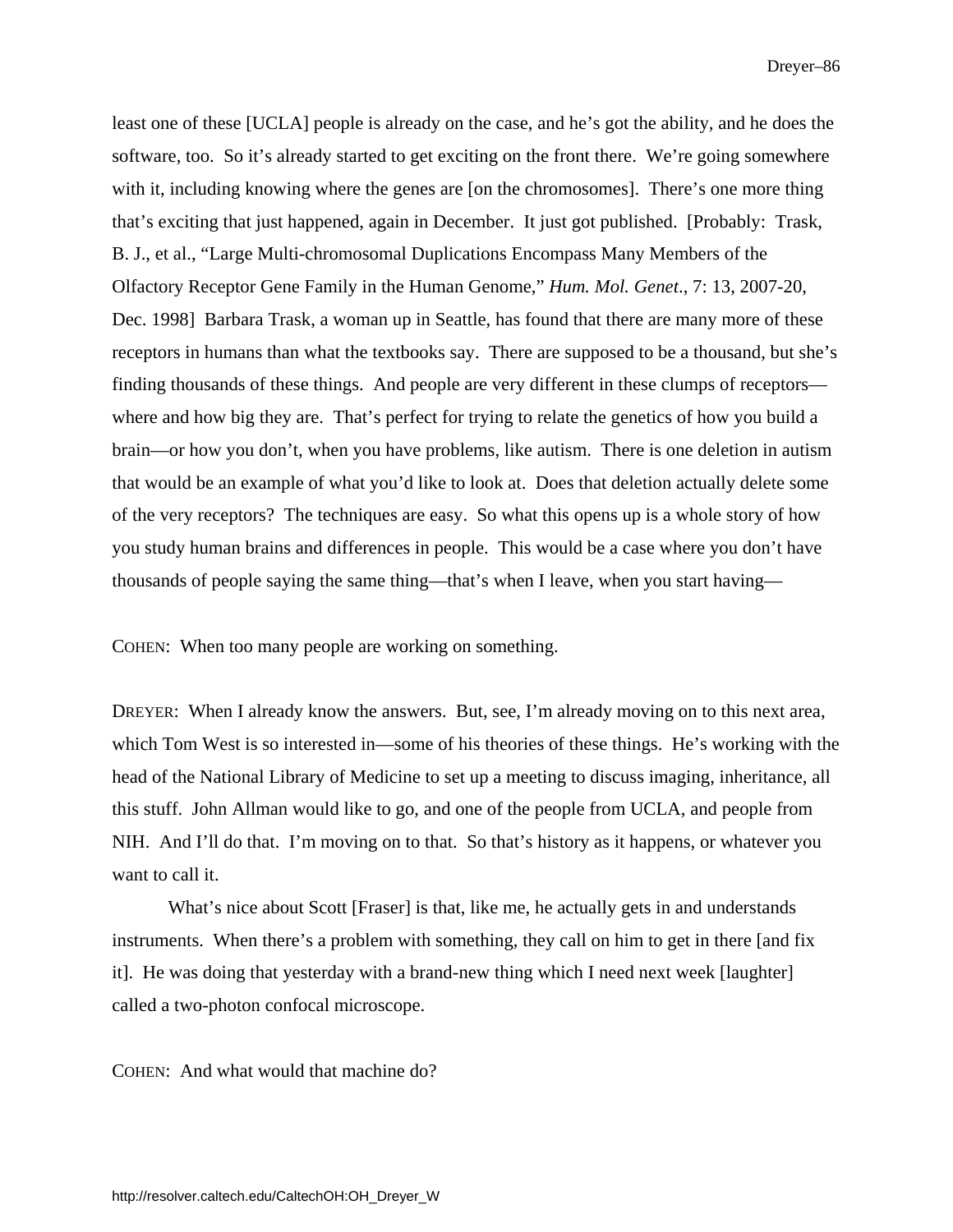least one of these [UCLA] people is already on the case, and he's got the ability, and he does the software, too. So it's already started to get exciting on the front there. We're going somewhere with it, including knowing where the genes are [on the chromosomes]. There's one more thing that's exciting that just happened, again in December. It just got published. [Probably: Trask, B. J., et al., "Large Multi-chromosomal Duplications Encompass Many Members of the Olfactory Receptor Gene Family in the Human Genome," *Hum. Mol. Genet*., 7: 13, 2007-20, Dec. 1998] Barbara Trask, a woman up in Seattle, has found that there are many more of these receptors in humans than what the textbooks say. There are supposed to be a thousand, but she's finding thousands of these things. And people are very different in these clumps of receptors—where and how big they are. That's perfect for trying to relate the genetics of how you build a brain—or how you don't, when you have problems, like autism. There is one deletion in autism that would be an example of what you'd like to look at. Does that deletion actually delete some of the very receptors? The techniques are easy. So what this opens up is a whole story of how you study human brains and differences in people. This would be a case where you don't have thousands of people saying the same thing—that's when I leave, when you start having—

COHEN: When too many people are working on something.

DREYER: When I already know the answers. But, see, I'm already moving on to this next area, which Tom West is so interested in—some of his theories of these things. He's working with the head of the National Library of Medicine to set up a meeting to discuss imaging, inheritance, all this stuff. John Allman would like to go, and one of the people from UCLA, and people from NIH. And I'll do that. I'm moving on to that. So that's history as it happens, or whatever you want to call it.

What's nice about Scott [Fraser] is that, like me, he actually gets in and understands instruments. When there's a problem with something, they call on him to get in there [and fix it]. He was doing that yesterday with a brand-new thing which I need next week [laughter] called a two-photon confocal microscope.

COHEN: And what would that machine do?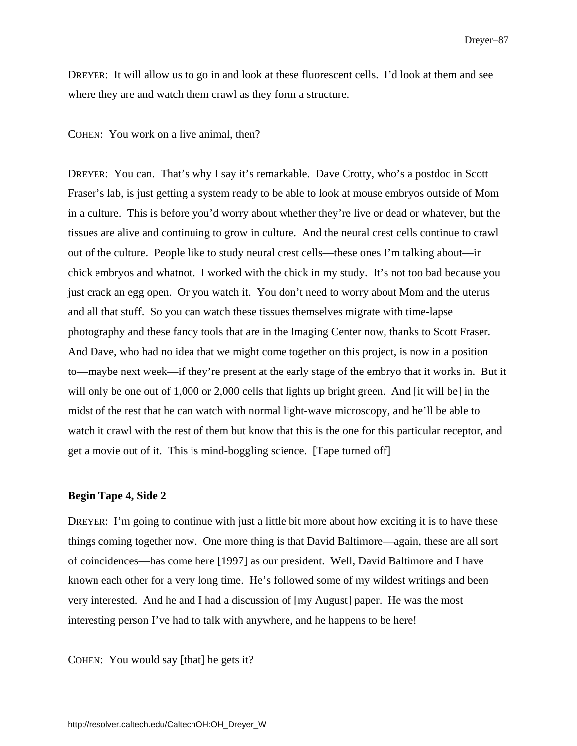DREYER: It will allow us to go in and look at these fluorescent cells. I'd look at them and see where they are and watch them crawl as they form a structure.

COHEN: You work on a live animal, then?

DREYER: You can. That's why I say it's remarkable. Dave Crotty, who's a postdoc in Scott Fraser's lab, is just getting a system ready to be able to look at mouse embryos outside of Mom in a culture. This is before you'd worry about whether they're live or dead or whatever, but the tissues are alive and continuing to grow in culture. And the neural crest cells continue to crawl out of the culture. People like to study neural crest cells—these ones I'm talking about—in chick embryos and whatnot. I worked with the chick in my study. It's not too bad because you just crack an egg open. Or you watch it. You don't need to worry about Mom and the uterus and all that stuff. So you can watch these tissues themselves migrate with time-lapse photography and these fancy tools that are in the Imaging Center now, thanks to Scott Fraser. And Dave, who had no idea that we might come together on this project, is now in a position to—maybe next week—if they're present at the early stage of the embryo that it works in. But it will only be one out of 1,000 or 2,000 cells that lights up bright green. And [it will be] in the midst of the rest that he can watch with normal light-wave microscopy, and he'll be able to watch it crawl with the rest of them but know that this is the one for this particular receptor, and get a movie out of it. This is mind-boggling science. [Tape turned off]

**Begin Tape 4, Side 2**

DREYER: I'm going to continue with just a little bit more about how exciting it is to have these things coming together now. One more thing is that David Baltimore—again, these are all sort of coincidences—has come here [1997] as our president. Well, David Baltimore and I have known each other for a very long time. He's followed some of my wildest writings and been very interested. And he and I had a discussion of [my August] paper. He was the most interesting person I've had to talk with anywhere, and he happens to be here!

COHEN: You would say [that] he gets it?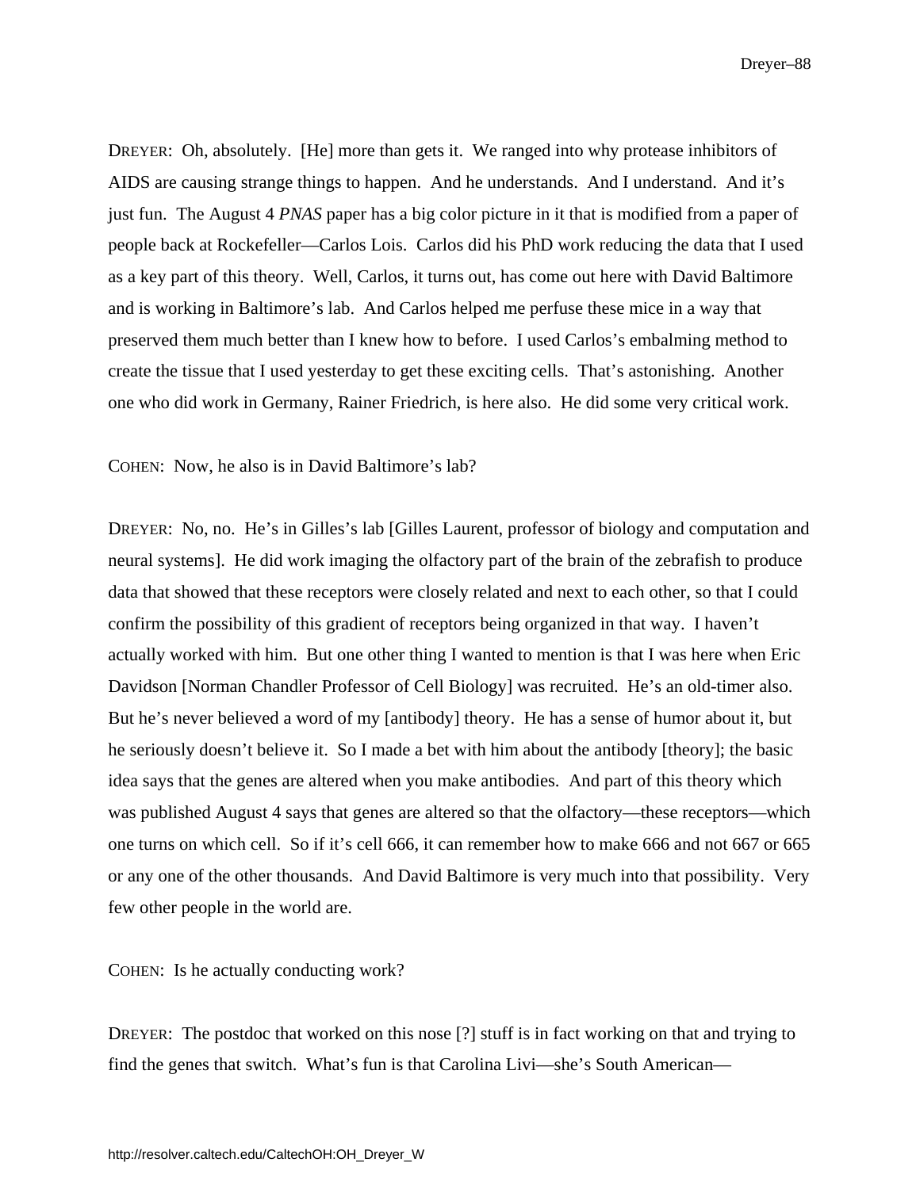DREYER: Oh, absolutely. [He] more than gets it. We ranged into why protease inhibitors of AIDS are causing strange things to happen. And he understands. And I understand. And it's just fun. The August 4 *PNAS* paper has a big color picture in it that is modified from a paper of people back at Rockefeller—Carlos Lois. Carlos did his PhD work reducing the data that I used as a key part of this theory. Well, Carlos, it turns out, has come out here with David Baltimore and is working in Baltimore's lab. And Carlos helped me perfuse these mice in a way that preserved them much better than I knew how to before. I used Carlos's embalming method to create the tissue that I used yesterday to get these exciting cells. That's astonishing. Another one who did work in Germany, Rainer Friedrich, is here also. He did some very critical work.

COHEN: Now, he also is in David Baltimore's lab?

DREYER: No, no. He's in Gilles's lab [Gilles Laurent, professor of biology and computation and neural systems]. He did work imaging the olfactory part of the brain of the zebrafish to produce data that showed that these receptors were closely related and next to each other, so that I could confirm the possibility of this gradient of receptors being organized in that way. I haven't actually worked with him. But one other thing I wanted to mention is that I was here when Eric Davidson [Norman Chandler Professor of Cell Biology] was recruited. He's an old-timer also. But he's never believed a word of my [antibody] theory. He has a sense of humor about it, but he seriously doesn't believe it. So I made a bet with him about the antibody [theory]; the basic idea says that the genes are altered when you make antibodies. And part of this theory which was published August 4 says that genes are altered so that the olfactory—these receptors—which one turns on which cell. So if it's cell 666, it can remember how to make 666 and not 667 or 665 or any one of the other thousands. And David Baltimore is very much into that possibility. Very few other people in the world are.

COHEN: Is he actually conducting work?

DREYER: The postdoc that worked on this nose [?] stuff is in fact working on that and trying to find the genes that switch. What's fun is that Carolina Livi—she's South American—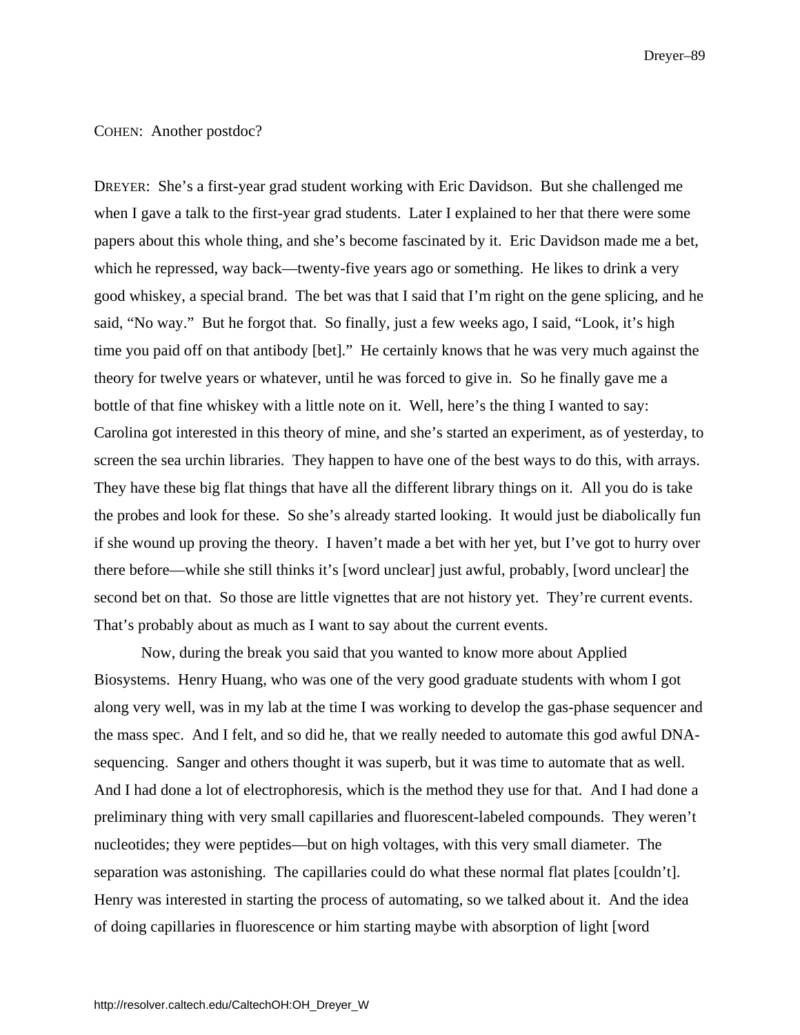COHEN: Another postdoc?

DREYER: She's a first-year grad student working with Eric Davidson. But she challenged me when I gave a talk to the first-year grad students. Later I explained to her that there were some papers about this whole thing, and she's become fascinated by it. Eric Davidson made me a bet, which he repressed, way back—twenty-five years ago or something. He likes to drink a very good whiskey, a special brand. The bet was that I said that I'm right on the gene splicing, and he said, "No way." But he forgot that. So finally, just a few weeks ago, I said, "Look, it's high time you paid off on that antibody [bet]." He certainly knows that he was very much against the theory for twelve years or whatever, until he was forced to give in. So he finally gave me a bottle of that fine whiskey with a little note on it. Well, here's the thing I wanted to say: Carolina got interested in this theory of mine, and she's started an experiment, as of yesterday, to screen the sea urchin libraries. They happen to have one of the best ways to do this, with arrays. They have these big flat things that have all the different library things on it. All you do is take the probes and look for these. So she's already started looking. It would just be diabolically fun if she wound up proving the theory. I haven't made a bet with her yet, but I've got to hurry over there before—while she still thinks it's [word unclear] just awful, probably, [word unclear] the second bet on that. So those are little vignettes that are not history yet. They're current events. That's probably about as much as I want to say about the current events.

Now, during the break you said that you wanted to know more about Applied Biosystems. Henry Huang, who was one of the very good graduate students with whom I got along very well, was in my lab at the time I was working to develop the gas-phase sequencer and the mass spec. And I felt, and so did he, that we really needed to automate this god awful DNA-sequencing. Sanger and others thought it was superb, but it was time to automate that as well. And I had done a lot of electrophoresis, which is the method they use for that. And I had done a preliminary thing with very small capillaries and fluorescent-labeled compounds. They weren't nucleotides; they were peptides—but on high voltages, with this very small diameter. The separation was astonishing. The capillaries could do what these normal flat plates [couldn't]. Henry was interested in starting the process of automating, so we talked about it. And the idea of doing capillaries in fluorescence or him starting maybe with absorption of light [word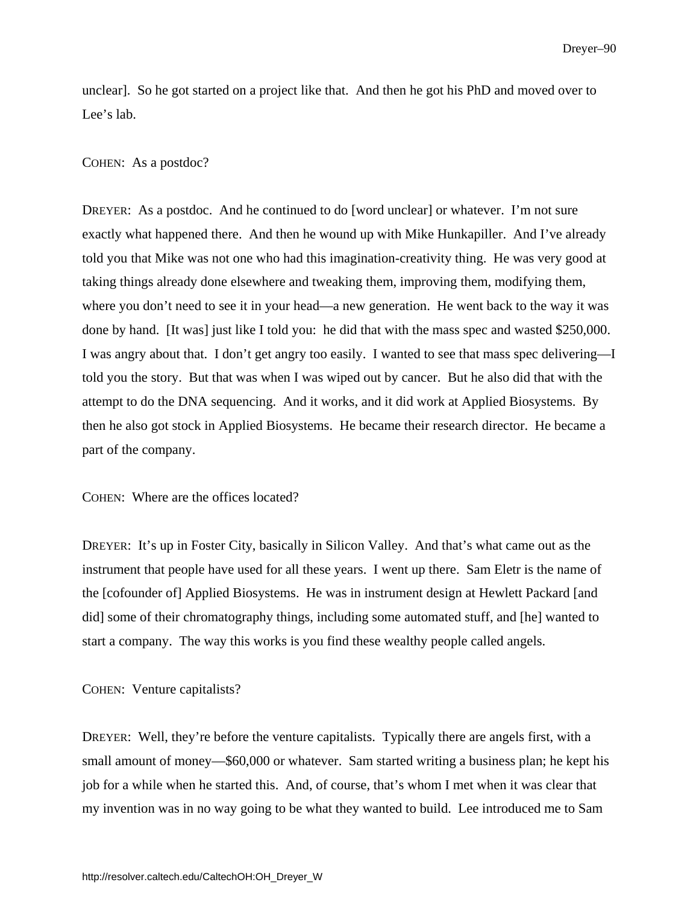unclear]. So he got started on a project like that. And then he got his PhD and moved over to Lee's lab.

COHEN: As a postdoc?

DREYER: As a postdoc. And he continued to do [word unclear] or whatever. I'm not sure exactly what happened there. And then he wound up with Mike Hunkapiller. And I've already told you that Mike was not one who had this imagination-creativity thing. He was very good at taking things already done elsewhere and tweaking them, improving them, modifying them, where you don't need to see it in your head—a new generation. He went back to the way it was done by hand. [It was] just like I told you: he did that with the mass spec and wasted $250,000. I was angry about that. I don't get angry too easily. I wanted to see that mass spec delivering—I told you the story. But that was when I was wiped out by cancer. But he also did that with the attempt to do the DNA sequencing. And it works, and it did work at Applied Biosystems. By then he also got stock in Applied Biosystems. He became their research director. He became a part of the company.

COHEN: Where are the offices located?

DREYER: It's up in Foster City, basically in Silicon Valley. And that's what came out as the instrument that people have used for all these years. I went up there. Sam Eletr is the name of the [cofounder of] Applied Biosystems. He was in instrument design at Hewlett Packard [and did] some of their chromatography things, including some automated stuff, and [he] wanted to start a company. The way this works is you find these wealthy people called angels.

COHEN: Venture capitalists?

DREYER: Well, they're before the venture capitalists. Typically there are angels first, with a small amount of money—$60,000 or whatever. Sam started writing a business plan; he kept his job for a while when he started this. And, of course, that's whom I met when it was clear that my invention was in no way going to be what they wanted to build. Lee introduced me to Sam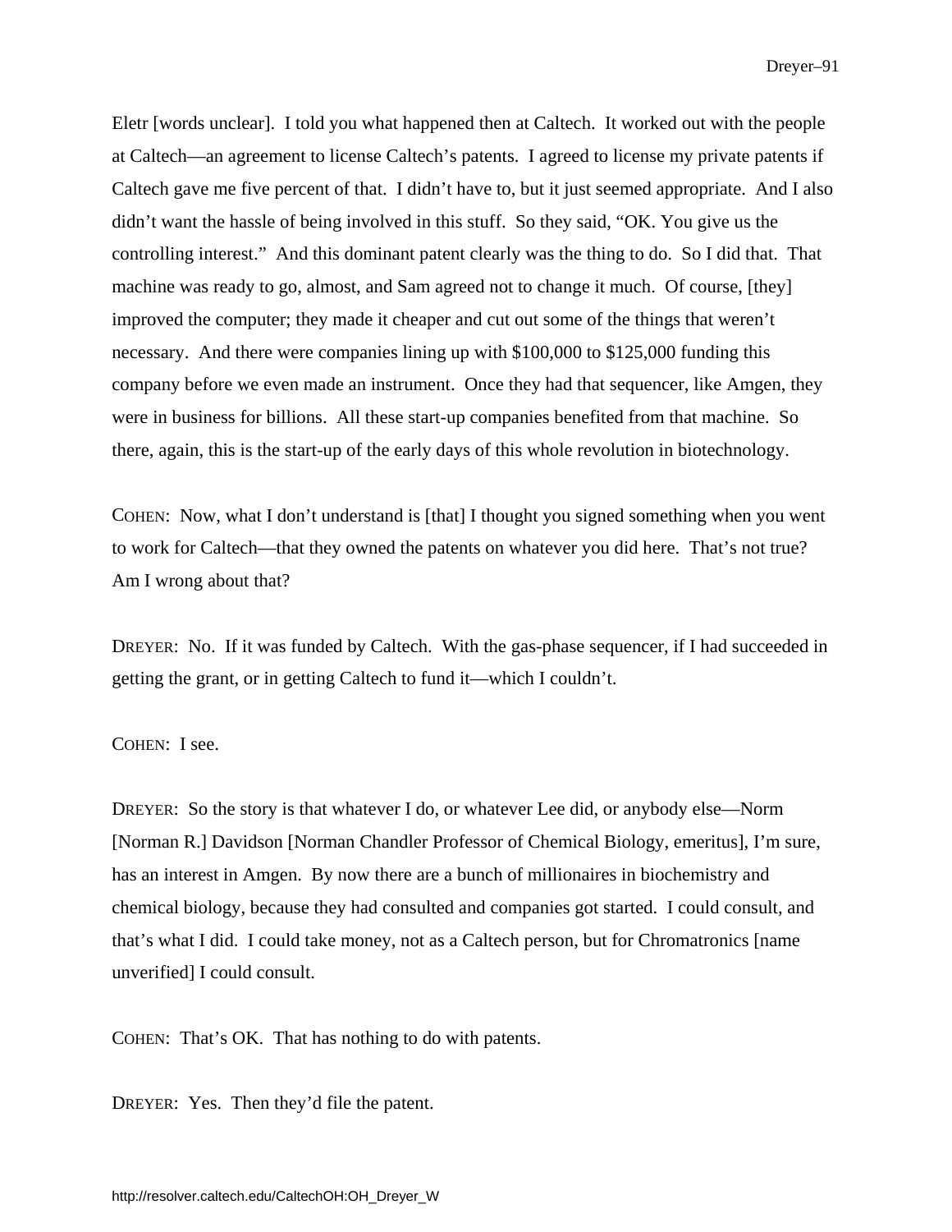Eletr [words unclear]. I told you what happened then at Caltech. It worked out with the people at Caltech—an agreement to license Caltech's patents. I agreed to license my private patents if Caltech gave me five percent of that. I didn't have to, but it just seemed appropriate. And I also didn't want the hassle of being involved in this stuff. So they said, "OK. You give us the controlling interest." And this dominant patent clearly was the thing to do. So I did that. That machine was ready to go, almost, and Sam agreed not to change it much. Of course, [they] improved the computer; they made it cheaper and cut out some of the things that weren't necessary. And there were companies lining up with $100,000 to $125,000 funding this company before we even made an instrument. Once they had that sequencer, like Amgen, they were in business for billions. All these start-up companies benefited from that machine. So there, again, this is the start-up of the early days of this whole revolution in biotechnology.

COHEN: Now, what I don't understand is [that] I thought you signed something when you went to work for Caltech—that they owned the patents on whatever you did here. That's not true? Am I wrong about that?

DREYER: No. If it was funded by Caltech. With the gas-phase sequencer, if I had succeeded in getting the grant, or in getting Caltech to fund it—which I couldn't.

COHEN: I see.

DREYER: So the story is that whatever I do, or whatever Lee did, or anybody else—Norm [Norman R.] Davidson [Norman Chandler Professor of Chemical Biology, emeritus], I'm sure, has an interest in Amgen. By now there are a bunch of millionaires in biochemistry and chemical biology, because they had consulted and companies got started. I could consult, and that's what I did. I could take money, not as a Caltech person, but for Chromatronics [name unverified] I could consult.

COHEN: That's OK. That has nothing to do with patents.

DREYER: Yes. Then they'd file the patent.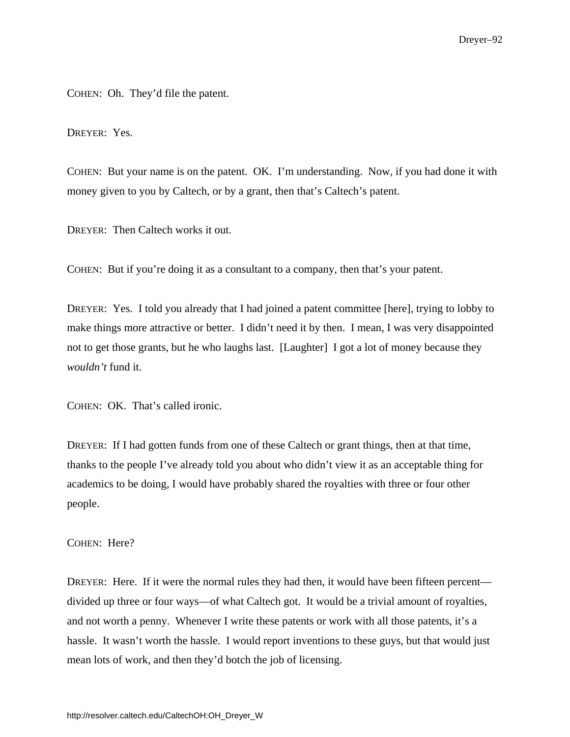COHEN: Oh. They'd file the patent.

DREYER: Yes.

COHEN: But your name is on the patent. OK. I'm understanding. Now, if you had done it with money given to you by Caltech, or by a grant, then that's Caltech's patent.

DREYER: Then Caltech works it out.

COHEN: But if you're doing it as a consultant to a company, then that's your patent.

DREYER: Yes. I told you already that I had joined a patent committee [here], trying to lobby to make things more attractive or better. I didn't need it by then. I mean, I was very disappointed not to get those grants, but he who laughs last. [Laughter] I got a lot of money because they *wouldn't* fund it.

COHEN: OK. That's called ironic.

DREYER: If I had gotten funds from one of these Caltech or grant things, then at that time, thanks to the people I've already told you about who didn't view it as an acceptable thing for academics to be doing, I would have probably shared the royalties with three or four other people.

COHEN: Here?

DREYER: Here. If it were the normal rules they had then, it would have been fifteen percent—divided up three or four ways—of what Caltech got. It would be a trivial amount of royalties, and not worth a penny. Whenever I write these patents or work with all those patents, it's a hassle. It wasn't worth the hassle. I would report inventions to these guys, but that would just mean lots of work, and then they'd botch the job of licensing.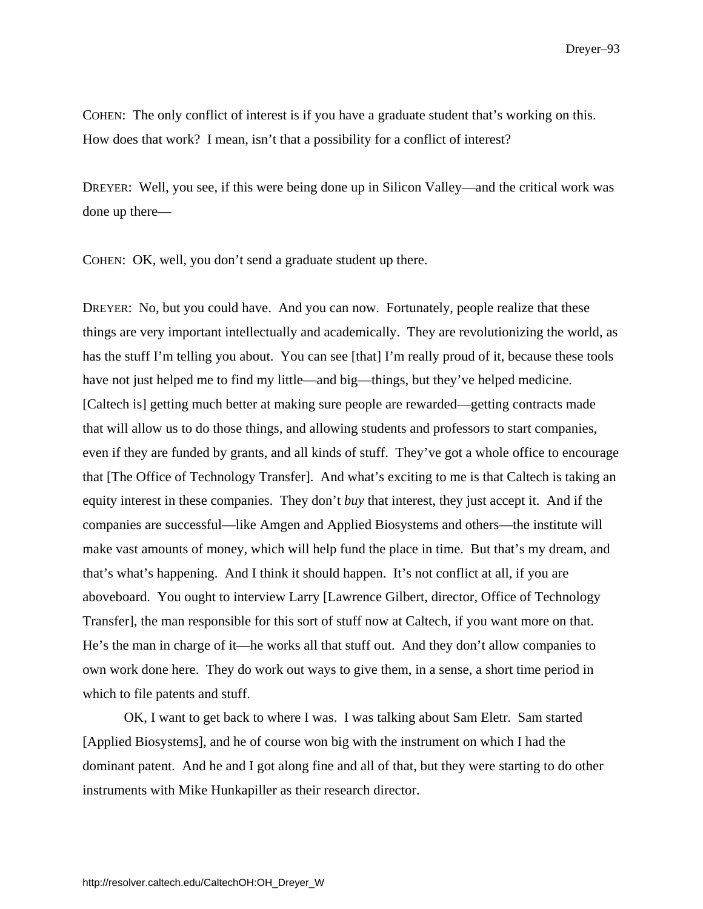COHEN: The only conflict of interest is if you have a graduate student that's working on this. How does that work? I mean, isn't that a possibility for a conflict of interest?

DREYER: Well, you see, if this were being done up in Silicon Valley—and the critical work was done up there—

COHEN: OK, well, you don't send a graduate student up there.

DREYER: No, but you could have. And you can now. Fortunately, people realize that these things are very important intellectually and academically. They are revolutionizing the world, as has the stuff I'm telling you about. You can see [that] I'm really proud of it, because these tools have not just helped me to find my little—and big—things, but they've helped medicine. [Caltech is] getting much better at making sure people are rewarded—getting contracts made that will allow us to do those things, and allowing students and professors to start companies, even if they are funded by grants, and all kinds of stuff. They've got a whole office to encourage that [The Office of Technology Transfer]. And what's exciting to me is that Caltech is taking an equity interest in these companies. They don't *buy* that interest, they just accept it. And if the companies are successful—like Amgen and Applied Biosystems and others—the institute will make vast amounts of money, which will help fund the place in time. But that's my dream, and that's what's happening. And I think it should happen. It's not conflict at all, if you are aboveboard. You ought to interview Larry [Lawrence Gilbert, director, Office of Technology Transfer], the man responsible for this sort of stuff now at Caltech, if you want more on that. He's the man in charge of it—he works all that stuff out. And they don't allow companies to own work done here. They do work out ways to give them, in a sense, a short time period in which to file patents and stuff.

OK, I want to get back to where I was. I was talking about Sam Eletr. Sam started [Applied Biosystems], and he of course won big with the instrument on which I had the dominant patent. And he and I got along fine and all of that, but they were starting to do other instruments with Mike Hunkapiller as their research director.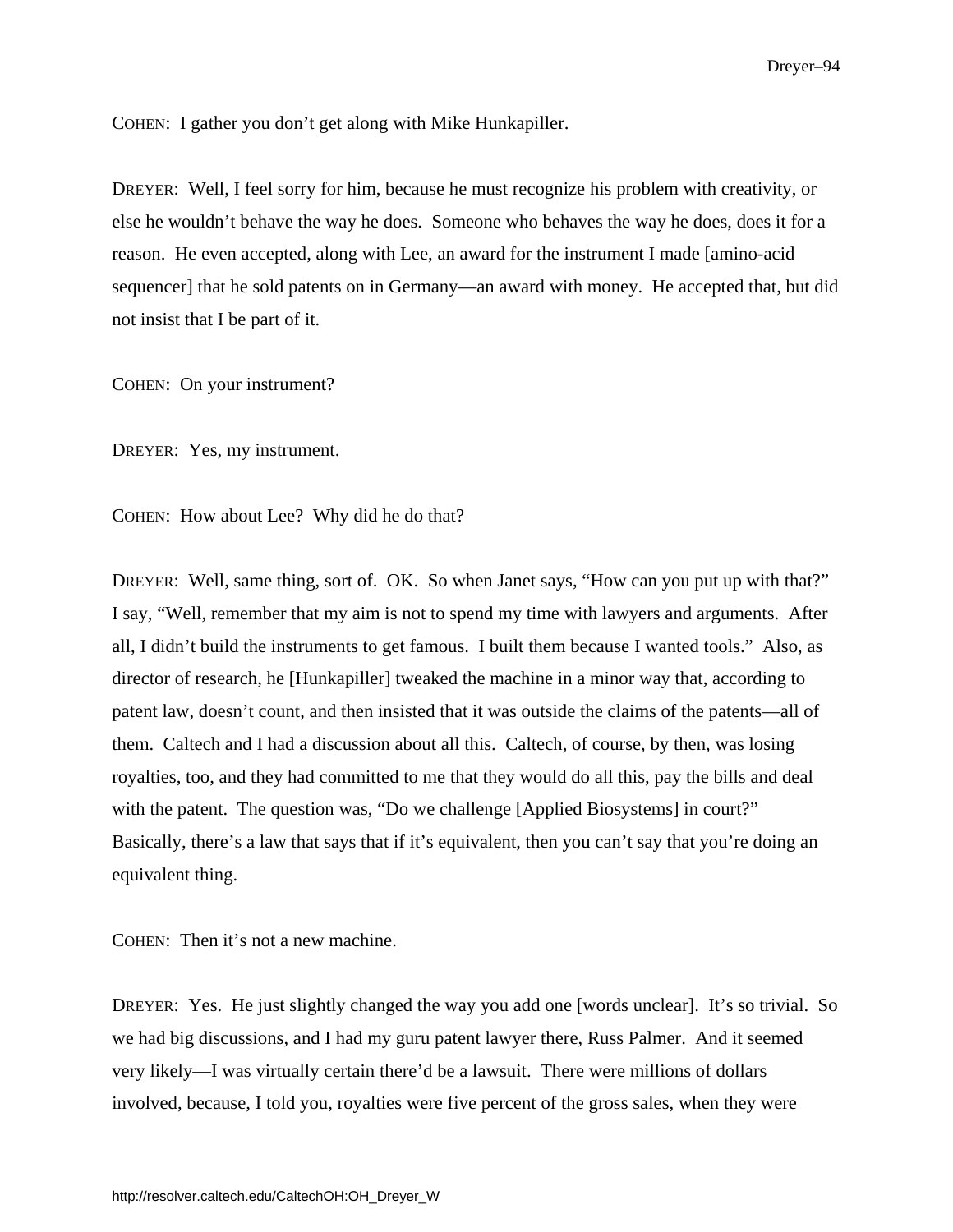COHEN: I gather you don't get along with Mike Hunkapiller.

DREYER: Well, I feel sorry for him, because he must recognize his problem with creativity, or else he wouldn't behave the way he does. Someone who behaves the way he does, does it for a reason. He even accepted, along with Lee, an award for the instrument I made [amino-acid sequencer] that he sold patents on in Germany—an award with money. He accepted that, but did not insist that I be part of it.

COHEN: On your instrument?

DREYER: Yes, my instrument.

COHEN: How about Lee? Why did he do that?

DREYER: Well, same thing, sort of. OK. So when Janet says, "How can you put up with that?" I say, "Well, remember that my aim is not to spend my time with lawyers and arguments. After all, I didn't build the instruments to get famous. I built them because I wanted tools." Also, as director of research, he [Hunkapiller] tweaked the machine in a minor way that, according to patent law, doesn't count, and then insisted that it was outside the claims of the patents—all of them. Caltech and I had a discussion about all this. Caltech, of course, by then, was losing royalties, too, and they had committed to me that they would do all this, pay the bills and deal with the patent. The question was, "Do we challenge [Applied Biosystems] in court?" Basically, there's a law that says that if it's equivalent, then you can't say that you're doing an equivalent thing.

COHEN: Then it's not a new machine.

DREYER: Yes. He just slightly changed the way you add one [words unclear]. It's so trivial. So we had big discussions, and I had my guru patent lawyer there, Russ Palmer. And it seemed very likely—I was virtually certain there'd be a lawsuit. There were millions of dollars involved, because, I told you, royalties were five percent of the gross sales, when they were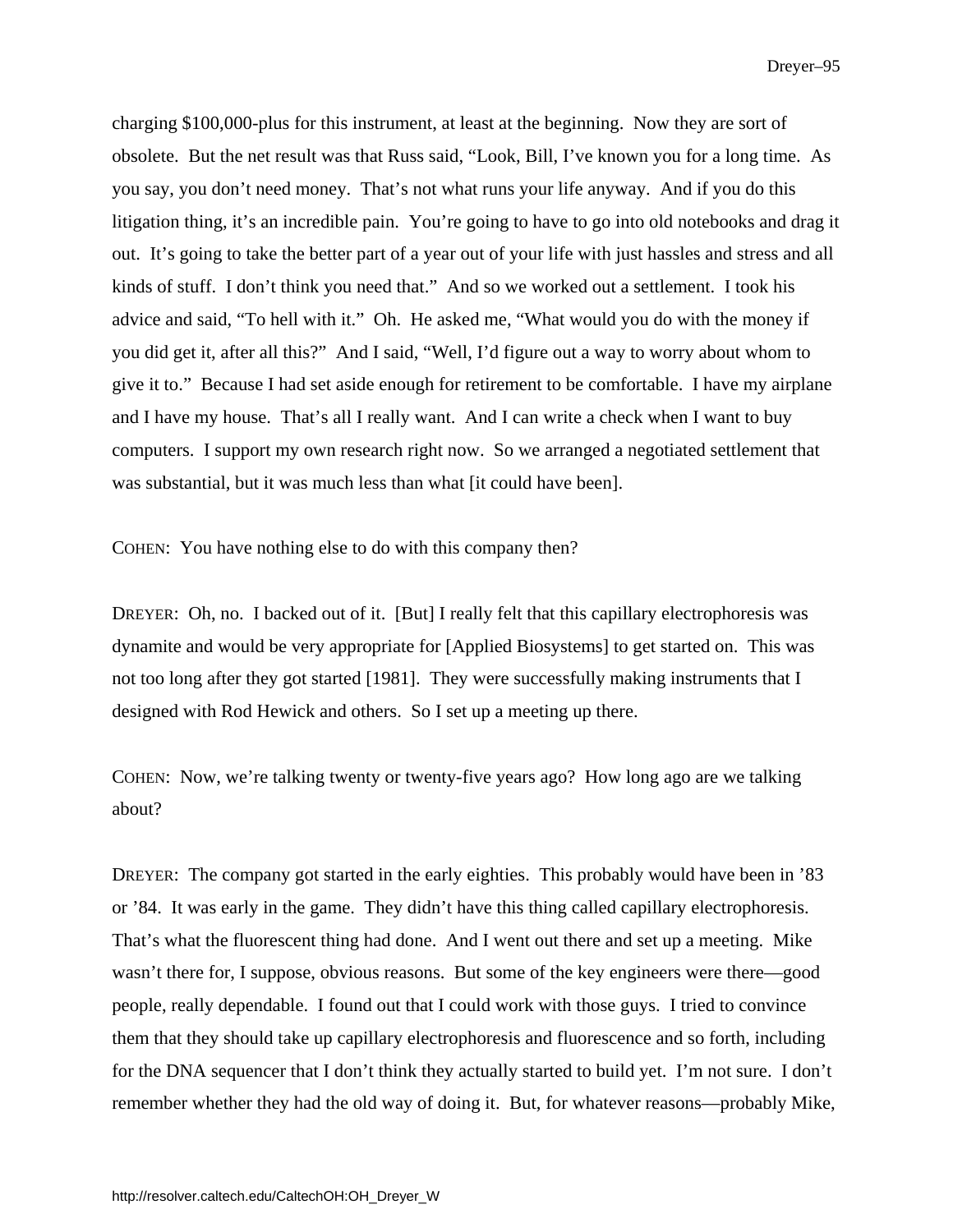charging $100,000-plus for this instrument, at least at the beginning. Now they are sort of obsolete. But the net result was that Russ said, "Look, Bill, I've known you for a long time. As you say, you don't need money. That's not what runs your life anyway. And if you do this litigation thing, it's an incredible pain. You're going to have to go into old notebooks and drag it out. It's going to take the better part of a year out of your life with just hassles and stress and all kinds of stuff. I don't think you need that." And so we worked out a settlement. I took his advice and said, "To hell with it." Oh. He asked me, "What would you do with the money if you did get it, after all this?" And I said, "Well, I'd figure out a way to worry about whom to give it to." Because I had set aside enough for retirement to be comfortable. I have my airplane and I have my house. That's all I really want. And I can write a check when I want to buy computers. I support my own research right now. So we arranged a negotiated settlement that was substantial, but it was much less than what [it could have been].

COHEN: You have nothing else to do with this company then?

DREYER: Oh, no. I backed out of it. [But] I really felt that this capillary electrophoresis was dynamite and would be very appropriate for [Applied Biosystems] to get started on. This was not too long after they got started [1981]. They were successfully making instruments that I designed with Rod Hewick and others. So I set up a meeting up there.

COHEN: Now, we're talking twenty or twenty-five years ago? How long ago are we talking about?

DREYER: The company got started in the early eighties. This probably would have been in '83 or '84. It was early in the game. They didn't have this thing called capillary electrophoresis. That's what the fluorescent thing had done. And I went out there and set up a meeting. Mike wasn't there for, I suppose, obvious reasons. But some of the key engineers were there—good people, really dependable. I found out that I could work with those guys. I tried to convince them that they should take up capillary electrophoresis and fluorescence and so forth, including for the DNA sequencer that I don't think they actually started to build yet. I'm not sure. I don't remember whether they had the old way of doing it. But, for whatever reasons—probably Mike,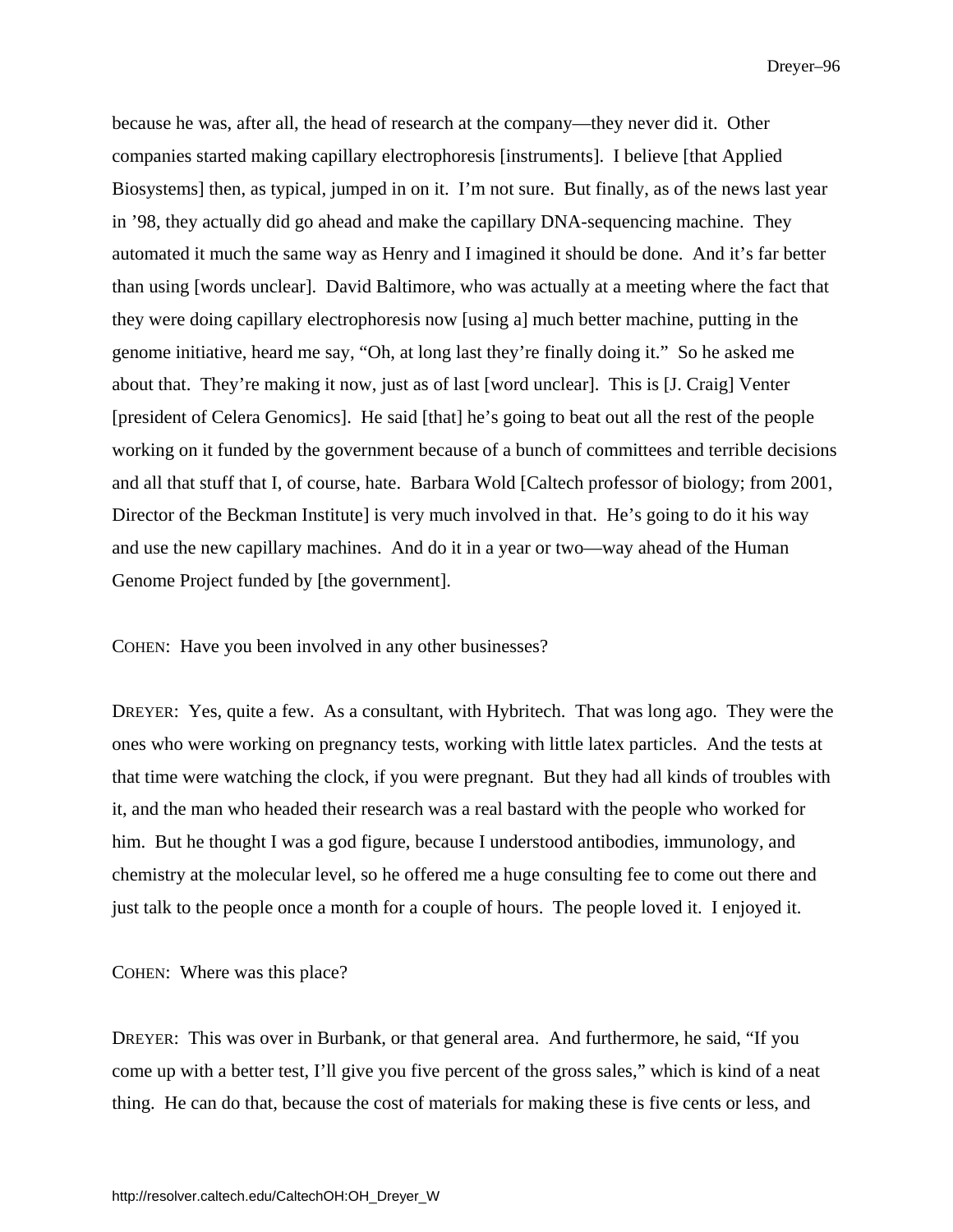because he was, after all, the head of research at the company—they never did it. Other companies started making capillary electrophoresis [instruments]. I believe [that Applied Biosystems] then, as typical, jumped in on it. I'm not sure. But finally, as of the news last year in '98, they actually did go ahead and make the capillary DNA-sequencing machine. They automated it much the same way as Henry and I imagined it should be done. And it's far better than using [words unclear]. David Baltimore, who was actually at a meeting where the fact that they were doing capillary electrophoresis now [using a] much better machine, putting in the genome initiative, heard me say, "Oh, at long last they're finally doing it." So he asked me about that. They're making it now, just as of last [word unclear]. This is [J. Craig] Venter [president of Celera Genomics]. He said [that] he's going to beat out all the rest of the people working on it funded by the government because of a bunch of committees and terrible decisions and all that stuff that I, of course, hate. Barbara Wold [Caltech professor of biology; from 2001, Director of the Beckman Institute] is very much involved in that. He's going to do it his way and use the new capillary machines. And do it in a year or two—way ahead of the Human Genome Project funded by [the government].

COHEN: Have you been involved in any other businesses?

DREYER: Yes, quite a few. As a consultant, with Hybritech. That was long ago. They were the ones who were working on pregnancy tests, working with little latex particles. And the tests at that time were watching the clock, if you were pregnant. But they had all kinds of troubles with it, and the man who headed their research was a real bastard with the people who worked for him. But he thought I was a god figure, because I understood antibodies, immunology, and chemistry at the molecular level, so he offered me a huge consulting fee to come out there and just talk to the people once a month for a couple of hours. The people loved it. I enjoyed it.

COHEN: Where was this place?

DREYER: This was over in Burbank, or that general area. And furthermore, he said, "If you come up with a better test, I'll give you five percent of the gross sales," which is kind of a neat thing. He can do that, because the cost of materials for making these is five cents or less, and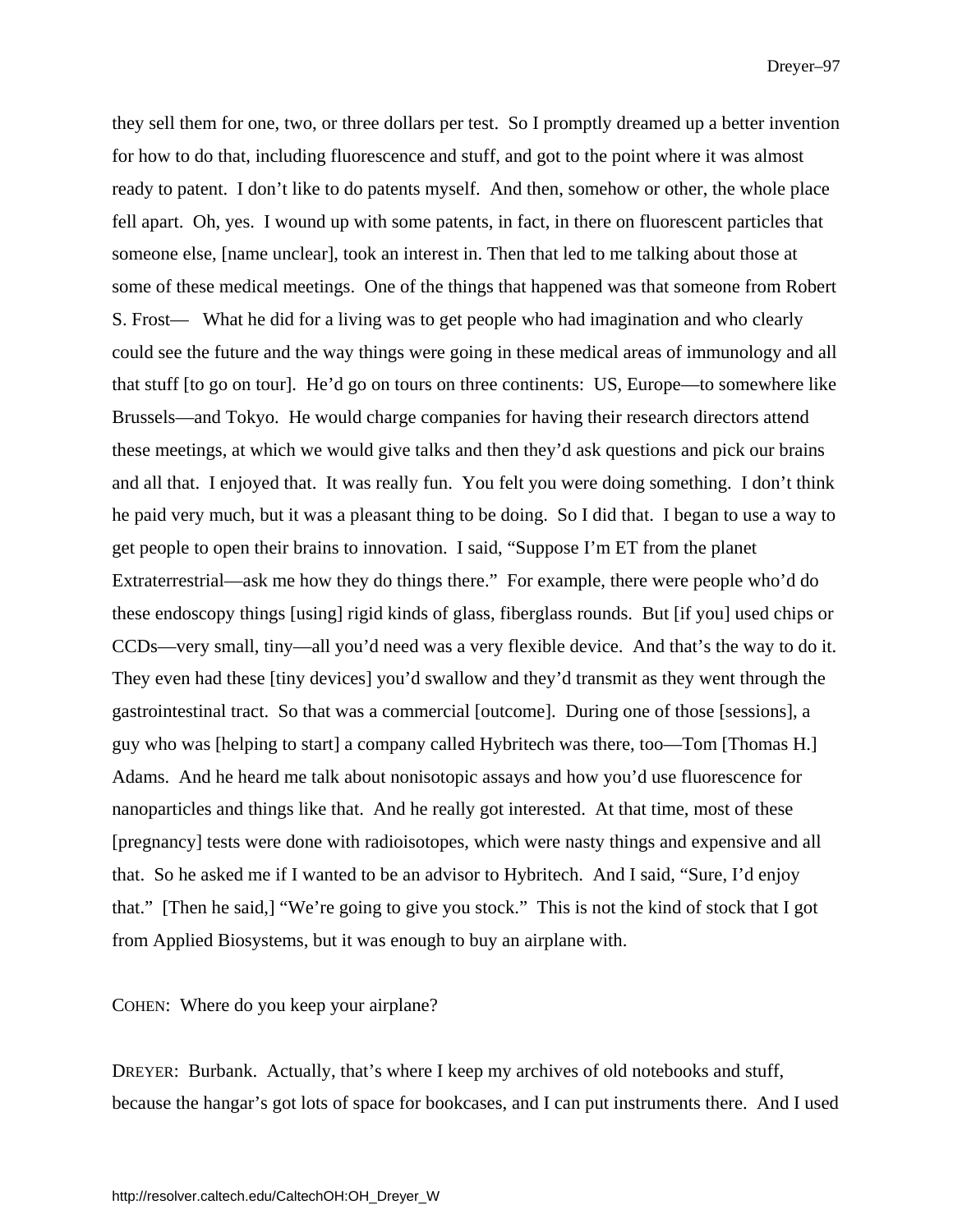they sell them for one, two, or three dollars per test. So I promptly dreamed up a better invention for how to do that, including fluorescence and stuff, and got to the point where it was almost ready to patent. I don't like to do patents myself. And then, somehow or other, the whole place fell apart. Oh, yes. I wound up with some patents, in fact, in there on fluorescent particles that someone else, [name unclear], took an interest in. Then that led to me talking about those at some of these medical meetings. One of the things that happened was that someone from Robert S. Frost— What he did for a living was to get people who had imagination and who clearly could see the future and the way things were going in these medical areas of immunology and all that stuff [to go on tour]. He'd go on tours on three continents: US, Europe—to somewhere like Brussels—and Tokyo. He would charge companies for having their research directors attend these meetings, at which we would give talks and then they'd ask questions and pick our brains and all that. I enjoyed that. It was really fun. You felt you were doing something. I don't think he paid very much, but it was a pleasant thing to be doing. So I did that. I began to use a way to get people to open their brains to innovation. I said, "Suppose I'm ET from the planet Extraterrestrial—ask me how they do things there." For example, there were people who'd do these endoscopy things [using] rigid kinds of glass, fiberglass rounds. But [if you] used chips or CCDs—very small, tiny—all you'd need was a very flexible device. And that's the way to do it. They even had these [tiny devices] you'd swallow and they'd transmit as they went through the gastrointestinal tract. So that was a commercial [outcome]. During one of those [sessions], a guy who was [helping to start] a company called Hybritech was there, too—Tom [Thomas H.] Adams. And he heard me talk about nonisotopic assays and how you'd use fluorescence for nanoparticles and things like that. And he really got interested. At that time, most of these [pregnancy] tests were done with radioisotopes, which were nasty things and expensive and all that. So he asked me if I wanted to be an advisor to Hybritech. And I said, "Sure, I'd enjoy that." [Then he said,] "We're going to give you stock." This is not the kind of stock that I got from Applied Biosystems, but it was enough to buy an airplane with.

COHEN: Where do you keep your airplane?

DREYER: Burbank. Actually, that's where I keep my archives of old notebooks and stuff, because the hangar's got lots of space for bookcases, and I can put instruments there. And I used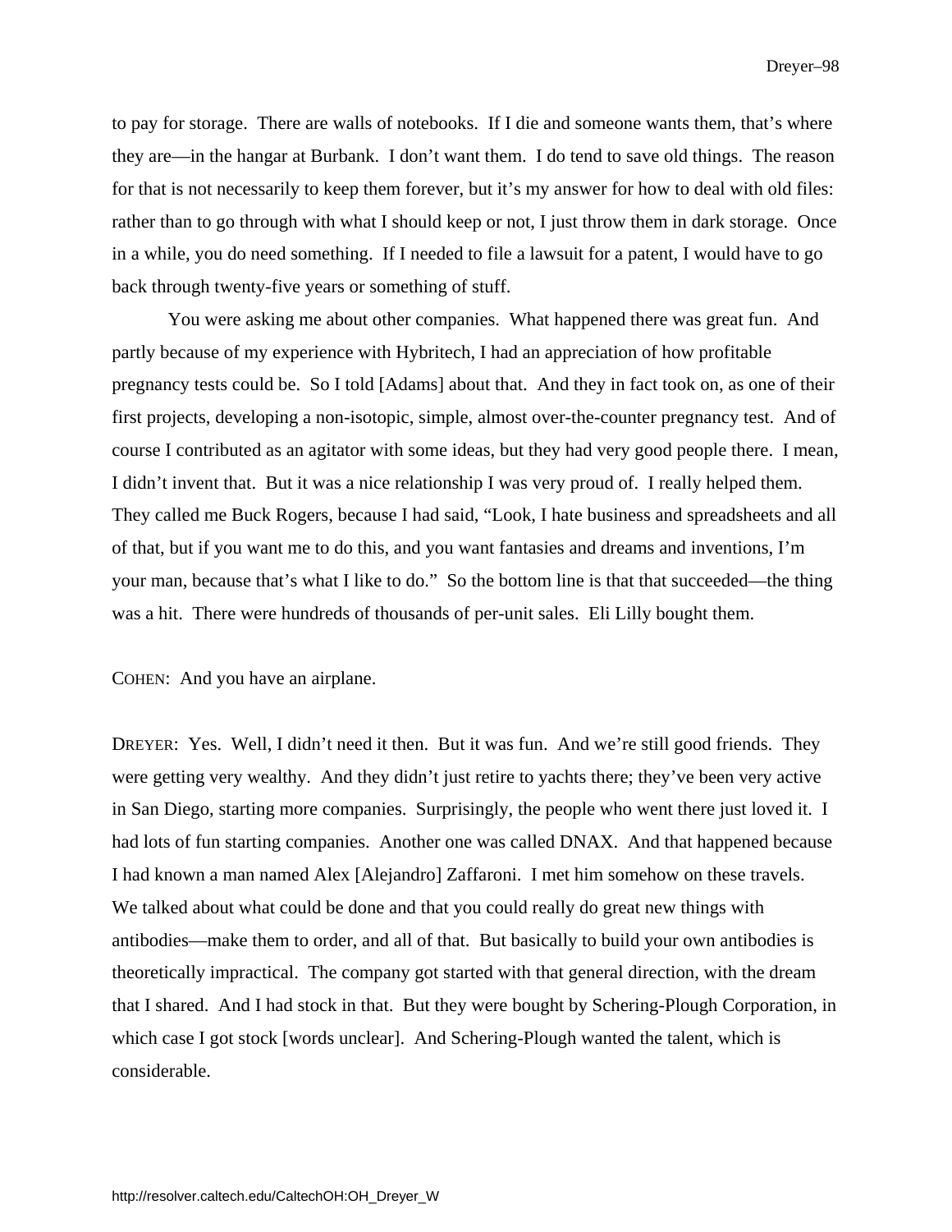to pay for storage. There are walls of notebooks. If I die and someone wants them, that's where they are—in the hangar at Burbank. I don't want them. I do tend to save old things. The reason for that is not necessarily to keep them forever, but it's my answer for how to deal with old files: rather than to go through with what I should keep or not, I just throw them in dark storage. Once in a while, you do need something. If I needed to file a lawsuit for a patent, I would have to go back through twenty-five years or something of stuff.

You were asking me about other companies. What happened there was great fun. And partly because of my experience with Hybritech, I had an appreciation of how profitable pregnancy tests could be. So I told [Adams] about that. And they in fact took on, as one of their first projects, developing a non-isotopic, simple, almost over-the-counter pregnancy test. And of course I contributed as an agitator with some ideas, but they had very good people there. I mean, I didn't invent that. But it was a nice relationship I was very proud of. I really helped them. They called me Buck Rogers, because I had said, "Look, I hate business and spreadsheets and all of that, but if you want me to do this, and you want fantasies and dreams and inventions, I'm your man, because that's what I like to do." So the bottom line is that that succeeded—the thing was a hit. There were hundreds of thousands of per-unit sales. Eli Lilly bought them.

COHEN: And you have an airplane.

DREYER: Yes. Well, I didn't need it then. But it was fun. And we're still good friends. They were getting very wealthy. And they didn't just retire to yachts there; they've been very active in San Diego, starting more companies. Surprisingly, the people who went there just loved it. I had lots of fun starting companies. Another one was called DNAX. And that happened because I had known a man named Alex [Alejandro] Zaffaroni. I met him somehow on these travels. We talked about what could be done and that you could really do great new things with antibodies—make them to order, and all of that. But basically to build your own antibodies is theoretically impractical. The company got started with that general direction, with the dream that I shared. And I had stock in that. But they were bought by Schering-Plough Corporation, in which case I got stock [words unclear]. And Schering-Plough wanted the talent, which is considerable.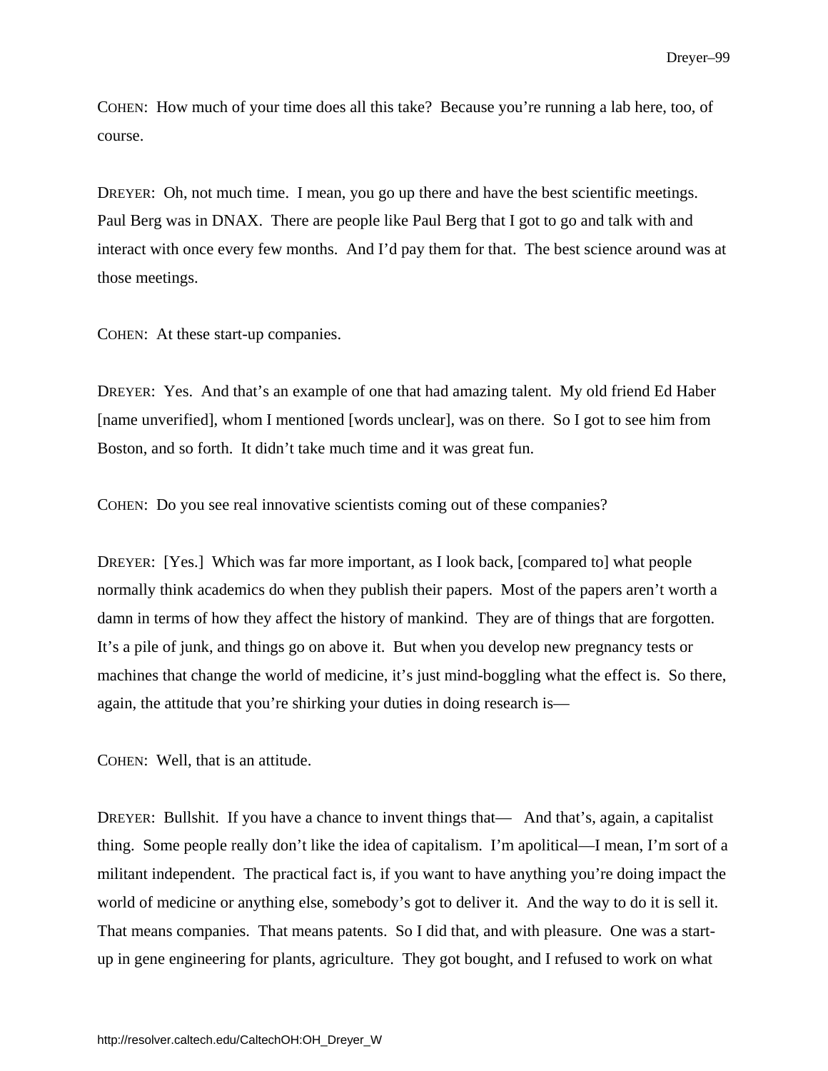COHEN: How much of your time does all this take? Because you're running a lab here, too, of course.

DREYER: Oh, not much time. I mean, you go up there and have the best scientific meetings. Paul Berg was in DNAX. There are people like Paul Berg that I got to go and talk with and interact with once every few months. And I'd pay them for that. The best science around was at those meetings.

COHEN: At these start-up companies.

DREYER: Yes. And that's an example of one that had amazing talent. My old friend Ed Haber [name unverified], whom I mentioned [words unclear], was on there. So I got to see him from Boston, and so forth. It didn't take much time and it was great fun.

COHEN: Do you see real innovative scientists coming out of these companies?

DREYER: [Yes.] Which was far more important, as I look back, [compared to] what people normally think academics do when they publish their papers. Most of the papers aren't worth a damn in terms of how they affect the history of mankind. They are of things that are forgotten. It's a pile of junk, and things go on above it. But when you develop new pregnancy tests or machines that change the world of medicine, it's just mind-boggling what the effect is. So there, again, the attitude that you're shirking your duties in doing research is—

COHEN: Well, that is an attitude.

DREYER: Bullshit. If you have a chance to invent things that— And that's, again, a capitalist thing. Some people really don't like the idea of capitalism. I'm apolitical—I mean, I'm sort of a militant independent. The practical fact is, if you want to have anything you're doing impact the world of medicine or anything else, somebody's got to deliver it. And the way to do it is sell it. That means companies. That means patents. So I did that, and with pleasure. One was a start-up in gene engineering for plants, agriculture. They got bought, and I refused to work on what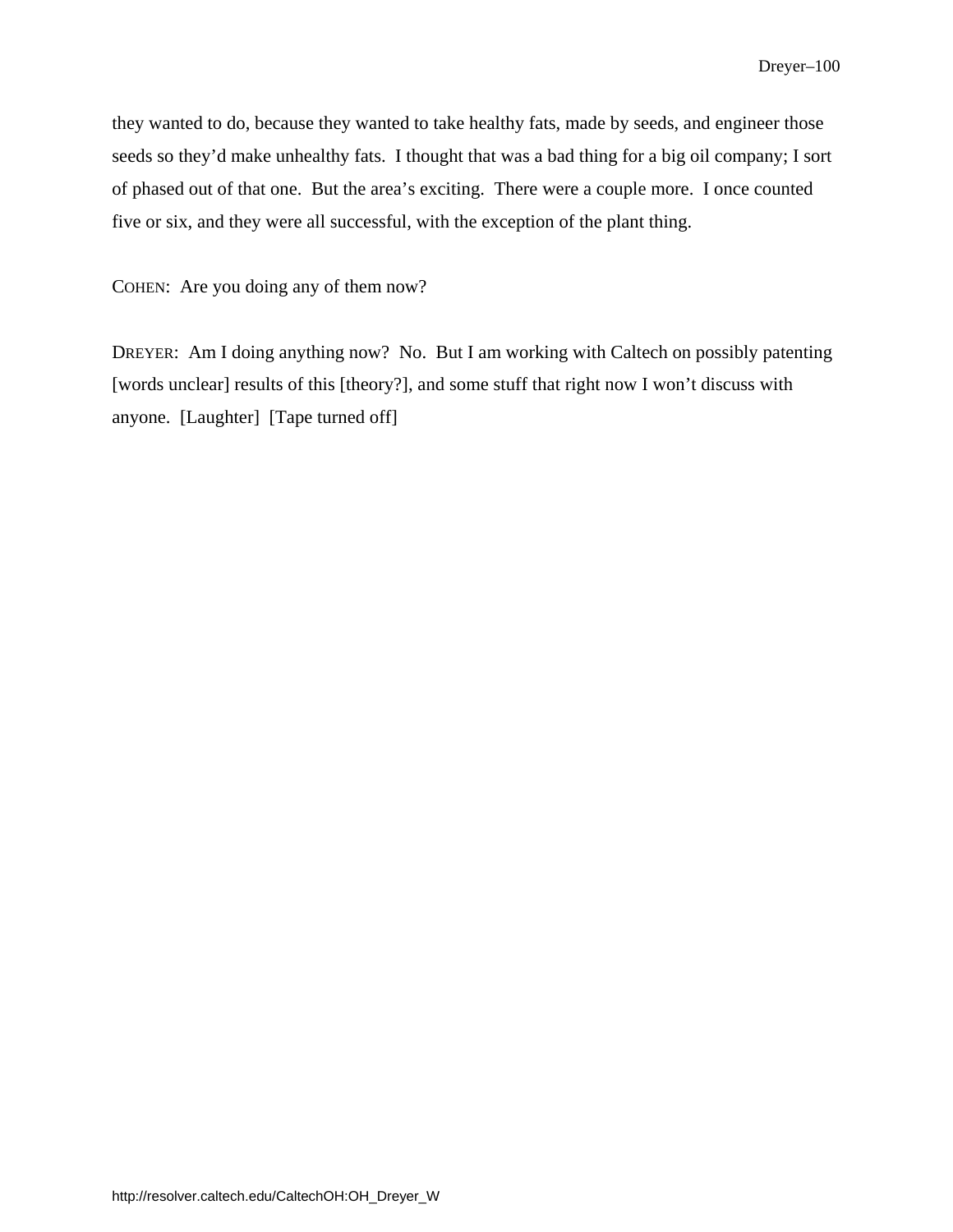they wanted to do, because they wanted to take healthy fats, made by seeds, and engineer those seeds so they'd make unhealthy fats. I thought that was a bad thing for a big oil company; I sort of phased out of that one. But the area's exciting. There were a couple more. I once counted five or six, and they were all successful, with the exception of the plant thing.

COHEN: Are you doing any of them now?

DREYER: Am I doing anything now? No. But I am working with Caltech on possibly patenting [words unclear] results of this [theory?], and some stuff that right now I won't discuss with anyone. [Laughter] [Tape turned off]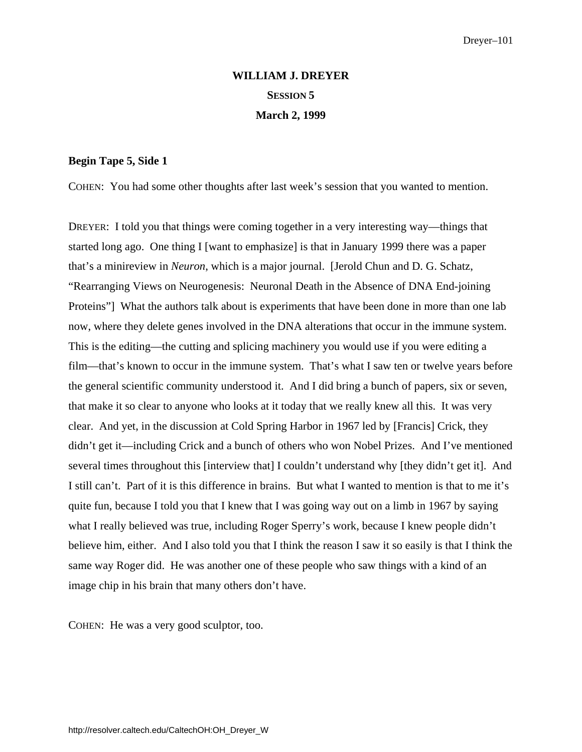# WILLIAM J. DREYER

## SESSION 5

### March 2, 1999

**Begin Tape 5, Side 1**

COHEN: You had some other thoughts after last week's session that you wanted to mention.

DREYER: I told you that things were coming together in a very interesting way—things that started long ago. One thing I [want to emphasize] is that in January 1999 there was a paper that's a minireview in *Neuron*, which is a major journal. [Jerold Chun and D. G. Schatz, "Rearranging Views on Neurogenesis: Neuronal Death in the Absence of DNA End-joining Proteins"] What the authors talk about is experiments that have been done in more than one lab now, where they delete genes involved in the DNA alterations that occur in the immune system. This is the editing—the cutting and splicing machinery you would use if you were editing a film—that's known to occur in the immune system. That's what I saw ten or twelve years before the general scientific community understood it. And I did bring a bunch of papers, six or seven, that make it so clear to anyone who looks at it today that we really knew all this. It was very clear. And yet, in the discussion at Cold Spring Harbor in 1967 led by [Francis] Crick, they didn't get it—including Crick and a bunch of others who won Nobel Prizes. And I've mentioned several times throughout this [interview that] I couldn't understand why [they didn't get it]. And I still can't. Part of it is this difference in brains. But what I wanted to mention is that to me it's quite fun, because I told you that I knew that I was going way out on a limb in 1967 by saying what I really believed was true, including Roger Sperry's work, because I knew people didn't believe him, either. And I also told you that I think the reason I saw it so easily is that I think the same way Roger did. He was another one of these people who saw things with a kind of an image chip in his brain that many others don't have.

COHEN: He was a very good sculptor, too.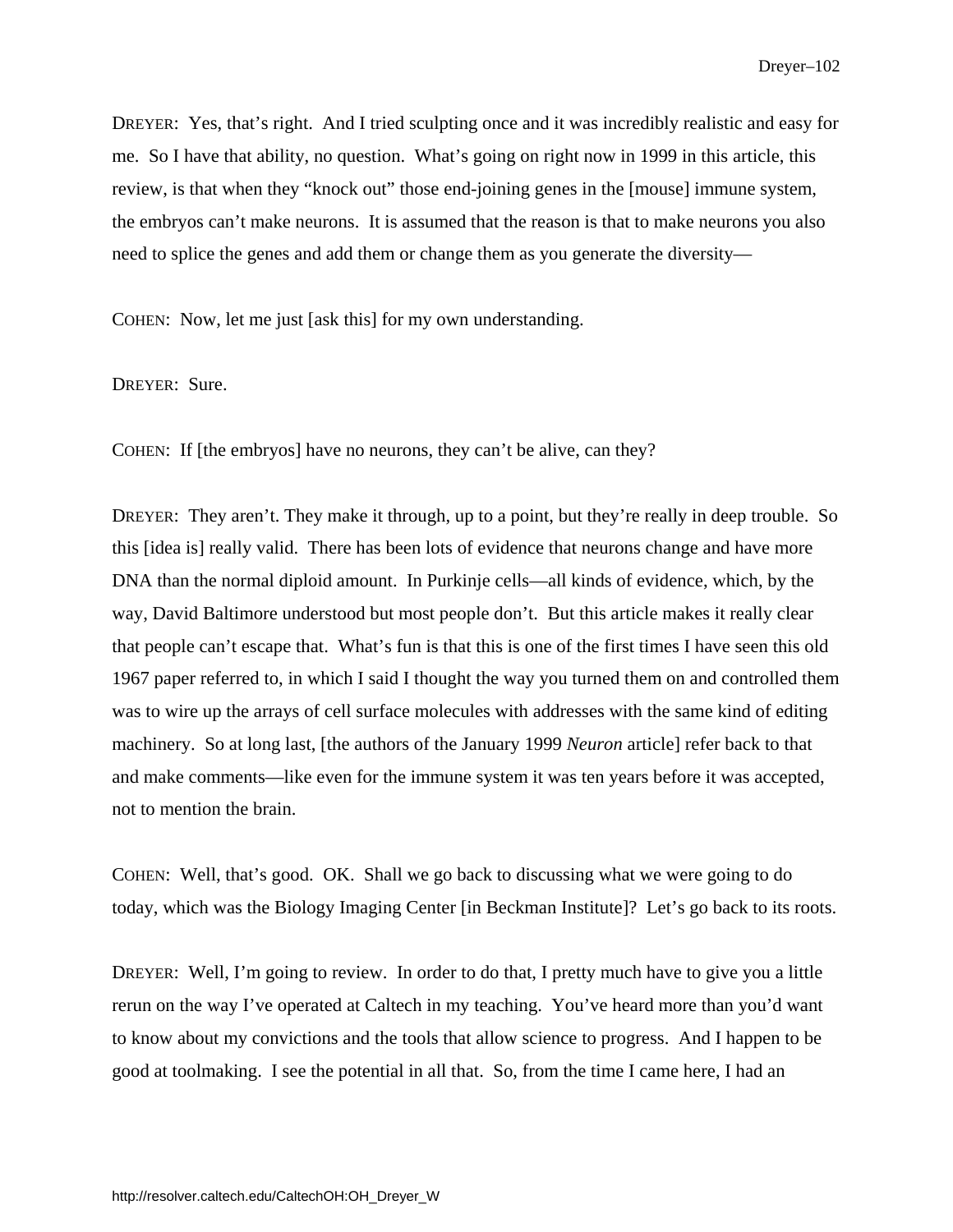DREYER: Yes, that's right. And I tried sculpting once and it was incredibly realistic and easy for me. So I have that ability, no question. What's going on right now in 1999 in this article, this review, is that when they "knock out" those end-joining genes in the [mouse] immune system, the embryos can't make neurons. It is assumed that the reason is that to make neurons you also need to splice the genes and add them or change them as you generate the diversity—

COHEN: Now, let me just [ask this] for my own understanding.

DREYER: Sure.

COHEN: If [the embryos] have no neurons, they can't be alive, can they?

DREYER: They aren't. They make it through, up to a point, but they're really in deep trouble. So this [idea is] really valid. There has been lots of evidence that neurons change and have more DNA than the normal diploid amount. In Purkinje cells—all kinds of evidence, which, by the way, David Baltimore understood but most people don't. But this article makes it really clear that people can't escape that. What's fun is that this is one of the first times I have seen this old 1967 paper referred to, in which I said I thought the way you turned them on and controlled them was to wire up the arrays of cell surface molecules with addresses with the same kind of editing machinery. So at long last, [the authors of the January 1999 *Neuron* article] refer back to that and make comments—like even for the immune system it was ten years before it was accepted, not to mention the brain.

COHEN: Well, that's good. OK. Shall we go back to discussing what we were going to do today, which was the Biology Imaging Center [in Beckman Institute]? Let's go back to its roots.

DREYER: Well, I'm going to review. In order to do that, I pretty much have to give you a little rerun on the way I've operated at Caltech in my teaching. You've heard more than you'd want to know about my convictions and the tools that allow science to progress. And I happen to be good at toolmaking. I see the potential in all that. So, from the time I came here, I had an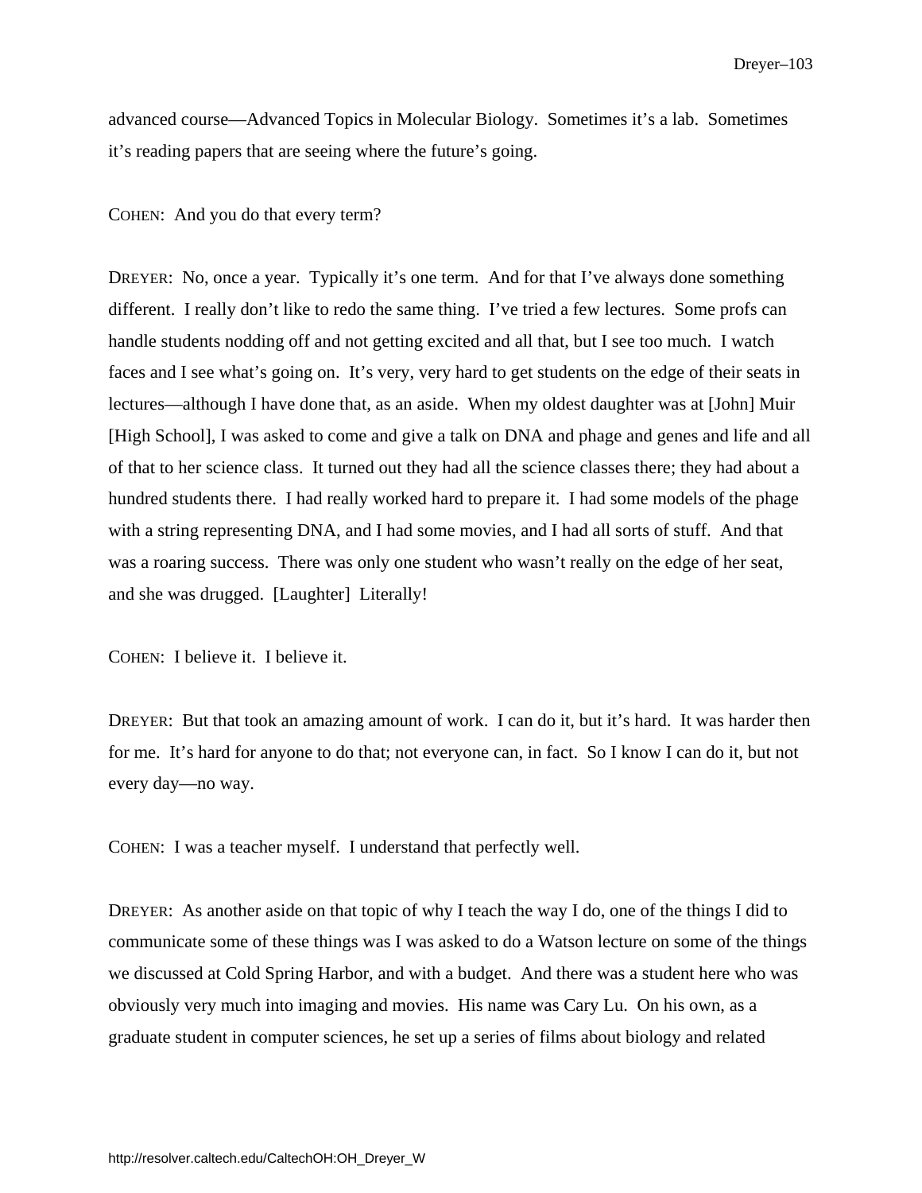advanced course—Advanced Topics in Molecular Biology. Sometimes it's a lab. Sometimes it's reading papers that are seeing where the future's going.

COHEN: And you do that every term?

DREYER: No, once a year. Typically it's one term. And for that I've always done something different. I really don't like to redo the same thing. I've tried a few lectures. Some profs can handle students nodding off and not getting excited and all that, but I see too much. I watch faces and I see what's going on. It's very, very hard to get students on the edge of their seats in lectures—although I have done that, as an aside. When my oldest daughter was at [John] Muir [High School], I was asked to come and give a talk on DNA and phage and genes and life and all of that to her science class. It turned out they had all the science classes there; they had about a hundred students there. I had really worked hard to prepare it. I had some models of the phage with a string representing DNA, and I had some movies, and I had all sorts of stuff. And that was a roaring success. There was only one student who wasn't really on the edge of her seat, and she was drugged. [Laughter] Literally!

COHEN: I believe it. I believe it.

DREYER: But that took an amazing amount of work. I can do it, but it's hard. It was harder then for me. It's hard for anyone to do that; not everyone can, in fact. So I know I can do it, but not every day—no way.

COHEN: I was a teacher myself. I understand that perfectly well.

DREYER: As another aside on that topic of why I teach the way I do, one of the things I did to communicate some of these things was I was asked to do a Watson lecture on some of the things we discussed at Cold Spring Harbor, and with a budget. And there was a student here who was obviously very much into imaging and movies. His name was Cary Lu. On his own, as a graduate student in computer sciences, he set up a series of films about biology and related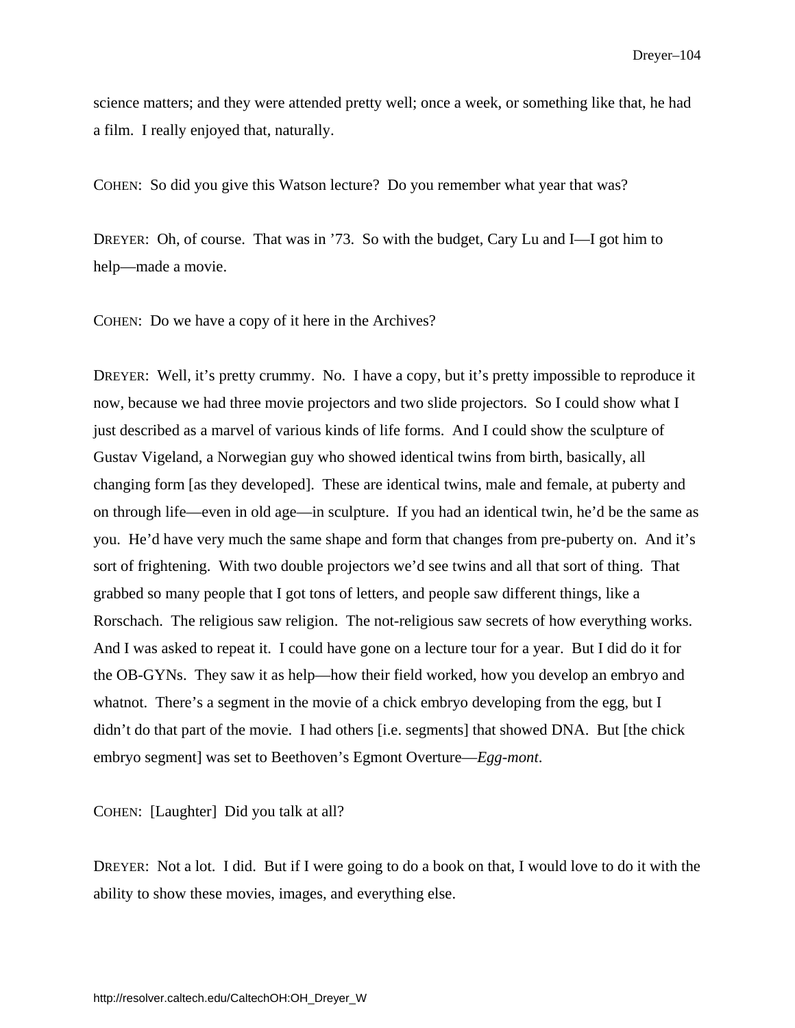science matters; and they were attended pretty well; once a week, or something like that, he had a film. I really enjoyed that, naturally.

COHEN: So did you give this Watson lecture? Do you remember what year that was?

DREYER: Oh, of course. That was in '73. So with the budget, Cary Lu and I—I got him to help—made a movie.

COHEN: Do we have a copy of it here in the Archives?

DREYER: Well, it's pretty crummy. No. I have a copy, but it's pretty impossible to reproduce it now, because we had three movie projectors and two slide projectors. So I could show what I just described as a marvel of various kinds of life forms. And I could show the sculpture of Gustav Vigeland, a Norwegian guy who showed identical twins from birth, basically, all changing form [as they developed]. These are identical twins, male and female, at puberty and on through life—even in old age—in sculpture. If you had an identical twin, he'd be the same as you. He'd have very much the same shape and form that changes from pre-puberty on. And it's sort of frightening. With two double projectors we'd see twins and all that sort of thing. That grabbed so many people that I got tons of letters, and people saw different things, like a Rorschach. The religious saw religion. The not-religious saw secrets of how everything works. And I was asked to repeat it. I could have gone on a lecture tour for a year. But I did do it for the OB-GYNs. They saw it as help—how their field worked, how you develop an embryo and whatnot. There's a segment in the movie of a chick embryo developing from the egg, but I didn't do that part of the movie. I had others [i.e. segments] that showed DNA. But [the chick embryo segment] was set to Beethoven's Egmont Overture—*Egg-mont*.

COHEN: [Laughter] Did you talk at all?

DREYER: Not a lot. I did. But if I were going to do a book on that, I would love to do it with the ability to show these movies, images, and everything else.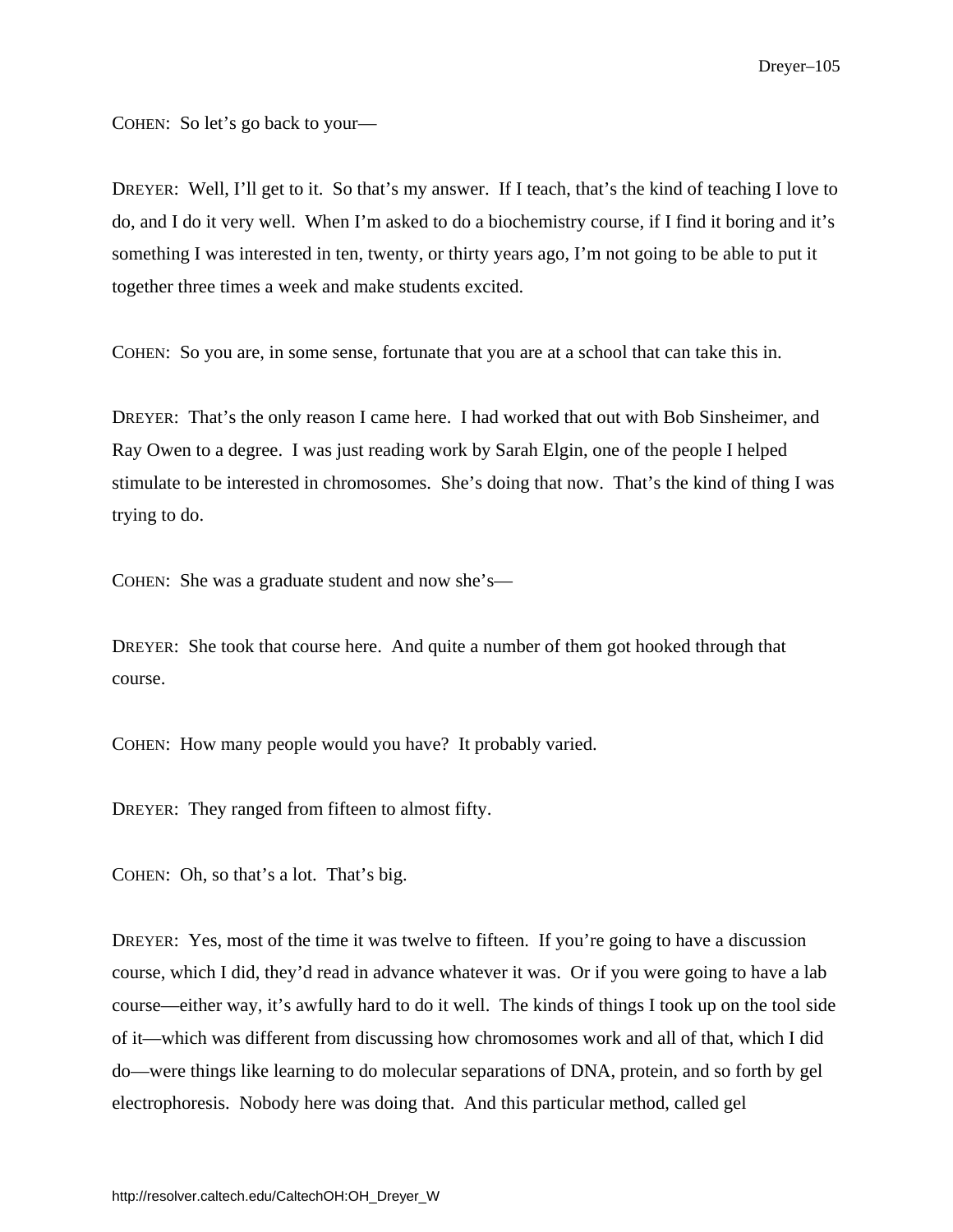COHEN: So let's go back to your—

DREYER: Well, I'll get to it. So that's my answer. If I teach, that's the kind of teaching I love to do, and I do it very well. When I'm asked to do a biochemistry course, if I find it boring and it's something I was interested in ten, twenty, or thirty years ago, I'm not going to be able to put it together three times a week and make students excited.

COHEN: So you are, in some sense, fortunate that you are at a school that can take this in.

DREYER: That's the only reason I came here. I had worked that out with Bob Sinsheimer, and Ray Owen to a degree. I was just reading work by Sarah Elgin, one of the people I helped stimulate to be interested in chromosomes. She's doing that now. That's the kind of thing I was trying to do.

COHEN: She was a graduate student and now she's—

DREYER: She took that course here. And quite a number of them got hooked through that course.

COHEN: How many people would you have? It probably varied.

DREYER: They ranged from fifteen to almost fifty.

COHEN: Oh, so that's a lot. That's big.

DREYER: Yes, most of the time it was twelve to fifteen. If you're going to have a discussion course, which I did, they'd read in advance whatever it was. Or if you were going to have a lab course—either way, it's awfully hard to do it well. The kinds of things I took up on the tool side of it—which was different from discussing how chromosomes work and all of that, which I did do—were things like learning to do molecular separations of DNA, protein, and so forth by gel electrophoresis. Nobody here was doing that. And this particular method, called gel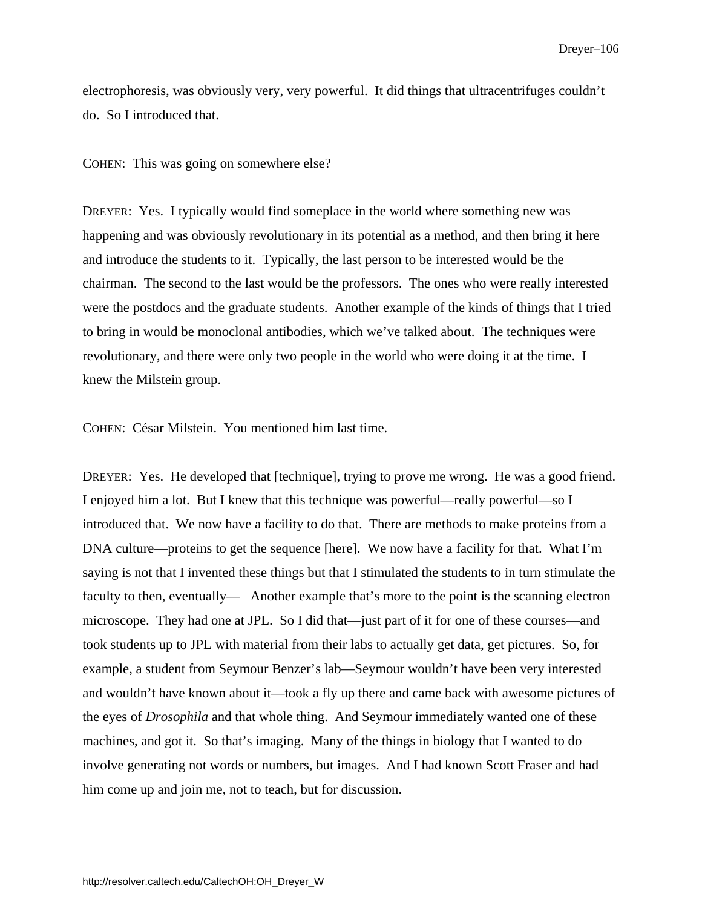electrophoresis, was obviously very, very powerful. It did things that ultracentrifuges couldn't do. So I introduced that.

COHEN: This was going on somewhere else?

DREYER: Yes. I typically would find someplace in the world where something new was happening and was obviously revolutionary in its potential as a method, and then bring it here and introduce the students to it. Typically, the last person to be interested would be the chairman. The second to the last would be the professors. The ones who were really interested were the postdocs and the graduate students. Another example of the kinds of things that I tried to bring in would be monoclonal antibodies, which we've talked about. The techniques were revolutionary, and there were only two people in the world who were doing it at the time. I knew the Milstein group.

COHEN: César Milstein. You mentioned him last time.

DREYER: Yes. He developed that [technique], trying to prove me wrong. He was a good friend. I enjoyed him a lot. But I knew that this technique was powerful—really powerful—so I introduced that. We now have a facility to do that. There are methods to make proteins from a DNA culture—proteins to get the sequence [here]. We now have a facility for that. What I'm saying is not that I invented these things but that I stimulated the students to in turn stimulate the faculty to then, eventually— Another example that's more to the point is the scanning electron microscope. They had one at JPL. So I did that—just part of it for one of these courses—and took students up to JPL with material from their labs to actually get data, get pictures. So, for example, a student from Seymour Benzer's lab—Seymour wouldn't have been very interested and wouldn't have known about it—took a fly up there and came back with awesome pictures of the eyes of *Drosophila* and that whole thing. And Seymour immediately wanted one of these machines, and got it. So that's imaging. Many of the things in biology that I wanted to do involve generating not words or numbers, but images. And I had known Scott Fraser and had him come up and join me, not to teach, but for discussion.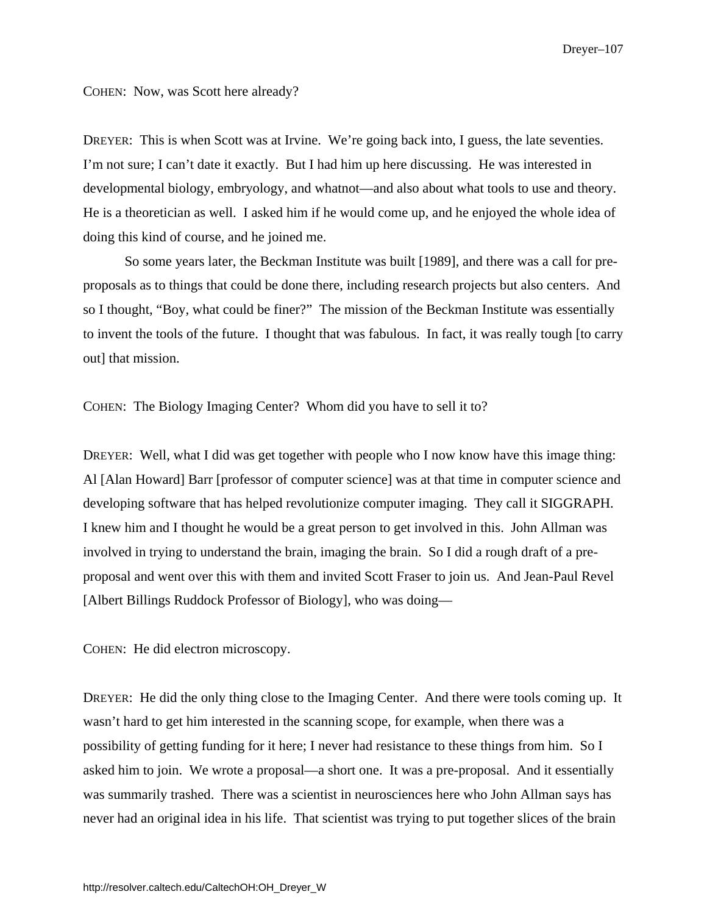COHEN: Now, was Scott here already?

DREYER: This is when Scott was at Irvine. We're going back into, I guess, the late seventies. I'm not sure; I can't date it exactly. But I had him up here discussing. He was interested in developmental biology, embryology, and whatnot—and also about what tools to use and theory. He is a theoretician as well. I asked him if he would come up, and he enjoyed the whole idea of doing this kind of course, and he joined me.

So some years later, the Beckman Institute was built [1989], and there was a call for pre-proposals as to things that could be done there, including research projects but also centers. And so I thought, "Boy, what could be finer?" The mission of the Beckman Institute was essentially to invent the tools of the future. I thought that was fabulous. In fact, it was really tough [to carry out] that mission.

COHEN: The Biology Imaging Center? Whom did you have to sell it to?

DREYER: Well, what I did was get together with people who I now know have this image thing: Al [Alan Howard] Barr [professor of computer science] was at that time in computer science and developing software that has helped revolutionize computer imaging. They call it SIGGRAPH. I knew him and I thought he would be a great person to get involved in this. John Allman was involved in trying to understand the brain, imaging the brain. So I did a rough draft of a pre-proposal and went over this with them and invited Scott Fraser to join us. And Jean-Paul Revel [Albert Billings Ruddock Professor of Biology], who was doing—

COHEN: He did electron microscopy.

DREYER: He did the only thing close to the Imaging Center. And there were tools coming up. It wasn't hard to get him interested in the scanning scope, for example, when there was a possibility of getting funding for it here; I never had resistance to these things from him. So I asked him to join. We wrote a proposal—a short one. It was a pre-proposal. And it essentially was summarily trashed. There was a scientist in neurosciences here who John Allman says has never had an original idea in his life. That scientist was trying to put together slices of the brain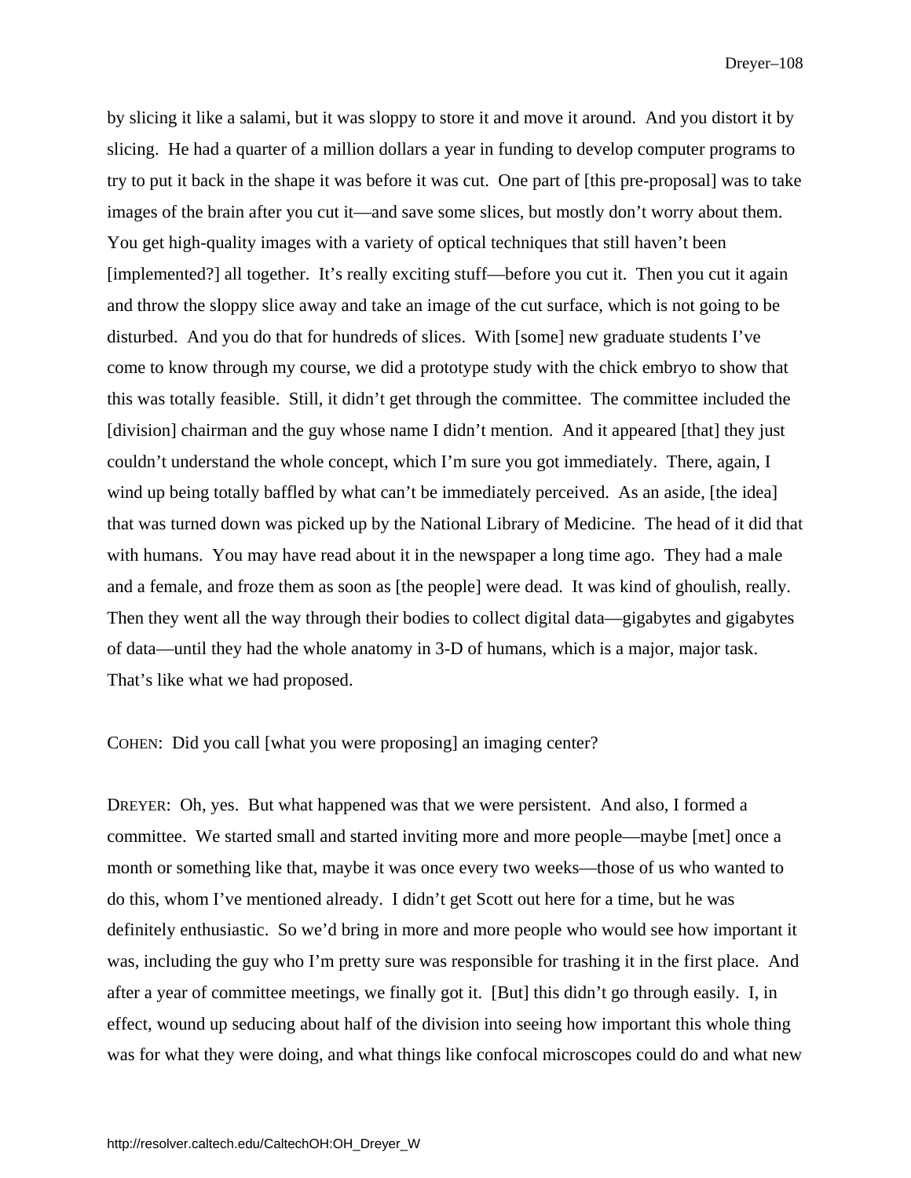by slicing it like a salami, but it was sloppy to store it and move it around. And you distort it by slicing. He had a quarter of a million dollars a year in funding to develop computer programs to try to put it back in the shape it was before it was cut. One part of [this pre-proposal] was to take images of the brain after you cut it—and save some slices, but mostly don't worry about them. You get high-quality images with a variety of optical techniques that still haven't been [implemented?] all together. It's really exciting stuff—before you cut it. Then you cut it again and throw the sloppy slice away and take an image of the cut surface, which is not going to be disturbed. And you do that for hundreds of slices. With [some] new graduate students I've come to know through my course, we did a prototype study with the chick embryo to show that this was totally feasible. Still, it didn't get through the committee. The committee included the [division] chairman and the guy whose name I didn't mention. And it appeared [that] they just couldn't understand the whole concept, which I'm sure you got immediately. There, again, I wind up being totally baffled by what can't be immediately perceived. As an aside, [the idea] that was turned down was picked up by the National Library of Medicine. The head of it did that with humans. You may have read about it in the newspaper a long time ago. They had a male and a female, and froze them as soon as [the people] were dead. It was kind of ghoulish, really. Then they went all the way through their bodies to collect digital data—gigabytes and gigabytes of data—until they had the whole anatomy in 3-D of humans, which is a major, major task. That's like what we had proposed.

COHEN: Did you call [what you were proposing] an imaging center?

DREYER: Oh, yes. But what happened was that we were persistent. And also, I formed a committee. We started small and started inviting more and more people—maybe [met] once a month or something like that, maybe it was once every two weeks—those of us who wanted to do this, whom I've mentioned already. I didn't get Scott out here for a time, but he was definitely enthusiastic. So we'd bring in more and more people who would see how important it was, including the guy who I'm pretty sure was responsible for trashing it in the first place. And after a year of committee meetings, we finally got it. [But] this didn't go through easily. I, in effect, wound up seducing about half of the division into seeing how important this whole thing was for what they were doing, and what things like confocal microscopes could do and what new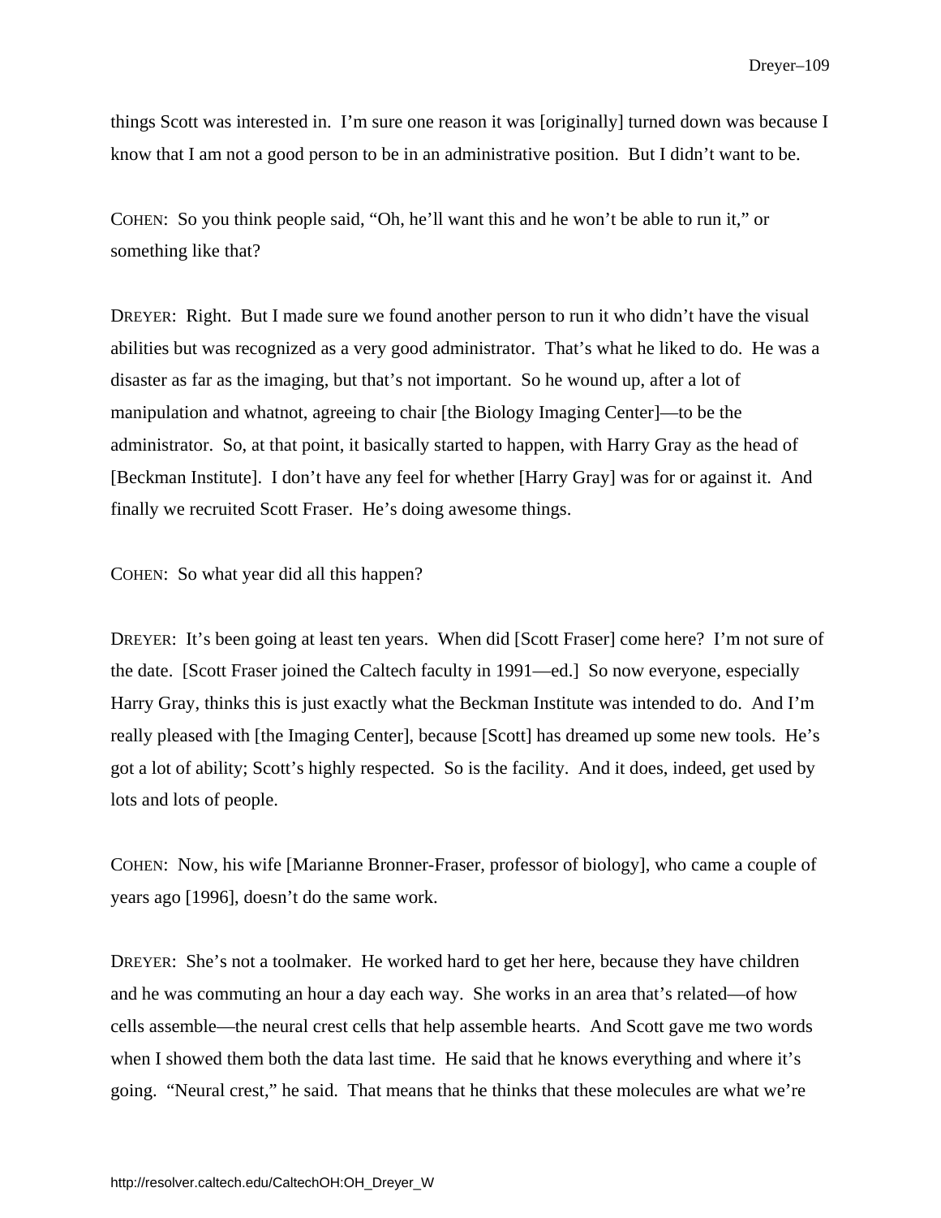things Scott was interested in. I'm sure one reason it was [originally] turned down was because I know that I am not a good person to be in an administrative position. But I didn't want to be.

COHEN: So you think people said, "Oh, he'll want this and he won't be able to run it," or something like that?

DREYER: Right. But I made sure we found another person to run it who didn't have the visual abilities but was recognized as a very good administrator. That's what he liked to do. He was a disaster as far as the imaging, but that's not important. So he wound up, after a lot of manipulation and whatnot, agreeing to chair [the Biology Imaging Center]—to be the administrator. So, at that point, it basically started to happen, with Harry Gray as the head of [Beckman Institute]. I don't have any feel for whether [Harry Gray] was for or against it. And finally we recruited Scott Fraser. He's doing awesome things.

COHEN: So what year did all this happen?

DREYER: It's been going at least ten years. When did [Scott Fraser] come here? I'm not sure of the date. [Scott Fraser joined the Caltech faculty in 1991—ed.] So now everyone, especially Harry Gray, thinks this is just exactly what the Beckman Institute was intended to do. And I'm really pleased with [the Imaging Center], because [Scott] has dreamed up some new tools. He's got a lot of ability; Scott's highly respected. So is the facility. And it does, indeed, get used by lots and lots of people.

COHEN: Now, his wife [Marianne Bronner-Fraser, professor of biology], who came a couple of years ago [1996], doesn't do the same work.

DREYER: She's not a toolmaker. He worked hard to get her here, because they have children and he was commuting an hour a day each way. She works in an area that's related—of how cells assemble—the neural crest cells that help assemble hearts. And Scott gave me two words when I showed them both the data last time. He said that he knows everything and where it's going. "Neural crest," he said. That means that he thinks that these molecules are what we're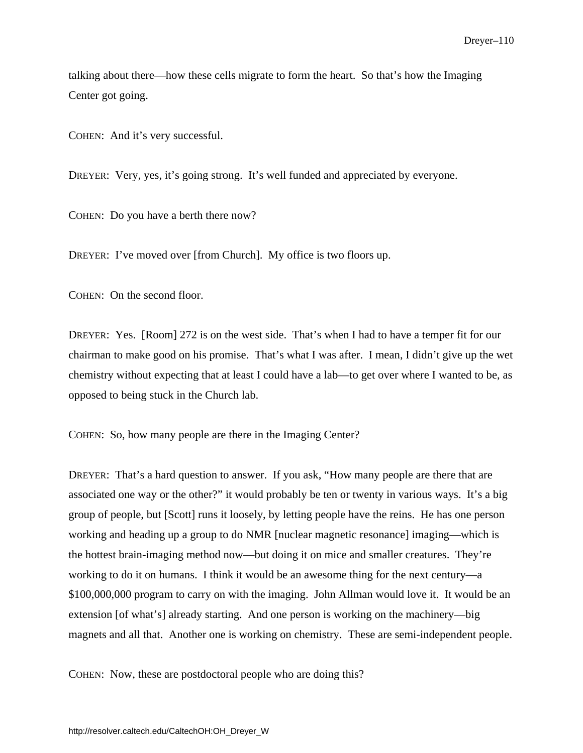talking about there—how these cells migrate to form the heart. So that's how the Imaging Center got going.

COHEN: And it's very successful.

DREYER: Very, yes, it's going strong. It's well funded and appreciated by everyone.

COHEN: Do you have a berth there now?

DREYER: I've moved over [from Church]. My office is two floors up.

COHEN: On the second floor.

DREYER: Yes. [Room] 272 is on the west side. That's when I had to have a temper fit for our chairman to make good on his promise. That's what I was after. I mean, I didn't give up the wet chemistry without expecting that at least I could have a lab—to get over where I wanted to be, as opposed to being stuck in the Church lab.

COHEN: So, how many people are there in the Imaging Center?

DREYER: That's a hard question to answer. If you ask, "How many people are there that are associated one way or the other?" it would probably be ten or twenty in various ways. It's a big group of people, but [Scott] runs it loosely, by letting people have the reins. He has one person working and heading up a group to do NMR [nuclear magnetic resonance] imaging—which is the hottest brain-imaging method now—but doing it on mice and smaller creatures. They're working to do it on humans. I think it would be an awesome thing for the next century—a $100,000,000 program to carry on with the imaging. John Allman would love it. It would be an extension [of what's] already starting. And one person is working on the machinery—big magnets and all that. Another one is working on chemistry. These are semi-independent people.

COHEN: Now, these are postdoctoral people who are doing this?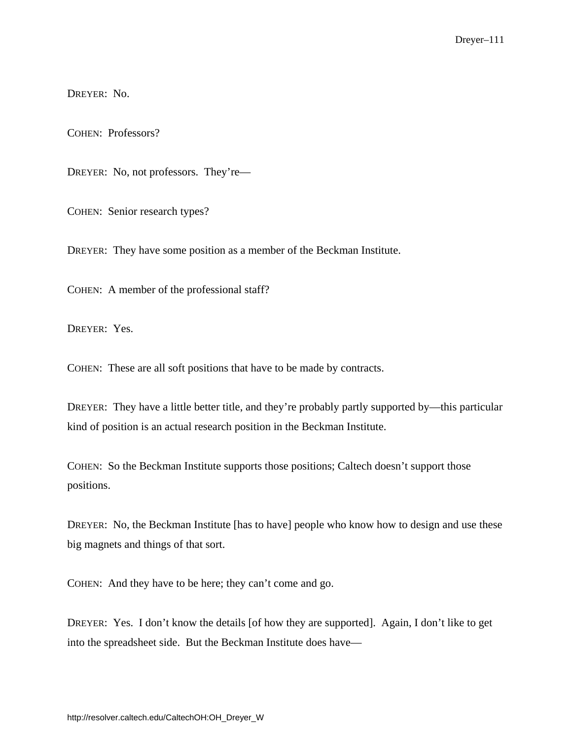DREYER: No.

COHEN: Professors?

DREYER: No, not professors. They're—

COHEN: Senior research types?

DREYER: They have some position as a member of the Beckman Institute.

COHEN: A member of the professional staff?

DREYER: Yes.

COHEN: These are all soft positions that have to be made by contracts.

DREYER: They have a little better title, and they're probably partly supported by—this particular kind of position is an actual research position in the Beckman Institute.

COHEN: So the Beckman Institute supports those positions; Caltech doesn't support those positions.

DREYER: No, the Beckman Institute [has to have] people who know how to design and use these big magnets and things of that sort.

COHEN: And they have to be here; they can't come and go.

DREYER: Yes. I don't know the details [of how they are supported]. Again, I don't like to get into the spreadsheet side. But the Beckman Institute does have—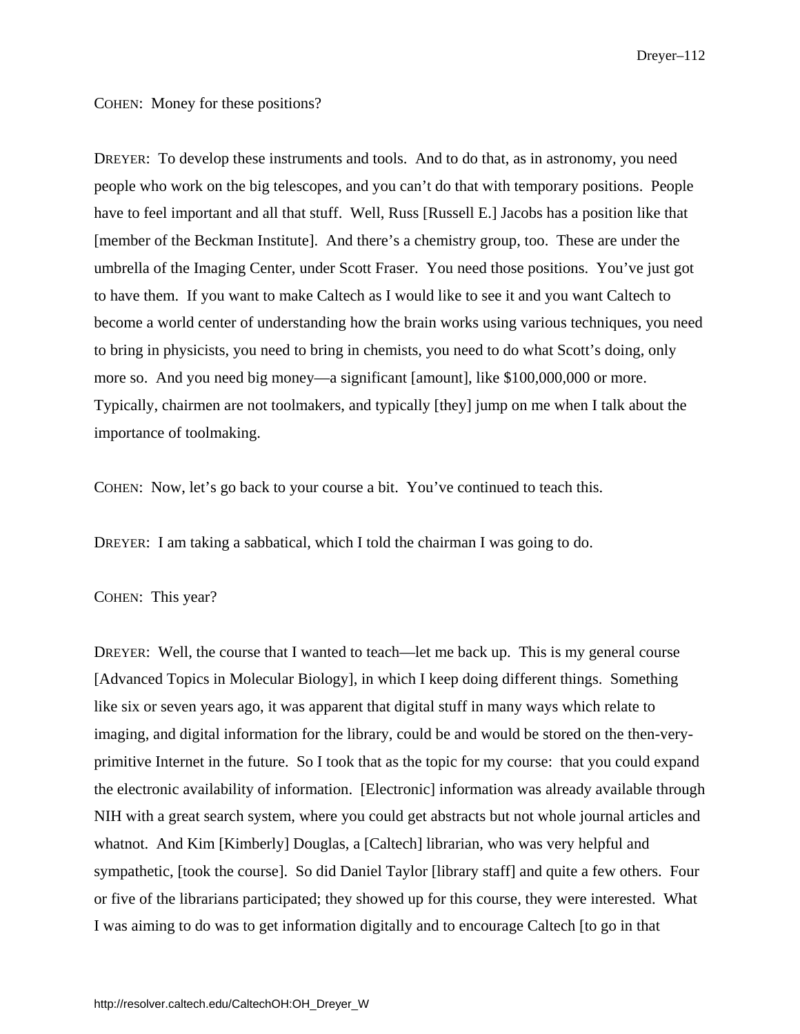COHEN: Money for these positions?

DREYER: To develop these instruments and tools. And to do that, as in astronomy, you need people who work on the big telescopes, and you can't do that with temporary positions. People have to feel important and all that stuff. Well, Russ [Russell E.] Jacobs has a position like that [member of the Beckman Institute]. And there's a chemistry group, too. These are under the umbrella of the Imaging Center, under Scott Fraser. You need those positions. You've just got to have them. If you want to make Caltech as I would like to see it and you want Caltech to become a world center of understanding how the brain works using various techniques, you need to bring in physicists, you need to bring in chemists, you need to do what Scott's doing, only more so. And you need big money—a significant [amount], like $100,000,000 or more. Typically, chairmen are not toolmakers, and typically [they] jump on me when I talk about the importance of toolmaking.

COHEN: Now, let's go back to your course a bit. You've continued to teach this.

DREYER: I am taking a sabbatical, which I told the chairman I was going to do.

COHEN: This year?

DREYER: Well, the course that I wanted to teach—let me back up. This is my general course [Advanced Topics in Molecular Biology], in which I keep doing different things. Something like six or seven years ago, it was apparent that digital stuff in many ways which relate to imaging, and digital information for the library, could be and would be stored on the then-very-primitive Internet in the future. So I took that as the topic for my course: that you could expand the electronic availability of information. [Electronic] information was already available through NIH with a great search system, where you could get abstracts but not whole journal articles and whatnot. And Kim [Kimberly] Douglas, a [Caltech] librarian, who was very helpful and sympathetic, [took the course]. So did Daniel Taylor [library staff] and quite a few others. Four or five of the librarians participated; they showed up for this course, they were interested. What I was aiming to do was to get information digitally and to encourage Caltech [to go in that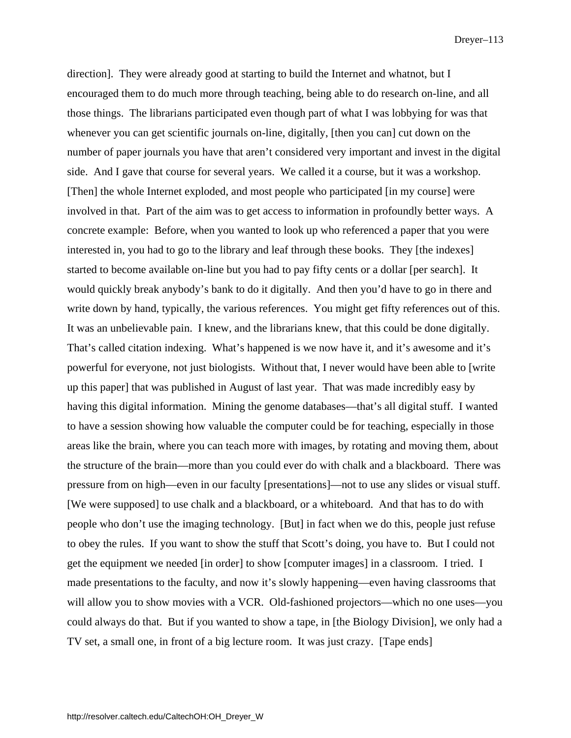direction]. They were already good at starting to build the Internet and whatnot, but I encouraged them to do much more through teaching, being able to do research on-line, and all those things. The librarians participated even though part of what I was lobbying for was that whenever you can get scientific journals on-line, digitally, [then you can] cut down on the number of paper journals you have that aren't considered very important and invest in the digital side. And I gave that course for several years. We called it a course, but it was a workshop. [Then] the whole Internet exploded, and most people who participated [in my course] were involved in that. Part of the aim was to get access to information in profoundly better ways. A concrete example: Before, when you wanted to look up who referenced a paper that you were interested in, you had to go to the library and leaf through these books. They [the indexes] started to become available on-line but you had to pay fifty cents or a dollar [per search]. It would quickly break anybody's bank to do it digitally. And then you'd have to go in there and write down by hand, typically, the various references. You might get fifty references out of this. It was an unbelievable pain. I knew, and the librarians knew, that this could be done digitally. That's called citation indexing. What's happened is we now have it, and it's awesome and it's powerful for everyone, not just biologists. Without that, I never would have been able to [write up this paper] that was published in August of last year. That was made incredibly easy by having this digital information. Mining the genome databases—that's all digital stuff. I wanted to have a session showing how valuable the computer could be for teaching, especially in those areas like the brain, where you can teach more with images, by rotating and moving them, about the structure of the brain—more than you could ever do with chalk and a blackboard. There was pressure from on high—even in our faculty [presentations]—not to use any slides or visual stuff. [We were supposed] to use chalk and a blackboard, or a whiteboard. And that has to do with people who don't use the imaging technology. [But] in fact when we do this, people just refuse to obey the rules. If you want to show the stuff that Scott's doing, you have to. But I could not get the equipment we needed [in order] to show [computer images] in a classroom. I tried. I made presentations to the faculty, and now it's slowly happening—even having classrooms that will allow you to show movies with a VCR. Old-fashioned projectors—which no one uses—you could always do that. But if you wanted to show a tape, in [the Biology Division], we only had a TV set, a small one, in front of a big lecture room. It was just crazy. [Tape ends]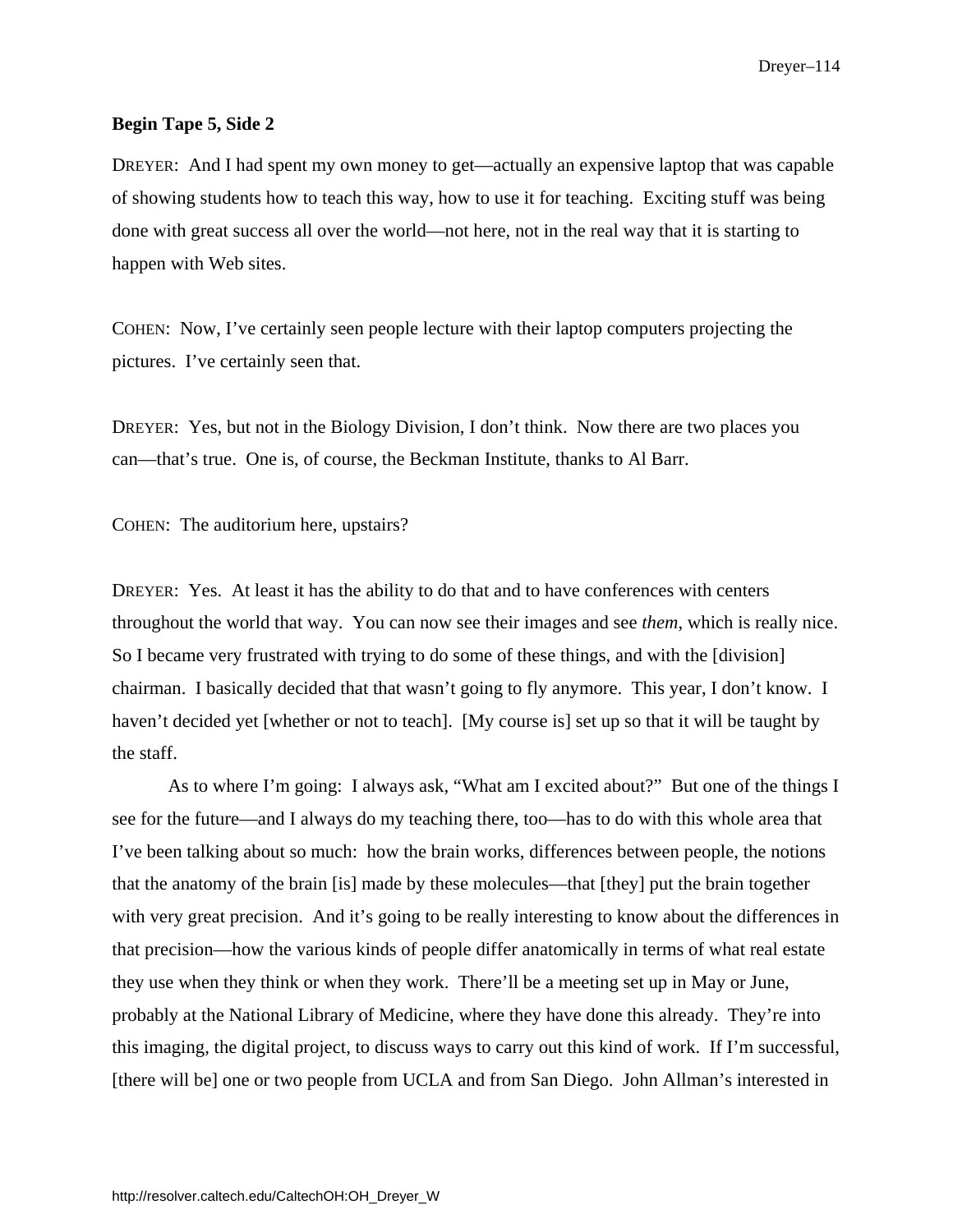**Begin Tape 5, Side 2**

DREYER: And I had spent my own money to get—actually an expensive laptop that was capable of showing students how to teach this way, how to use it for teaching. Exciting stuff was being done with great success all over the world—not here, not in the real way that it is starting to happen with Web sites.

COHEN: Now, I've certainly seen people lecture with their laptop computers projecting the pictures. I've certainly seen that.

DREYER: Yes, but not in the Biology Division, I don't think. Now there are two places you can—that's true. One is, of course, the Beckman Institute, thanks to Al Barr.

COHEN: The auditorium here, upstairs?

DREYER: Yes. At least it has the ability to do that and to have conferences with centers throughout the world that way. You can now see their images and see *them*, which is really nice. So I became very frustrated with trying to do some of these things, and with the [division] chairman. I basically decided that that wasn't going to fly anymore. This year, I don't know. I haven't decided yet [whether or not to teach]. [My course is] set up so that it will be taught by the staff.

As to where I'm going: I always ask, "What am I excited about?" But one of the things I see for the future—and I always do my teaching there, too—has to do with this whole area that I've been talking about so much: how the brain works, differences between people, the notions that the anatomy of the brain [is] made by these molecules—that [they] put the brain together with very great precision. And it's going to be really interesting to know about the differences in that precision—how the various kinds of people differ anatomically in terms of what real estate they use when they think or when they work. There'll be a meeting set up in May or June, probably at the National Library of Medicine, where they have done this already. They're into this imaging, the digital project, to discuss ways to carry out this kind of work. If I'm successful, [there will be] one or two people from UCLA and from San Diego. John Allman's interested in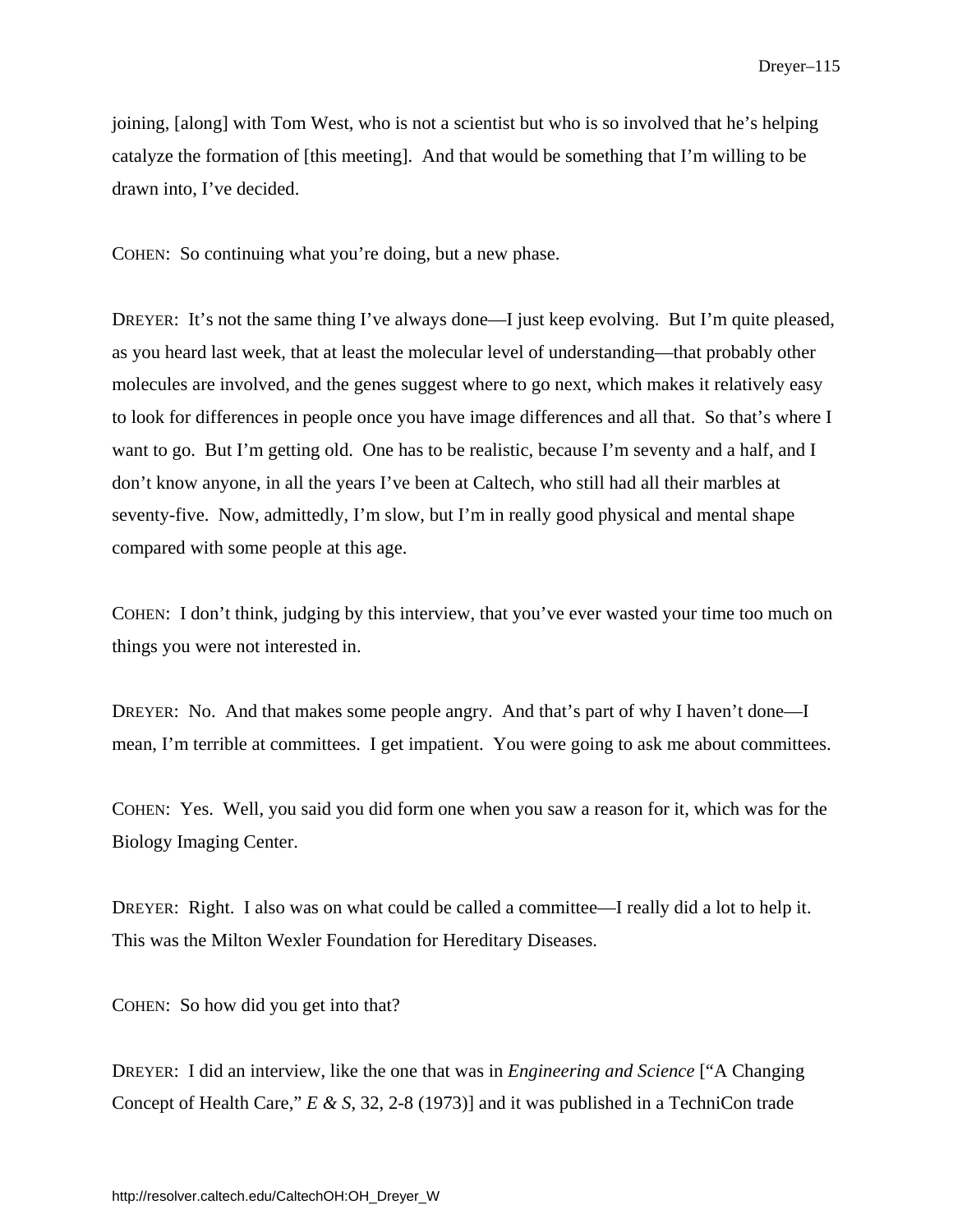joining, [along] with Tom West, who is not a scientist but who is so involved that he's helping catalyze the formation of [this meeting]. And that would be something that I'm willing to be drawn into, I've decided.

COHEN: So continuing what you're doing, but a new phase.

DREYER: It's not the same thing I've always done—I just keep evolving. But I'm quite pleased, as you heard last week, that at least the molecular level of understanding—that probably other molecules are involved, and the genes suggest where to go next, which makes it relatively easy to look for differences in people once you have image differences and all that. So that's where I want to go. But I'm getting old. One has to be realistic, because I'm seventy and a half, and I don't know anyone, in all the years I've been at Caltech, who still had all their marbles at seventy-five. Now, admittedly, I'm slow, but I'm in really good physical and mental shape compared with some people at this age.

COHEN: I don't think, judging by this interview, that you've ever wasted your time too much on things you were not interested in.

DREYER: No. And that makes some people angry. And that's part of why I haven't done—I mean, I'm terrible at committees. I get impatient. You were going to ask me about committees.

COHEN: Yes. Well, you said you did form one when you saw a reason for it, which was for the Biology Imaging Center.

DREYER: Right. I also was on what could be called a committee—I really did a lot to help it. This was the Milton Wexler Foundation for Hereditary Diseases.

COHEN: So how did you get into that?

DREYER: I did an interview, like the one that was in *Engineering and Science* ["A Changing Concept of Health Care," *E & S*, 32, 2-8 (1973)] and it was published in a TechniCon trade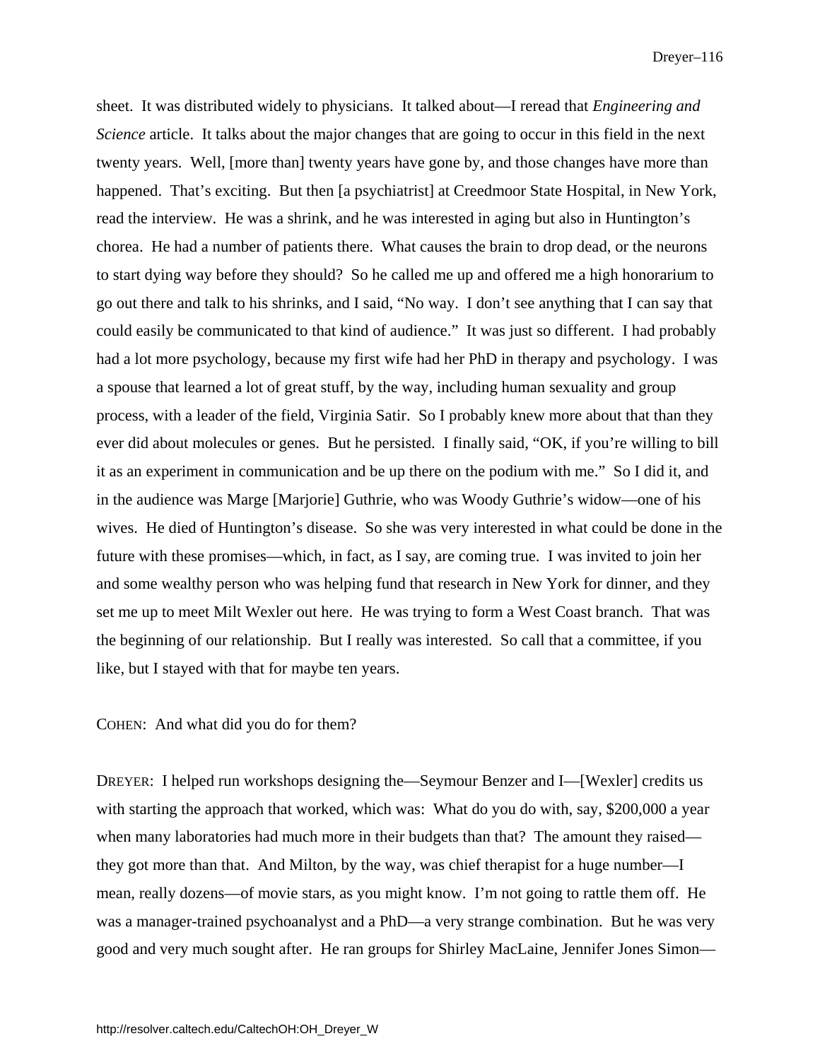sheet. It was distributed widely to physicians. It talked about—I reread that *Engineering and Science* article. It talks about the major changes that are going to occur in this field in the next twenty years. Well, [more than] twenty years have gone by, and those changes have more than happened. That's exciting. But then [a psychiatrist] at Creedmoor State Hospital, in New York, read the interview. He was a shrink, and he was interested in aging but also in Huntington's chorea. He had a number of patients there. What causes the brain to drop dead, or the neurons to start dying way before they should? So he called me up and offered me a high honorarium to go out there and talk to his shrinks, and I said, "No way. I don't see anything that I can say that could easily be communicated to that kind of audience." It was just so different. I had probably had a lot more psychology, because my first wife had her PhD in therapy and psychology. I was a spouse that learned a lot of great stuff, by the way, including human sexuality and group process, with a leader of the field, Virginia Satir. So I probably knew more about that than they ever did about molecules or genes. But he persisted. I finally said, "OK, if you're willing to bill it as an experiment in communication and be up there on the podium with me." So I did it, and in the audience was Marge [Marjorie] Guthrie, who was Woody Guthrie's widow—one of his wives. He died of Huntington's disease. So she was very interested in what could be done in the future with these promises—which, in fact, as I say, are coming true. I was invited to join her and some wealthy person who was helping fund that research in New York for dinner, and they set me up to meet Milt Wexler out here. He was trying to form a West Coast branch. That was the beginning of our relationship. But I really was interested. So call that a committee, if you like, but I stayed with that for maybe ten years.

COHEN: And what did you do for them?

DREYER: I helped run workshops designing the—Seymour Benzer and I—[Wexler] credits us with starting the approach that worked, which was: What do you do with, say, $200,000 a year when many laboratories had much more in their budgets than that? The amount they raised—they got more than that. And Milton, by the way, was chief therapist for a huge number—I mean, really dozens—of movie stars, as you might know. I'm not going to rattle them off. He was a manager-trained psychoanalyst and a PhD—a very strange combination. But he was very good and very much sought after. He ran groups for Shirley MacLaine, Jennifer Jones Simon—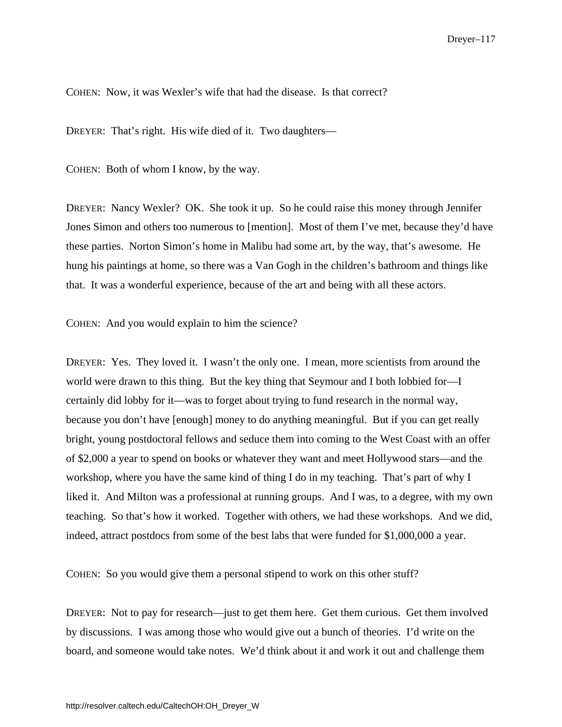COHEN: Now, it was Wexler's wife that had the disease. Is that correct?

DREYER: That's right. His wife died of it. Two daughters—

COHEN: Both of whom I know, by the way.

DREYER: Nancy Wexler? OK. She took it up. So he could raise this money through Jennifer Jones Simon and others too numerous to [mention]. Most of them I've met, because they'd have these parties. Norton Simon's home in Malibu had some art, by the way, that's awesome. He hung his paintings at home, so there was a Van Gogh in the children's bathroom and things like that. It was a wonderful experience, because of the art and being with all these actors.

COHEN: And you would explain to him the science?

DREYER: Yes. They loved it. I wasn't the only one. I mean, more scientists from around the world were drawn to this thing. But the key thing that Seymour and I both lobbied for—I certainly did lobby for it—was to forget about trying to fund research in the normal way, because you don't have [enough] money to do anything meaningful. But if you can get really bright, young postdoctoral fellows and seduce them into coming to the West Coast with an offer of $2,000 a year to spend on books or whatever they want and meet Hollywood stars—and the workshop, where you have the same kind of thing I do in my teaching. That's part of why I liked it. And Milton was a professional at running groups. And I was, to a degree, with my own teaching. So that's how it worked. Together with others, we had these workshops. And we did, indeed, attract postdocs from some of the best labs that were funded for $1,000,000 a year.

COHEN: So you would give them a personal stipend to work on this other stuff?

DREYER: Not to pay for research—just to get them here. Get them curious. Get them involved by discussions. I was among those who would give out a bunch of theories. I'd write on the board, and someone would take notes. We'd think about it and work it out and challenge them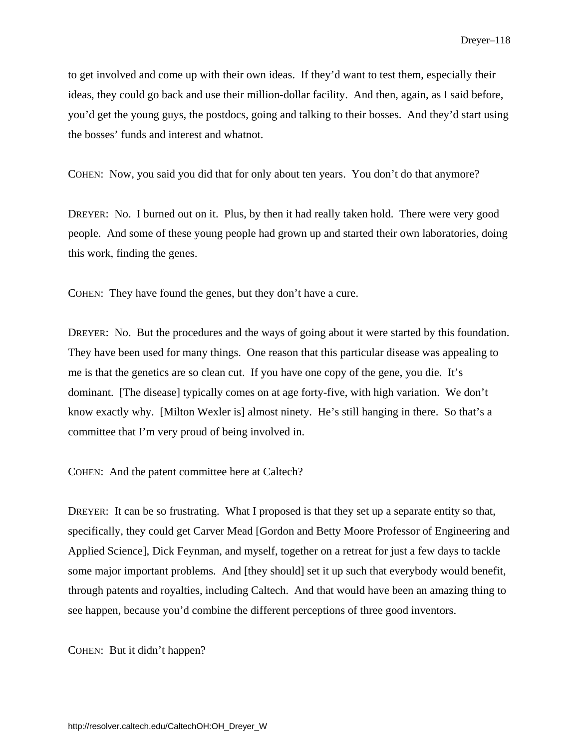to get involved and come up with their own ideas. If they'd want to test them, especially their ideas, they could go back and use their million-dollar facility. And then, again, as I said before, you'd get the young guys, the postdocs, going and talking to their bosses. And they'd start using the bosses' funds and interest and whatnot.

COHEN: Now, you said you did that for only about ten years. You don't do that anymore?

DREYER: No. I burned out on it. Plus, by then it had really taken hold. There were very good people. And some of these young people had grown up and started their own laboratories, doing this work, finding the genes.

COHEN: They have found the genes, but they don't have a cure.

DREYER: No. But the procedures and the ways of going about it were started by this foundation. They have been used for many things. One reason that this particular disease was appealing to me is that the genetics are so clean cut. If you have one copy of the gene, you die. It's dominant. [The disease] typically comes on at age forty-five, with high variation. We don't know exactly why. [Milton Wexler is] almost ninety. He's still hanging in there. So that's a committee that I'm very proud of being involved in.

COHEN: And the patent committee here at Caltech?

DREYER: It can be so frustrating. What I proposed is that they set up a separate entity so that, specifically, they could get Carver Mead [Gordon and Betty Moore Professor of Engineering and Applied Science], Dick Feynman, and myself, together on a retreat for just a few days to tackle some major important problems. And [they should] set it up such that everybody would benefit, through patents and royalties, including Caltech. And that would have been an amazing thing to see happen, because you'd combine the different perceptions of three good inventors.

COHEN: But it didn't happen?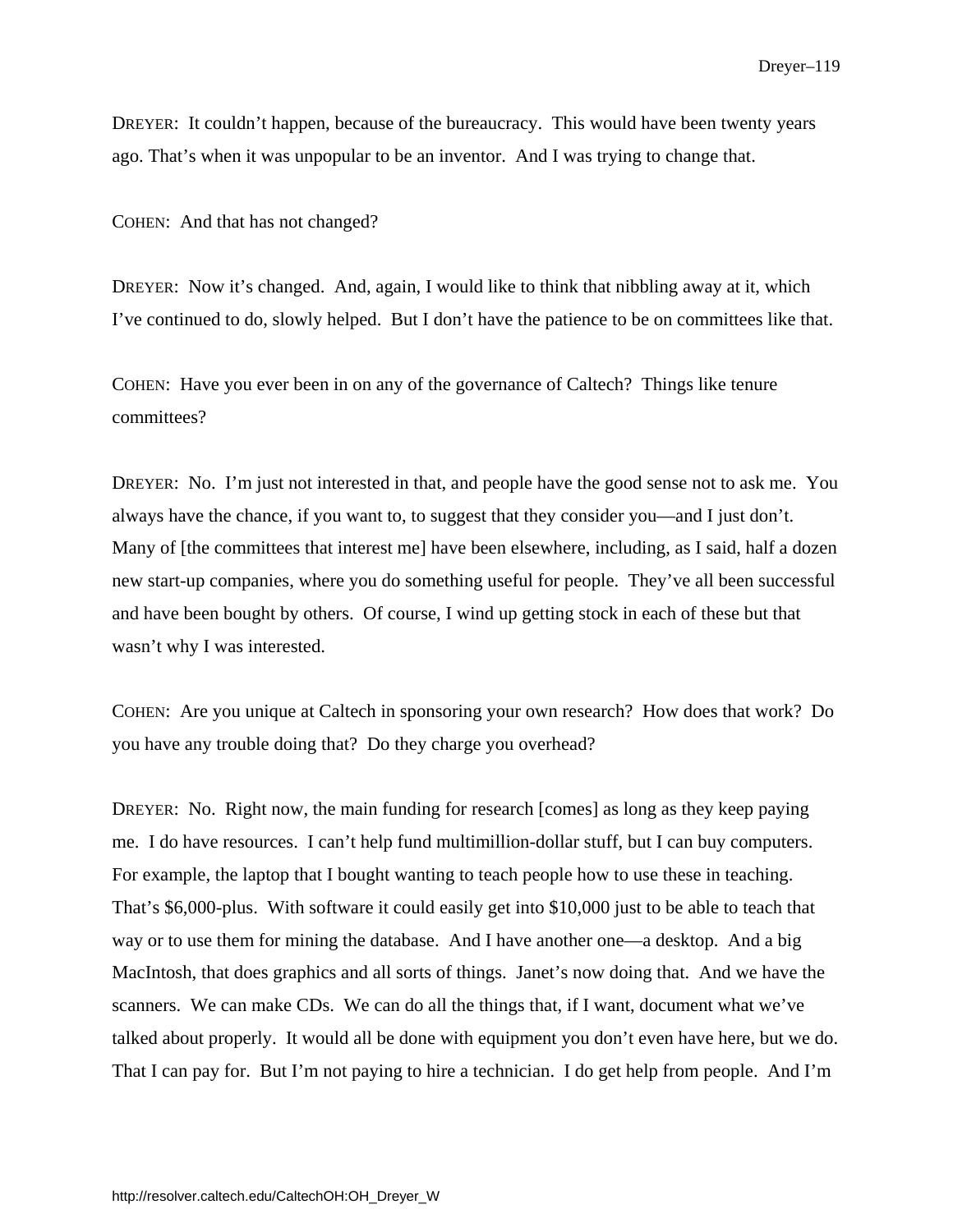DREYER: It couldn't happen, because of the bureaucracy. This would have been twenty years ago. That's when it was unpopular to be an inventor. And I was trying to change that.

COHEN: And that has not changed?

DREYER: Now it's changed. And, again, I would like to think that nibbling away at it, which I've continued to do, slowly helped. But I don't have the patience to be on committees like that.

COHEN: Have you ever been in on any of the governance of Caltech? Things like tenure committees?

DREYER: No. I'm just not interested in that, and people have the good sense not to ask me. You always have the chance, if you want to, to suggest that they consider you—and I just don't. Many of [the committees that interest me] have been elsewhere, including, as I said, half a dozen new start-up companies, where you do something useful for people. They've all been successful and have been bought by others. Of course, I wind up getting stock in each of these but that wasn't why I was interested.

COHEN: Are you unique at Caltech in sponsoring your own research? How does that work? Do you have any trouble doing that? Do they charge you overhead?

DREYER: No. Right now, the main funding for research [comes] as long as they keep paying me. I do have resources. I can't help fund multimillion-dollar stuff, but I can buy computers. For example, the laptop that I bought wanting to teach people how to use these in teaching. That's $6,000-plus. With software it could easily get into $10,000 just to be able to teach that way or to use them for mining the database. And I have another one—a desktop. And a big MacIntosh, that does graphics and all sorts of things. Janet's now doing that. And we have the scanners. We can make CDs. We can do all the things that, if I want, document what we've talked about properly. It would all be done with equipment you don't even have here, but we do. That I can pay for. But I'm not paying to hire a technician. I do get help from people. And I'm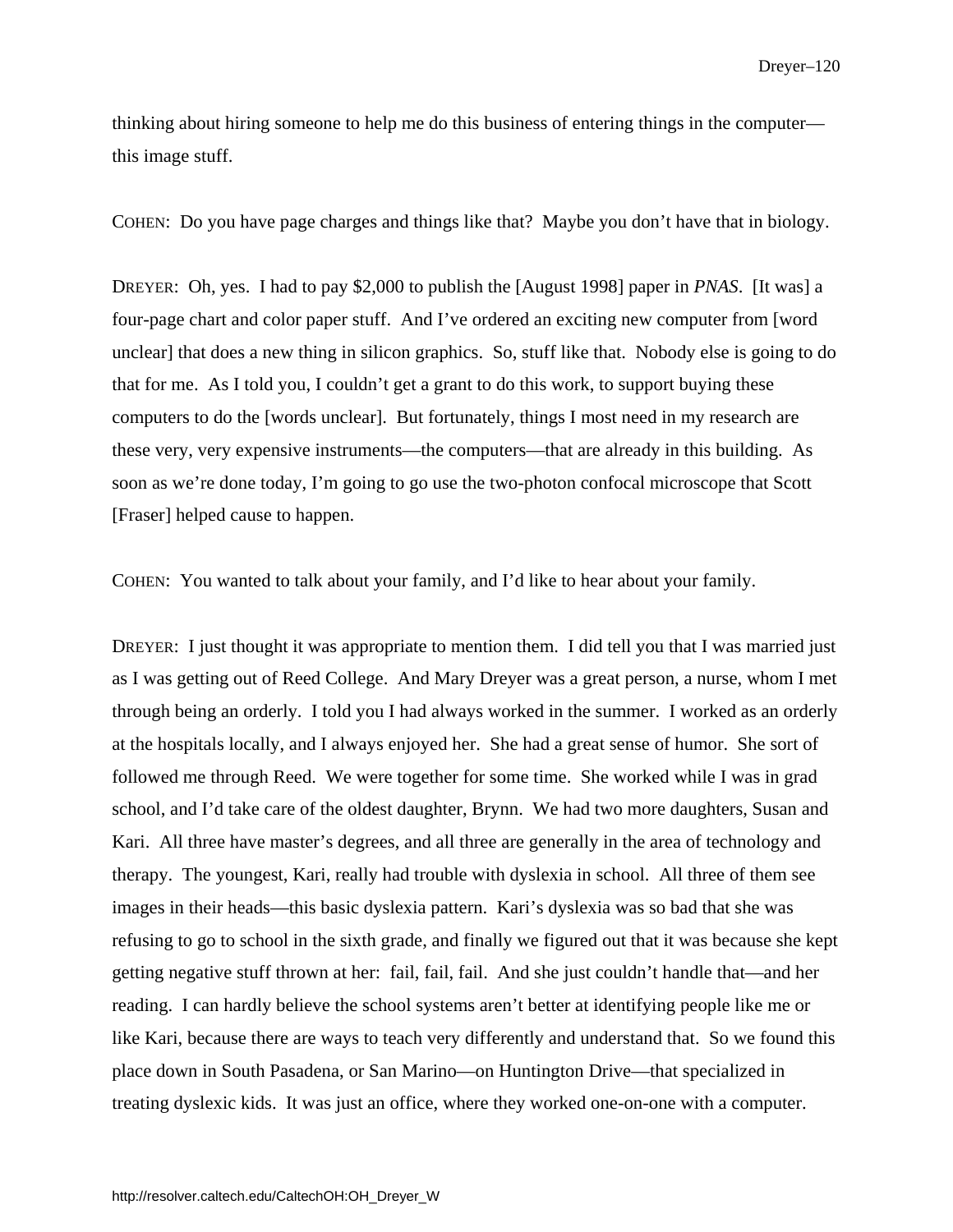thinking about hiring someone to help me do this business of entering things in the computer—this image stuff.

COHEN: Do you have page charges and things like that? Maybe you don't have that in biology.

DREYER: Oh, yes. I had to pay $2,000 to publish the [August 1998] paper in *PNAS*. [It was] a four-page chart and color paper stuff. And I've ordered an exciting new computer from [word unclear] that does a new thing in silicon graphics. So, stuff like that. Nobody else is going to do that for me. As I told you, I couldn't get a grant to do this work, to support buying these computers to do the [words unclear]. But fortunately, things I most need in my research are these very, very expensive instruments—the computers—that are already in this building. As soon as we're done today, I'm going to go use the two-photon confocal microscope that Scott [Fraser] helped cause to happen.

COHEN: You wanted to talk about your family, and I'd like to hear about your family.

DREYER: I just thought it was appropriate to mention them. I did tell you that I was married just as I was getting out of Reed College. And Mary Dreyer was a great person, a nurse, whom I met through being an orderly. I told you I had always worked in the summer. I worked as an orderly at the hospitals locally, and I always enjoyed her. She had a great sense of humor. She sort of followed me through Reed. We were together for some time. She worked while I was in grad school, and I'd take care of the oldest daughter, Brynn. We had two more daughters, Susan and Kari. All three have master's degrees, and all three are generally in the area of technology and therapy. The youngest, Kari, really had trouble with dyslexia in school. All three of them see images in their heads—this basic dyslexia pattern. Kari's dyslexia was so bad that she was refusing to go to school in the sixth grade, and finally we figured out that it was because she kept getting negative stuff thrown at her: fail, fail, fail. And she just couldn't handle that—and her reading. I can hardly believe the school systems aren't better at identifying people like me or like Kari, because there are ways to teach very differently and understand that. So we found this place down in South Pasadena, or San Marino—on Huntington Drive—that specialized in treating dyslexic kids. It was just an office, where they worked one-on-one with a computer.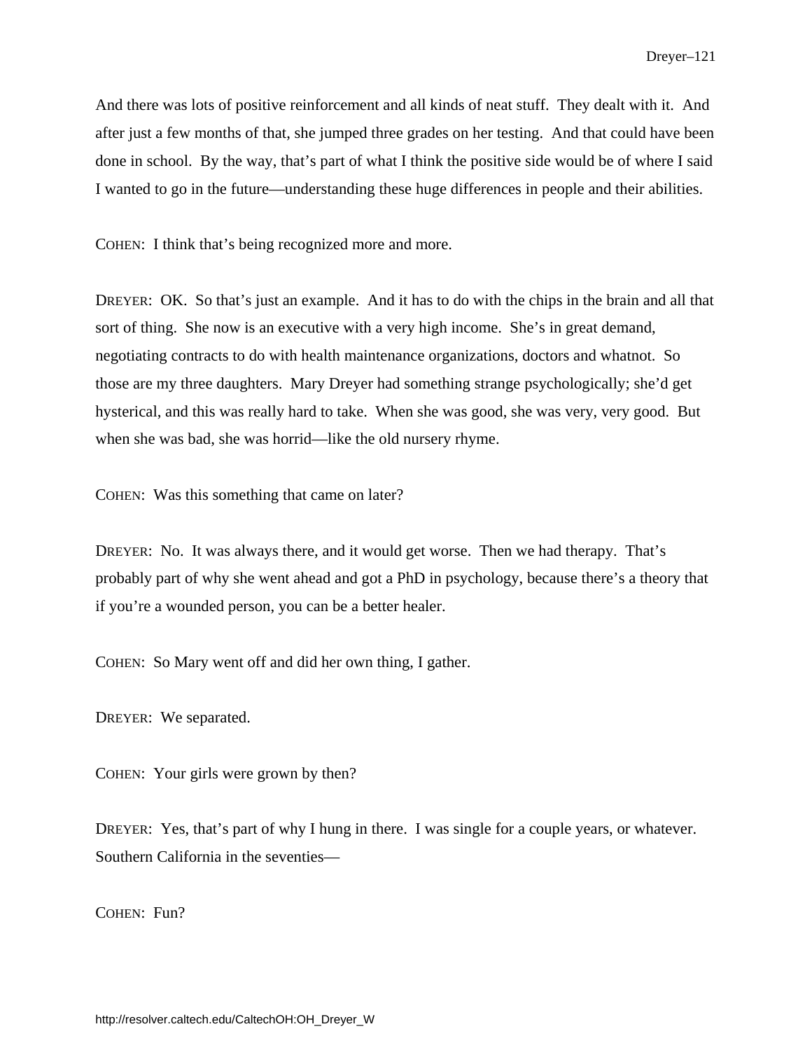And there was lots of positive reinforcement and all kinds of neat stuff. They dealt with it. And after just a few months of that, she jumped three grades on her testing. And that could have been done in school. By the way, that's part of what I think the positive side would be of where I said I wanted to go in the future—understanding these huge differences in people and their abilities.

COHEN: I think that's being recognized more and more.

DREYER: OK. So that's just an example. And it has to do with the chips in the brain and all that sort of thing. She now is an executive with a very high income. She's in great demand, negotiating contracts to do with health maintenance organizations, doctors and whatnot. So those are my three daughters. Mary Dreyer had something strange psychologically; she'd get hysterical, and this was really hard to take. When she was good, she was very, very good. But when she was bad, she was horrid—like the old nursery rhyme.

COHEN: Was this something that came on later?

DREYER: No. It was always there, and it would get worse. Then we had therapy. That's probably part of why she went ahead and got a PhD in psychology, because there's a theory that if you're a wounded person, you can be a better healer.

COHEN: So Mary went off and did her own thing, I gather.

DREYER: We separated.

COHEN: Your girls were grown by then?

DREYER: Yes, that's part of why I hung in there. I was single for a couple years, or whatever. Southern California in the seventies—

COHEN: Fun?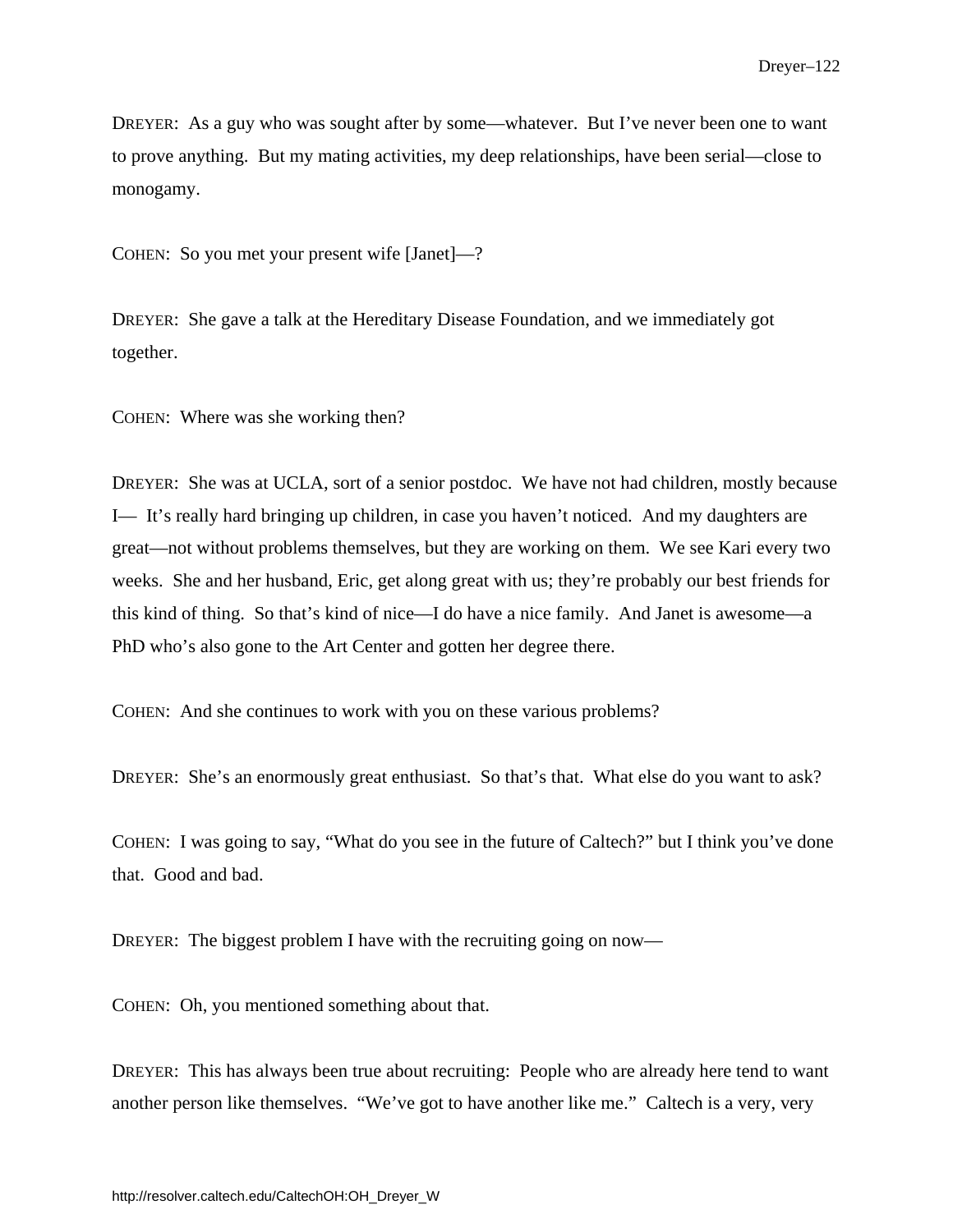DREYER: As a guy who was sought after by some—whatever. But I've never been one to want to prove anything. But my mating activities, my deep relationships, have been serial—close to monogamy.

COHEN: So you met your present wife [Janet]—?

DREYER: She gave a talk at the Hereditary Disease Foundation, and we immediately got together.

COHEN: Where was she working then?

DREYER: She was at UCLA, sort of a senior postdoc. We have not had children, mostly because I— It's really hard bringing up children, in case you haven't noticed. And my daughters are great—not without problems themselves, but they are working on them. We see Kari every two weeks. She and her husband, Eric, get along great with us; they're probably our best friends for this kind of thing. So that's kind of nice—I do have a nice family. And Janet is awesome—a PhD who's also gone to the Art Center and gotten her degree there.

COHEN: And she continues to work with you on these various problems?

DREYER: She's an enormously great enthusiast. So that's that. What else do you want to ask?

COHEN: I was going to say, "What do you see in the future of Caltech?" but I think you've done that. Good and bad.

DREYER: The biggest problem I have with the recruiting going on now—

COHEN: Oh, you mentioned something about that.

DREYER: This has always been true about recruiting: People who are already here tend to want another person like themselves. "We've got to have another like me." Caltech is a very, very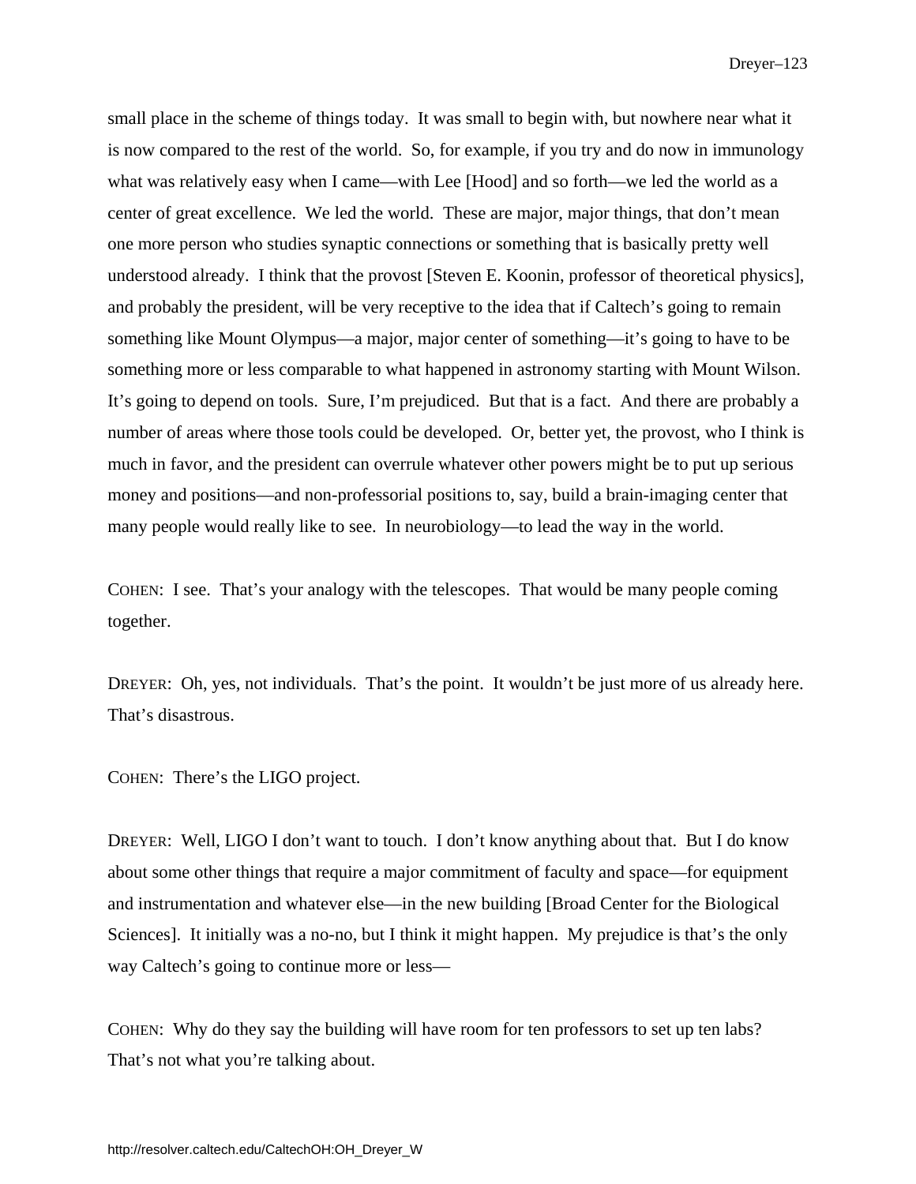small place in the scheme of things today. It was small to begin with, but nowhere near what it is now compared to the rest of the world. So, for example, if you try and do now in immunology what was relatively easy when I came—with Lee [Hood] and so forth—we led the world as a center of great excellence. We led the world. These are major, major things, that don't mean one more person who studies synaptic connections or something that is basically pretty well understood already. I think that the provost [Steven E. Koonin, professor of theoretical physics], and probably the president, will be very receptive to the idea that if Caltech's going to remain something like Mount Olympus—a major, major center of something—it's going to have to be something more or less comparable to what happened in astronomy starting with Mount Wilson. It's going to depend on tools. Sure, I'm prejudiced. But that is a fact. And there are probably a number of areas where those tools could be developed. Or, better yet, the provost, who I think is much in favor, and the president can overrule whatever other powers might be to put up serious money and positions—and non-professorial positions to, say, build a brain-imaging center that many people would really like to see. In neurobiology—to lead the way in the world.

COHEN: I see. That's your analogy with the telescopes. That would be many people coming together.

DREYER: Oh, yes, not individuals. That's the point. It wouldn't be just more of us already here. That's disastrous.

COHEN: There's the LIGO project.

DREYER: Well, LIGO I don't want to touch. I don't know anything about that. But I do know about some other things that require a major commitment of faculty and space—for equipment and instrumentation and whatever else—in the new building [Broad Center for the Biological Sciences]. It initially was a no-no, but I think it might happen. My prejudice is that's the only way Caltech's going to continue more or less—

COHEN: Why do they say the building will have room for ten professors to set up ten labs? That's not what you're talking about.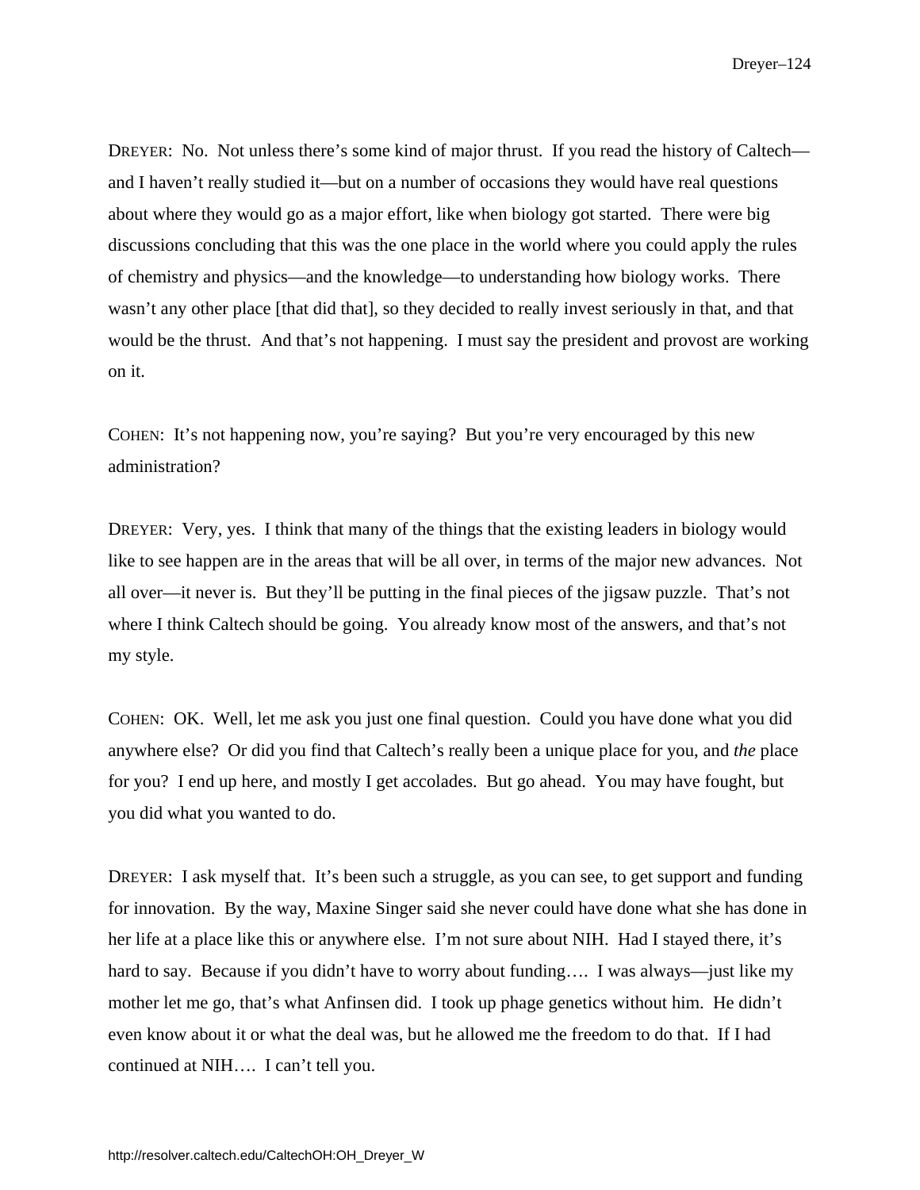DREYER: No. Not unless there's some kind of major thrust. If you read the history of Caltech—and I haven't really studied it—but on a number of occasions they would have real questions about where they would go as a major effort, like when biology got started. There were big discussions concluding that this was the one place in the world where you could apply the rules of chemistry and physics—and the knowledge—to understanding how biology works. There wasn't any other place [that did that], so they decided to really invest seriously in that, and that would be the thrust. And that's not happening. I must say the president and provost are working on it.

COHEN: It's not happening now, you're saying? But you're very encouraged by this new administration?

DREYER: Very, yes. I think that many of the things that the existing leaders in biology would like to see happen are in the areas that will be all over, in terms of the major new advances. Not all over—it never is. But they'll be putting in the final pieces of the jigsaw puzzle. That's not where I think Caltech should be going. You already know most of the answers, and that's not my style.

COHEN: OK. Well, let me ask you just one final question. Could you have done what you did anywhere else? Or did you find that Caltech's really been a unique place for you, and *the* place for you? I end up here, and mostly I get accolades. But go ahead. You may have fought, but you did what you wanted to do.

DREYER: I ask myself that. It's been such a struggle, as you can see, to get support and funding for innovation. By the way, Maxine Singer said she never could have done what she has done in her life at a place like this or anywhere else. I'm not sure about NIH. Had I stayed there, it's hard to say. Because if you didn't have to worry about funding…. I was always—just like my mother let me go, that's what Anfinsen did. I took up phage genetics without him. He didn't even know about it or what the deal was, but he allowed me the freedom to do that. If I had continued at NIH…. I can't tell you.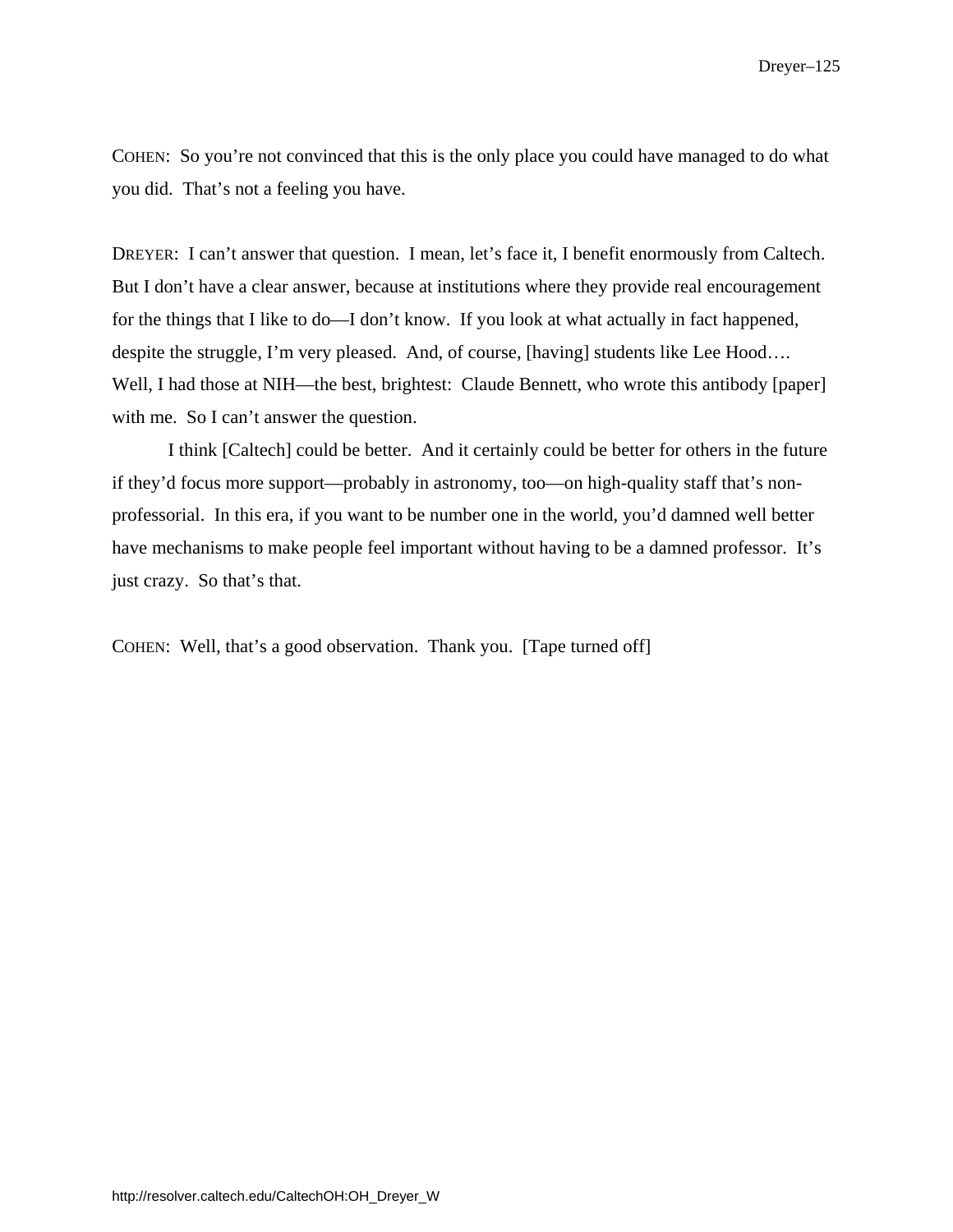COHEN: So you're not convinced that this is the only place you could have managed to do what you did. That's not a feeling you have.

DREYER: I can't answer that question. I mean, let's face it, I benefit enormously from Caltech. But I don't have a clear answer, because at institutions where they provide real encouragement for the things that I like to do—I don't know. If you look at what actually in fact happened, despite the struggle, I'm very pleased. And, of course, [having] students like Lee Hood…. Well, I had those at NIH—the best, brightest: Claude Bennett, who wrote this antibody [paper] with me. So I can't answer the question.

I think [Caltech] could be better. And it certainly could be better for others in the future if they'd focus more support—probably in astronomy, too—on high-quality staff that's non-professorial. In this era, if you want to be number one in the world, you'd damned well better have mechanisms to make people feel important without having to be a damned professor. It's just crazy. So that's that.

COHEN: Well, that's a good observation. Thank you. [Tape turned off]